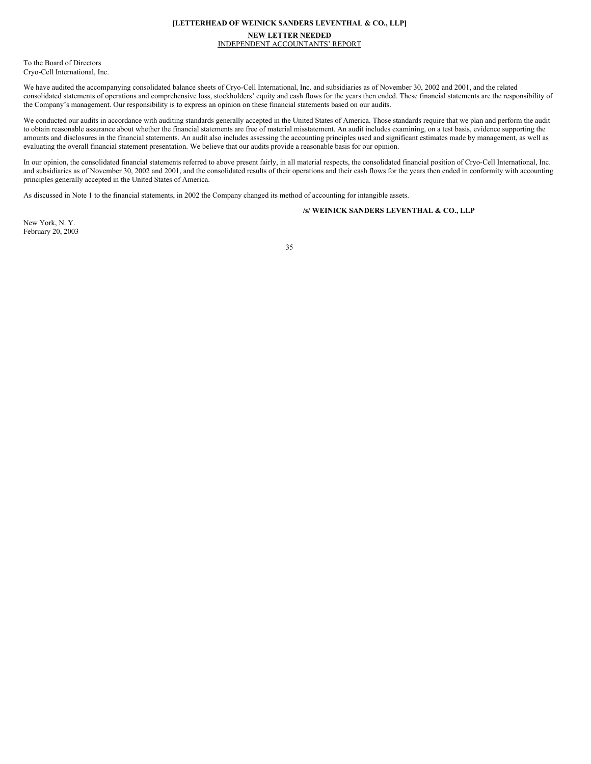**[LETTERHEAD OF WEINICK SANDERS LEVENTHAL & CO., LLP]**

**NEW LETTER NEEDED**

INDEPENDENT ACCOUNTANTS' REPORT

To the Board of Directors
Cryo-Cell International, Inc.

We have audited the accompanying consolidated balance sheets of Cryo-Cell International, Inc. and subsidiaries as of November 30, 2002 and 2001, and the related consolidated statements of operations and comprehensive loss, stockholders' equity and cash flows for the years then ended. These financial statements are the responsibility of the Company's management. Our responsibility is to express an opinion on these financial statements based on our audits.

We conducted our audits in accordance with auditing standards generally accepted in the United States of America. Those standards require that we plan and perform the audit to obtain reasonable assurance about whether the financial statements are free of material misstatement. An audit includes examining, on a test basis, evidence supporting the amounts and disclosures in the financial statements. An audit also includes assessing the accounting principles used and significant estimates made by management, as well as evaluating the overall financial statement presentation. We believe that our audits provide a reasonable basis for our opinion.

In our opinion, the consolidated financial statements referred to above present fairly, in all material respects, the consolidated financial position of Cryo-Cell International, Inc. and subsidiaries as of November 30, 2002 and 2001, and the consolidated results of their operations and their cash flows for the years then ended in conformity with accounting principles generally accepted in the United States of America.

As discussed in Note 1 to the financial statements, in 2002 the Company changed its method of accounting for intangible assets.

**/s/ WEINICK SANDERS LEVENTHAL & CO., LLP**

New York, N. Y.
February 20, 2003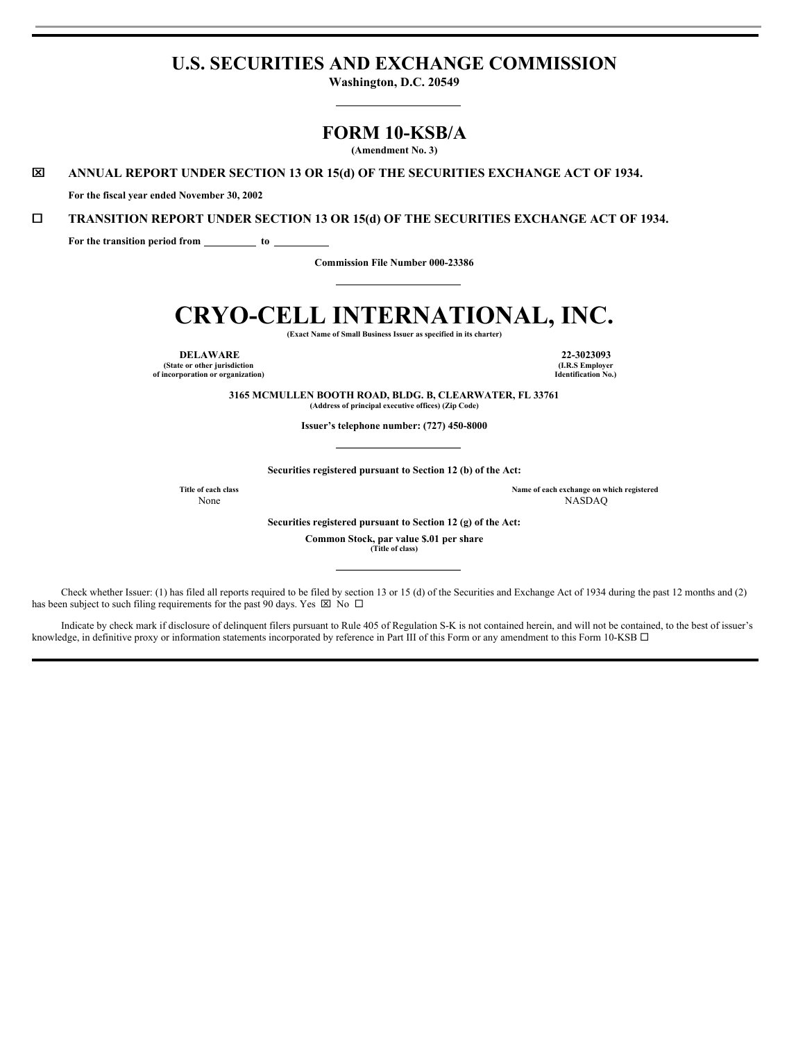# U.S. SECURITIES AND EXCHANGE COMMISSION

**Washington, D.C. 20549**

# FORM 10-KSB/A

**(Amendment No. 3)**

☒ **ANNUAL REPORT UNDER SECTION 13 OR 15(d) OF THE SECURITIES EXCHANGE ACT OF 1934.**

**For the fiscal year ended November 30, 2002**

☐ **TRANSITION REPORT UNDER SECTION 13 OR 15(d) OF THE SECURITIES EXCHANGE ACT OF 1934.**

**For the transition period from \_\_\_\_\_\_\_\_\_\_ to \_\_\_\_\_\_\_\_\_\_**

**Commission File Number 000-23386**

# CRYO-CELL INTERNATIONAL, INC.

**(Exact Name of Small Business Issuer as specified in its charter)**

| **DELAWARE** | **22-3023093** |
|---|---|
| **(State or other jurisdiction of incorporation or organization)** | **(I.R.S Employer Identification No.)** |

**3165 MCMULLEN BOOTH ROAD, BLDG. B, CLEARWATER, FL 33761**
**(Address of principal executive offices) (Zip Code)**

**Issuer's telephone number: (727) 450-8000**

**Securities registered pursuant to Section 12 (b) of the Act:**

| **Title of each class** | **Name of each exchange on which registered** |
|---|---|
| None | NASDAQ |

**Securities registered pursuant to Section 12 (g) of the Act:**

**Common Stock, par value $.01 per share**
**(Title of class)**

Check whether Issuer: (1) has filed all reports required to be filed by section 13 or 15 (d) of the Securities and Exchange Act of 1934 during the past 12 months and (2) has been subject to such filing requirements for the past 90 days. Yes ☒ No ☐

Indicate by check mark if disclosure of delinquent filers pursuant to Rule 405 of Regulation S-K is not contained herein, and will not be contained, to the best of issuer's knowledge, in definitive proxy or information statements incorporated by reference in Part III of this Form or any amendment to this Form 10-KSB ☐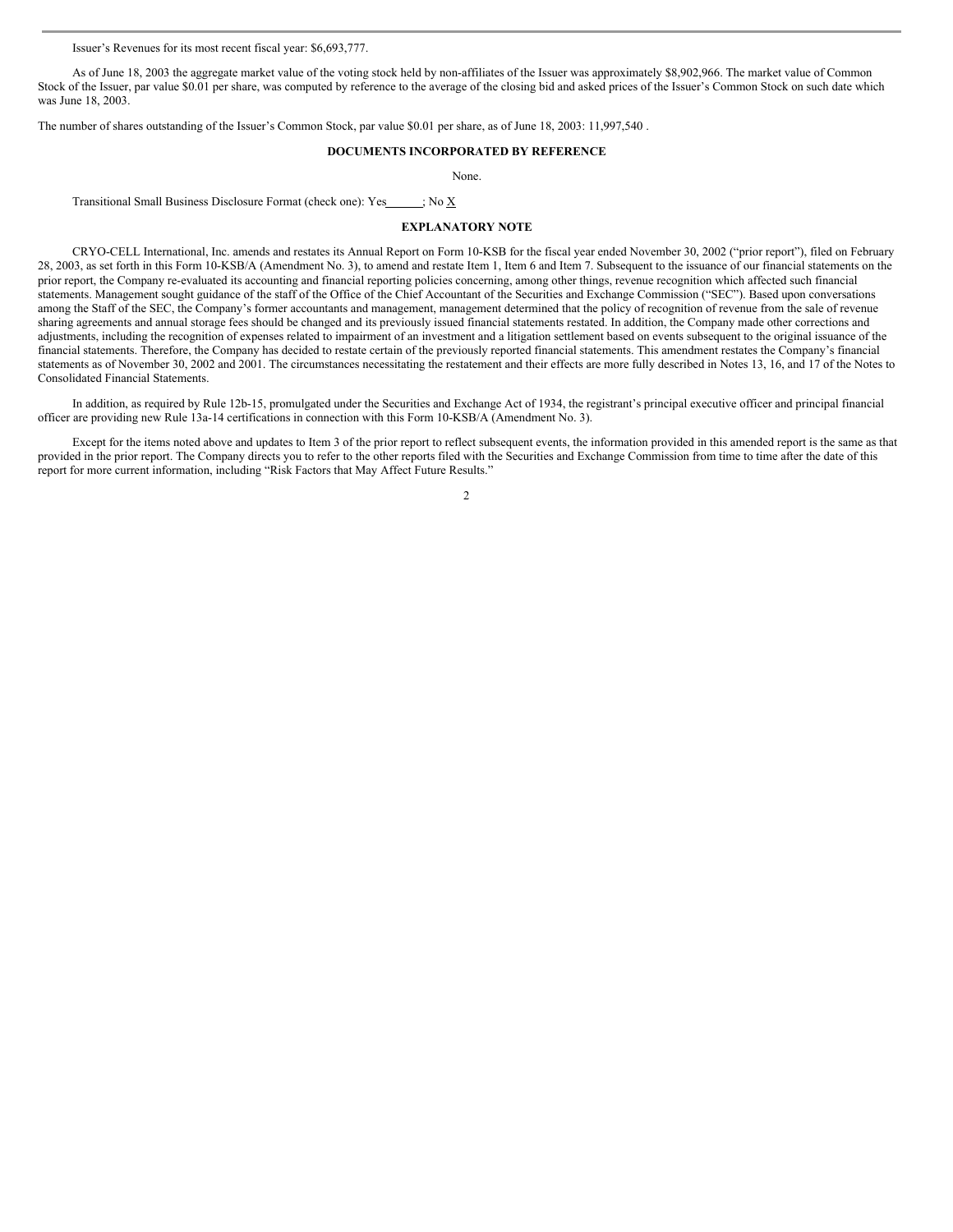Issuer's Revenues for its most recent fiscal year: $6,693,777.

As of June 18, 2003 the aggregate market value of the voting stock held by non-affiliates of the Issuer was approximately $8,902,966. The market value of Common Stock of the Issuer, par value $0.01 per share, was computed by reference to the average of the closing bid and asked prices of the Issuer's Common Stock on such date which was June 18, 2003.

The number of shares outstanding of the Issuer's Common Stock, par value $0.01 per share, as of June 18, 2003: 11,997,540 .

## DOCUMENTS INCORPORATED BY REFERENCE

None.

Transitional Small Business Disclosure Format (check one): Yes\_\_\_\_\_\_; No X

## EXPLANATORY NOTE

CRYO-CELL International, Inc. amends and restates its Annual Report on Form 10-KSB for the fiscal year ended November 30, 2002 ("prior report"), filed on February 28, 2003, as set forth in this Form 10-KSB/A (Amendment No. 3), to amend and restate Item 1, Item 6 and Item 7. Subsequent to the issuance of our financial statements on the prior report, the Company re-evaluated its accounting and financial reporting policies concerning, among other things, revenue recognition which affected such financial statements. Management sought guidance of the staff of the Office of the Chief Accountant of the Securities and Exchange Commission ("SEC"). Based upon conversations among the Staff of the SEC, the Company's former accountants and management, management determined that the policy of recognition of revenue from the sale of revenue sharing agreements and annual storage fees should be changed and its previously issued financial statements restated. In addition, the Company made other corrections and adjustments, including the recognition of expenses related to impairment of an investment and a litigation settlement based on events subsequent to the original issuance of the financial statements. Therefore, the Company has decided to restate certain of the previously reported financial statements. This amendment restates the Company's financial statements as of November 30, 2002 and 2001. The circumstances necessitating the restatement and their effects are more fully described in Notes 13, 16, and 17 of the Notes to Consolidated Financial Statements.

In addition, as required by Rule 12b-15, promulgated under the Securities and Exchange Act of 1934, the registrant's principal executive officer and principal financial officer are providing new Rule 13a-14 certifications in connection with this Form 10-KSB/A (Amendment No. 3).

Except for the items noted above and updates to Item 3 of the prior report to reflect subsequent events, the information provided in this amended report is the same as that provided in the prior report. The Company directs you to refer to the other reports filed with the Securities and Exchange Commission from time to time after the date of this report for more current information, including "Risk Factors that May Affect Future Results."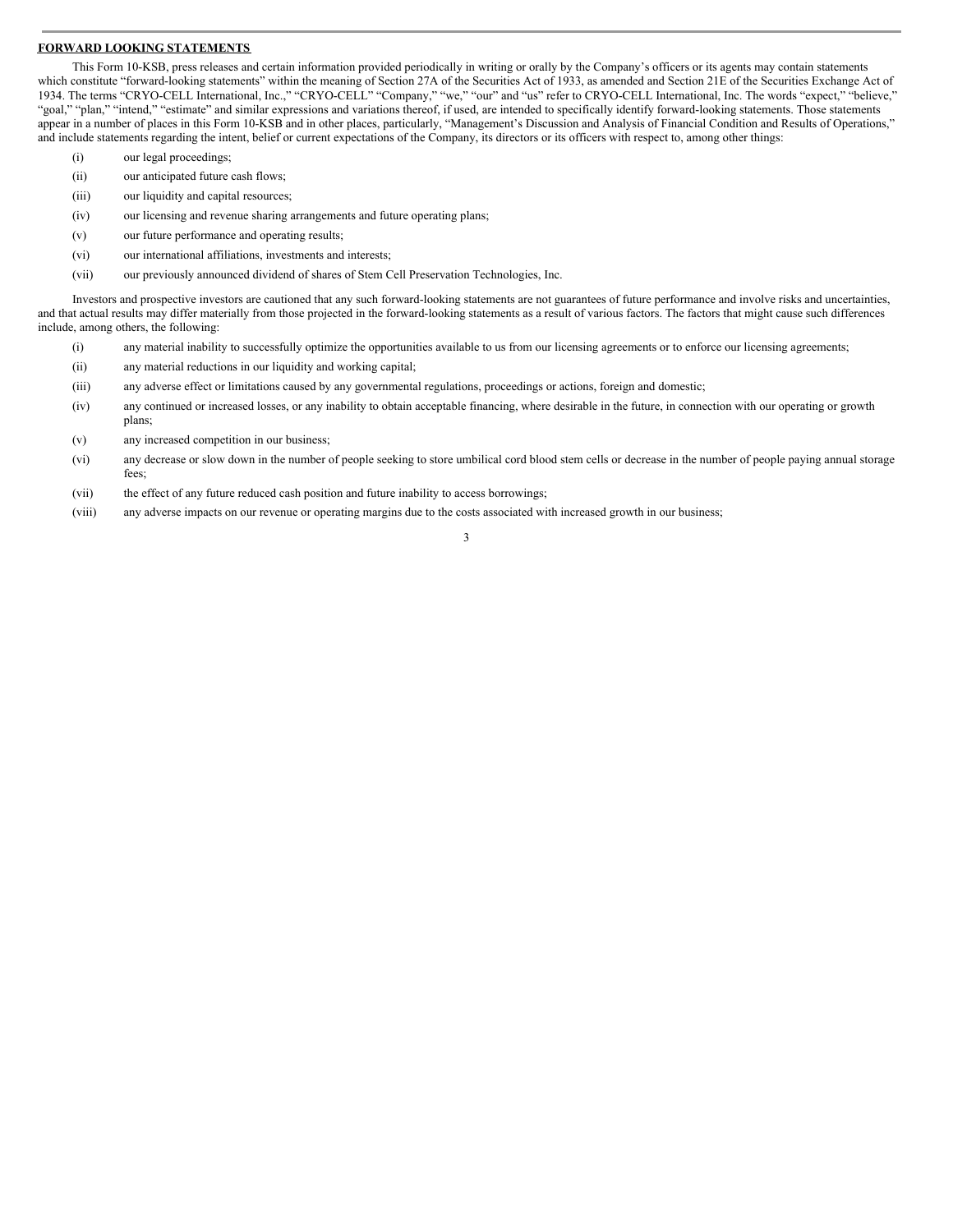## FORWARD LOOKING STATEMENTS

This Form 10-KSB, press releases and certain information provided periodically in writing or orally by the Company's officers or its agents may contain statements which constitute "forward-looking statements" within the meaning of Section 27A of the Securities Act of 1933, as amended and Section 21E of the Securities Exchange Act of 1934. The terms "CRYO-CELL International, Inc.," "CRYO-CELL" "Company," "we," "our" and "us" refer to CRYO-CELL International, Inc. The words "expect," "believe," "goal," "plan," "intend," "estimate" and similar expressions and variations thereof, if used, are intended to specifically identify forward-looking statements. Those statements appear in a number of places in this Form 10-KSB and in other places, particularly, "Management's Discussion and Analysis of Financial Condition and Results of Operations," and include statements regarding the intent, belief or current expectations of the Company, its directors or its officers with respect to, among other things:

- (i) our legal proceedings;
- (ii) our anticipated future cash flows;
- (iii) our liquidity and capital resources;
- (iv) our licensing and revenue sharing arrangements and future operating plans;
- (v) our future performance and operating results;
- (vi) our international affiliations, investments and interests;
- (vii) our previously announced dividend of shares of Stem Cell Preservation Technologies, Inc.

Investors and prospective investors are cautioned that any such forward-looking statements are not guarantees of future performance and involve risks and uncertainties, and that actual results may differ materially from those projected in the forward-looking statements as a result of various factors. The factors that might cause such differences include, among others, the following:

- (i) any material inability to successfully optimize the opportunities available to us from our licensing agreements or to enforce our licensing agreements;
- (ii) any material reductions in our liquidity and working capital;
- (iii) any adverse effect or limitations caused by any governmental regulations, proceedings or actions, foreign and domestic;
- (iv) any continued or increased losses, or any inability to obtain acceptable financing, where desirable in the future, in connection with our operating or growth plans;
- (v) any increased competition in our business;
- (vi) any decrease or slow down in the number of people seeking to store umbilical cord blood stem cells or decrease in the number of people paying annual storage fees;
- (vii) the effect of any future reduced cash position and future inability to access borrowings;
- (viii) any adverse impacts on our revenue or operating margins due to the costs associated with increased growth in our business;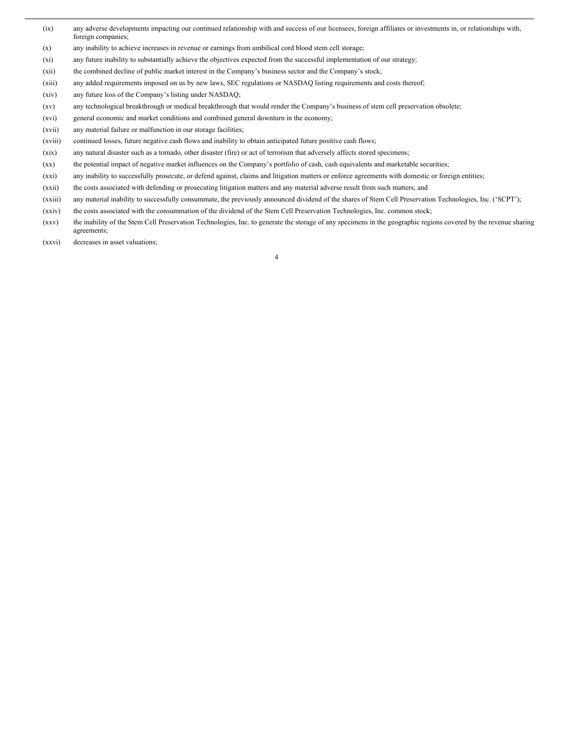(ix) any adverse developments impacting our continued relationship with and success of our licensees, foreign affiliates or investments in, or relationships with, foreign companies;

(x) any inability to achieve increases in revenue or earnings from umbilical cord blood stem cell storage;

(xi) any future inability to substantially achieve the objectives expected from the successful implementation of our strategy;

(xii) the combined decline of public market interest in the Company's business sector and the Company's stock;

(xiii) any added requirements imposed on us by new laws, SEC regulations or NASDAQ listing requirements and costs thereof;

(xiv) any future loss of the Company's listing under NASDAQ;

(xv) any technological breakthrough or medical breakthrough that would render the Company's business of stem cell preservation obsolete;

(xvi) general economic and market conditions and combined general downturn in the economy;

(xvii) any material failure or malfunction in our storage facilities;

(xviii) continued losses, future negative cash flows and inability to obtain anticipated future positive cash flows;

(xix) any natural disaster such as a tornado, other disaster (fire) or act of terrorism that adversely affects stored specimens;

(xx) the potential impact of negative market influences on the Company's portfolio of cash, cash equivalents and marketable securities;

(xxi) any inability to successfully prosecute, or defend against, claims and litigation matters or enforce agreements with domestic or foreign entities;

(xxii) the costs associated with defending or prosecuting litigation matters and any material adverse result from such matters; and

(xxiii) any material inability to successfully consummate, the previously announced dividend of the shares of Stem Cell Preservation Technologies, Inc. ('SCPT');

(xxiv) the costs associated with the consummation of the dividend of the Stem Cell Preservation Technologies, Inc. common stock;

(xxv) the inability of the Stem Cell Preservation Technologies, Inc. to generate the storage of any specimens in the geographic regions covered by the revenue sharing agreements;

(xxvi) decreases in asset valuations;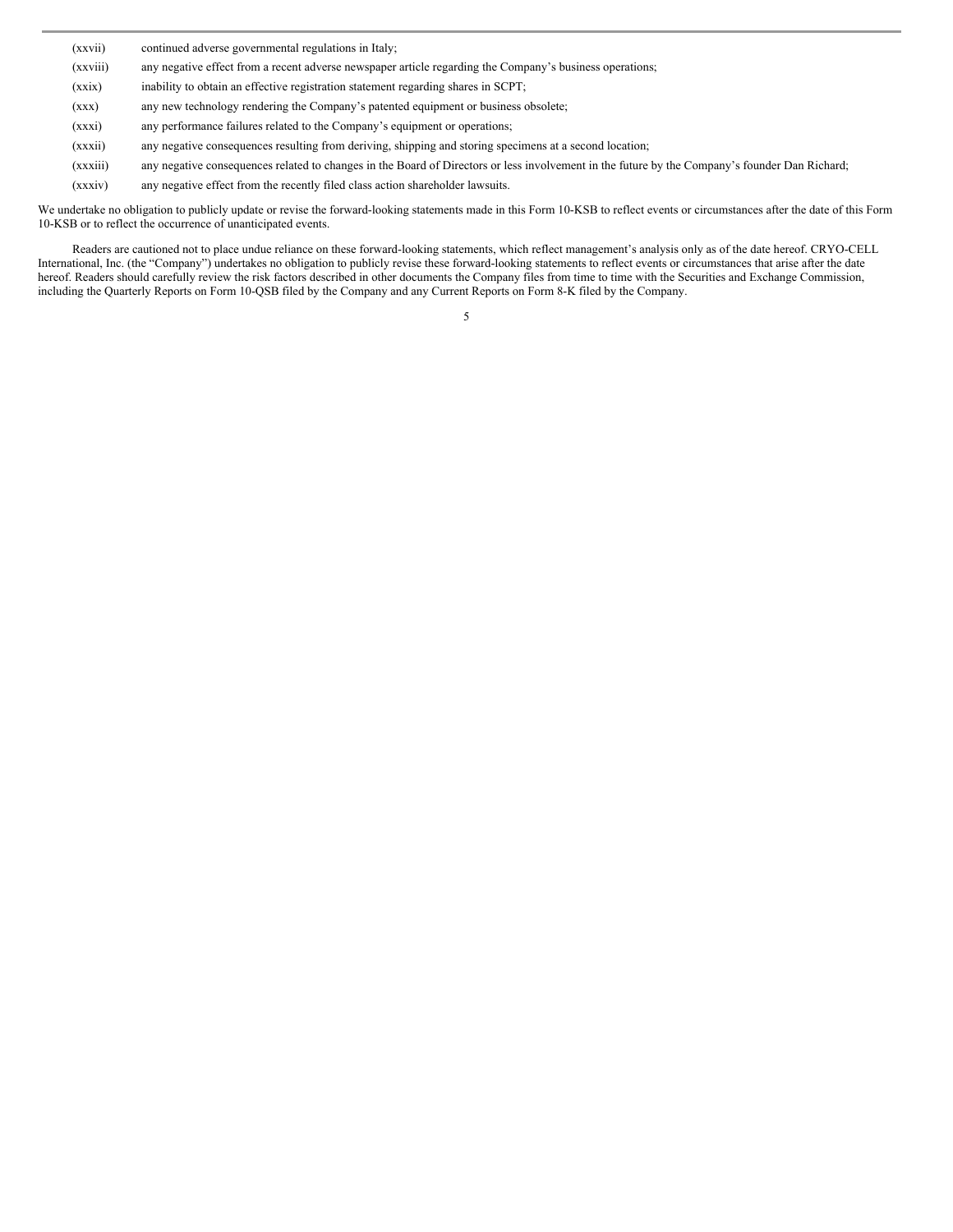(xxvii) continued adverse governmental regulations in Italy;

(xxviii) any negative effect from a recent adverse newspaper article regarding the Company's business operations;

(xxix) inability to obtain an effective registration statement regarding shares in SCPT;

(xxx) any new technology rendering the Company's patented equipment or business obsolete;

(xxxi) any performance failures related to the Company's equipment or operations;

(xxxii) any negative consequences resulting from deriving, shipping and storing specimens at a second location;

(xxxiii) any negative consequences related to changes in the Board of Directors or less involvement in the future by the Company's founder Dan Richard;

(xxxiv) any negative effect from the recently filed class action shareholder lawsuits.

We undertake no obligation to publicly update or revise the forward-looking statements made in this Form 10-KSB to reflect events or circumstances after the date of this Form 10-KSB or to reflect the occurrence of unanticipated events.

Readers are cautioned not to place undue reliance on these forward-looking statements, which reflect management's analysis only as of the date hereof. CRYO-CELL International, Inc. (the "Company") undertakes no obligation to publicly revise these forward-looking statements to reflect events or circumstances that arise after the date hereof. Readers should carefully review the risk factors described in other documents the Company files from time to time with the Securities and Exchange Commission, including the Quarterly Reports on Form 10-QSB filed by the Company and any Current Reports on Form 8-K filed by the Company.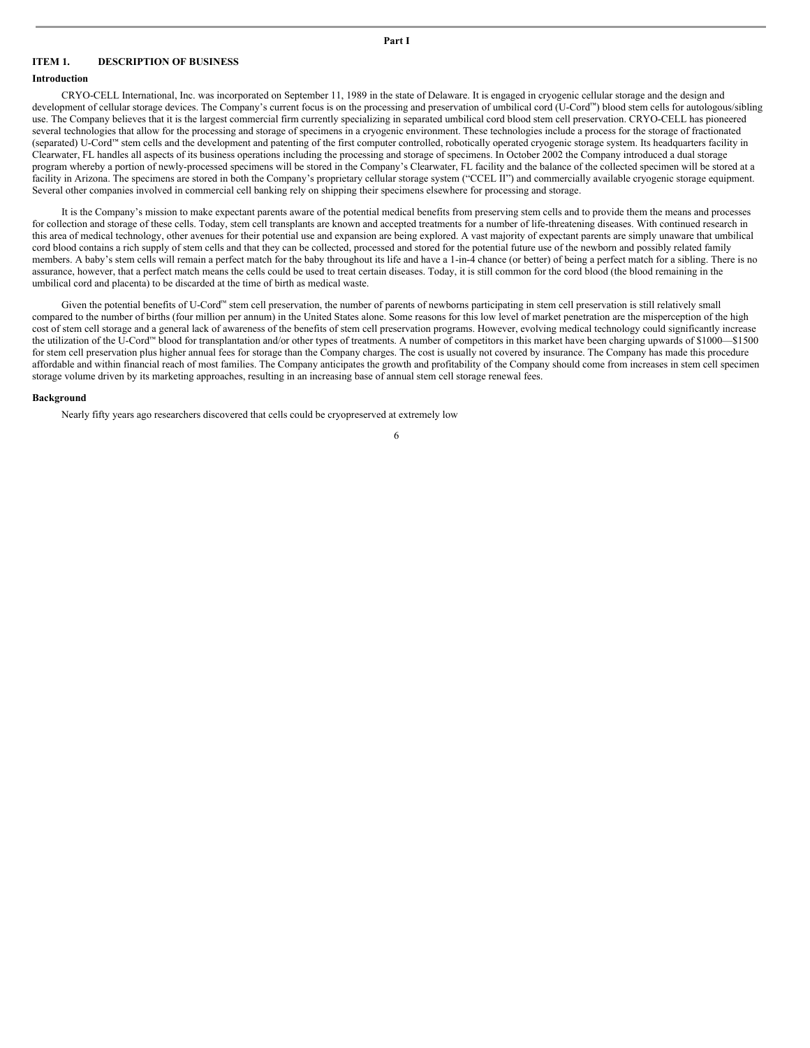Part I

## ITEM 1. DESCRIPTION OF BUSINESS

### Introduction

CRYO-CELL International, Inc. was incorporated on September 11, 1989 in the state of Delaware. It is engaged in cryogenic cellular storage and the design and development of cellular storage devices. The Company's current focus is on the processing and preservation of umbilical cord (U-Cord™) blood stem cells for autologous/sibling use. The Company believes that it is the largest commercial firm currently specializing in separated umbilical cord blood stem cell preservation. CRYO-CELL has pioneered several technologies that allow for the processing and storage of specimens in a cryogenic environment. These technologies include a process for the storage of fractionated (separated) U-Cord™ stem cells and the development and patenting of the first computer controlled, robotically operated cryogenic storage system. Its headquarters facility in Clearwater, FL handles all aspects of its business operations including the processing and storage of specimens. In October 2002 the Company introduced a dual storage program whereby a portion of newly-processed specimens will be stored in the Company's Clearwater, FL facility and the balance of the collected specimen will be stored at a facility in Arizona. The specimens are stored in both the Company's proprietary cellular storage system ("CCEL II") and commercially available cryogenic storage equipment. Several other companies involved in commercial cell banking rely on shipping their specimens elsewhere for processing and storage.

It is the Company's mission to make expectant parents aware of the potential medical benefits from preserving stem cells and to provide them the means and processes for collection and storage of these cells. Today, stem cell transplants are known and accepted treatments for a number of life-threatening diseases. With continued research in this area of medical technology, other avenues for their potential use and expansion are being explored. A vast majority of expectant parents are simply unaware that umbilical cord blood contains a rich supply of stem cells and that they can be collected, processed and stored for the potential future use of the newborn and possibly related family members. A baby's stem cells will remain a perfect match for the baby throughout its life and have a 1-in-4 chance (or better) of being a perfect match for a sibling. There is no assurance, however, that a perfect match means the cells could be used to treat certain diseases. Today, it is still common for the cord blood (the blood remaining in the umbilical cord and placenta) to be discarded at the time of birth as medical waste.

Given the potential benefits of U-Cord™ stem cell preservation, the number of parents of newborns participating in stem cell preservation is still relatively small compared to the number of births (four million per annum) in the United States alone. Some reasons for this low level of market penetration are the misperception of the high cost of stem cell storage and a general lack of awareness of the benefits of stem cell preservation programs. However, evolving medical technology could significantly increase the utilization of the U-Cord™ blood for transplantation and/or other types of treatments. A number of competitors in this market have been charging upwards of $1000—$1500 for stem cell preservation plus higher annual fees for storage than the Company charges. The cost is usually not covered by insurance. The Company has made this procedure affordable and within financial reach of most families. The Company anticipates the growth and profitability of the Company should come from increases in stem cell specimen storage volume driven by its marketing approaches, resulting in an increasing base of annual stem cell storage renewal fees.

### Background

Nearly fifty years ago researchers discovered that cells could be cryopreserved at extremely low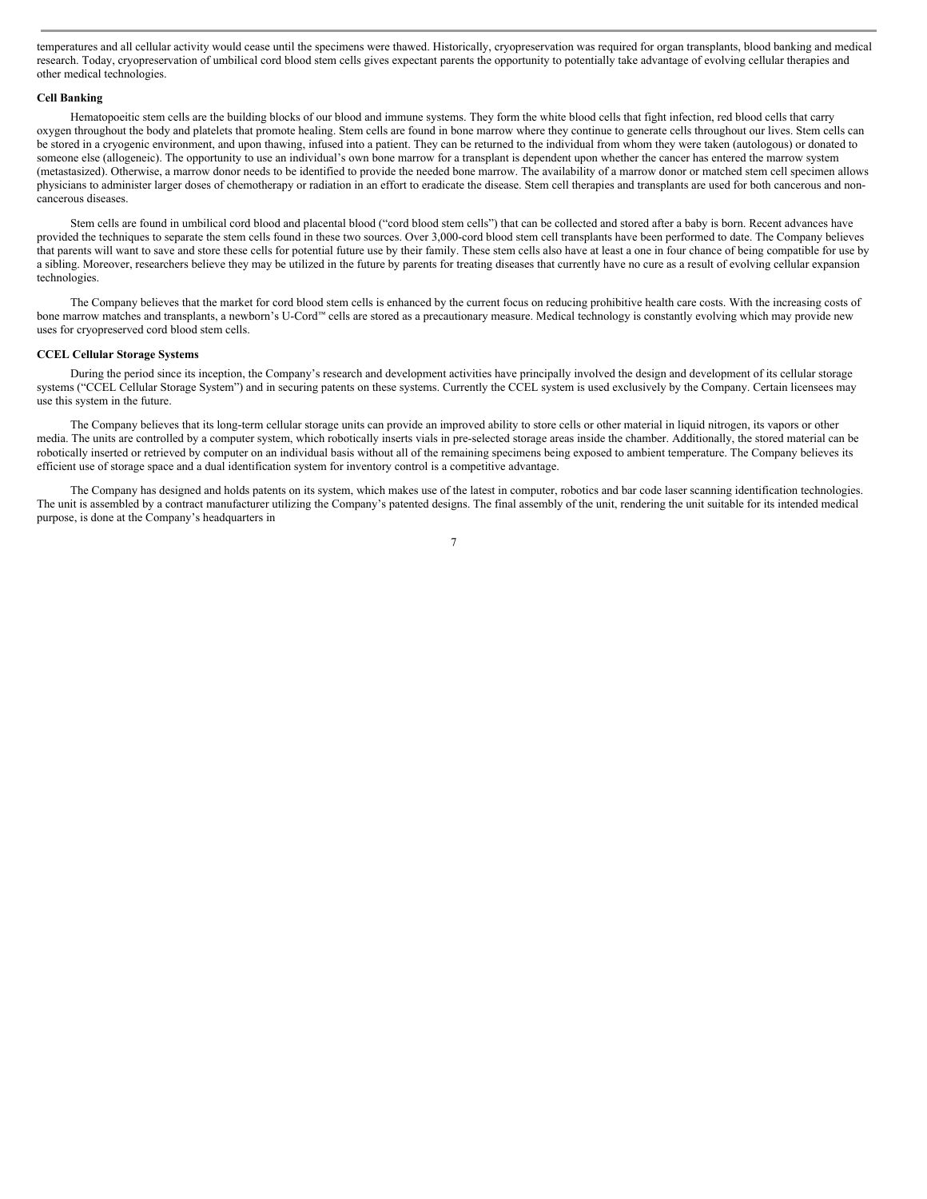temperatures and all cellular activity would cease until the specimens were thawed. Historically, cryopreservation was required for organ transplants, blood banking and medical research. Today, cryopreservation of umbilical cord blood stem cells gives expectant parents the opportunity to potentially take advantage of evolving cellular therapies and other medical technologies.

**Cell Banking**

Hematopoeitic stem cells are the building blocks of our blood and immune systems. They form the white blood cells that fight infection, red blood cells that carry oxygen throughout the body and platelets that promote healing. Stem cells are found in bone marrow where they continue to generate cells throughout our lives. Stem cells can be stored in a cryogenic environment, and upon thawing, infused into a patient. They can be returned to the individual from whom they were taken (autologous) or donated to someone else (allogeneic). The opportunity to use an individual's own bone marrow for a transplant is dependent upon whether the cancer has entered the marrow system (metastasized). Otherwise, a marrow donor needs to be identified to provide the needed bone marrow. The availability of a marrow donor or matched stem cell specimen allows physicians to administer larger doses of chemotherapy or radiation in an effort to eradicate the disease. Stem cell therapies and transplants are used for both cancerous and non-cancerous diseases.

Stem cells are found in umbilical cord blood and placental blood ("cord blood stem cells") that can be collected and stored after a baby is born. Recent advances have provided the techniques to separate the stem cells found in these two sources. Over 3,000-cord blood stem cell transplants have been performed to date. The Company believes that parents will want to save and store these cells for potential future use by their family. These stem cells also have at least a one in four chance of being compatible for use by a sibling. Moreover, researchers believe they may be utilized in the future by parents for treating diseases that currently have no cure as a result of evolving cellular expansion technologies.

The Company believes that the market for cord blood stem cells is enhanced by the current focus on reducing prohibitive health care costs. With the increasing costs of bone marrow matches and transplants, a newborn's U-Cord™ cells are stored as a precautionary measure. Medical technology is constantly evolving which may provide new uses for cryopreserved cord blood stem cells.

**CCEL Cellular Storage Systems**

During the period since its inception, the Company's research and development activities have principally involved the design and development of its cellular storage systems ("CCEL Cellular Storage System") and in securing patents on these systems. Currently the CCEL system is used exclusively by the Company. Certain licensees may use this system in the future.

The Company believes that its long-term cellular storage units can provide an improved ability to store cells or other material in liquid nitrogen, its vapors or other media. The units are controlled by a computer system, which robotically inserts vials in pre-selected storage areas inside the chamber. Additionally, the stored material can be robotically inserted or retrieved by computer on an individual basis without all of the remaining specimens being exposed to ambient temperature. The Company believes its efficient use of storage space and a dual identification system for inventory control is a competitive advantage.

The Company has designed and holds patents on its system, which makes use of the latest in computer, robotics and bar code laser scanning identification technologies. The unit is assembled by a contract manufacturer utilizing the Company's patented designs. The final assembly of the unit, rendering the unit suitable for its intended medical purpose, is done at the Company's headquarters in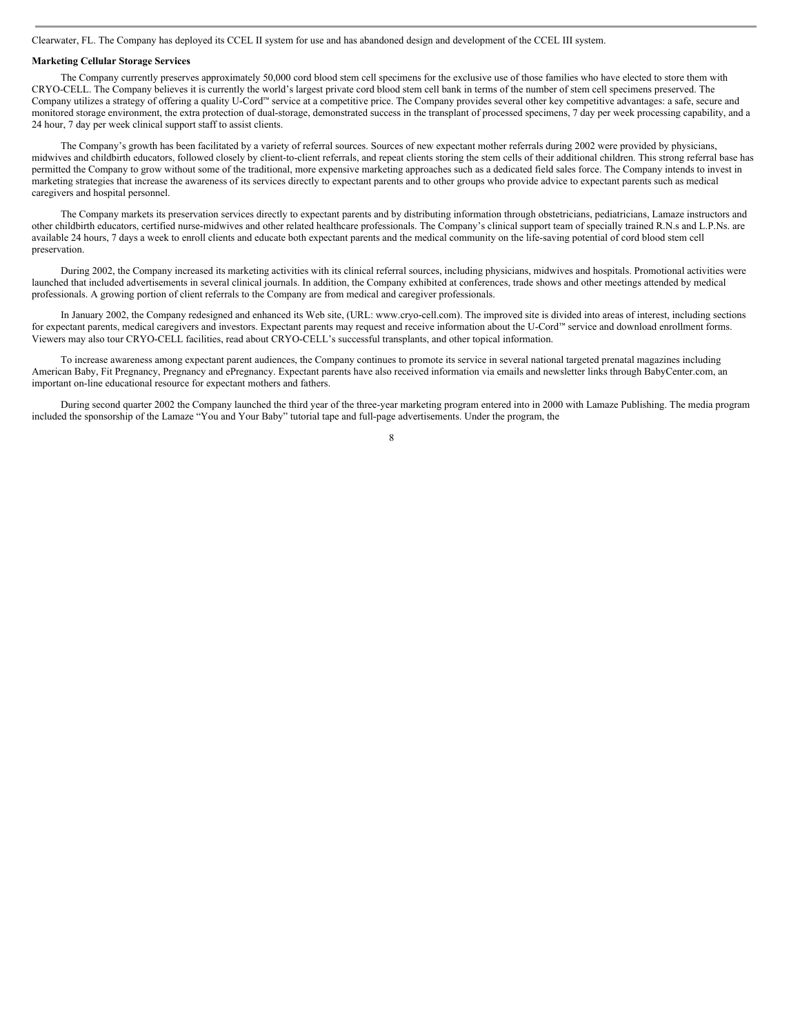Clearwater, FL. The Company has deployed its CCEL II system for use and has abandoned design and development of the CCEL III system.

**Marketing Cellular Storage Services**

The Company currently preserves approximately 50,000 cord blood stem cell specimens for the exclusive use of those families who have elected to store them with CRYO-CELL. The Company believes it is currently the world's largest private cord blood stem cell bank in terms of the number of stem cell specimens preserved. The Company utilizes a strategy of offering a quality U-Cord™ service at a competitive price. The Company provides several other key competitive advantages: a safe, secure and monitored storage environment, the extra protection of dual-storage, demonstrated success in the transplant of processed specimens, 7 day per week processing capability, and a 24 hour, 7 day per week clinical support staff to assist clients.

The Company's growth has been facilitated by a variety of referral sources. Sources of new expectant mother referrals during 2002 were provided by physicians, midwives and childbirth educators, followed closely by client-to-client referrals, and repeat clients storing the stem cells of their additional children. This strong referral base has permitted the Company to grow without some of the traditional, more expensive marketing approaches such as a dedicated field sales force. The Company intends to invest in marketing strategies that increase the awareness of its services directly to expectant parents and to other groups who provide advice to expectant parents such as medical caregivers and hospital personnel.

The Company markets its preservation services directly to expectant parents and by distributing information through obstetricians, pediatricians, Lamaze instructors and other childbirth educators, certified nurse-midwives and other related healthcare professionals. The Company's clinical support team of specially trained R.N.s and L.P.Ns. are available 24 hours, 7 days a week to enroll clients and educate both expectant parents and the medical community on the life-saving potential of cord blood stem cell preservation.

During 2002, the Company increased its marketing activities with its clinical referral sources, including physicians, midwives and hospitals. Promotional activities were launched that included advertisements in several clinical journals. In addition, the Company exhibited at conferences, trade shows and other meetings attended by medical professionals. A growing portion of client referrals to the Company are from medical and caregiver professionals.

In January 2002, the Company redesigned and enhanced its Web site, (URL: www.cryo-cell.com). The improved site is divided into areas of interest, including sections for expectant parents, medical caregivers and investors. Expectant parents may request and receive information about the U-Cord™ service and download enrollment forms. Viewers may also tour CRYO-CELL facilities, read about CRYO-CELL's successful transplants, and other topical information.

To increase awareness among expectant parent audiences, the Company continues to promote its service in several national targeted prenatal magazines including American Baby, Fit Pregnancy, Pregnancy and ePregnancy. Expectant parents have also received information via emails and newsletter links through BabyCenter.com, an important on-line educational resource for expectant mothers and fathers.

During second quarter 2002 the Company launched the third year of the three-year marketing program entered into in 2000 with Lamaze Publishing. The media program included the sponsorship of the Lamaze "You and Your Baby" tutorial tape and full-page advertisements. Under the program, the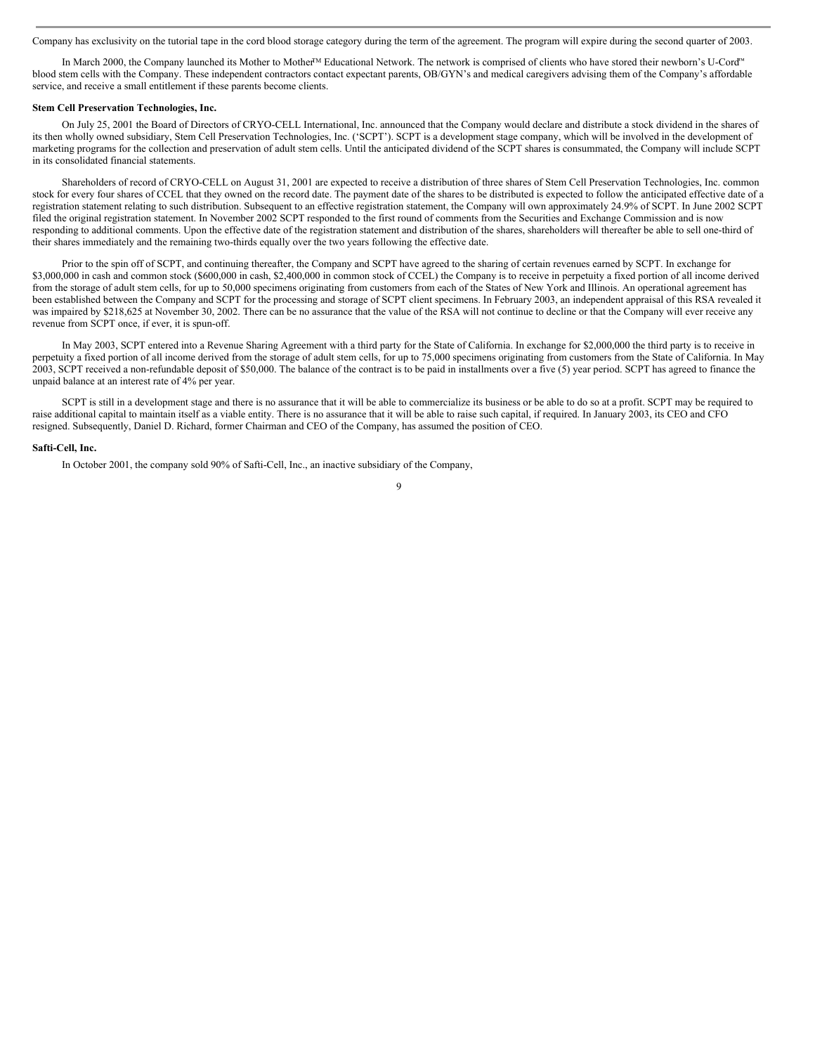Company has exclusivity on the tutorial tape in the cord blood storage category during the term of the agreement. The program will expire during the second quarter of 2003.

In March 2000, the Company launched its Mother to Mother™ Educational Network. The network is comprised of clients who have stored their newborn's U-Cord™ blood stem cells with the Company. These independent contractors contact expectant parents, OB/GYN's and medical caregivers advising them of the Company's affordable service, and receive a small entitlement if these parents become clients.

**Stem Cell Preservation Technologies, Inc.**

On July 25, 2001 the Board of Directors of CRYO-CELL International, Inc. announced that the Company would declare and distribute a stock dividend in the shares of its then wholly owned subsidiary, Stem Cell Preservation Technologies, Inc. ('SCPT'). SCPT is a development stage company, which will be involved in the development of marketing programs for the collection and preservation of adult stem cells. Until the anticipated dividend of the SCPT shares is consummated, the Company will include SCPT in its consolidated financial statements.

Shareholders of record of CRYO-CELL on August 31, 2001 are expected to receive a distribution of three shares of Stem Cell Preservation Technologies, Inc. common stock for every four shares of CCEL that they owned on the record date. The payment date of the shares to be distributed is expected to follow the anticipated effective date of a registration statement relating to such distribution. Subsequent to an effective registration statement, the Company will own approximately 24.9% of SCPT. In June 2002 SCPT filed the original registration statement. In November 2002 SCPT responded to the first round of comments from the Securities and Exchange Commission and is now responding to additional comments. Upon the effective date of the registration statement and distribution of the shares, shareholders will thereafter be able to sell one-third of their shares immediately and the remaining two-thirds equally over the two years following the effective date.

Prior to the spin off of SCPT, and continuing thereafter, the Company and SCPT have agreed to the sharing of certain revenues earned by SCPT. In exchange for $3,000,000 in cash and common stock ($600,000 in cash, $2,400,000 in common stock of CCEL) the Company is to receive in perpetuity a fixed portion of all income derived from the storage of adult stem cells, for up to 50,000 specimens originating from customers from each of the States of New York and Illinois. An operational agreement has been established between the Company and SCPT for the processing and storage of SCPT client specimens. In February 2003, an independent appraisal of this RSA revealed it was impaired by $218,625 at November 30, 2002. There can be no assurance that the value of the RSA will not continue to decline or that the Company will ever receive any revenue from SCPT once, if ever, it is spun-off.

In May 2003, SCPT entered into a Revenue Sharing Agreement with a third party for the State of California. In exchange for $2,000,000 the third party is to receive in perpetuity a fixed portion of all income derived from the storage of adult stem cells, for up to 75,000 specimens originating from customers from the State of California. In May 2003, SCPT received a non-refundable deposit of $50,000. The balance of the contract is to be paid in installments over a five (5) year period. SCPT has agreed to finance the unpaid balance at an interest rate of 4% per year.

SCPT is still in a development stage and there is no assurance that it will be able to commercialize its business or be able to do so at a profit. SCPT may be required to raise additional capital to maintain itself as a viable entity. There is no assurance that it will be able to raise such capital, if required. In January 2003, its CEO and CFO resigned. Subsequently, Daniel D. Richard, former Chairman and CEO of the Company, has assumed the position of CEO.

**Safti-Cell, Inc.**

In October 2001, the company sold 90% of Safti-Cell, Inc., an inactive subsidiary of the Company,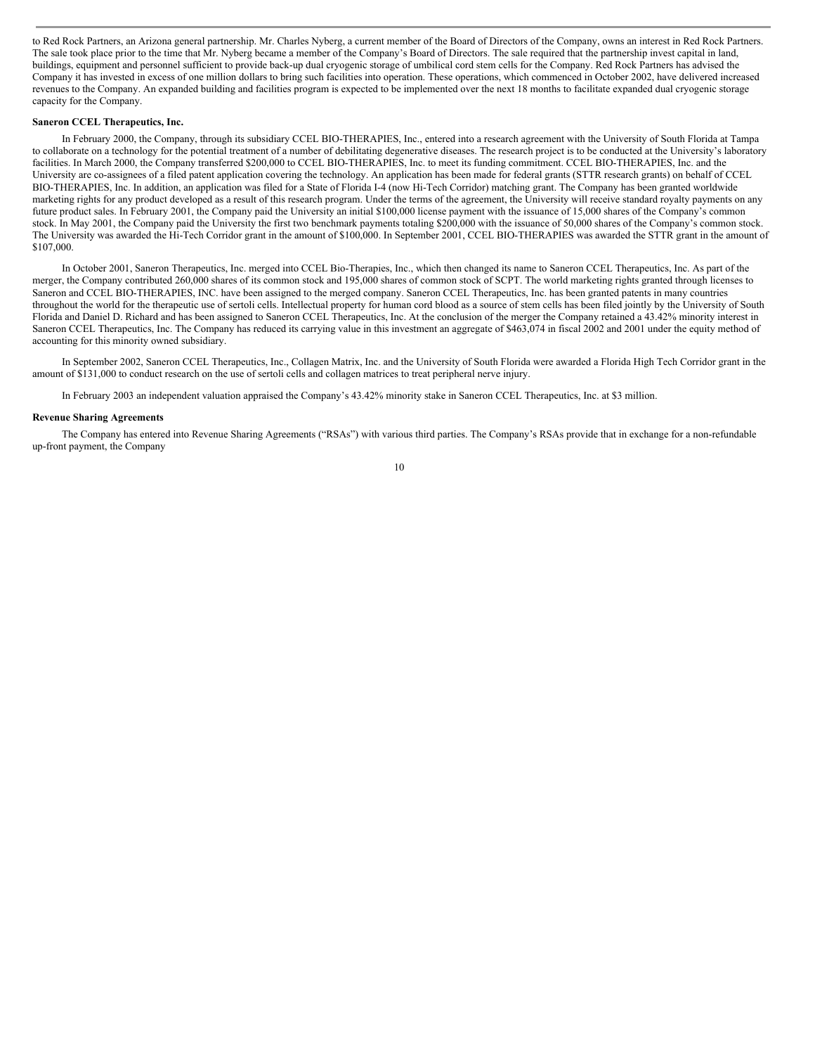to Red Rock Partners, an Arizona general partnership. Mr. Charles Nyberg, a current member of the Board of Directors of the Company, owns an interest in Red Rock Partners. The sale took place prior to the time that Mr. Nyberg became a member of the Company's Board of Directors. The sale required that the partnership invest capital in land, buildings, equipment and personnel sufficient to provide back-up dual cryogenic storage of umbilical cord stem cells for the Company. Red Rock Partners has advised the Company it has invested in excess of one million dollars to bring such facilities into operation. These operations, which commenced in October 2002, have delivered increased revenues to the Company. An expanded building and facilities program is expected to be implemented over the next 18 months to facilitate expanded dual cryogenic storage capacity for the Company.

**Saneron CCEL Therapeutics, Inc.**

In February 2000, the Company, through its subsidiary CCEL BIO-THERAPIES, Inc., entered into a research agreement with the University of South Florida at Tampa to collaborate on a technology for the potential treatment of a number of debilitating degenerative diseases. The research project is to be conducted at the University's laboratory facilities. In March 2000, the Company transferred $200,000 to CCEL BIO-THERAPIES, Inc. to meet its funding commitment. CCEL BIO-THERAPIES, Inc. and the University are co-assignees of a filed patent application covering the technology. An application has been made for federal grants (STTR research grants) on behalf of CCEL BIO-THERAPIES, Inc. In addition, an application was filed for a State of Florida I-4 (now Hi-Tech Corridor) matching grant. The Company has been granted worldwide marketing rights for any product developed as a result of this research program. Under the terms of the agreement, the University will receive standard royalty payments on any future product sales. In February 2001, the Company paid the University an initial $100,000 license payment with the issuance of 15,000 shares of the Company's common stock. In May 2001, the Company paid the University the first two benchmark payments totaling $200,000 with the issuance of 50,000 shares of the Company's common stock. The University was awarded the Hi-Tech Corridor grant in the amount of $100,000. In September 2001, CCEL BIO-THERAPIES was awarded the STTR grant in the amount of $107,000.

In October 2001, Saneron Therapeutics, Inc. merged into CCEL Bio-Therapies, Inc., which then changed its name to Saneron CCEL Therapeutics, Inc. As part of the merger, the Company contributed 260,000 shares of its common stock and 195,000 shares of common stock of SCPT. The world marketing rights granted through licenses to Saneron and CCEL BIO-THERAPIES, INC. have been assigned to the merged company. Saneron CCEL Therapeutics, Inc. has been granted patents in many countries throughout the world for the therapeutic use of sertoli cells. Intellectual property for human cord blood as a source of stem cells has been filed jointly by the University of South Florida and Daniel D. Richard and has been assigned to Saneron CCEL Therapeutics, Inc. At the conclusion of the merger the Company retained a 43.42% minority interest in Saneron CCEL Therapeutics, Inc. The Company has reduced its carrying value in this investment an aggregate of $463,074 in fiscal 2002 and 2001 under the equity method of accounting for this minority owned subsidiary.

In September 2002, Saneron CCEL Therapeutics, Inc., Collagen Matrix, Inc. and the University of South Florida were awarded a Florida High Tech Corridor grant in the amount of $131,000 to conduct research on the use of sertoli cells and collagen matrices to treat peripheral nerve injury.

In February 2003 an independent valuation appraised the Company's 43.42% minority stake in Saneron CCEL Therapeutics, Inc. at $3 million.

**Revenue Sharing Agreements**

The Company has entered into Revenue Sharing Agreements ("RSAs") with various third parties. The Company's RSAs provide that in exchange for a non-refundable up-front payment, the Company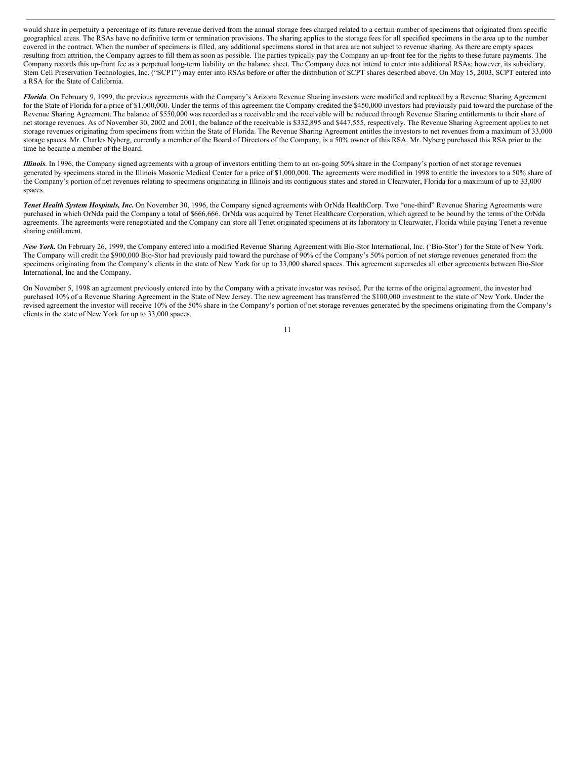would share in perpetuity a percentage of its future revenue derived from the annual storage fees charged related to a certain number of specimens that originated from specific geographical areas. The RSAs have no definitive term or termination provisions. The sharing applies to the storage fees for all specified specimens in the area up to the number covered in the contract. When the number of specimens is filled, any additional specimens stored in that area are not subject to revenue sharing. As there are empty spaces resulting from attrition, the Company agrees to fill them as soon as possible. The parties typically pay the Company an up-front fee for the rights to these future payments. The Company records this up-front fee as a perpetual long-term liability on the balance sheet. The Company does not intend to enter into additional RSAs; however, its subsidiary, Stem Cell Preservation Technologies, Inc. ("SCPT") may enter into RSAs before or after the distribution of SCPT shares described above. On May 15, 2003, SCPT entered into a RSA for the State of California.

***Florida***. On February 9, 1999, the previous agreements with the Company's Arizona Revenue Sharing investors were modified and replaced by a Revenue Sharing Agreement for the State of Florida for a price of $1,000,000. Under the terms of this agreement the Company credited the $450,000 investors had previously paid toward the purchase of the Revenue Sharing Agreement. The balance of $550,000 was recorded as a receivable and the receivable will be reduced through Revenue Sharing entitlements to their share of net storage revenues. As of November 30, 2002 and 2001, the balance of the receivable is $332,895 and $447,555, respectively. The Revenue Sharing Agreement applies to net storage revenues originating from specimens from within the State of Florida. The Revenue Sharing Agreement entitles the investors to net revenues from a maximum of 33,000 storage spaces. Mr. Charles Nyberg, currently a member of the Board of Directors of the Company, is a 50% owner of this RSA. Mr. Nyberg purchased this RSA prior to the time he became a member of the Board.

***Illinois***. In 1996, the Company signed agreements with a group of investors entitling them to an on-going 50% share in the Company's portion of net storage revenues generated by specimens stored in the Illinois Masonic Medical Center for a price of $1,000,000. The agreements were modified in 1998 to entitle the investors to a 50% share of the Company's portion of net revenues relating to specimens originating in Illinois and its contiguous states and stored in Clearwater, Florida for a maximum of up to 33,000 spaces.

***Tenet Health System Hospitals, Inc.*** On November 30, 1996, the Company signed agreements with OrNda HealthCorp. Two "one-third" Revenue Sharing Agreements were purchased in which OrNda paid the Company a total of $666,666. OrNda was acquired by Tenet Healthcare Corporation, which agreed to be bound by the terms of the OrNda agreements. The agreements were renegotiated and the Company can store all Tenet originated specimens at its laboratory in Clearwater, Florida while paying Tenet a revenue sharing entitlement.

***New York.*** On February 26, 1999, the Company entered into a modified Revenue Sharing Agreement with Bio-Stor International, Inc. ('Bio-Stor') for the State of New York. The Company will credit the $900,000 Bio-Stor had previously paid toward the purchase of 90% of the Company's 50% portion of net storage revenues generated from the specimens originating from the Company's clients in the state of New York for up to 33,000 shared spaces. This agreement supersedes all other agreements between Bio-Stor International, Inc and the Company.

On November 5, 1998 an agreement previously entered into by the Company with a private investor was revised. Per the terms of the original agreement, the investor had purchased 10% of a Revenue Sharing Agreement in the State of New Jersey. The new agreement has transferred the $100,000 investment to the state of New York. Under the revised agreement the investor will receive 10% of the 50% share in the Company's portion of net storage revenues generated by the specimens originating from the Company's clients in the state of New York for up to 33,000 spaces.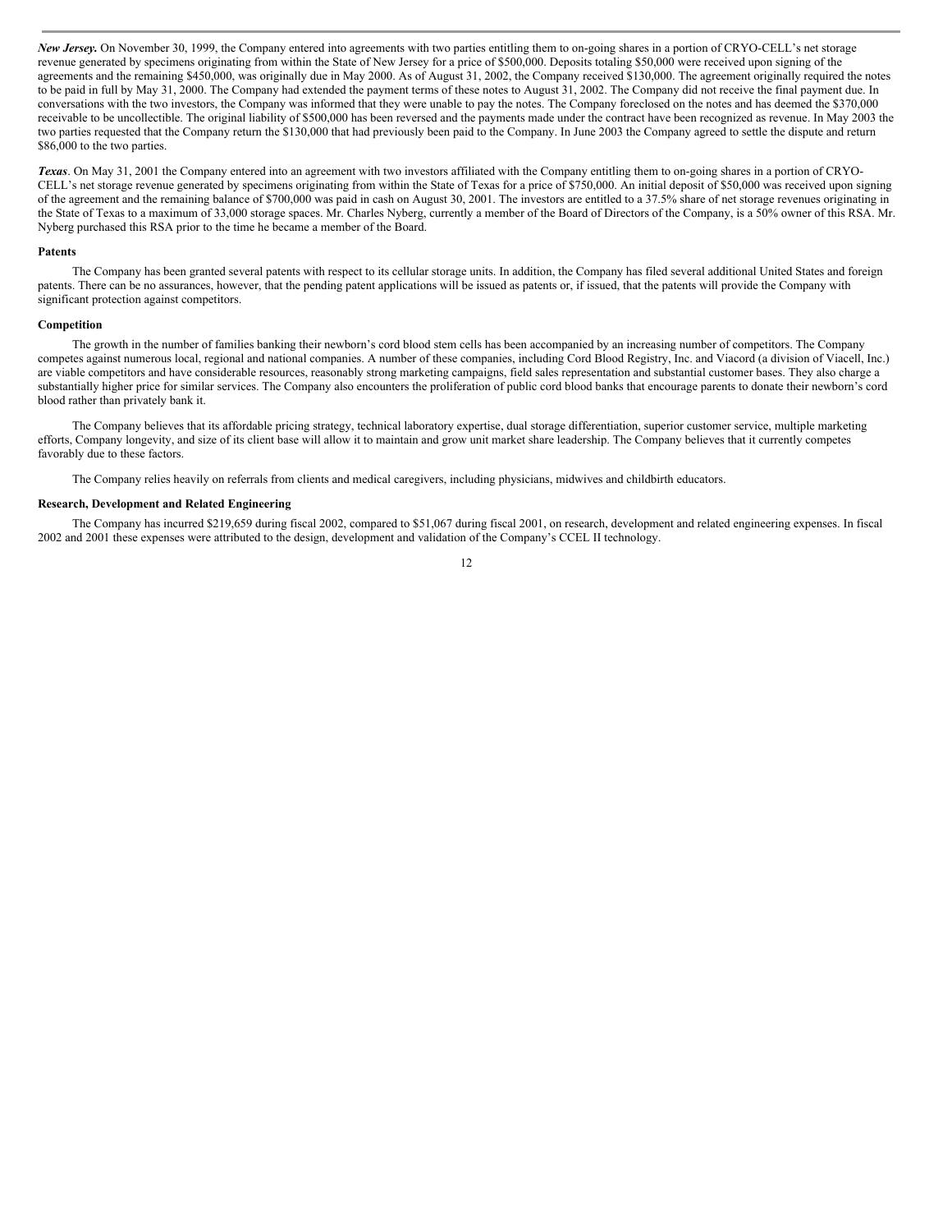***New Jersey.*** On November 30, 1999, the Company entered into agreements with two parties entitling them to on-going shares in a portion of CRYO-CELL's net storage revenue generated by specimens originating from within the State of New Jersey for a price of $500,000. Deposits totaling $50,000 were received upon signing of the agreements and the remaining $450,000, was originally due in May 2000. As of August 31, 2002, the Company received $130,000. The agreement originally required the notes to be paid in full by May 31, 2000. The Company had extended the payment terms of these notes to August 31, 2002. The Company did not receive the final payment due. In conversations with the two investors, the Company was informed that they were unable to pay the notes. The Company foreclosed on the notes and has deemed the $370,000 receivable to be uncollectible. The original liability of $500,000 has been reversed and the payments made under the contract have been recognized as revenue. In May 2003 the two parties requested that the Company return the $130,000 that had previously been paid to the Company. In June 2003 the Company agreed to settle the dispute and return $86,000 to the two parties.

***Texas***. On May 31, 2001 the Company entered into an agreement with two investors affiliated with the Company entitling them to on-going shares in a portion of CRYO-CELL's net storage revenue generated by specimens originating from within the State of Texas for a price of $750,000. An initial deposit of $50,000 was received upon signing of the agreement and the remaining balance of $700,000 was paid in cash on August 30, 2001. The investors are entitled to a 37.5% share of net storage revenues originating in the State of Texas to a maximum of 33,000 storage spaces. Mr. Charles Nyberg, currently a member of the Board of Directors of the Company, is a 50% owner of this RSA. Mr. Nyberg purchased this RSA prior to the time he became a member of the Board.

**Patents**

The Company has been granted several patents with respect to its cellular storage units. In addition, the Company has filed several additional United States and foreign patents. There can be no assurances, however, that the pending patent applications will be issued as patents or, if issued, that the patents will provide the Company with significant protection against competitors.

**Competition**

The growth in the number of families banking their newborn's cord blood stem cells has been accompanied by an increasing number of competitors. The Company competes against numerous local, regional and national companies. A number of these companies, including Cord Blood Registry, Inc. and Viacord (a division of Viacell, Inc.) are viable competitors and have considerable resources, reasonably strong marketing campaigns, field sales representation and substantial customer bases. They also charge a substantially higher price for similar services. The Company also encounters the proliferation of public cord blood banks that encourage parents to donate their newborn's cord blood rather than privately bank it.

The Company believes that its affordable pricing strategy, technical laboratory expertise, dual storage differentiation, superior customer service, multiple marketing efforts, Company longevity, and size of its client base will allow it to maintain and grow unit market share leadership. The Company believes that it currently competes favorably due to these factors.

The Company relies heavily on referrals from clients and medical caregivers, including physicians, midwives and childbirth educators.

**Research, Development and Related Engineering**

The Company has incurred $219,659 during fiscal 2002, compared to $51,067 during fiscal 2001, on research, development and related engineering expenses. In fiscal 2002 and 2001 these expenses were attributed to the design, development and validation of the Company's CCEL II technology.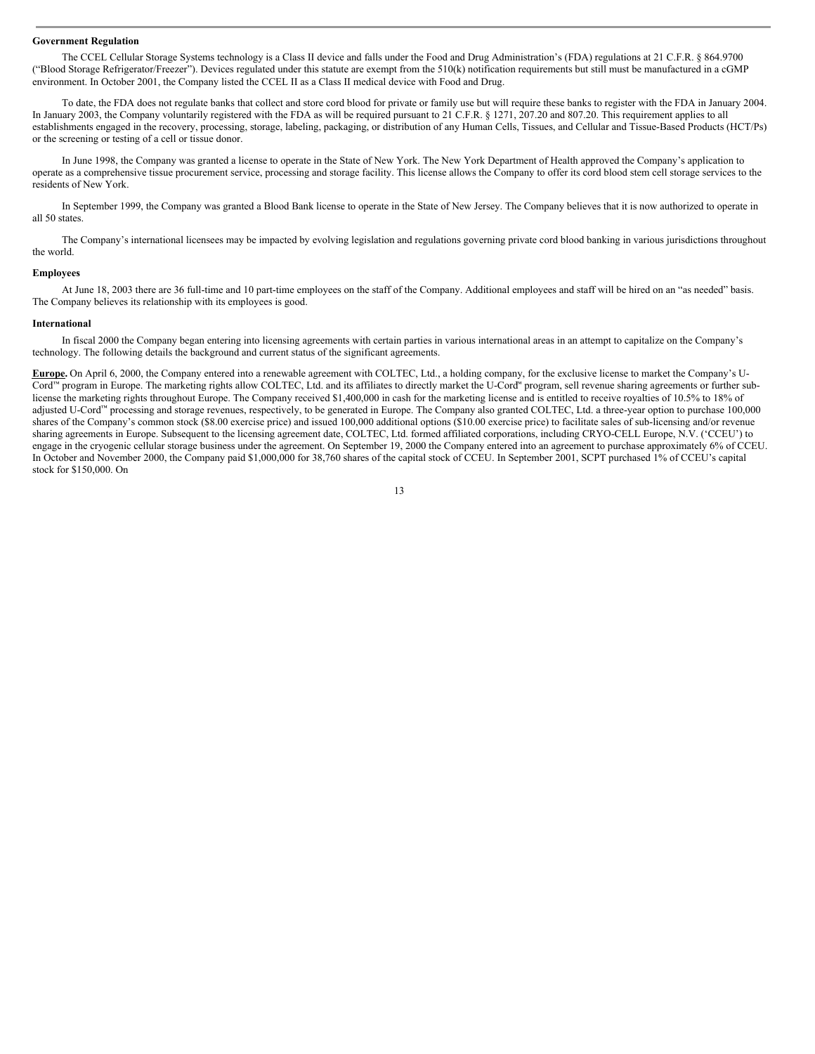**Government Regulation**

The CCEL Cellular Storage Systems technology is a Class II device and falls under the Food and Drug Administration's (FDA) regulations at 21 C.F.R. § 864.9700 ("Blood Storage Refrigerator/Freezer"). Devices regulated under this statute are exempt from the 510(k) notification requirements but still must be manufactured in a cGMP environment. In October 2001, the Company listed the CCEL II as a Class II medical device with Food and Drug.

To date, the FDA does not regulate banks that collect and store cord blood for private or family use but will require these banks to register with the FDA in January 2004. In January 2003, the Company voluntarily registered with the FDA as will be required pursuant to 21 C.F.R. § 1271, 207.20 and 807.20. This requirement applies to all establishments engaged in the recovery, processing, storage, labeling, packaging, or distribution of any Human Cells, Tissues, and Cellular and Tissue-Based Products (HCT/Ps) or the screening or testing of a cell or tissue donor.

In June 1998, the Company was granted a license to operate in the State of New York. The New York Department of Health approved the Company's application to operate as a comprehensive tissue procurement service, processing and storage facility. This license allows the Company to offer its cord blood stem cell storage services to the residents of New York.

In September 1999, the Company was granted a Blood Bank license to operate in the State of New Jersey. The Company believes that it is now authorized to operate in all 50 states.

The Company's international licensees may be impacted by evolving legislation and regulations governing private cord blood banking in various jurisdictions throughout the world.

**Employees**

At June 18, 2003 there are 36 full-time and 10 part-time employees on the staff of the Company. Additional employees and staff will be hired on an "as needed" basis. The Company believes its relationship with its employees is good.

**International**

In fiscal 2000 the Company began entering into licensing agreements with certain parties in various international areas in an attempt to capitalize on the Company's technology. The following details the background and current status of the significant agreements.

**Europe.** On April 6, 2000, the Company entered into a renewable agreement with COLTEC, Ltd., a holding company, for the exclusive license to market the Company's U-Cord™ program in Europe. The marketing rights allow COLTEC, Ltd. and its affiliates to directly market the U-Cord℠ program, sell revenue sharing agreements or further sub-license the marketing rights throughout Europe. The Company received $1,400,000 in cash for the marketing license and is entitled to receive royalties of 10.5% to 18% of adjusted U-Cord™ processing and storage revenues, respectively, to be generated in Europe. The Company also granted COLTEC, Ltd. a three-year option to purchase 100,000 shares of the Company's common stock ($8.00 exercise price) and issued 100,000 additional options ($10.00 exercise price) to facilitate sales of sub-licensing and/or revenue sharing agreements in Europe. Subsequent to the licensing agreement date, COLTEC, Ltd. formed affiliated corporations, including CRYO-CELL Europe, N.V. ('CCEU') to engage in the cryogenic cellular storage business under the agreement. On September 19, 2000 the Company entered into an agreement to purchase approximately 6% of CCEU. In October and November 2000, the Company paid $1,000,000 for 38,760 shares of the capital stock of CCEU. In September 2001, SCPT purchased 1% of CCEU's capital stock for $150,000. On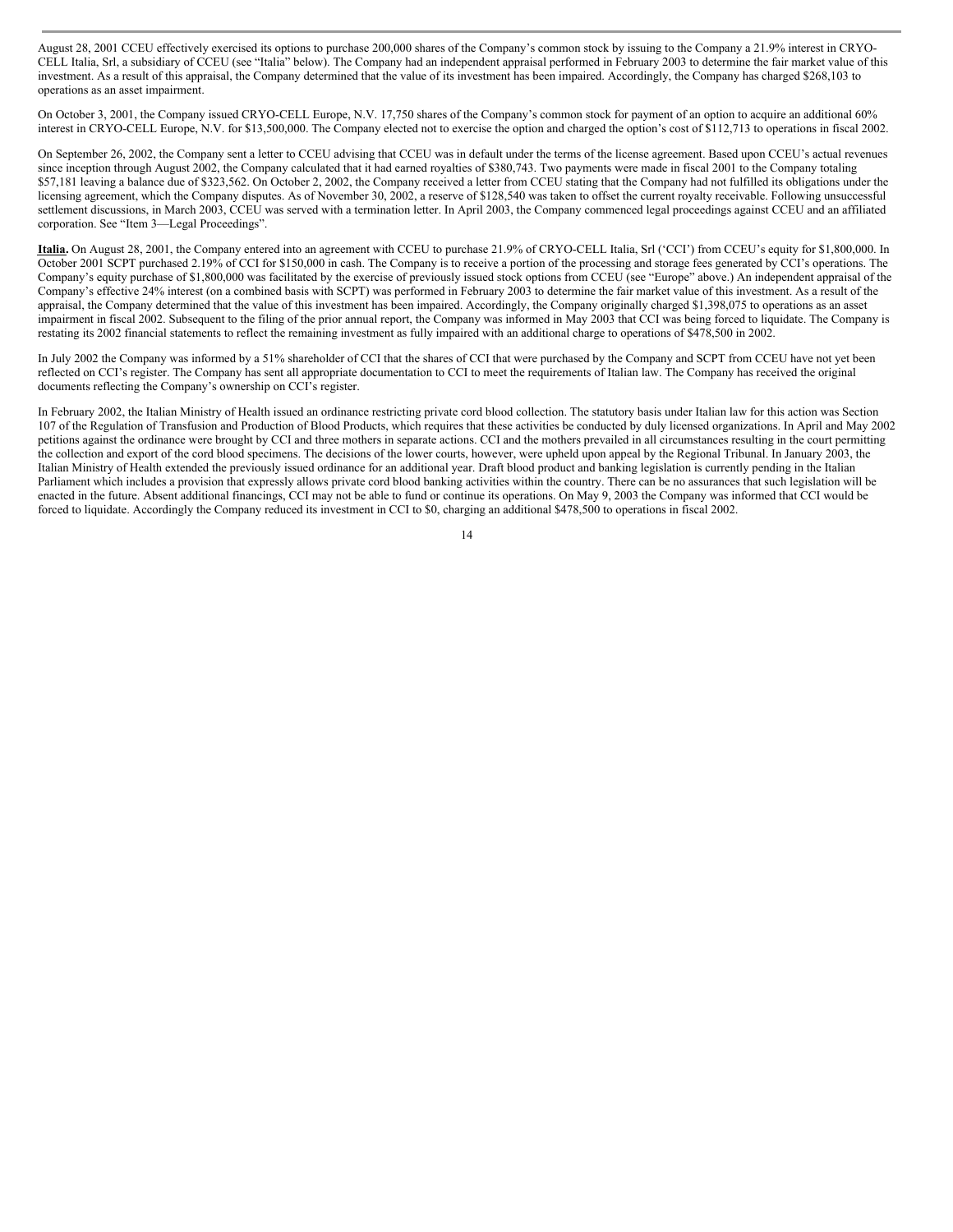August 28, 2001 CCEU effectively exercised its options to purchase 200,000 shares of the Company's common stock by issuing to the Company a 21.9% interest in CRYO-CELL Italia, Srl, a subsidiary of CCEU (see "Italia" below). The Company had an independent appraisal performed in February 2003 to determine the fair market value of this investment. As a result of this appraisal, the Company determined that the value of its investment has been impaired. Accordingly, the Company has charged $268,103 to operations as an asset impairment.

On October 3, 2001, the Company issued CRYO-CELL Europe, N.V. 17,750 shares of the Company's common stock for payment of an option to acquire an additional 60% interest in CRYO-CELL Europe, N.V. for $13,500,000. The Company elected not to exercise the option and charged the option's cost of $112,713 to operations in fiscal 2002.

On September 26, 2002, the Company sent a letter to CCEU advising that CCEU was in default under the terms of the license agreement. Based upon CCEU's actual revenues since inception through August 2002, the Company calculated that it had earned royalties of $380,743. Two payments were made in fiscal 2001 to the Company totaling $57,181 leaving a balance due of $323,562. On October 2, 2002, the Company received a letter from CCEU stating that the Company had not fulfilled its obligations under the licensing agreement, which the Company disputes. As of November 30, 2002, a reserve of $128,540 was taken to offset the current royalty receivable. Following unsuccessful settlement discussions, in March 2003, CCEU was served with a termination letter. In April 2003, the Company commenced legal proceedings against CCEU and an affiliated corporation. See "Item 3—Legal Proceedings".

**Italia.** On August 28, 2001, the Company entered into an agreement with CCEU to purchase 21.9% of CRYO-CELL Italia, Srl ('CCI') from CCEU's equity for $1,800,000. In October 2001 SCPT purchased 2.19% of CCI for $150,000 in cash. The Company is to receive a portion of the processing and storage fees generated by CCI's operations. The Company's equity purchase of $1,800,000 was facilitated by the exercise of previously issued stock options from CCEU (see "Europe" above.) An independent appraisal of the Company's effective 24% interest (on a combined basis with SCPT) was performed in February 2003 to determine the fair market value of this investment. As a result of the appraisal, the Company determined that the value of this investment has been impaired. Accordingly, the Company originally charged $1,398,075 to operations as an asset impairment in fiscal 2002. Subsequent to the filing of the prior annual report, the Company was informed in May 2003 that CCI was being forced to liquidate. The Company is restating its 2002 financial statements to reflect the remaining investment as fully impaired with an additional charge to operations of $478,500 in 2002.

In July 2002 the Company was informed by a 51% shareholder of CCI that the shares of CCI that were purchased by the Company and SCPT from CCEU have not yet been reflected on CCI's register. The Company has sent all appropriate documentation to CCI to meet the requirements of Italian law. The Company has received the original documents reflecting the Company's ownership on CCI's register.

In February 2002, the Italian Ministry of Health issued an ordinance restricting private cord blood collection. The statutory basis under Italian law for this action was Section 107 of the Regulation of Transfusion and Production of Blood Products, which requires that these activities be conducted by duly licensed organizations. In April and May 2002 petitions against the ordinance were brought by CCI and three mothers in separate actions. CCI and the mothers prevailed in all circumstances resulting in the court permitting the collection and export of the cord blood specimens. The decisions of the lower courts, however, were upheld upon appeal by the Regional Tribunal. In January 2003, the Italian Ministry of Health extended the previously issued ordinance for an additional year. Draft blood product and banking legislation is currently pending in the Italian Parliament which includes a provision that expressly allows private cord blood banking activities within the country. There can be no assurances that such legislation will be enacted in the future. Absent additional financings, CCI may not be able to fund or continue its operations. On May 9, 2003 the Company was informed that CCI would be forced to liquidate. Accordingly the Company reduced its investment in CCI to $0, charging an additional $478,500 to operations in fiscal 2002.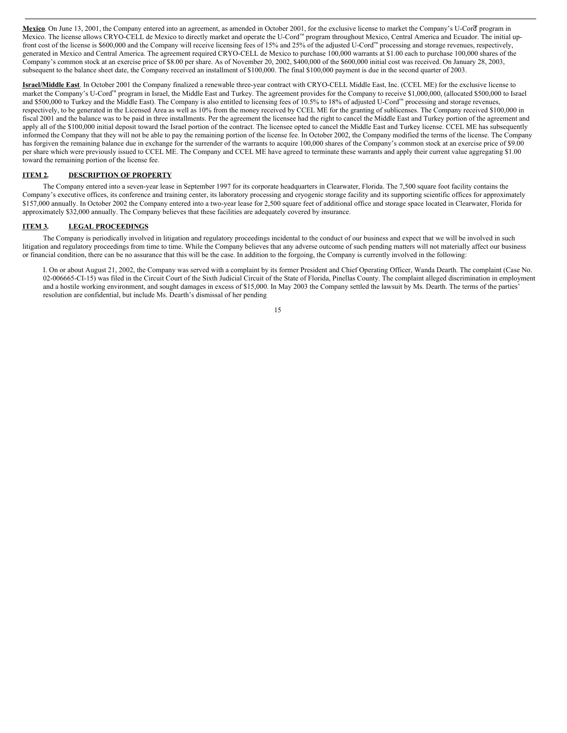**Mexico**. On June 13, 2001, the Company entered into an agreement, as amended in October 2001, for the exclusive license to market the Company's U-Cord™ program in Mexico. The license allows CRYO-CELL de Mexico to directly market and operate the U-Cord™ program throughout Mexico, Central America and Ecuador. The initial up-front cost of the license is $600,000 and the Company will receive licensing fees of 15% and 25% of the adjusted U-Cord™ processing and storage revenues, respectively, generated in Mexico and Central America. The agreement required CRYO-CELL de Mexico to purchase 100,000 warrants at $1.00 each to purchase 100,000 shares of the Company's common stock at an exercise price of $8.00 per share. As of November 20, 2002, $400,000 of the $600,000 initial cost was received. On January 28, 2003, subsequent to the balance sheet date, the Company received an installment of $100,000. The final $100,000 payment is due in the second quarter of 2003.

**Israel/Middle East**. In October 2001 the Company finalized a renewable three-year contract with CRYO-CELL Middle East, Inc. (CCEL ME) for the exclusive license to market the Company's U-Cord™ program in Israel, the Middle East and Turkey. The agreement provides for the Company to receive $1,000,000, (allocated $500,000 to Israel and $500,000 to Turkey and the Middle East). The Company is also entitled to licensing fees of 10.5% to 18% of adjusted U-Cord™ processing and storage revenues, respectively, to be generated in the Licensed Area as well as 10% from the money received by CCEL ME for the granting of sublicenses. The Company received $100,000 in fiscal 2001 and the balance was to be paid in three installments. Per the agreement the licensee had the right to cancel the Middle East and Turkey portion of the agreement and apply all of the $100,000 initial deposit toward the Israel portion of the contract. The licensee opted to cancel the Middle East and Turkey license. CCEL ME has subsequently informed the Company that they will not be able to pay the remaining portion of the license fee. In October 2002, the Company modified the terms of the license. The Company has forgiven the remaining balance due in exchange for the surrender of the warrants to acquire 100,000 shares of the Company's common stock at an exercise price of $9.00 per share which were previously issued to CCEL ME. The Company and CCEL ME have agreed to terminate these warrants and apply their current value aggregating $1.00 toward the remaining portion of the license fee.

## ITEM 2. DESCRIPTION OF PROPERTY

The Company entered into a seven-year lease in September 1997 for its corporate headquarters in Clearwater, Florida. The 7,500 square foot facility contains the Company's executive offices, its conference and training center, its laboratory processing and cryogenic storage facility and its supporting scientific offices for approximately $157,000 annually. In October 2002 the Company entered into a two-year lease for 2,500 square feet of additional office and storage space located in Clearwater, Florida for approximately $32,000 annually. The Company believes that these facilities are adequately covered by insurance.

## ITEM 3. LEGAL PROCEEDINGS

The Company is periodically involved in litigation and regulatory proceedings incidental to the conduct of our business and expect that we will be involved in such litigation and regulatory proceedings from time to time. While the Company believes that any adverse outcome of such pending matters will not materially affect our business or financial condition, there can be no assurance that this will be the case. In addition to the forgoing, the Company is currently involved in the following:

I. On or about August 21, 2002, the Company was served with a complaint by its former President and Chief Operating Officer, Wanda Dearth. The complaint (Case No. 02-006665-CI-15) was filed in the Circuit Court of the Sixth Judicial Circuit of the State of Florida, Pinellas County. The complaint alleged discrimination in employment and a hostile working environment, and sought damages in excess of $15,000. In May 2003 the Company settled the lawsuit by Ms. Dearth. The terms of the parties' resolution are confidential, but include Ms. Dearth's dismissal of her pending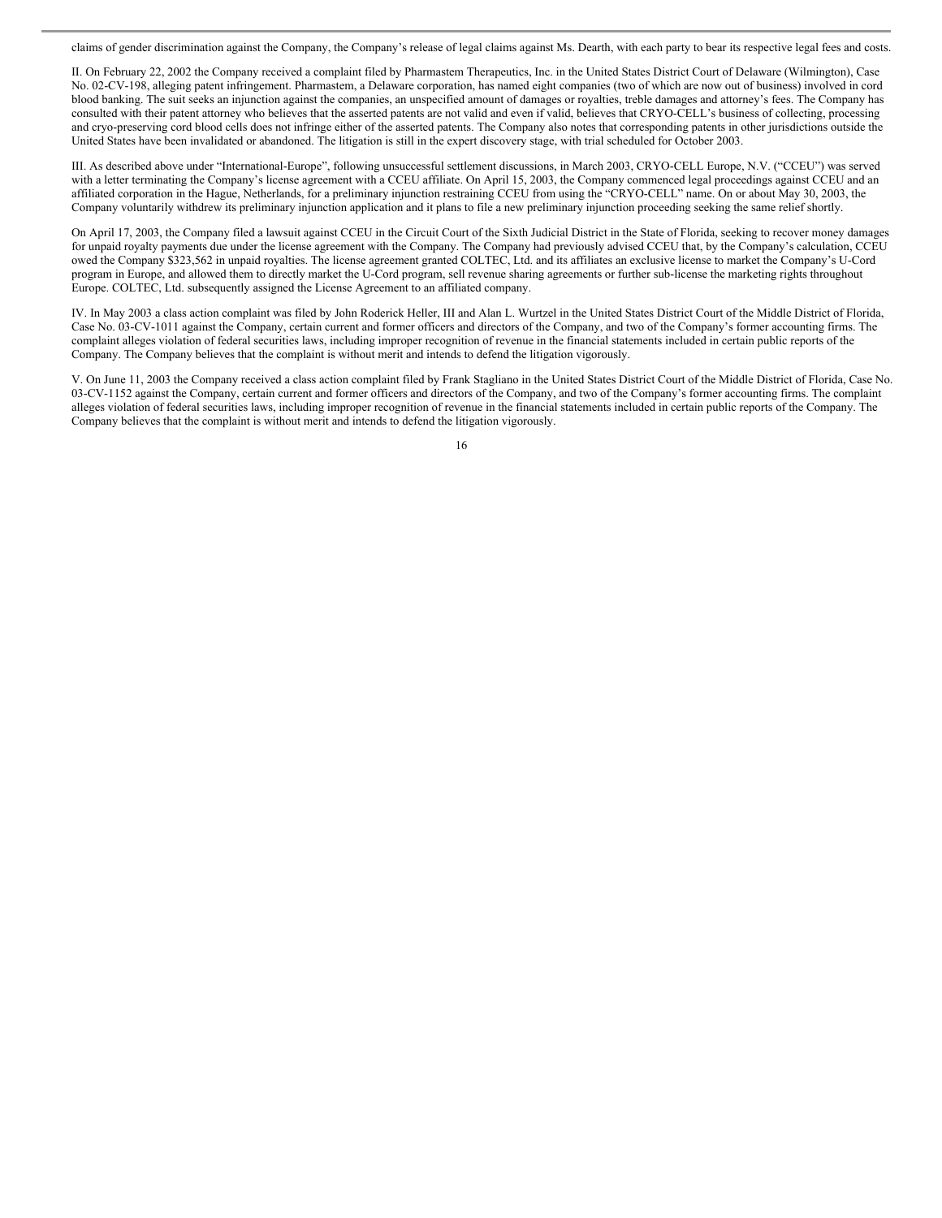claims of gender discrimination against the Company, the Company's release of legal claims against Ms. Dearth, with each party to bear its respective legal fees and costs.

II. On February 22, 2002 the Company received a complaint filed by Pharmastem Therapeutics, Inc. in the United States District Court of Delaware (Wilmington), Case No. 02-CV-198, alleging patent infringement. Pharmastem, a Delaware corporation, has named eight companies (two of which are now out of business) involved in cord blood banking. The suit seeks an injunction against the companies, an unspecified amount of damages or royalties, treble damages and attorney's fees. The Company has consulted with their patent attorney who believes that the asserted patents are not valid and even if valid, believes that CRYO-CELL's business of collecting, processing and cryo-preserving cord blood cells does not infringe either of the asserted patents. The Company also notes that corresponding patents in other jurisdictions outside the United States have been invalidated or abandoned. The litigation is still in the expert discovery stage, with trial scheduled for October 2003.

III. As described above under "International-Europe", following unsuccessful settlement discussions, in March 2003, CRYO-CELL Europe, N.V. ("CCEU") was served with a letter terminating the Company's license agreement with a CCEU affiliate. On April 15, 2003, the Company commenced legal proceedings against CCEU and an affiliated corporation in the Hague, Netherlands, for a preliminary injunction restraining CCEU from using the "CRYO-CELL" name. On or about May 30, 2003, the Company voluntarily withdrew its preliminary injunction application and it plans to file a new preliminary injunction proceeding seeking the same relief shortly.

On April 17, 2003, the Company filed a lawsuit against CCEU in the Circuit Court of the Sixth Judicial District in the State of Florida, seeking to recover money damages for unpaid royalty payments due under the license agreement with the Company. The Company had previously advised CCEU that, by the Company's calculation, CCEU owed the Company $323,562 in unpaid royalties. The license agreement granted COLTEC, Ltd. and its affiliates an exclusive license to market the Company's U-Cord program in Europe, and allowed them to directly market the U-Cord program, sell revenue sharing agreements or further sub-license the marketing rights throughout Europe. COLTEC, Ltd. subsequently assigned the License Agreement to an affiliated company.

IV. In May 2003 a class action complaint was filed by John Roderick Heller, III and Alan L. Wurtzel in the United States District Court of the Middle District of Florida, Case No. 03-CV-1011 against the Company, certain current and former officers and directors of the Company, and two of the Company's former accounting firms. The complaint alleges violation of federal securities laws, including improper recognition of revenue in the financial statements included in certain public reports of the Company. The Company believes that the complaint is without merit and intends to defend the litigation vigorously.

V. On June 11, 2003 the Company received a class action complaint filed by Frank Stagliano in the United States District Court of the Middle District of Florida, Case No. 03-CV-1152 against the Company, certain current and former officers and directors of the Company, and two of the Company's former accounting firms. The complaint alleges violation of federal securities laws, including improper recognition of revenue in the financial statements included in certain public reports of the Company. The Company believes that the complaint is without merit and intends to defend the litigation vigorously.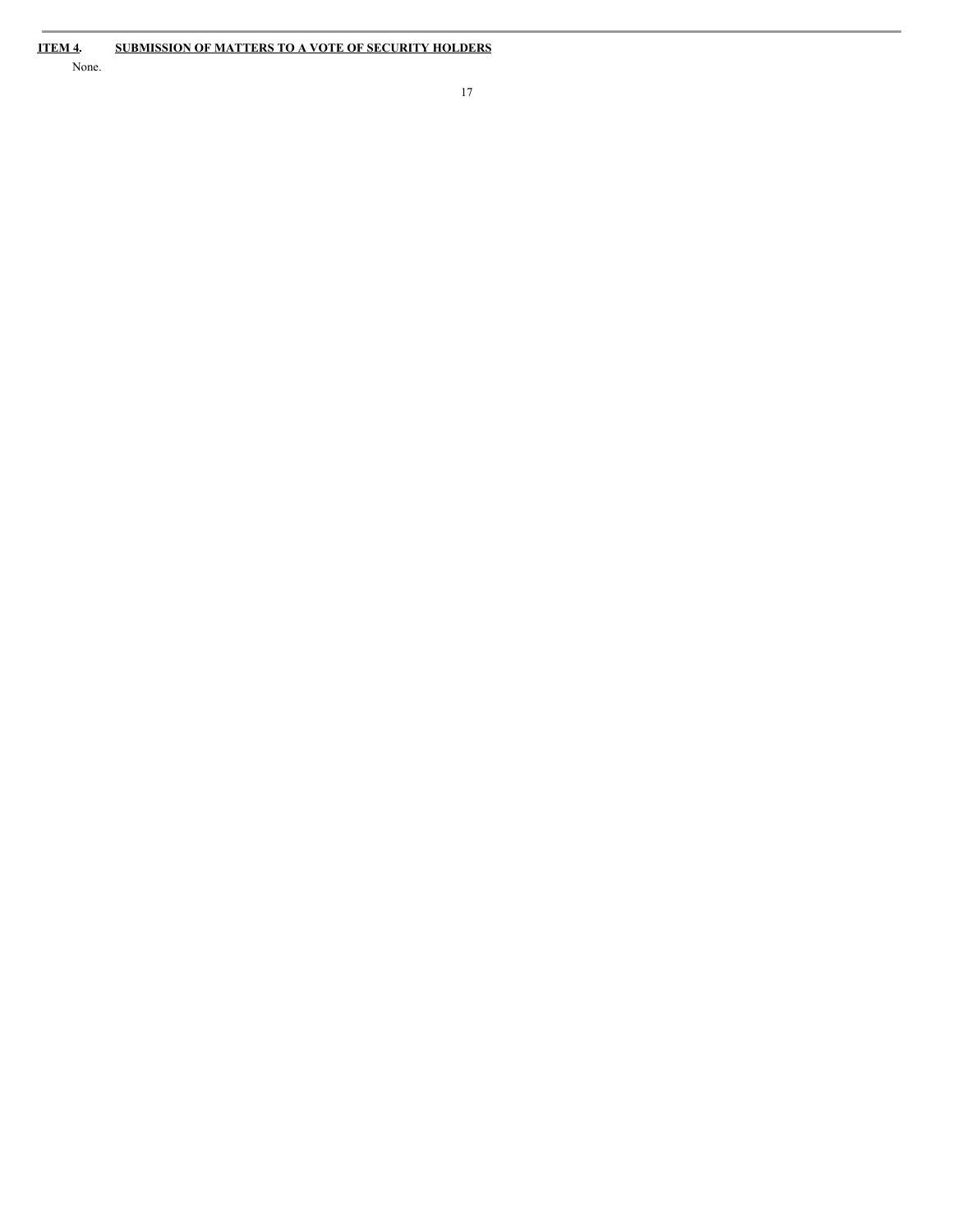## ITEM 4. SUBMISSION OF MATTERS TO A VOTE OF SECURITY HOLDERS

None.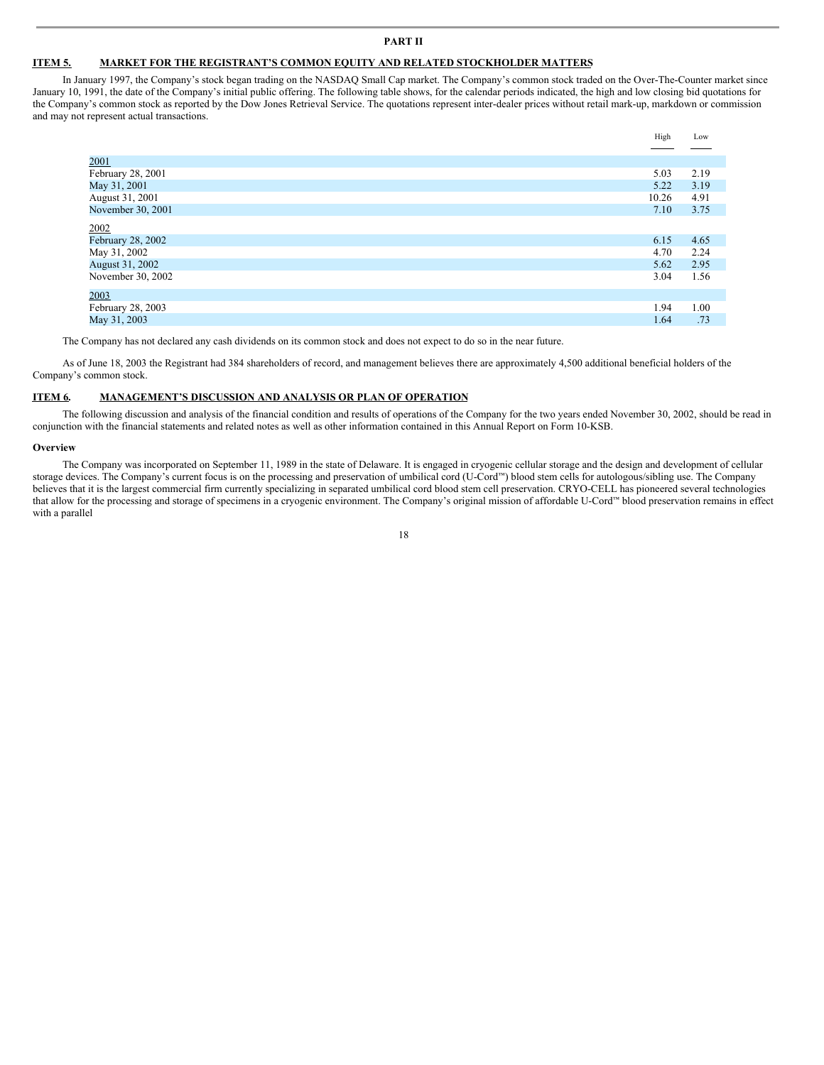# PART II

## ITEM 5. MARKET FOR THE REGISTRANT'S COMMON EQUITY AND RELATED STOCKHOLDER MATTERS

In January 1997, the Company's stock began trading on the NASDAQ Small Cap market. The Company's common stock traded on the Over-The-Counter market since January 10, 1991, the date of the Company's initial public offering. The following table shows, for the calendar periods indicated, the high and low closing bid quotations for the Company's common stock as reported by the Dow Jones Retrieval Service. The quotations represent inter-dealer prices without retail mark-up, markdown or commission and may not represent actual transactions.

| | High | Low |
|---|---|---|
| 2001 | | |
| February 28, 2001 | 5.03 | 2.19 |
| May 31, 2001 | 5.22 | 3.19 |
| August 31, 2001 | 10.26 | 4.91 |
| November 30, 2001 | 7.10 | 3.75 |
| 2002 | | |
| February 28, 2002 | 6.15 | 4.65 |
| May 31, 2002 | 4.70 | 2.24 |
| August 31, 2002 | 5.62 | 2.95 |
| November 30, 2002 | 3.04 | 1.56 |
| 2003 | | |
| February 28, 2003 | 1.94 | 1.00 |
| May 31, 2003 | 1.64 | .73 |

The Company has not declared any cash dividends on its common stock and does not expect to do so in the near future.

As of June 18, 2003 the Registrant had 384 shareholders of record, and management believes there are approximately 4,500 additional beneficial holders of the Company's common stock.

## ITEM 6. MANAGEMENT'S DISCUSSION AND ANALYSIS OR PLAN OF OPERATION

The following discussion and analysis of the financial condition and results of operations of the Company for the two years ended November 30, 2002, should be read in conjunction with the financial statements and related notes as well as other information contained in this Annual Report on Form 10-KSB.

**Overview**

The Company was incorporated on September 11, 1989 in the state of Delaware. It is engaged in cryogenic cellular storage and the design and development of cellular storage devices. The Company's current focus is on the processing and preservation of umbilical cord (U-Cord™) blood stem cells for autologous/sibling use. The Company believes that it is the largest commercial firm currently specializing in separated umbilical cord blood stem cell preservation. CRYO-CELL has pioneered several technologies that allow for the processing and storage of specimens in a cryogenic environment. The Company's original mission of affordable U-Cord™ blood preservation remains in effect with a parallel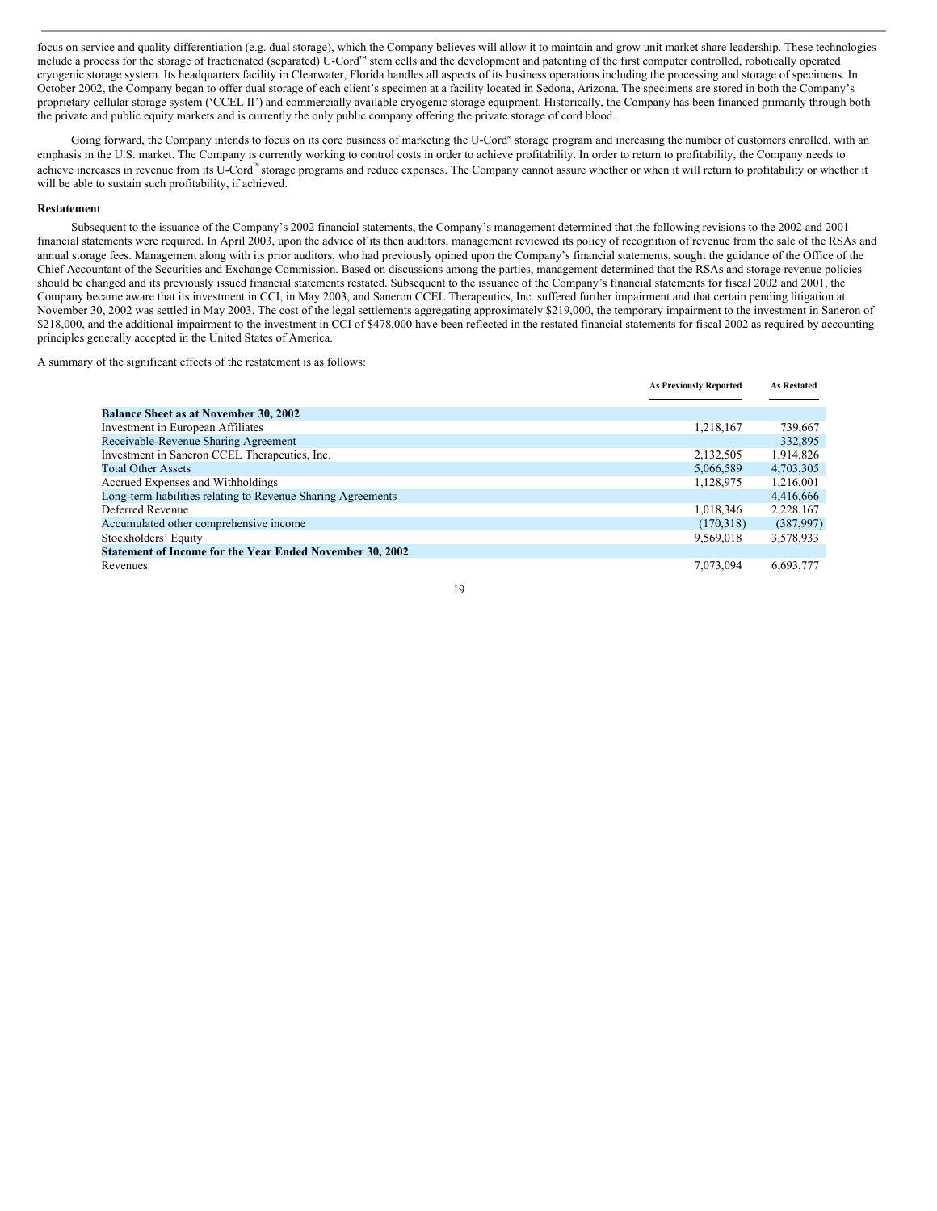focus on service and quality differentiation (e.g. dual storage), which the Company believes will allow it to maintain and grow unit market share leadership. These technologies include a process for the storage of fractionated (separated) U-Cord™ stem cells and the development and patenting of the first computer controlled, robotically operated cryogenic storage system. Its headquarters facility in Clearwater, Florida handles all aspects of its business operations including the processing and storage of specimens. In October 2002, the Company began to offer dual storage of each client's specimen at a facility located in Sedona, Arizona. The specimens are stored in both the Company's proprietary cellular storage system ('CCEL II') and commercially available cryogenic storage equipment. Historically, the Company has been financed primarily through both the private and public equity markets and is currently the only public company offering the private storage of cord blood.

Going forward, the Company intends to focus on its core business of marketing the U-Cord™ storage program and increasing the number of customers enrolled, with an emphasis in the U.S. market. The Company is currently working to control costs in order to achieve profitability. In order to return to profitability, the Company needs to achieve increases in revenue from its U-Cord™ storage programs and reduce expenses. The Company cannot assure whether or when it will return to profitability or whether it will be able to sustain such profitability, if achieved.

**Restatement**

Subsequent to the issuance of the Company's 2002 financial statements, the Company's management determined that the following revisions to the 2002 and 2001 financial statements were required. In April 2003, upon the advice of its then auditors, management reviewed its policy of recognition of revenue from the sale of the RSAs and annual storage fees. Management along with its prior auditors, who had previously opined upon the Company's financial statements, sought the guidance of the Office of the Chief Accountant of the Securities and Exchange Commission. Based on discussions among the parties, management determined that the RSAs and storage revenue policies should be changed and its previously issued financial statements restated. Subsequent to the issuance of the Company's financial statements for fiscal 2002 and 2001, the Company became aware that its investment in CCI, in May 2003, and Saneron CCEL Therapeutics, Inc. suffered further impairment and that certain pending litigation at November 30, 2002 was settled in May 2003. The cost of the legal settlements aggregating approximately $219,000, the temporary impairment to the investment in Saneron of $218,000, and the additional impairment to the investment in CCI of $478,000 have been reflected in the restated financial statements for fiscal 2002 as required by accounting principles generally accepted in the United States of America.

A summary of the significant effects of the restatement is as follows:

| | As Previously Reported | As Restated |
|---|---|---|
| **Balance Sheet as at November 30, 2002** | | |
| Investment in European Affiliates | 1,218,167 | 739,667 |
| Receivable-Revenue Sharing Agreement | — | 332,895 |
| Investment in Saneron CCEL Therapeutics, Inc. | 2,132,505 | 1,914,826 |
| Total Other Assets | 5,066,589 | 4,703,305 |
| Accrued Expenses and Withholdings | 1,128,975 | 1,216,001 |
| Long-term liabilities relating to Revenue Sharing Agreements | — | 4,416,666 |
| Deferred Revenue | 1,018,346 | 2,228,167 |
| Accumulated other comprehensive income | (170,318) | (387,997) |
| Stockholders' Equity | 9,569,018 | 3,578,933 |
| **Statement of Income for the Year Ended November 30, 2002** | | |
| Revenues | 7,073,094 | 6,693,777 |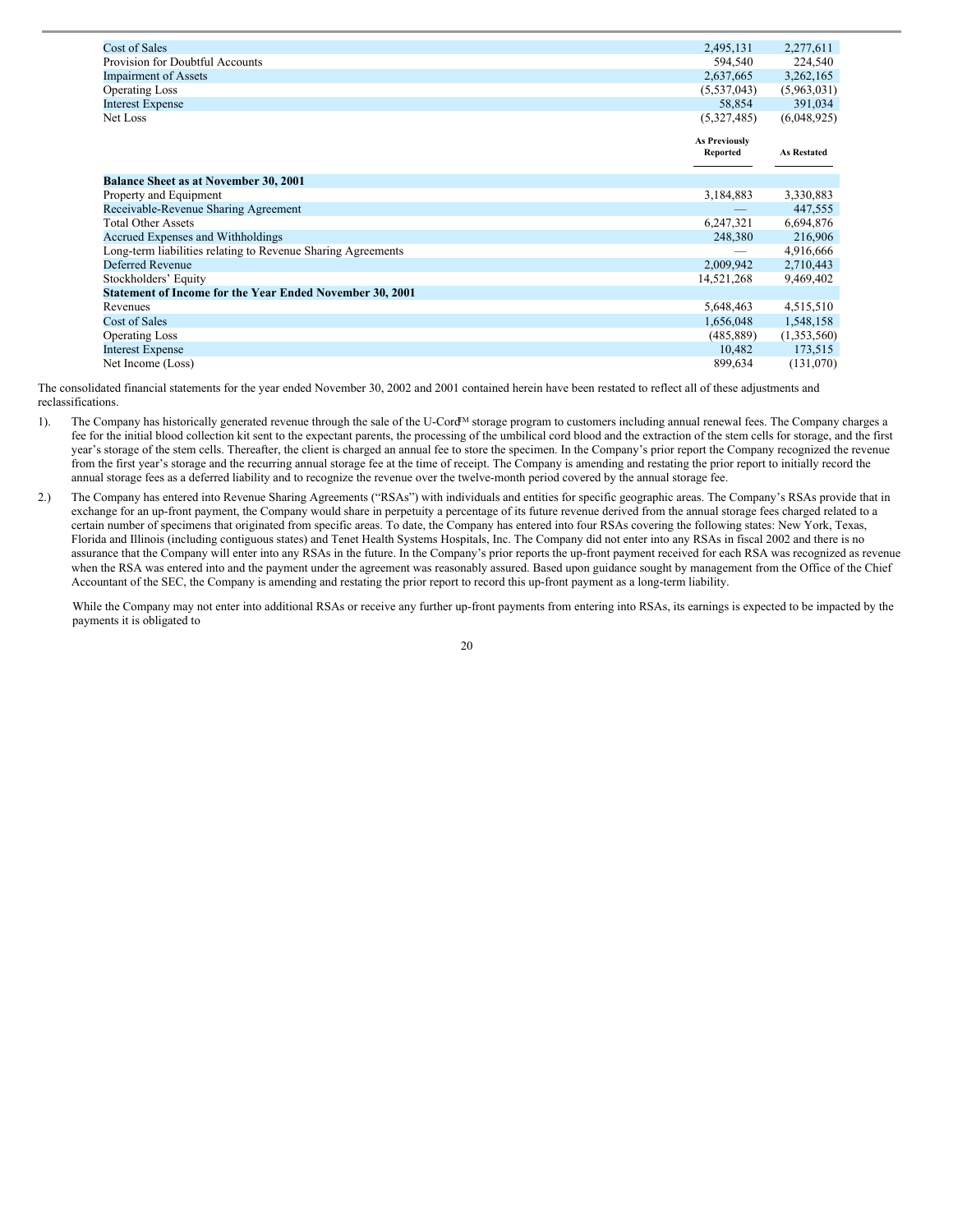| | | |
|---|---|---|
| Cost of Sales | 2,495,131 | 2,277,611 |
| Provision for Doubtful Accounts | 594,540 | 224,540 |
| Impairment of Assets | 2,637,665 | 3,262,165 |
| Operating Loss | (5,537,043) | (5,963,031) |
| Interest Expense | 58,854 | 391,034 |
| Net Loss | (5,327,485) | (6,048,925) |

| | As Previously Reported | As Restated |
|---|---|---|
| **Balance Sheet as at November 30, 2001** | | |
| Property and Equipment | 3,184,883 | 3,330,883 |
| Receivable-Revenue Sharing Agreement | — | 447,555 |
| Total Other Assets | 6,247,321 | 6,694,876 |
| Accrued Expenses and Withholdings | 248,380 | 216,906 |
| Long-term liabilities relating to Revenue Sharing Agreements | — | 4,916,666 |
| Deferred Revenue | 2,009,942 | 2,710,443 |
| Stockholders' Equity | 14,521,268 | 9,469,402 |
| **Statement of Income for the Year Ended November 30, 2001** | | |
| Revenues | 5,648,463 | 4,515,510 |
| Cost of Sales | 1,656,048 | 1,548,158 |
| Operating Loss | (485,889) | (1,353,560) |
| Interest Expense | 10,482 | 173,515 |
| Net Income (Loss) | 899,634 | (131,070) |

The consolidated financial statements for the year ended November 30, 2002 and 2001 contained herein have been restated to reflect all of these adjustments and reclassifications.

1). The Company has historically generated revenue through the sale of the U-Cord™ storage program to customers including annual renewal fees. The Company charges a fee for the initial blood collection kit sent to the expectant parents, the processing of the umbilical cord blood and the extraction of the stem cells for storage, and the first year's storage of the stem cells. Thereafter, the client is charged an annual fee to store the specimen. In the Company's prior report the Company recognized the revenue from the first year's storage and the recurring annual storage fee at the time of receipt. The Company is amending and restating the prior report to initially record the annual storage fees as a deferred liability and to recognize the revenue over the twelve-month period covered by the annual storage fee.

2.) The Company has entered into Revenue Sharing Agreements ("RSAs") with individuals and entities for specific geographic areas. The Company's RSAs provide that in exchange for an up-front payment, the Company would share in perpetuity a percentage of its future revenue derived from the annual storage fees charged related to a certain number of specimens that originated from specific areas. To date, the Company has entered into four RSAs covering the following states: New York, Texas, Florida and Illinois (including contiguous states) and Tenet Health Systems Hospitals, Inc. The Company did not enter into any RSAs in fiscal 2002 and there is no assurance that the Company will enter into any RSAs in the future. In the Company's prior reports the up-front payment received for each RSA was recognized as revenue when the RSA was entered into and the payment under the agreement was reasonably assured. Based upon guidance sought by management from the Office of the Chief Accountant of the SEC, the Company is amending and restating the prior report to record this up-front payment as a long-term liability.

While the Company may not enter into additional RSAs or receive any further up-front payments from entering into RSAs, its earnings is expected to be impacted by the payments it is obligated to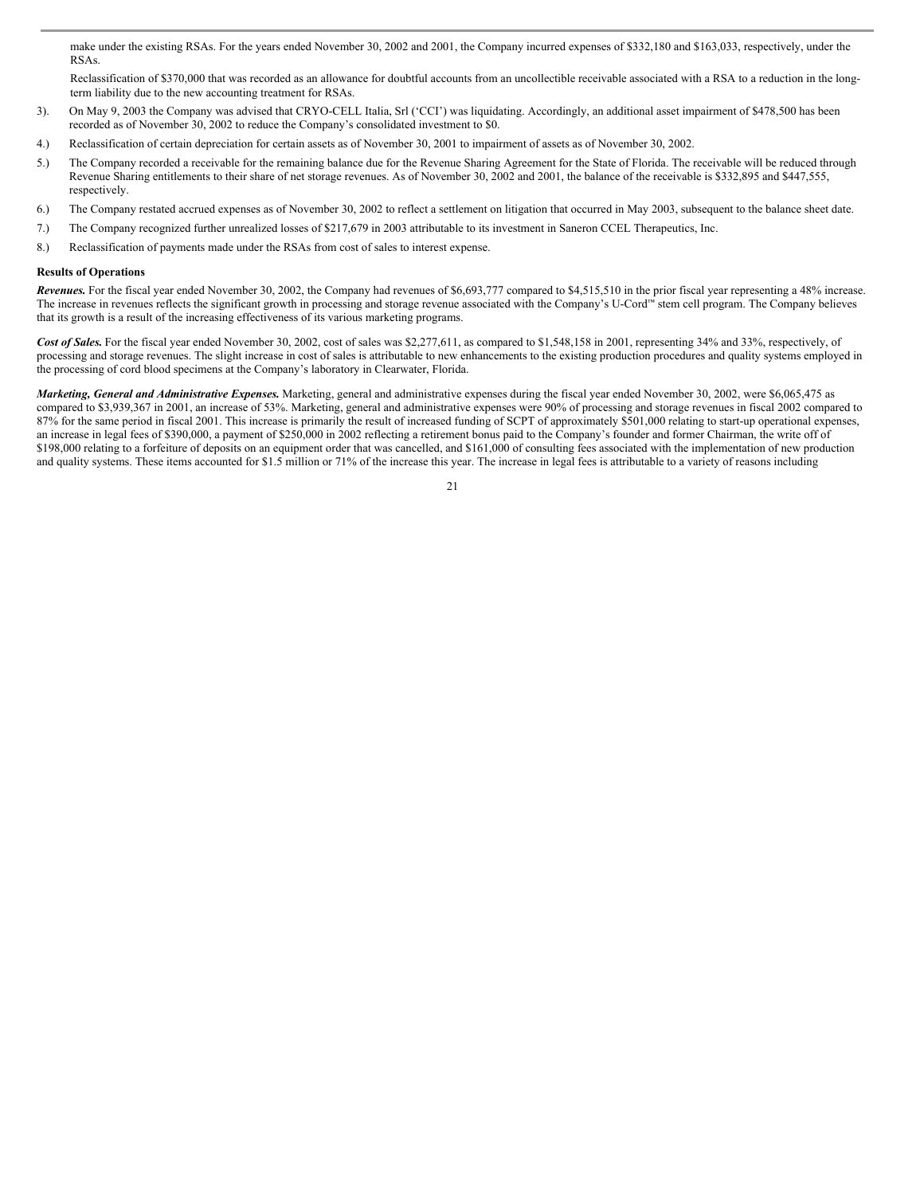make under the existing RSAs. For the years ended November 30, 2002 and 2001, the Company incurred expenses of $332,180 and $163,033, respectively, under the RSAs.

Reclassification of $370,000 that was recorded as an allowance for doubtful accounts from an uncollectible receivable associated with a RSA to a reduction in the long-term liability due to the new accounting treatment for RSAs.

3). On May 9, 2003 the Company was advised that CRYO-CELL Italia, Srl ('CCI') was liquidating. Accordingly, an additional asset impairment of $478,500 has been recorded as of November 30, 2002 to reduce the Company's consolidated investment to $0.

4.) Reclassification of certain depreciation for certain assets as of November 30, 2001 to impairment of assets as of November 30, 2002.

5.) The Company recorded a receivable for the remaining balance due for the Revenue Sharing Agreement for the State of Florida. The receivable will be reduced through Revenue Sharing entitlements to their share of net storage revenues. As of November 30, 2002 and 2001, the balance of the receivable is $332,895 and $447,555, respectively.

6.) The Company restated accrued expenses as of November 30, 2002 to reflect a settlement on litigation that occurred in May 2003, subsequent to the balance sheet date.

7.) The Company recognized further unrealized losses of $217,679 in 2003 attributable to its investment in Saneron CCEL Therapeutics, Inc.

8.) Reclassification of payments made under the RSAs from cost of sales to interest expense.

**Results of Operations**

***Revenues.*** For the fiscal year ended November 30, 2002, the Company had revenues of $6,693,777 compared to $4,515,510 in the prior fiscal year representing a 48% increase. The increase in revenues reflects the significant growth in processing and storage revenue associated with the Company's U-Cord™ stem cell program. The Company believes that its growth is a result of the increasing effectiveness of its various marketing programs.

***Cost of Sales.*** For the fiscal year ended November 30, 2002, cost of sales was $2,277,611, as compared to $1,548,158 in 2001, representing 34% and 33%, respectively, of processing and storage revenues. The slight increase in cost of sales is attributable to new enhancements to the existing production procedures and quality systems employed in the processing of cord blood specimens at the Company's laboratory in Clearwater, Florida.

***Marketing, General and Administrative Expenses.*** Marketing, general and administrative expenses during the fiscal year ended November 30, 2002, were $6,065,475 as compared to $3,939,367 in 2001, an increase of 53%. Marketing, general and administrative expenses were 90% of processing and storage revenues in fiscal 2002 compared to 87% for the same period in fiscal 2001. This increase is primarily the result of increased funding of SCPT of approximately $501,000 relating to start-up operational expenses, an increase in legal fees of $390,000, a payment of $250,000 in 2002 reflecting a retirement bonus paid to the Company's founder and former Chairman, the write off of $198,000 relating to a forfeiture of deposits on an equipment order that was cancelled, and $161,000 of consulting fees associated with the implementation of new production and quality systems. These items accounted for $1.5 million or 71% of the increase this year. The increase in legal fees is attributable to a variety of reasons including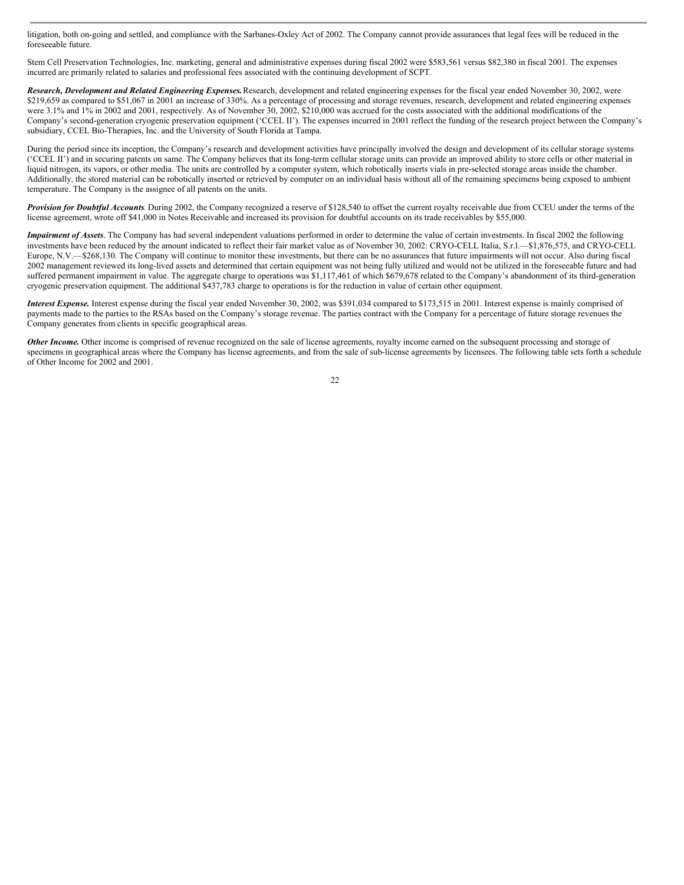litigation, both on-going and settled, and compliance with the Sarbanes-Oxley Act of 2002. The Company cannot provide assurances that legal fees will be reduced in the foreseeable future.

Stem Cell Preservation Technologies, Inc. marketing, general and administrative expenses during fiscal 2002 were $583,561 versus $82,380 in fiscal 2001. The expenses incurred are primarily related to salaries and professional fees associated with the continuing development of SCPT.

***Research, Development and Related Engineering Expenses.*** Research, development and related engineering expenses for the fiscal year ended November 30, 2002, were $219,659 as compared to $51,067 in 2001 an increase of 330%. As a percentage of processing and storage revenues, research, development and related engineering expenses were 3.1% and 1% in 2002 and 2001, respectively. As of November 30, 2002, $210,000 was accrued for the costs associated with the additional modifications of the Company's second-generation cryogenic preservation equipment ('CCEL II'). The expenses incurred in 2001 reflect the funding of the research project between the Company's subsidiary, CCEL Bio-Therapies, Inc. and the University of South Florida at Tampa.

During the period since its inception, the Company's research and development activities have principally involved the design and development of its cellular storage systems ('CCEL II') and in securing patents on same. The Company believes that its long-term cellular storage units can provide an improved ability to store cells or other material in liquid nitrogen, its vapors, or other media. The units are controlled by a computer system, which robotically inserts vials in pre-selected storage areas inside the chamber. Additionally, the stored material can be robotically inserted or retrieved by computer on an individual basis without all of the remaining specimens being exposed to ambient temperature. The Company is the assignee of all patents on the units.

***Provision for Doubtful Accounts.*** During 2002, the Company recognized a reserve of $128,540 to offset the current royalty receivable due from CCEU under the terms of the license agreement, wrote off $41,000 in Notes Receivable and increased its provision for doubtful accounts on its trade receivables by $55,000.

***Impairment of Assets.*** The Company has had several independent valuations performed in order to determine the value of certain investments. In fiscal 2002 the following investments have been reduced by the amount indicated to reflect their fair market value as of November 30, 2002: CRYO-CELL Italia, S.r.l.—$1,876,575, and CRYO-CELL Europe, N.V.—$268,130. The Company will continue to monitor these investments, but there can be no assurances that future impairments will not occur. Also during fiscal 2002 management reviewed its long-lived assets and determined that certain equipment was not being fully utilized and would not be utilized in the foreseeable future and had suffered permanent impairment in value. The aggregate charge to operations was $1,117,461 of which $679,678 related to the Company's abandonment of its third-generation cryogenic preservation equipment. The additional $437,783 charge to operations is for the reduction in value of certain other equipment.

***Interest Expense.*** Interest expense during the fiscal year ended November 30, 2002, was $391,034 compared to $173,515 in 2001. Interest expense is mainly comprised of payments made to the parties to the RSAs based on the Company's storage revenue. The parties contract with the Company for a percentage of future storage revenues the Company generates from clients in specific geographical areas.

***Other Income.*** Other income is comprised of revenue recognized on the sale of license agreements, royalty income earned on the subsequent processing and storage of specimens in geographical areas where the Company has license agreements, and from the sale of sub-license agreements by licensees. The following table sets forth a schedule of Other Income for 2002 and 2001.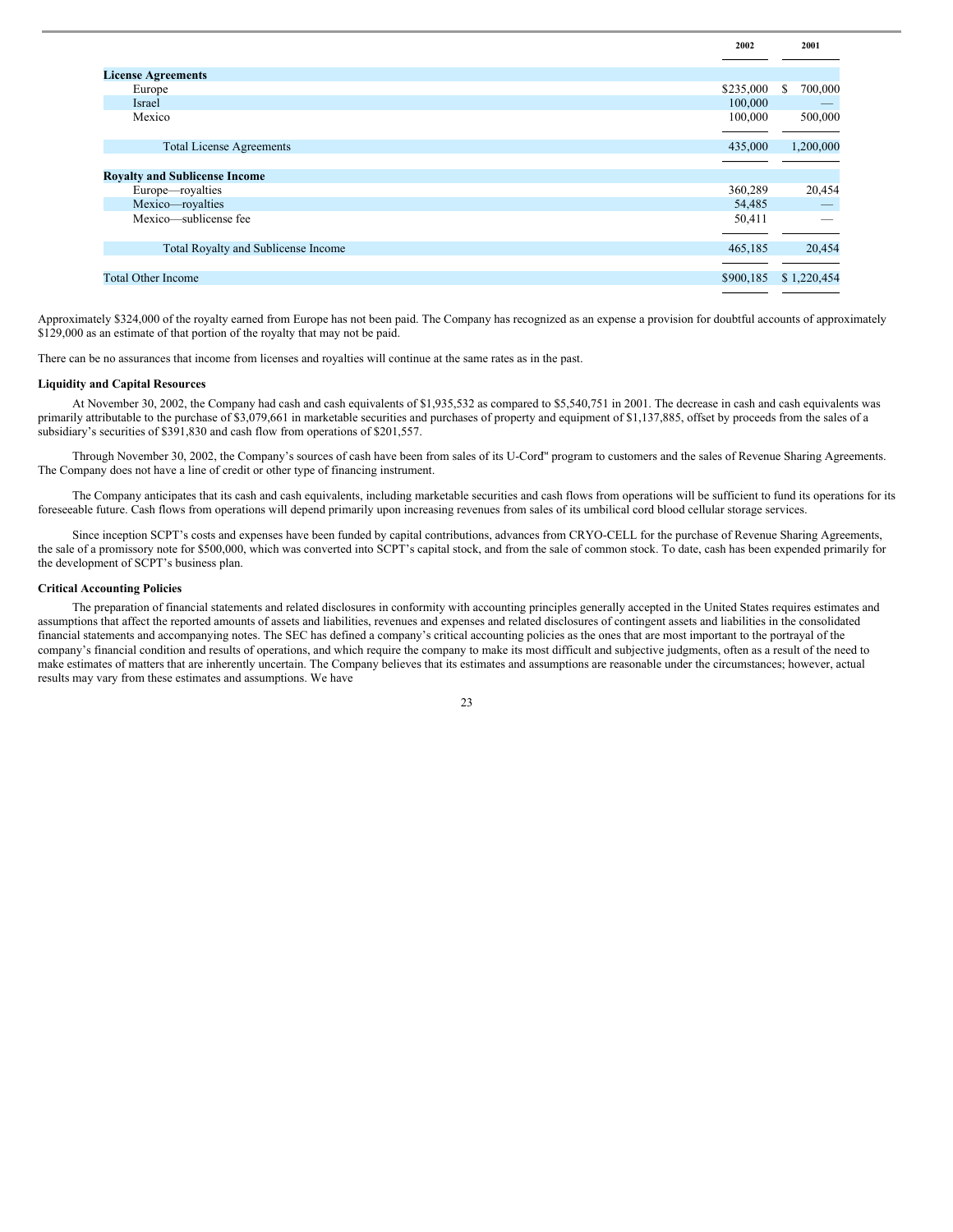| | 2002 | 2001 |
|---|---|---|
| **License Agreements** | | |
| Europe | $235,000 | $ 700,000 |
| Israel | 100,000 | — |
| Mexico | 100,000 | 500,000 |
| Total License Agreements | 435,000 | 1,200,000 |
| **Royalty and Sublicense Income** | | |
| Europe—royalties | 360,289 | 20,454 |
| Mexico—royalties | 54,485 | — |
| Mexico—sublicense fee | 50,411 | — |
| Total Royalty and Sublicense Income | 465,185 | 20,454 |
| Total Other Income | $900,185 | $ 1,220,454 |

Approximately $324,000 of the royalty earned from Europe has not been paid. The Company has recognized as an expense a provision for doubtful accounts of approximately $129,000 as an estimate of that portion of the royalty that may not be paid.

There can be no assurances that income from licenses and royalties will continue at the same rates as in the past.

**Liquidity and Capital Resources**

At November 30, 2002, the Company had cash and cash equivalents of $1,935,532 as compared to $5,540,751 in 2001. The decrease in cash and cash equivalents was primarily attributable to the purchase of $3,079,661 in marketable securities and purchases of property and equipment of $1,137,885, offset by proceeds from the sales of a subsidiary's securities of $391,830 and cash flow from operations of $201,557.

Through November 30, 2002, the Company's sources of cash have been from sales of its U-Cord™ program to customers and the sales of Revenue Sharing Agreements. The Company does not have a line of credit or other type of financing instrument.

The Company anticipates that its cash and cash equivalents, including marketable securities and cash flows from operations will be sufficient to fund its operations for its foreseeable future. Cash flows from operations will depend primarily upon increasing revenues from sales of its umbilical cord blood cellular storage services.

Since inception SCPT's costs and expenses have been funded by capital contributions, advances from CRYO-CELL for the purchase of Revenue Sharing Agreements, the sale of a promissory note for $500,000, which was converted into SCPT's capital stock, and from the sale of common stock. To date, cash has been expended primarily for the development of SCPT's business plan.

**Critical Accounting Policies**

The preparation of financial statements and related disclosures in conformity with accounting principles generally accepted in the United States requires estimates and assumptions that affect the reported amounts of assets and liabilities, revenues and expenses and related disclosures of contingent assets and liabilities in the consolidated financial statements and accompanying notes. The SEC has defined a company's critical accounting policies as the ones that are most important to the portrayal of the company's financial condition and results of operations, and which require the company to make its most difficult and subjective judgments, often as a result of the need to make estimates of matters that are inherently uncertain. The Company believes that its estimates and assumptions are reasonable under the circumstances; however, actual results may vary from these estimates and assumptions. We have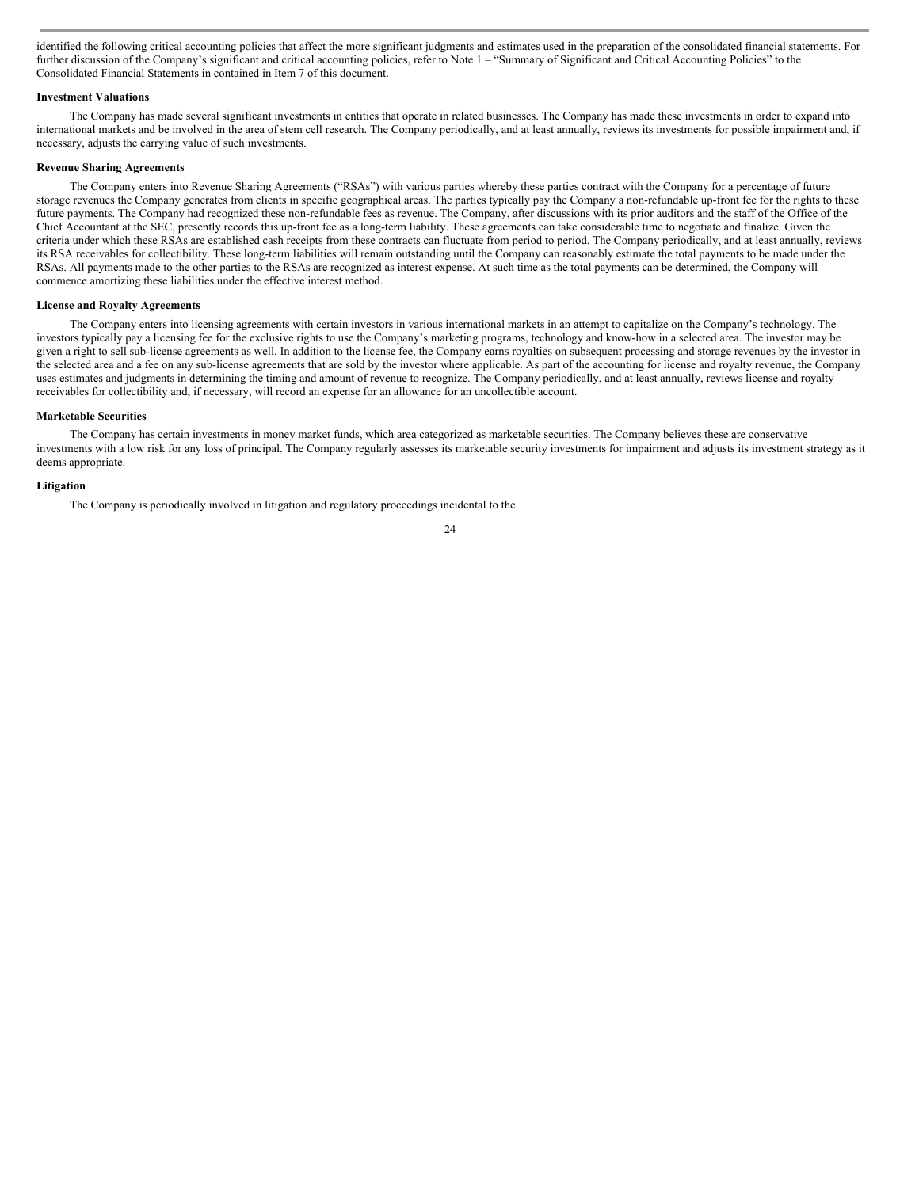identified the following critical accounting policies that affect the more significant judgments and estimates used in the preparation of the consolidated financial statements. For further discussion of the Company's significant and critical accounting policies, refer to Note 1 – "Summary of Significant and Critical Accounting Policies" to the Consolidated Financial Statements in contained in Item 7 of this document.

**Investment Valuations**

The Company has made several significant investments in entities that operate in related businesses. The Company has made these investments in order to expand into international markets and be involved in the area of stem cell research. The Company periodically, and at least annually, reviews its investments for possible impairment and, if necessary, adjusts the carrying value of such investments.

**Revenue Sharing Agreements**

The Company enters into Revenue Sharing Agreements ("RSAs") with various parties whereby these parties contract with the Company for a percentage of future storage revenues the Company generates from clients in specific geographical areas. The parties typically pay the Company a non-refundable up-front fee for the rights to these future payments. The Company had recognized these non-refundable fees as revenue. The Company, after discussions with its prior auditors and the staff of the Office of the Chief Accountant at the SEC, presently records this up-front fee as a long-term liability. These agreements can take considerable time to negotiate and finalize. Given the criteria under which these RSAs are established cash receipts from these contracts can fluctuate from period to period. The Company periodically, and at least annually, reviews its RSA receivables for collectibility. These long-term liabilities will remain outstanding until the Company can reasonably estimate the total payments to be made under the RSAs. All payments made to the other parties to the RSAs are recognized as interest expense. At such time as the total payments can be determined, the Company will commence amortizing these liabilities under the effective interest method.

**License and Royalty Agreements**

The Company enters into licensing agreements with certain investors in various international markets in an attempt to capitalize on the Company's technology. The investors typically pay a licensing fee for the exclusive rights to use the Company's marketing programs, technology and know-how in a selected area. The investor may be given a right to sell sub-license agreements as well. In addition to the license fee, the Company earns royalties on subsequent processing and storage revenues by the investor in the selected area and a fee on any sub-license agreements that are sold by the investor where applicable. As part of the accounting for license and royalty revenue, the Company uses estimates and judgments in determining the timing and amount of revenue to recognize. The Company periodically, and at least annually, reviews license and royalty receivables for collectibility and, if necessary, will record an expense for an allowance for an uncollectible account.

**Marketable Securities**

The Company has certain investments in money market funds, which area categorized as marketable securities. The Company believes these are conservative investments with a low risk for any loss of principal. The Company regularly assesses its marketable security investments for impairment and adjusts its investment strategy as it deems appropriate.

**Litigation**

The Company is periodically involved in litigation and regulatory proceedings incidental to the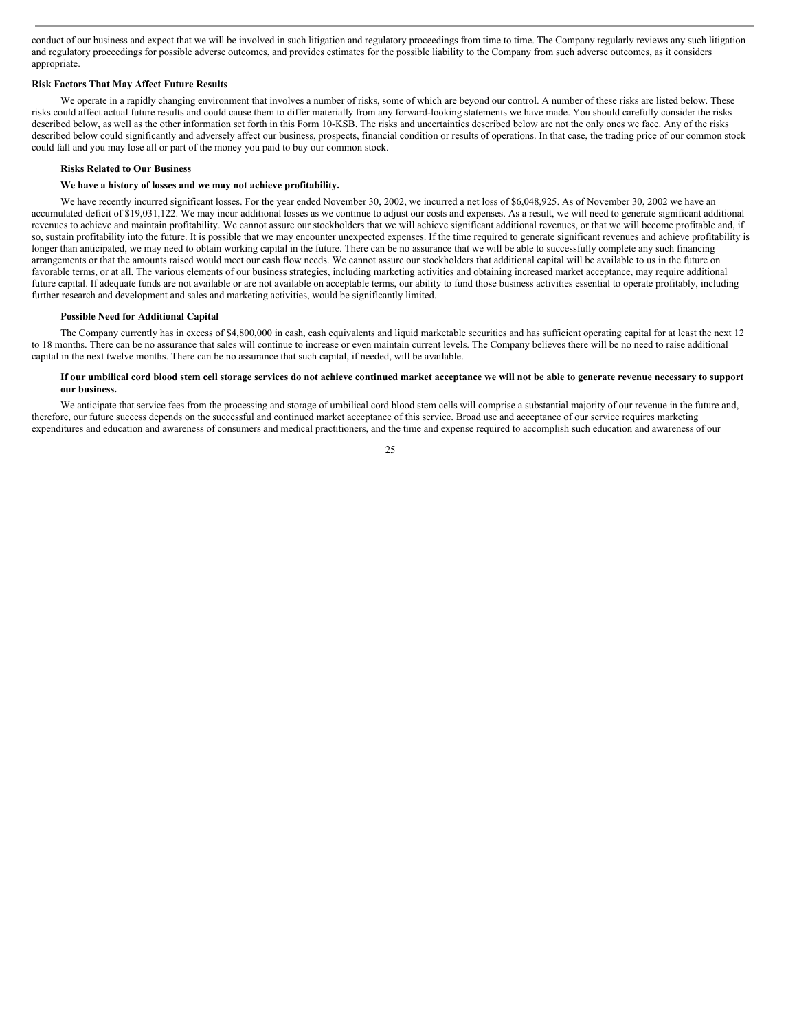conduct of our business and expect that we will be involved in such litigation and regulatory proceedings from time to time. The Company regularly reviews any such litigation and regulatory proceedings for possible adverse outcomes, and provides estimates for the possible liability to the Company from such adverse outcomes, as it considers appropriate.

**Risk Factors That May Affect Future Results**

We operate in a rapidly changing environment that involves a number of risks, some of which are beyond our control. A number of these risks are listed below. These risks could affect actual future results and could cause them to differ materially from any forward-looking statements we have made. You should carefully consider the risks described below, as well as the other information set forth in this Form 10-KSB. The risks and uncertainties described below are not the only ones we face. Any of the risks described below could significantly and adversely affect our business, prospects, financial condition or results of operations. In that case, the trading price of our common stock could fall and you may lose all or part of the money you paid to buy our common stock.

**Risks Related to Our Business**

**We have a history of losses and we may not achieve profitability.**

We have recently incurred significant losses. For the year ended November 30, 2002, we incurred a net loss of $6,048,925. As of November 30, 2002 we have an accumulated deficit of $19,031,122. We may incur additional losses as we continue to adjust our costs and expenses. As a result, we will need to generate significant additional revenues to achieve and maintain profitability. We cannot assure our stockholders that we will achieve significant additional revenues, or that we will become profitable and, if so, sustain profitability into the future. It is possible that we may encounter unexpected expenses. If the time required to generate significant revenues and achieve profitability is longer than anticipated, we may need to obtain working capital in the future. There can be no assurance that we will be able to successfully complete any such financing arrangements or that the amounts raised would meet our cash flow needs. We cannot assure our stockholders that additional capital will be available to us in the future on favorable terms, or at all. The various elements of our business strategies, including marketing activities and obtaining increased market acceptance, may require additional future capital. If adequate funds are not available or are not available on acceptable terms, our ability to fund those business activities essential to operate profitably, including further research and development and sales and marketing activities, would be significantly limited.

**Possible Need for Additional Capital**

The Company currently has in excess of $4,800,000 in cash, cash equivalents and liquid marketable securities and has sufficient operating capital for at least the next 12 to 18 months. There can be no assurance that sales will continue to increase or even maintain current levels. The Company believes there will be no need to raise additional capital in the next twelve months. There can be no assurance that such capital, if needed, will be available.

**If our umbilical cord blood stem cell storage services do not achieve continued market acceptance we will not be able to generate revenue necessary to support our business.**

We anticipate that service fees from the processing and storage of umbilical cord blood stem cells will comprise a substantial majority of our revenue in the future and, therefore, our future success depends on the successful and continued market acceptance of this service. Broad use and acceptance of our service requires marketing expenditures and education and awareness of consumers and medical practitioners, and the time and expense required to accomplish such education and awareness of our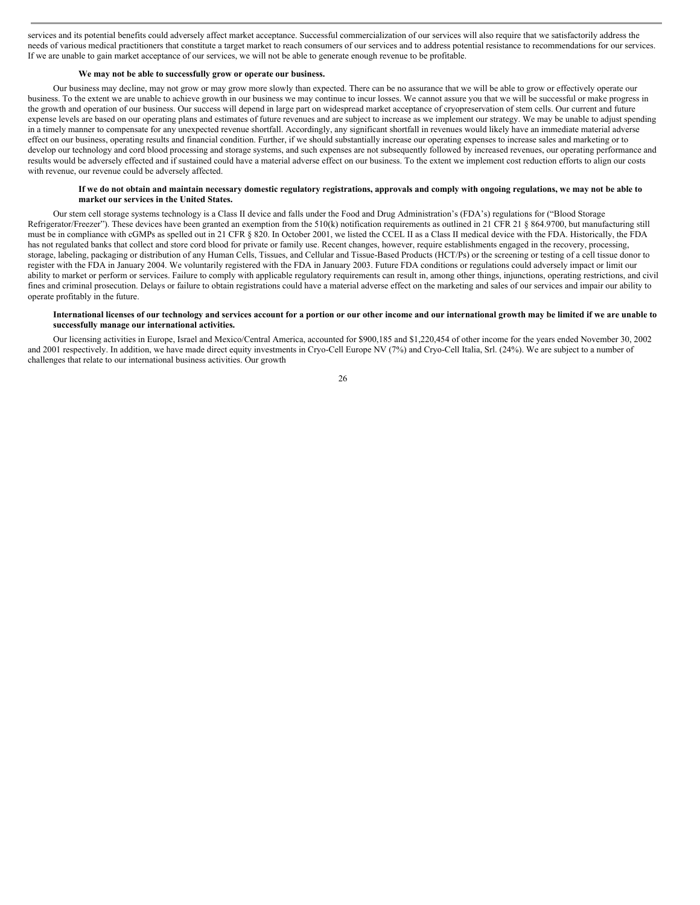services and its potential benefits could adversely affect market acceptance. Successful commercialization of our services will also require that we satisfactorily address the needs of various medical practitioners that constitute a target market to reach consumers of our services and to address potential resistance to recommendations for our services. If we are unable to gain market acceptance of our services, we will not be able to generate enough revenue to be profitable.

**We may not be able to successfully grow or operate our business.**

Our business may decline, may not grow or may grow more slowly than expected. There can be no assurance that we will be able to grow or effectively operate our business. To the extent we are unable to achieve growth in our business we may continue to incur losses. We cannot assure you that we will be successful or make progress in the growth and operation of our business. Our success will depend in large part on widespread market acceptance of cryopreservation of stem cells. Our current and future expense levels are based on our operating plans and estimates of future revenues and are subject to increase as we implement our strategy. We may be unable to adjust spending in a timely manner to compensate for any unexpected revenue shortfall. Accordingly, any significant shortfall in revenues would likely have an immediate material adverse effect on our business, operating results and financial condition. Further, if we should substantially increase our operating expenses to increase sales and marketing or to develop our technology and cord blood processing and storage systems, and such expenses are not subsequently followed by increased revenues, our operating performance and results would be adversely effected and if sustained could have a material adverse effect on our business. To the extent we implement cost reduction efforts to align our costs with revenue, our revenue could be adversely affected.

**If we do not obtain and maintain necessary domestic regulatory registrations, approvals and comply with ongoing regulations, we may not be able to market our services in the United States.**

Our stem cell storage systems technology is a Class II device and falls under the Food and Drug Administration's (FDA's) regulations for ("Blood Storage Refrigerator/Freezer"). These devices have been granted an exemption from the 510(k) notification requirements as outlined in 21 CFR 21 § 864.9700, but manufacturing still must be in compliance with cGMPs as spelled out in 21 CFR § 820. In October 2001, we listed the CCEL II as a Class II medical device with the FDA. Historically, the FDA has not regulated banks that collect and store cord blood for private or family use. Recent changes, however, require establishments engaged in the recovery, processing, storage, labeling, packaging or distribution of any Human Cells, Tissues, and Cellular and Tissue-Based Products (HCT/Ps) or the screening or testing of a cell tissue donor to register with the FDA in January 2004. We voluntarily registered with the FDA in January 2003. Future FDA conditions or regulations could adversely impact or limit our ability to market or perform or services. Failure to comply with applicable regulatory requirements can result in, among other things, injunctions, operating restrictions, and civil fines and criminal prosecution. Delays or failure to obtain registrations could have a material adverse effect on the marketing and sales of our services and impair our ability to operate profitably in the future.

**International licenses of our technology and services account for a portion or our other income and our international growth may be limited if we are unable to successfully manage our international activities.**

Our licensing activities in Europe, Israel and Mexico/Central America, accounted for $900,185 and $1,220,454 of other income for the years ended November 30, 2002 and 2001 respectively. In addition, we have made direct equity investments in Cryo-Cell Europe NV (7%) and Cryo-Cell Italia, Srl. (24%). We are subject to a number of challenges that relate to our international business activities. Our growth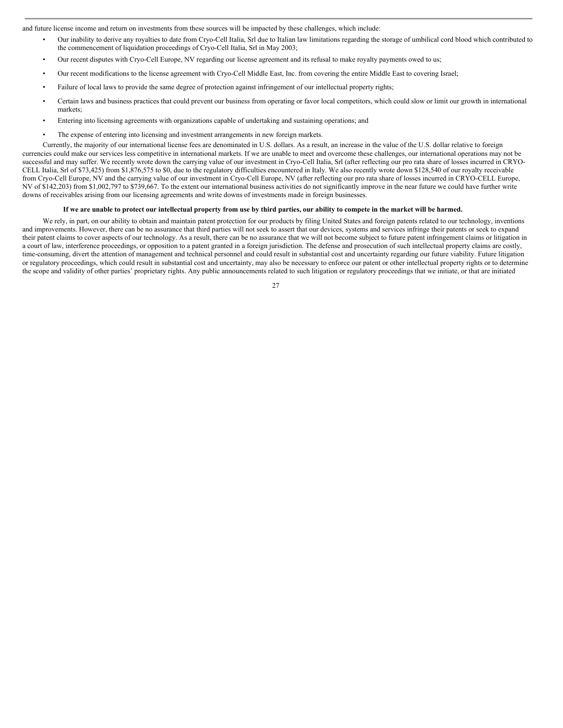and future license income and return on investments from these sources will be impacted by these challenges, which include:

- Our inability to derive any royalties to date from Cryo-Cell Italia, Srl due to Italian law limitations regarding the storage of umbilical cord blood which contributed to the commencement of liquidation proceedings of Cryo-Cell Italia, Srl in May 2003;
- Our recent disputes with Cryo-Cell Europe, NV regarding our license agreement and its refusal to make royalty payments owed to us;
- Our recent modifications to the license agreement with Cryo-Cell Middle East, Inc. from covering the entire Middle East to covering Israel;
- Failure of local laws to provide the same degree of protection against infringement of our intellectual property rights;
- Certain laws and business practices that could prevent our business from operating or favor local competitors, which could slow or limit our growth in international markets;
- Entering into licensing agreements with organizations capable of undertaking and sustaining operations; and
- The expense of entering into licensing and investment arrangements in new foreign markets.

Currently, the majority of our international license fees are denominated in U.S. dollars. As a result, an increase in the value of the U.S. dollar relative to foreign currencies could make our services less competitive in international markets. If we are unable to meet and overcome these challenges, our international operations may not be successful and may suffer. We recently wrote down the carrying value of our investment in Cryo-Cell Italia, Srl (after reflecting our pro rata share of losses incurred in CRYO-CELL Italia, Srl of $73,425) from $1,876,575 to $0, due to the regulatory difficulties encountered in Italy. We also recently wrote down $128,540 of our royalty receivable from Cryo-Cell Europe, NV and the carrying value of our investment in Cryo-Cell Europe, NV (after reflecting our pro rata share of losses incurred in CRYO-CELL Europe, NV of $142,203) from $1,002,797 to $739,667. To the extent our international business activities do not significantly improve in the near future we could have further write downs of receivables arising from our licensing agreements and write downs of investments made in foreign businesses.

**If we are unable to protect our intellectual property from use by third parties, our ability to compete in the market will be harmed.**

We rely, in part, on our ability to obtain and maintain patent protection for our products by filing United States and foreign patents related to our technology, inventions and improvements. However, there can be no assurance that third parties will not seek to assert that our devices, systems and services infringe their patents or seek to expand their patent claims to cover aspects of our technology. As a result, there can be no assurance that we will not become subject to future patent infringement claims or litigation in a court of law, interference proceedings, or opposition to a patent granted in a foreign jurisdiction. The defense and prosecution of such intellectual property claims are costly, time-consuming, divert the attention of management and technical personnel and could result in substantial cost and uncertainty regarding our future viability. Future litigation or regulatory proceedings, which could result in substantial cost and uncertainty, may also be necessary to enforce our patent or other intellectual property rights or to determine the scope and validity of other parties' proprietary rights. Any public announcements related to such litigation or regulatory proceedings that we initiate, or that are initiated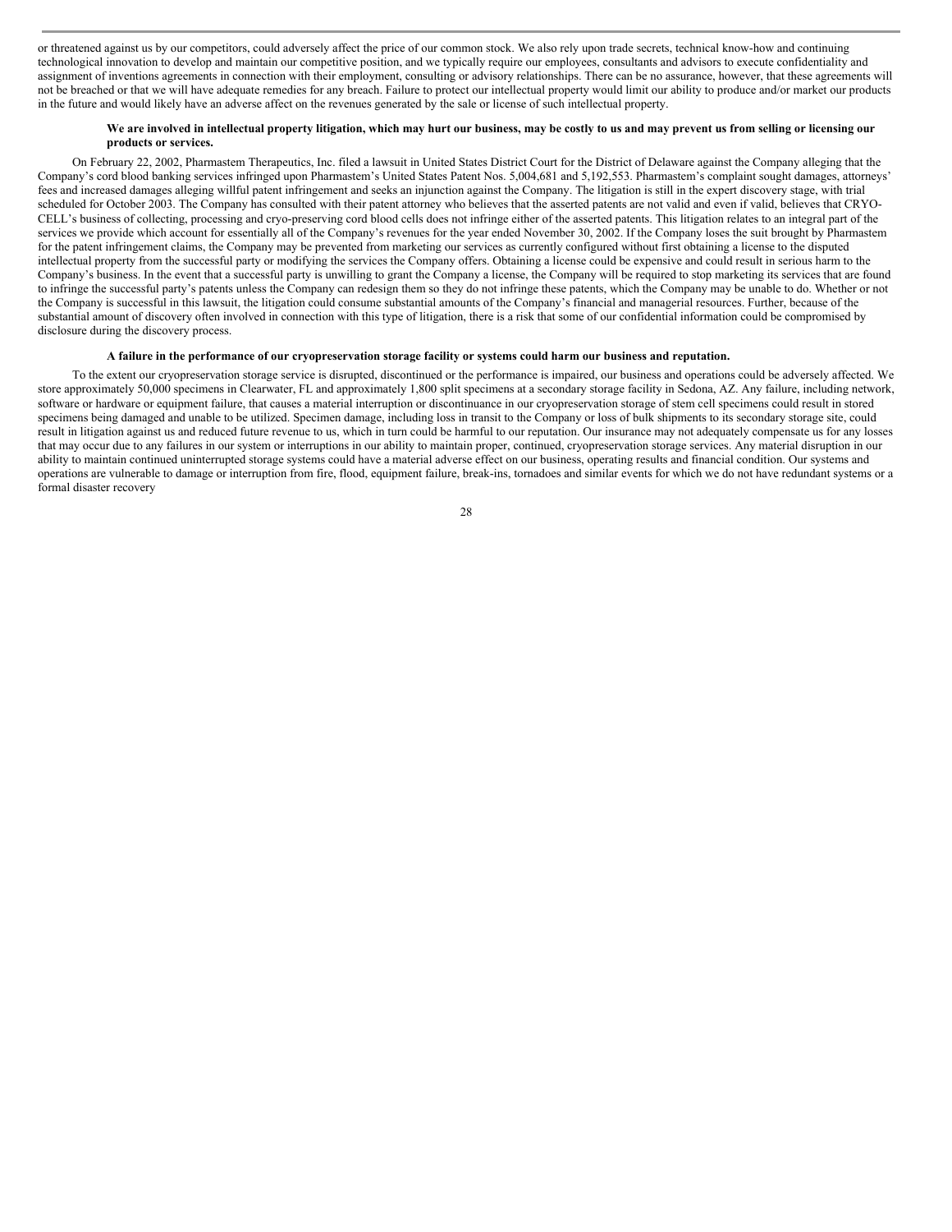or threatened against us by our competitors, could adversely affect the price of our common stock. We also rely upon trade secrets, technical know-how and continuing technological innovation to develop and maintain our competitive position, and we typically require our employees, consultants and advisors to execute confidentiality and assignment of inventions agreements in connection with their employment, consulting or advisory relationships. There can be no assurance, however, that these agreements will not be breached or that we will have adequate remedies for any breach. Failure to protect our intellectual property would limit our ability to produce and/or market our products in the future and would likely have an adverse affect on the revenues generated by the sale or license of such intellectual property.

**We are involved in intellectual property litigation, which may hurt our business, may be costly to us and may prevent us from selling or licensing our products or services.**

On February 22, 2002, Pharmastem Therapeutics, Inc. filed a lawsuit in United States District Court for the District of Delaware against the Company alleging that the Company's cord blood banking services infringed upon Pharmastem's United States Patent Nos. 5,004,681 and 5,192,553. Pharmastem's complaint sought damages, attorneys' fees and increased damages alleging willful patent infringement and seeks an injunction against the Company. The litigation is still in the expert discovery stage, with trial scheduled for October 2003. The Company has consulted with their patent attorney who believes that the asserted patents are not valid and even if valid, believes that CRYO-CELL's business of collecting, processing and cryo-preserving cord blood cells does not infringe either of the asserted patents. This litigation relates to an integral part of the services we provide which account for essentially all of the Company's revenues for the year ended November 30, 2002. If the Company loses the suit brought by Pharmastem for the patent infringement claims, the Company may be prevented from marketing our services as currently configured without first obtaining a license to the disputed intellectual property from the successful party or modifying the services the Company offers. Obtaining a license could be expensive and could result in serious harm to the Company's business. In the event that a successful party is unwilling to grant the Company a license, the Company will be required to stop marketing its services that are found to infringe the successful party's patents unless the Company can redesign them so they do not infringe these patents, which the Company may be unable to do. Whether or not the Company is successful in this lawsuit, the litigation could consume substantial amounts of the Company's financial and managerial resources. Further, because of the substantial amount of discovery often involved in connection with this type of litigation, there is a risk that some of our confidential information could be compromised by disclosure during the discovery process.

**A failure in the performance of our cryopreservation storage facility or systems could harm our business and reputation.**

To the extent our cryopreservation storage service is disrupted, discontinued or the performance is impaired, our business and operations could be adversely affected. We store approximately 50,000 specimens in Clearwater, FL and approximately 1,800 split specimens at a secondary storage facility in Sedona, AZ. Any failure, including network, software or hardware or equipment failure, that causes a material interruption or discontinuance in our cryopreservation storage of stem cell specimens could result in stored specimens being damaged and unable to be utilized. Specimen damage, including loss in transit to the Company or loss of bulk shipments to its secondary storage site, could result in litigation against us and reduced future revenue to us, which in turn could be harmful to our reputation. Our insurance may not adequately compensate us for any losses that may occur due to any failures in our system or interruptions in our ability to maintain proper, continued, cryopreservation storage services. Any material disruption in our ability to maintain continued uninterrupted storage systems could have a material adverse effect on our business, operating results and financial condition. Our systems and operations are vulnerable to damage or interruption from fire, flood, equipment failure, break-ins, tornadoes and similar events for which we do not have redundant systems or a formal disaster recovery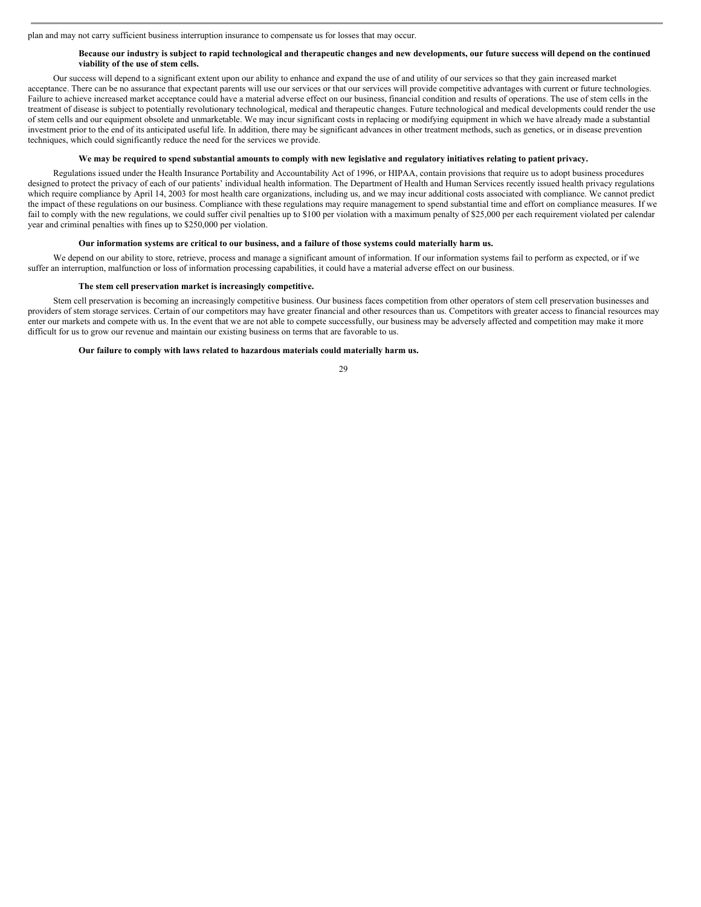plan and may not carry sufficient business interruption insurance to compensate us for losses that may occur.

**Because our industry is subject to rapid technological and therapeutic changes and new developments, our future success will depend on the continued viability of the use of stem cells.**

Our success will depend to a significant extent upon our ability to enhance and expand the use of and utility of our services so that they gain increased market acceptance. There can be no assurance that expectant parents will use our services or that our services will provide competitive advantages with current or future technologies. Failure to achieve increased market acceptance could have a material adverse effect on our business, financial condition and results of operations. The use of stem cells in the treatment of disease is subject to potentially revolutionary technological, medical and therapeutic changes. Future technological and medical developments could render the use of stem cells and our equipment obsolete and unmarketable. We may incur significant costs in replacing or modifying equipment in which we have already made a substantial investment prior to the end of its anticipated useful life. In addition, there may be significant advances in other treatment methods, such as genetics, or in disease prevention techniques, which could significantly reduce the need for the services we provide.

**We may be required to spend substantial amounts to comply with new legislative and regulatory initiatives relating to patient privacy.**

Regulations issued under the Health Insurance Portability and Accountability Act of 1996, or HIPAA, contain provisions that require us to adopt business procedures designed to protect the privacy of each of our patients' individual health information. The Department of Health and Human Services recently issued health privacy regulations which require compliance by April 14, 2003 for most health care organizations, including us, and we may incur additional costs associated with compliance. We cannot predict the impact of these regulations on our business. Compliance with these regulations may require management to spend substantial time and effort on compliance measures. If we fail to comply with the new regulations, we could suffer civil penalties up to $100 per violation with a maximum penalty of $25,000 per each requirement violated per calendar year and criminal penalties with fines up to $250,000 per violation.

**Our information systems are critical to our business, and a failure of those systems could materially harm us.**

We depend on our ability to store, retrieve, process and manage a significant amount of information. If our information systems fail to perform as expected, or if we suffer an interruption, malfunction or loss of information processing capabilities, it could have a material adverse effect on our business.

**The stem cell preservation market is increasingly competitive.**

Stem cell preservation is becoming an increasingly competitive business. Our business faces competition from other operators of stem cell preservation businesses and providers of stem storage services. Certain of our competitors may have greater financial and other resources than us. Competitors with greater access to financial resources may enter our markets and compete with us. In the event that we are not able to compete successfully, our business may be adversely affected and competition may make it more difficult for us to grow our revenue and maintain our existing business on terms that are favorable to us.

**Our failure to comply with laws related to hazardous materials could materially harm us.**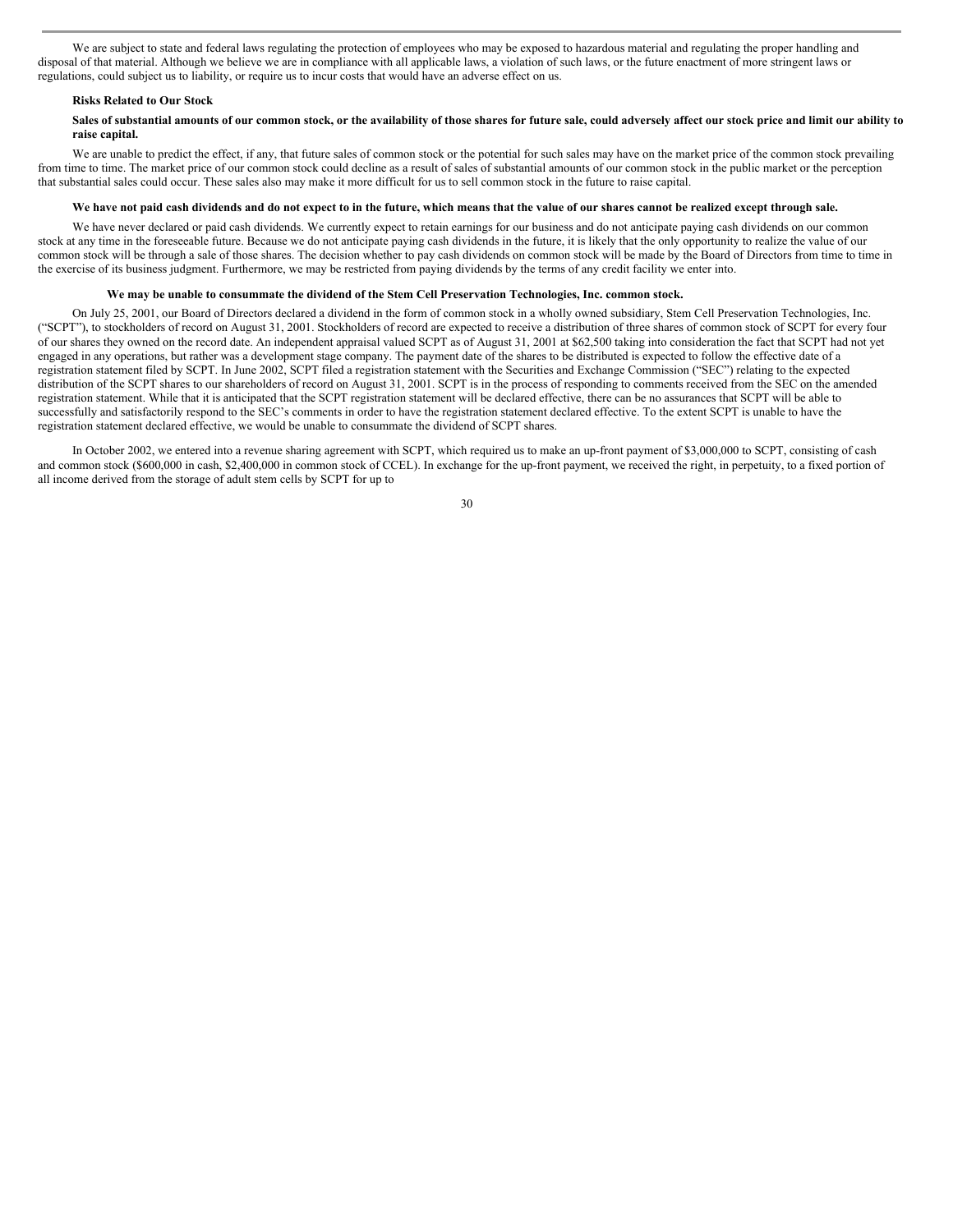We are subject to state and federal laws regulating the protection of employees who may be exposed to hazardous material and regulating the proper handling and disposal of that material. Although we believe we are in compliance with all applicable laws, a violation of such laws, or the future enactment of more stringent laws or regulations, could subject us to liability, or require us to incur costs that would have an adverse effect on us.

**Risks Related to Our Stock**

**Sales of substantial amounts of our common stock, or the availability of those shares for future sale, could adversely affect our stock price and limit our ability to raise capital.**

We are unable to predict the effect, if any, that future sales of common stock or the potential for such sales may have on the market price of the common stock prevailing from time to time. The market price of our common stock could decline as a result of sales of substantial amounts of our common stock in the public market or the perception that substantial sales could occur. These sales also may make it more difficult for us to sell common stock in the future to raise capital.

**We have not paid cash dividends and do not expect to in the future, which means that the value of our shares cannot be realized except through sale.**

We have never declared or paid cash dividends. We currently expect to retain earnings for our business and do not anticipate paying cash dividends on our common stock at any time in the foreseeable future. Because we do not anticipate paying cash dividends in the future, it is likely that the only opportunity to realize the value of our common stock will be through a sale of those shares. The decision whether to pay cash dividends on common stock will be made by the Board of Directors from time to time in the exercise of its business judgment. Furthermore, we may be restricted from paying dividends by the terms of any credit facility we enter into.

**We may be unable to consummate the dividend of the Stem Cell Preservation Technologies, Inc. common stock.**

On July 25, 2001, our Board of Directors declared a dividend in the form of common stock in a wholly owned subsidiary, Stem Cell Preservation Technologies, Inc. ("SCPT"), to stockholders of record on August 31, 2001. Stockholders of record are expected to receive a distribution of three shares of common stock of SCPT for every four of our shares they owned on the record date. An independent appraisal valued SCPT as of August 31, 2001 at $62,500 taking into consideration the fact that SCPT had not yet engaged in any operations, but rather was a development stage company. The payment date of the shares to be distributed is expected to follow the effective date of a registration statement filed by SCPT. In June 2002, SCPT filed a registration statement with the Securities and Exchange Commission ("SEC") relating to the expected distribution of the SCPT shares to our shareholders of record on August 31, 2001. SCPT is in the process of responding to comments received from the SEC on the amended registration statement. While that it is anticipated that the SCPT registration statement will be declared effective, there can be no assurances that SCPT will be able to successfully and satisfactorily respond to the SEC's comments in order to have the registration statement declared effective. To the extent SCPT is unable to have the registration statement declared effective, we would be unable to consummate the dividend of SCPT shares.

In October 2002, we entered into a revenue sharing agreement with SCPT, which required us to make an up-front payment of $3,000,000 to SCPT, consisting of cash and common stock ($600,000 in cash, $2,400,000 in common stock of CCEL). In exchange for the up-front payment, we received the right, in perpetuity, to a fixed portion of all income derived from the storage of adult stem cells by SCPT for up to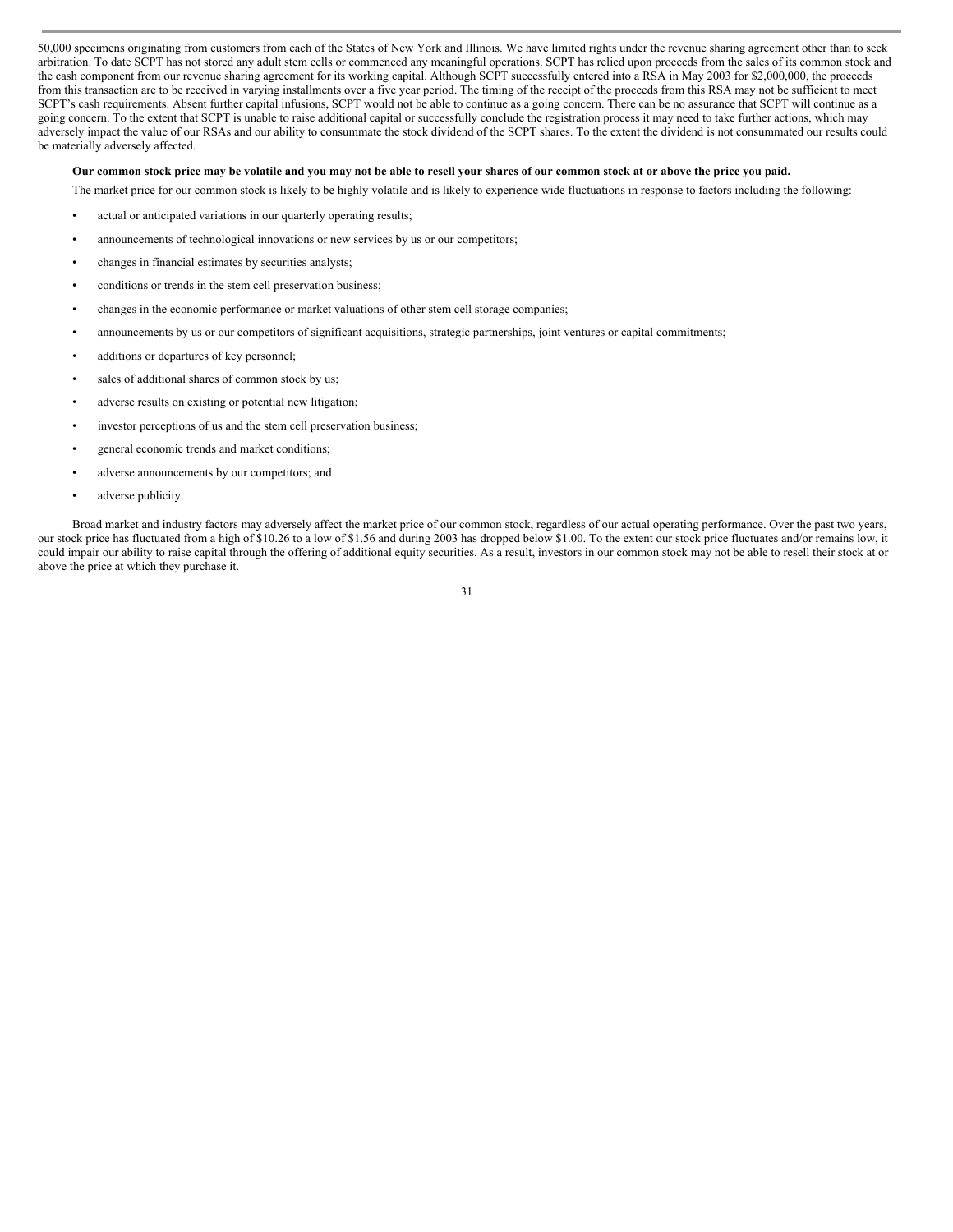50,000 specimens originating from customers from each of the States of New York and Illinois. We have limited rights under the revenue sharing agreement other than to seek arbitration. To date SCPT has not stored any adult stem cells or commenced any meaningful operations. SCPT has relied upon proceeds from the sales of its common stock and the cash component from our revenue sharing agreement for its working capital. Although SCPT successfully entered into a RSA in May 2003 for $2,000,000, the proceeds from this transaction are to be received in varying installments over a five year period. The timing of the receipt of the proceeds from this RSA may not be sufficient to meet SCPT's cash requirements. Absent further capital infusions, SCPT would not be able to continue as a going concern. There can be no assurance that SCPT will continue as a going concern. To the extent that SCPT is unable to raise additional capital or successfully conclude the registration process it may need to take further actions, which may adversely impact the value of our RSAs and our ability to consummate the stock dividend of the SCPT shares. To the extent the dividend is not consummated our results could be materially adversely affected.

**Our common stock price may be volatile and you may not be able to resell your shares of our common stock at or above the price you paid.**

The market price for our common stock is likely to be highly volatile and is likely to experience wide fluctuations in response to factors including the following:

- actual or anticipated variations in our quarterly operating results;
- announcements of technological innovations or new services by us or our competitors;
- changes in financial estimates by securities analysts;
- conditions or trends in the stem cell preservation business;
- changes in the economic performance or market valuations of other stem cell storage companies;
- announcements by us or our competitors of significant acquisitions, strategic partnerships, joint ventures or capital commitments;
- additions or departures of key personnel;
- sales of additional shares of common stock by us;
- adverse results on existing or potential new litigation;
- investor perceptions of us and the stem cell preservation business;
- general economic trends and market conditions;
- adverse announcements by our competitors; and
- adverse publicity.

Broad market and industry factors may adversely affect the market price of our common stock, regardless of our actual operating performance. Over the past two years, our stock price has fluctuated from a high of $10.26 to a low of $1.56 and during 2003 has dropped below $1.00. To the extent our stock price fluctuates and/or remains low, it could impair our ability to raise capital through the offering of additional equity securities. As a result, investors in our common stock may not be able to resell their stock at or above the price at which they purchase it.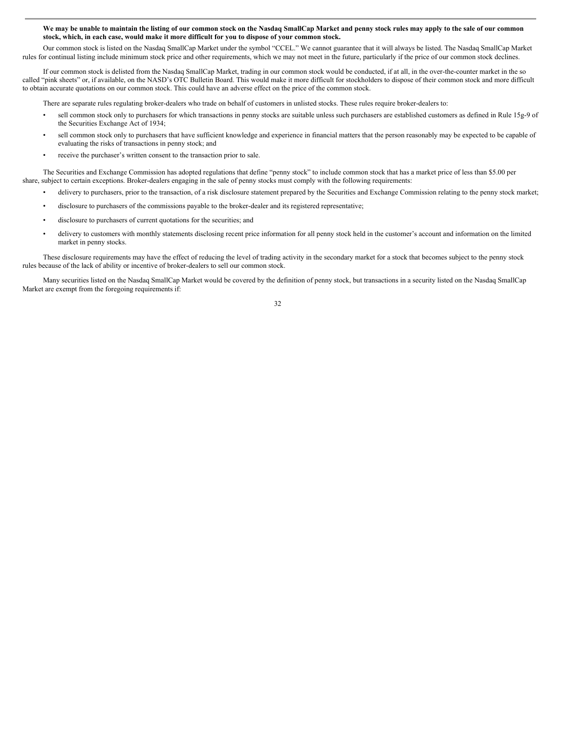**We may be unable to maintain the listing of our common stock on the Nasdaq SmallCap Market and penny stock rules may apply to the sale of our common stock, which, in each case, would make it more difficult for you to dispose of your common stock.**

Our common stock is listed on the Nasdaq SmallCap Market under the symbol "CCEL." We cannot guarantee that it will always be listed. The Nasdaq SmallCap Market rules for continual listing include minimum stock price and other requirements, which we may not meet in the future, particularly if the price of our common stock declines.

If our common stock is delisted from the Nasdaq SmallCap Market, trading in our common stock would be conducted, if at all, in the over-the-counter market in the so called "pink sheets" or, if available, on the NASD's OTC Bulletin Board. This would make it more difficult for stockholders to dispose of their common stock and more difficult to obtain accurate quotations on our common stock. This could have an adverse effect on the price of the common stock.

There are separate rules regulating broker-dealers who trade on behalf of customers in unlisted stocks. These rules require broker-dealers to:

- sell common stock only to purchasers for which transactions in penny stocks are suitable unless such purchasers are established customers as defined in Rule 15g-9 of the Securities Exchange Act of 1934;
- sell common stock only to purchasers that have sufficient knowledge and experience in financial matters that the person reasonably may be expected to be capable of evaluating the risks of transactions in penny stock; and
- receive the purchaser's written consent to the transaction prior to sale.

The Securities and Exchange Commission has adopted regulations that define "penny stock" to include common stock that has a market price of less than $5.00 per share, subject to certain exceptions. Broker-dealers engaging in the sale of penny stocks must comply with the following requirements:

- delivery to purchasers, prior to the transaction, of a risk disclosure statement prepared by the Securities and Exchange Commission relating to the penny stock market;
- disclosure to purchasers of the commissions payable to the broker-dealer and its registered representative;
- disclosure to purchasers of current quotations for the securities; and
- delivery to customers with monthly statements disclosing recent price information for all penny stock held in the customer's account and information on the limited market in penny stocks.

These disclosure requirements may have the effect of reducing the level of trading activity in the secondary market for a stock that becomes subject to the penny stock rules because of the lack of ability or incentive of broker-dealers to sell our common stock.

Many securities listed on the Nasdaq SmallCap Market would be covered by the definition of penny stock, but transactions in a security listed on the Nasdaq SmallCap Market are exempt from the foregoing requirements if: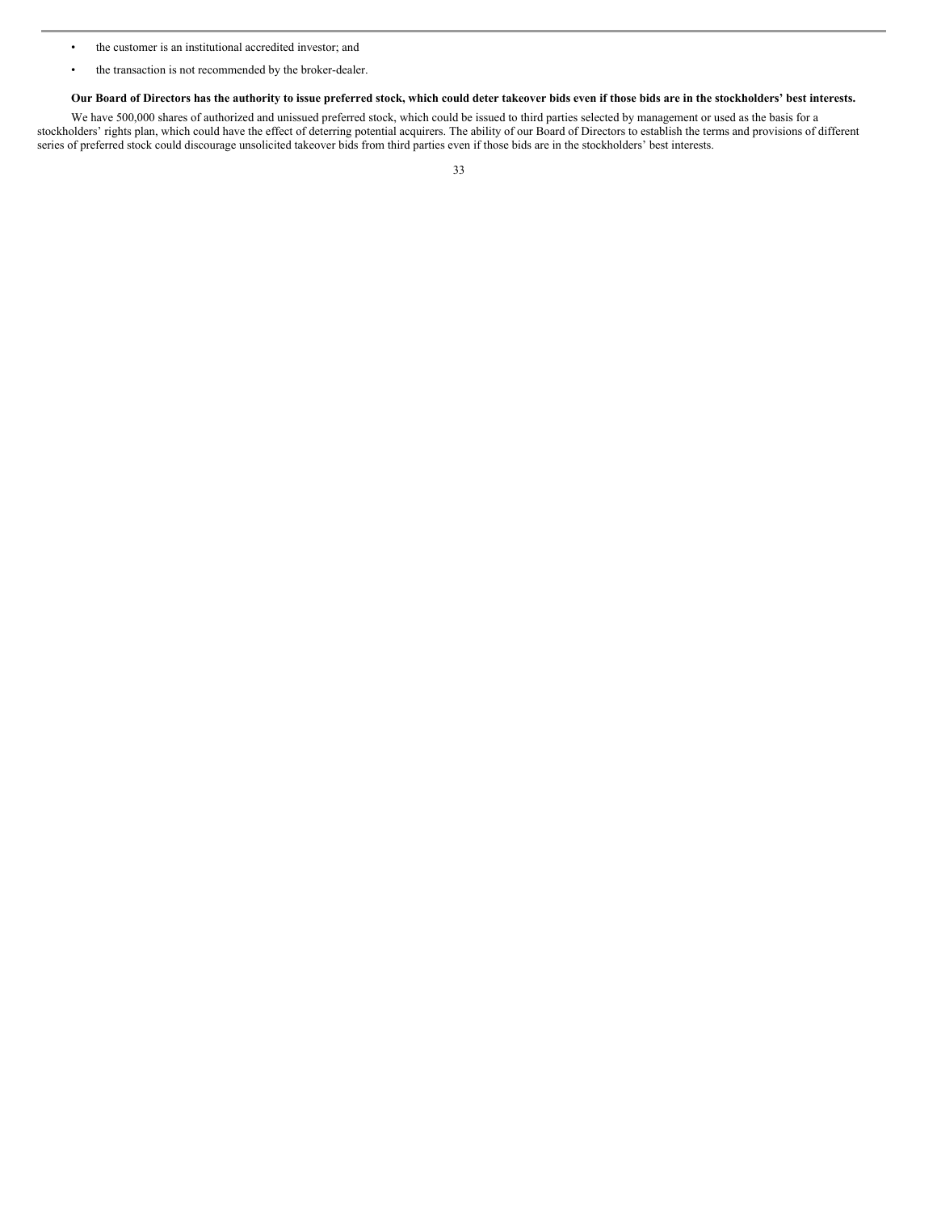- the customer is an institutional accredited investor; and
- the transaction is not recommended by the broker-dealer.

**Our Board of Directors has the authority to issue preferred stock, which could deter takeover bids even if those bids are in the stockholders' best interests.**

We have 500,000 shares of authorized and unissued preferred stock, which could be issued to third parties selected by management or used as the basis for a stockholders' rights plan, which could have the effect of deterring potential acquirers. The ability of our Board of Directors to establish the terms and provisions of different series of preferred stock could discourage unsolicited takeover bids from third parties even if those bids are in the stockholders' best interests.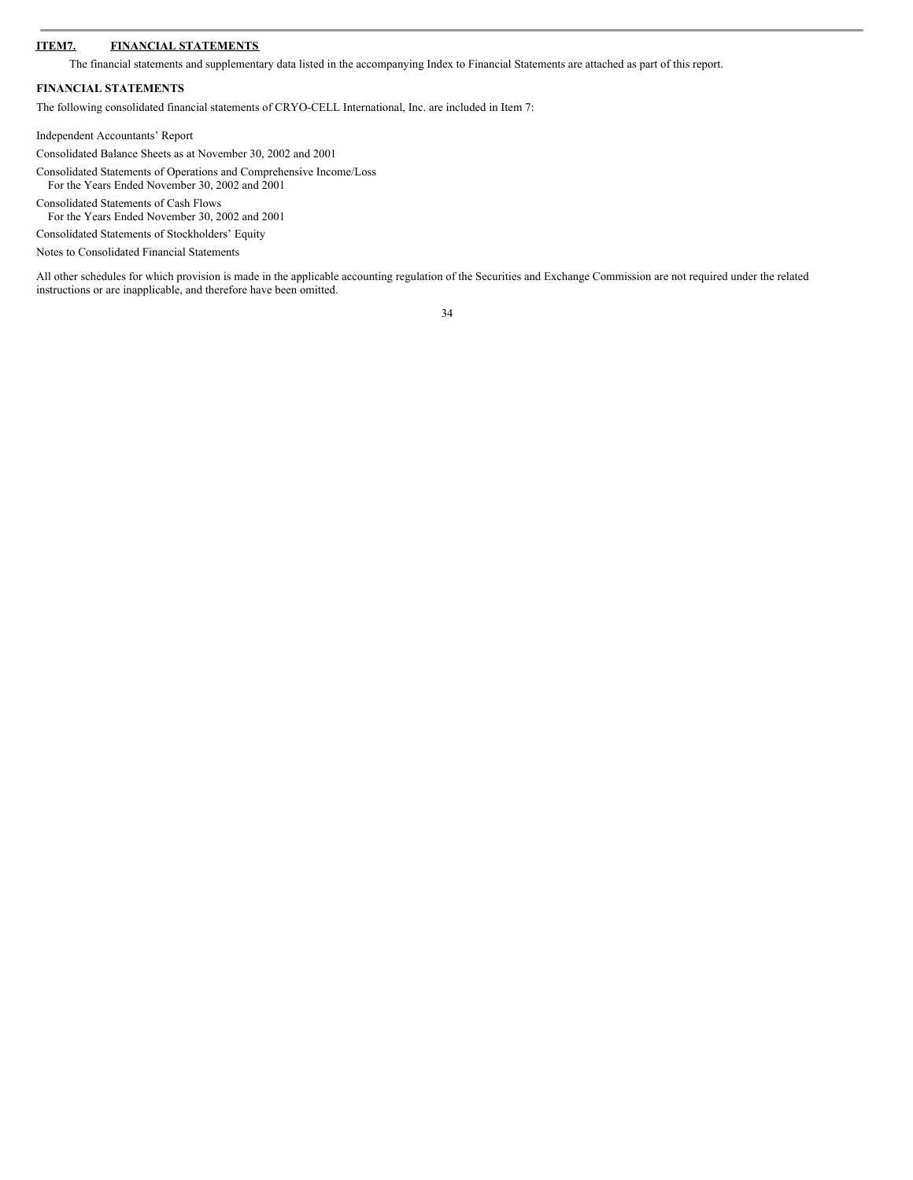## ITEM7. FINANCIAL STATEMENTS

The financial statements and supplementary data listed in the accompanying Index to Financial Statements are attached as part of this report.

**FINANCIAL STATEMENTS**

The following consolidated financial statements of CRYO-CELL International, Inc. are included in Item 7:

Independent Accountants' Report

Consolidated Balance Sheets as at November 30, 2002 and 2001

Consolidated Statements of Operations and Comprehensive Income/Loss
For the Years Ended November 30, 2002 and 2001

Consolidated Statements of Cash Flows
For the Years Ended November 30, 2002 and 2001

Consolidated Statements of Stockholders' Equity

Notes to Consolidated Financial Statements

All other schedules for which provision is made in the applicable accounting regulation of the Securities and Exchange Commission are not required under the related instructions or are inapplicable, and therefore have been omitted.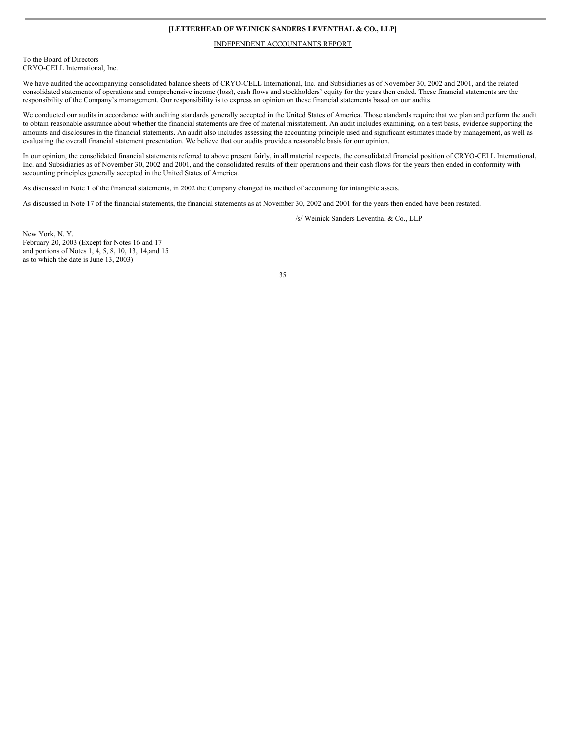**[LETTERHEAD OF WEINICK SANDERS LEVENTHAL & CO., LLP]**

INDEPENDENT ACCOUNTANTS REPORT

To the Board of Directors
CRYO-CELL International, Inc.

We have audited the accompanying consolidated balance sheets of CRYO-CELL International, Inc. and Subsidiaries as of November 30, 2002 and 2001, and the related consolidated statements of operations and comprehensive income (loss), cash flows and stockholders' equity for the years then ended. These financial statements are the responsibility of the Company's management. Our responsibility is to express an opinion on these financial statements based on our audits.

We conducted our audits in accordance with auditing standards generally accepted in the United States of America. Those standards require that we plan and perform the audit to obtain reasonable assurance about whether the financial statements are free of material misstatement. An audit includes examining, on a test basis, evidence supporting the amounts and disclosures in the financial statements. An audit also includes assessing the accounting principle used and significant estimates made by management, as well as evaluating the overall financial statement presentation. We believe that our audits provide a reasonable basis for our opinion.

In our opinion, the consolidated financial statements referred to above present fairly, in all material respects, the consolidated financial position of CRYO-CELL International, Inc. and Subsidiaries as of November 30, 2002 and 2001, and the consolidated results of their operations and their cash flows for the years then ended in conformity with accounting principles generally accepted in the United States of America.

As discussed in Note 1 of the financial statements, in 2002 the Company changed its method of accounting for intangible assets.

As discussed in Note 17 of the financial statements, the financial statements as at November 30, 2002 and 2001 for the years then ended have been restated.

/s/ Weinick Sanders Leventhal & Co., LLP

New York, N. Y.
February 20, 2003 (Except for Notes 16 and 17
and portions of Notes 1, 4, 5, 8, 10, 13, 14,and 15
as to which the date is June 13, 2003)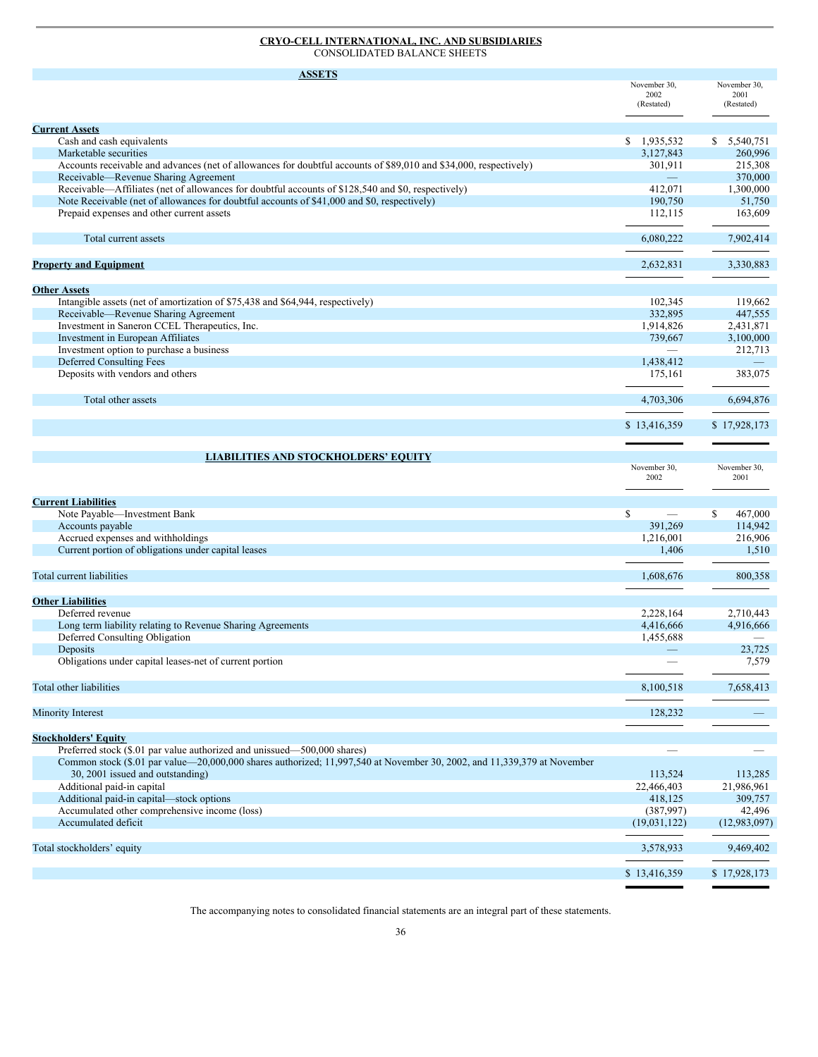**CRYO-CELL INTERNATIONAL, INC. AND SUBSIDIARIES**
CONSOLIDATED BALANCE SHEETS

| **ASSETS** | November 30, 2002 (Restated) | November 30, 2001 (Restated) |
|---|---|---|
| **Current Assets** | | |
| Cash and cash equivalents | $ 1,935,532 | $ 5,540,751 |
| Marketable securities | 3,127,843 | 260,996 |
| Accounts receivable and advances (net of allowances for doubtful accounts of $89,010 and $34,000, respectively) | 301,911 | 215,308 |
| Receivable—Revenue Sharing Agreement | — | 370,000 |
| Receivable—Affiliates (net of allowances for doubtful accounts of $128,540 and $0, respectively) | 412,071 | 1,300,000 |
| Note Receivable (net of allowances for doubtful accounts of $41,000 and $0, respectively) | 190,750 | 51,750 |
| Prepaid expenses and other current assets | 112,115 | 163,609 |
| Total current assets | 6,080,222 | 7,902,414 |
| **Property and Equipment** | 2,632,831 | 3,330,883 |
| **Other Assets** | | |
| Intangible assets (net of amortization of $75,438 and $64,944, respectively) | 102,345 | 119,662 |
| Receivable—Revenue Sharing Agreement | 332,895 | 447,555 |
| Investment in Saneron CCEL Therapeutics, Inc. | 1,914,826 | 2,431,871 |
| Investment in European Affiliates | 739,667 | 3,100,000 |
| Investment option to purchase a business | — | 212,713 |
| Deferred Consulting Fees | 1,438,412 | — |
| Deposits with vendors and others | 175,161 | 383,075 |
| Total other assets | 4,703,306 | 6,694,876 |
| | $ 13,416,359 | $ 17,928,173 |

| **LIABILITIES AND STOCKHOLDERS' EQUITY** | November 30, 2002 | November 30, 2001 |
|---|---|---|
| **Current Liabilities** | | |
| Note Payable—Investment Bank | $ — | $ 467,000 |
| Accounts payable | 391,269 | 114,942 |
| Accrued expenses and withholdings | 1,216,001 | 216,906 |
| Current portion of obligations under capital leases | 1,406 | 1,510 |
| Total current liabilities | 1,608,676 | 800,358 |
| **Other Liabilities** | | |
| Deferred revenue | 2,228,164 | 2,710,443 |
| Long term liability relating to Revenue Sharing Agreements | 4,416,666 | 4,916,666 |
| Deferred Consulting Obligation | 1,455,688 | — |
| Deposits | — | 23,725 |
| Obligations under capital leases-net of current portion | — | 7,579 |
| Total other liabilities | 8,100,518 | 7,658,413 |
| Minority Interest | 128,232 | — |
| **Stockholders' Equity** | | |
| Preferred stock ($.01 par value authorized and unissued—500,000 shares) | — | — |
| Common stock ($.01 par value—20,000,000 shares authorized; 11,997,540 at November 30, 2002, and 11,339,379 at November 30, 2001 issued and outstanding) | 113,524 | 113,285 |
| Additional paid-in capital | 22,466,403 | 21,986,961 |
| Additional paid-in capital—stock options | 418,125 | 309,757 |
| Accumulated other comprehensive income (loss) | (387,997) | 42,496 |
| Accumulated deficit | (19,031,122) | (12,983,097) |
| Total stockholders' equity | 3,578,933 | 9,469,402 |
| | $ 13,416,359 | $ 17,928,173 |

The accompanying notes to consolidated financial statements are an integral part of these statements.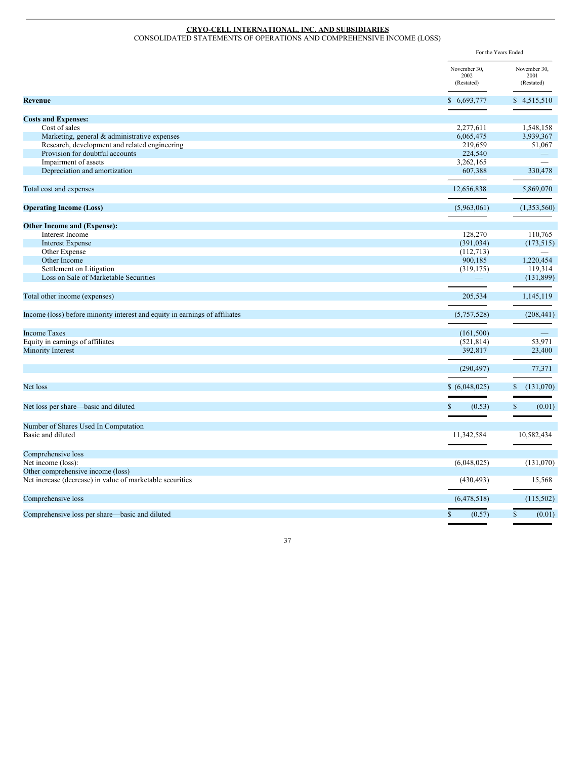**CRYO-CELL INTERNATIONAL, INC. AND SUBSIDIARIES**

CONSOLIDATED STATEMENTS OF OPERATIONS AND COMPREHENSIVE INCOME (LOSS)

| | For the Years Ended | |
|---|---|---|
| | November 30, 2002 (Restated) | November 30, 2001 (Restated) |
| **Revenue** | $ 6,693,777 | $ 4,515,510 |
| **Costs and Expenses:** | | |
| Cost of sales | 2,277,611 | 1,548,158 |
| Marketing, general & administrative expenses | 6,065,475 | 3,939,367 |
| Research, development and related engineering | 219,659 | 51,067 |
| Provision for doubtful accounts | 224,540 | — |
| Impairment of assets | 3,262,165 | — |
| Depreciation and amortization | 607,388 | 330,478 |
| Total cost and expenses | 12,656,838 | 5,869,070 |
| **Operating Income (Loss)** | (5,963,061) | (1,353,560) |
| **Other Income and (Expense):** | | |
| Interest Income | 128,270 | 110,765 |
| Interest Expense | (391,034) | (173,515) |
| Other Expense | (112,713) | — |
| Other Income | 900,185 | 1,220,454 |
| Settlement on Litigation | (319,175) | 119,314 |
| Loss on Sale of Marketable Securities | — | (131,899) |
| Total other income (expenses) | 205,534 | 1,145,119 |
| Income (loss) before minority interest and equity in earnings of affiliates | (5,757,528) | (208,441) |
| Income Taxes | (161,500) | — |
| Equity in earnings of affiliates | (521,814) | 53,971 |
| Minority Interest | 392,817 | 23,400 |
| | (290,497) | 77,371 |
| Net loss | $ (6,048,025) | $ (131,070) |
| Net loss per share—basic and diluted | $ (0.53) | $ (0.01) |
| Number of Shares Used In Computation | | |
| Basic and diluted | 11,342,584 | 10,582,434 |
| Comprehensive loss | | |
| Net income (loss): | (6,048,025) | (131,070) |
| Other comprehensive income (loss) | | |
| Net increase (decrease) in value of marketable securities | (430,493) | 15,568 |
| Comprehensive loss | (6,478,518) | (115,502) |
| Comprehensive loss per share—basic and diluted | $ (0.57) | $ (0.01) |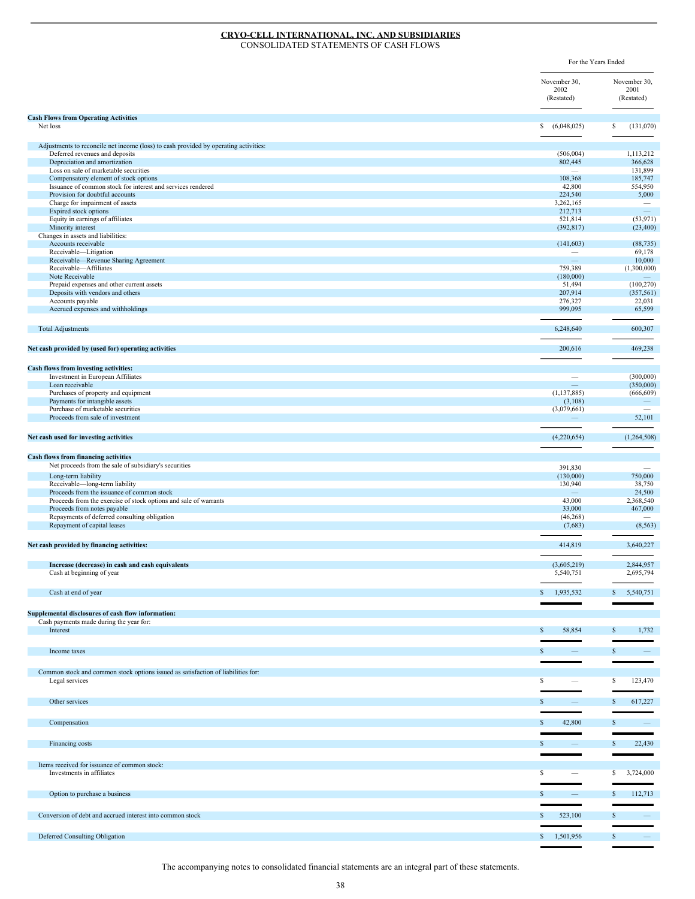**CRYO-CELL INTERNATIONAL, INC. AND SUBSIDIARIES**
CONSOLIDATED STATEMENTS OF CASH FLOWS

| | For the Years Ended | |
|---|---|---|
| | November 30, 2002 (Restated) | November 30, 2001 (Restated) |
| **Cash Flows from Operating Activities** | | |
| Net loss | $ (6,048,025) | $ (131,070) |
| Adjustments to reconcile net income (loss) to cash provided by operating activities: | | |
| Deferred revenues and deposits | (506,004) | 1,113,212 |
| Depreciation and amortization | 802,445 | 366,628 |
| Loss on sale of marketable securities | — | 131,899 |
| Compensatory element of stock options | 108,368 | 185,747 |
| Issuance of common stock for interest and services rendered | 42,800 | 554,950 |
| Provision for doubtful accounts | 224,540 | 5,000 |
| Charge for impairment of assets | 3,262,165 | — |
| Expired stock options | 212,713 | — |
| Equity in earnings of affiliates | 521,814 | (53,971) |
| Minority interest | (392,817) | (23,400) |
| Changes in assets and liabilities: | | |
| Accounts receivable | (141,603) | (88,735) |
| Receivable—Litigation | — | 69,178 |
| Receivable—Revenue Sharing Agreement | — | 10,000 |
| Receivable—Affiliates | 759,389 | (1,300,000) |
| Note Receivable | (180,000) | — |
| Prepaid expenses and other current assets | 51,494 | (100,270) |
| Deposits with vendors and others | 207,914 | (357,561) |
| Accounts payable | 276,327 | 22,031 |
| Accrued expenses and withholdings | 999,095 | 65,599 |
| Total Adjustments | 6,248,640 | 600,307 |
| **Net cash provided by (used for) operating activities** | 200,616 | 469,238 |
| **Cash flows from investing activities:** | | |
| Investment in European Affiliates | — | (300,000) |
| Loan receivable | — | (350,000) |
| Purchases of property and equipment | (1,137,885) | (666,609) |
| Payments for intangible assets | (3,108) | — |
| Purchase of marketable securities | (3,079,661) | — |
| Proceeds from sale of investment | — | 52,101 |
| **Net cash used for investing activities** | (4,220,654) | (1,264,508) |
| **Cash flows from financing activities** | | |
| Net proceeds from the sale of subsidiary's securities | 391,830 | — |
| Long-term liability | (130,000) | 750,000 |
| Receivable—long-term liability | 130,940 | 38,750 |
| Proceeds from the issuance of common stock | — | 24,500 |
| Proceeds from the exercise of stock options and sale of warrants | 43,000 | 2,368,540 |
| Proceeds from notes payable | 33,000 | 467,000 |
| Repayments of deferred consulting obligation | (46,268) | — |
| Repayment of capital leases | (7,683) | (8,563) |
| **Net cash provided by financing activities:** | 414,819 | 3,640,227 |
| **Increase (decrease) in cash and cash equivalents** | (3,605,219) | 2,844,957 |
| Cash at beginning of year | 5,540,751 | 2,695,794 |
| Cash at end of year | $ 1,935,532 | $ 5,540,751 |
| **Supplemental disclosures of cash flow information:** | | |
| Cash payments made during the year for: | | |
| Interest | $ 58,854 | $ 1,732 |
| Income taxes | $ — | $ — |
| Common stock and common stock options issued as satisfaction of liabilities for: | | |
| Legal services | $ — | $ 123,470 |
| Other services | $ — | $ 617,227 |
| Compensation | $ 42,800 | $ — |
| Financing costs | $ — | $ 22,430 |
| Items received for issuance of common stock: | | |
| Investments in affiliates | $ — | $ 3,724,000 |
| Option to purchase a business | $ — | $ 112,713 |
| Conversion of debt and accrued interest into common stock | $ 523,100 | $ — |
| Deferred Consulting Obligation | $ 1,501,956 | $ — |

The accompanying notes to consolidated financial statements are an integral part of these statements.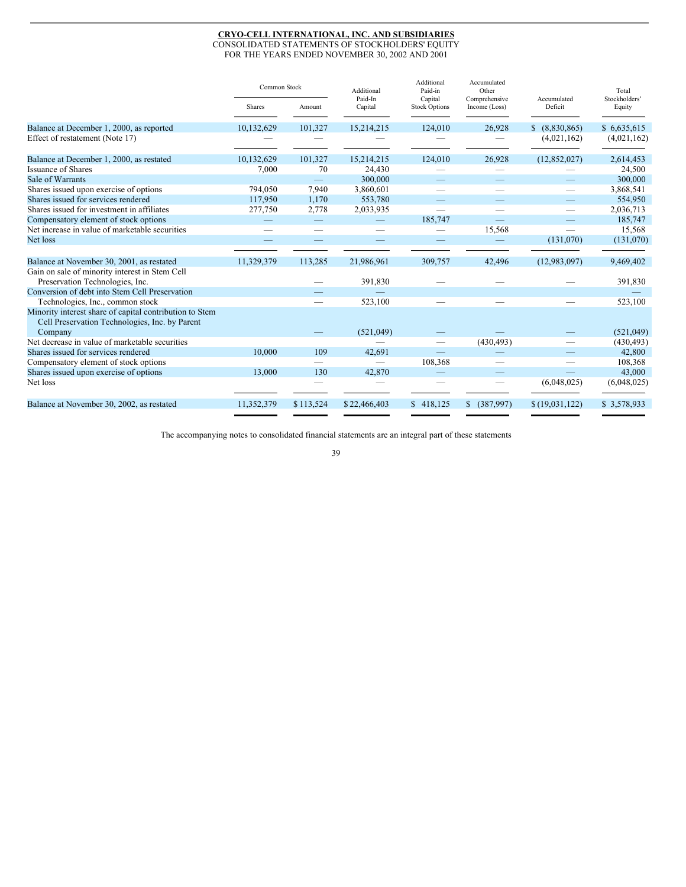**CRYO-CELL INTERNATIONAL, INC. AND SUBSIDIARIES**
CONSOLIDATED STATEMENTS OF STOCKHOLDERS' EQUITY
FOR THE YEARS ENDED NOVEMBER 30, 2002 AND 2001

| | Common Stock | | Additional Paid-In Capital | Additional Paid-in Capital Stock Options | Accumulated Other Comprehensive Income (Loss) | Accumulated Deficit | Total Stockholders' Equity |
|---|---|---|---|---|---|---|---|
| | Shares | Amount | | | | | |
| Balance at December 1, 2000, as reported | 10,132,629 | 101,327 | 15,214,215 | 124,010 | 26,928 | $ (8,830,865) | $ 6,635,615 |
| Effect of restatement (Note 17) | — | — | — | — | — | (4,021,162) | (4,021,162) |
| Balance at December 1, 2000, as restated | 10,132,629 | 101,327 | 15,214,215 | 124,010 | 26,928 | (12,852,027) | 2,614,453 |
| Issuance of Shares | 7,000 | 70 | 24,430 | — | — | — | 24,500 |
| Sale of Warrants | | — | 300,000 | — | — | — | 300,000 |
| Shares issued upon exercise of options | 794,050 | 7,940 | 3,860,601 | — | — | — | 3,868,541 |
| Shares issued for services rendered | 117,950 | 1,170 | 553,780 | — | — | — | 554,950 |
| Shares issued for investment in affiliates | 277,750 | 2,778 | 2,033,935 | — | — | — | 2,036,713 |
| Compensatory element of stock options | — | — | — | 185,747 | — | — | 185,747 |
| Net increase in value of marketable securities | — | — | — | — | 15,568 | — | 15,568 |
| Net loss | — | — | — | — | — | (131,070) | (131,070) |
| Balance at November 30, 2001, as restated | 11,329,379 | 113,285 | 21,986,961 | 309,757 | 42,496 | (12,983,097) | 9,469,402 |
| Gain on sale of minority interest in Stem Cell Preservation Technologies, Inc. | | — | 391,830 | — | — | — | 391,830 |
| Conversion of debt into Stem Cell Preservation Technologies, Inc., common stock | | — | 523,100 | — | — | — | 523,100 |
| Minority interest share of capital contribution to Stem Cell Preservation Technologies, Inc. by Parent Company | | — | (521,049) | — | — | — | (521,049) |
| Net decrease in value of marketable securities | | | — | — | (430,493) | — | (430,493) |
| Shares issued for services rendered | 10,000 | 109 | 42,691 | — | — | — | 42,800 |
| Compensatory element of stock options | | — | — | 108,368 | — | — | 108,368 |
| Shares issued upon exercise of options | 13,000 | 130 | 42,870 | — | — | — | 43,000 |
| Net loss | | — | — | — | — | (6,048,025) | (6,048,025) |
| Balance at November 30, 2002, as restated | 11,352,379 | $ 113,524 | $ 22,466,403 | $ 418,125 | $ (387,997) | $ (19,031,122) | $ 3,578,933 |

The accompanying notes to consolidated financial statements are an integral part of these statements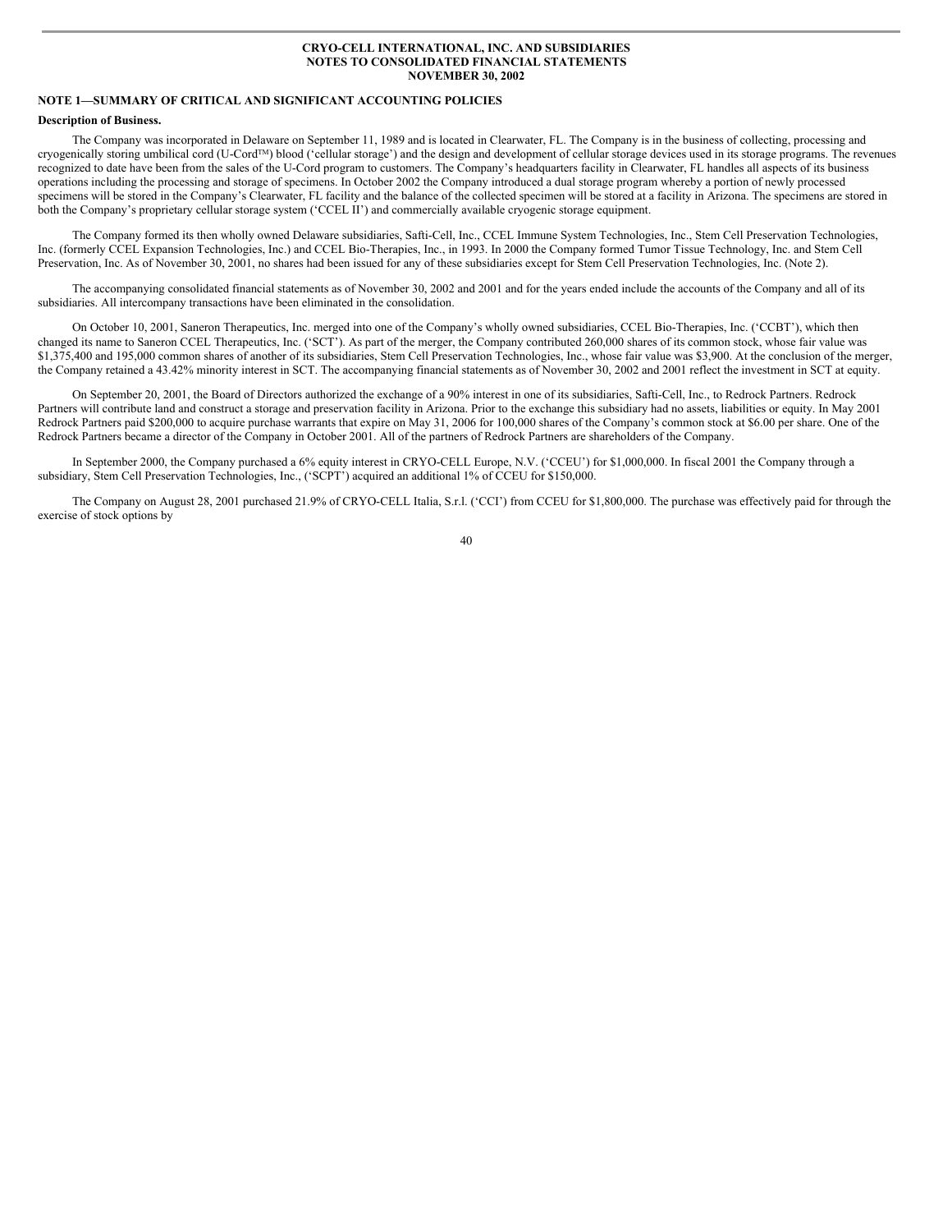**CRYO-CELL INTERNATIONAL, INC. AND SUBSIDIARIES**
**NOTES TO CONSOLIDATED FINANCIAL STATEMENTS**
**NOVEMBER 30, 2002**

## NOTE 1—SUMMARY OF CRITICAL AND SIGNIFICANT ACCOUNTING POLICIES

### Description of Business.

The Company was incorporated in Delaware on September 11, 1989 and is located in Clearwater, FL. The Company is in the business of collecting, processing and cryogenically storing umbilical cord (U-Cord™) blood ('cellular storage') and the design and development of cellular storage devices used in its storage programs. The revenues recognized to date have been from the sales of the U-Cord program to customers. The Company's headquarters facility in Clearwater, FL handles all aspects of its business operations including the processing and storage of specimens. In October 2002 the Company introduced a dual storage program whereby a portion of newly processed specimens will be stored in the Company's Clearwater, FL facility and the balance of the collected specimen will be stored at a facility in Arizona. The specimens are stored in both the Company's proprietary cellular storage system ('CCEL II') and commercially available cryogenic storage equipment.

The Company formed its then wholly owned Delaware subsidiaries, Safti-Cell, Inc., CCEL Immune System Technologies, Inc., Stem Cell Preservation Technologies, Inc. (formerly CCEL Expansion Technologies, Inc.) and CCEL Bio-Therapies, Inc., in 1993. In 2000 the Company formed Tumor Tissue Technology, Inc. and Stem Cell Preservation, Inc. As of November 30, 2001, no shares had been issued for any of these subsidiaries except for Stem Cell Preservation Technologies, Inc. (Note 2).

The accompanying consolidated financial statements as of November 30, 2002 and 2001 and for the years ended include the accounts of the Company and all of its subsidiaries. All intercompany transactions have been eliminated in the consolidation.

On October 10, 2001, Saneron Therapeutics, Inc. merged into one of the Company's wholly owned subsidiaries, CCEL Bio-Therapies, Inc. ('CCBT'), which then changed its name to Saneron CCEL Therapeutics, Inc. ('SCT'). As part of the merger, the Company contributed 260,000 shares of its common stock, whose fair value was $1,375,400 and 195,000 common shares of another of its subsidiaries, Stem Cell Preservation Technologies, Inc., whose fair value was $3,900. At the conclusion of the merger, the Company retained a 43.42% minority interest in SCT. The accompanying financial statements as of November 30, 2002 and 2001 reflect the investment in SCT at equity.

On September 20, 2001, the Board of Directors authorized the exchange of a 90% interest in one of its subsidiaries, Safti-Cell, Inc., to Redrock Partners. Redrock Partners will contribute land and construct a storage and preservation facility in Arizona. Prior to the exchange this subsidiary had no assets, liabilities or equity. In May 2001 Redrock Partners paid $200,000 to acquire purchase warrants that expire on May 31, 2006 for 100,000 shares of the Company's common stock at $6.00 per share. One of the Redrock Partners became a director of the Company in October 2001. All of the partners of Redrock Partners are shareholders of the Company.

In September 2000, the Company purchased a 6% equity interest in CRYO-CELL Europe, N.V. ('CCEU') for $1,000,000. In fiscal 2001 the Company through a subsidiary, Stem Cell Preservation Technologies, Inc., ('SCPT') acquired an additional 1% of CCEU for $150,000.

The Company on August 28, 2001 purchased 21.9% of CRYO-CELL Italia, S.r.l. ('CCI') from CCEU for $1,800,000. The purchase was effectively paid for through the exercise of stock options by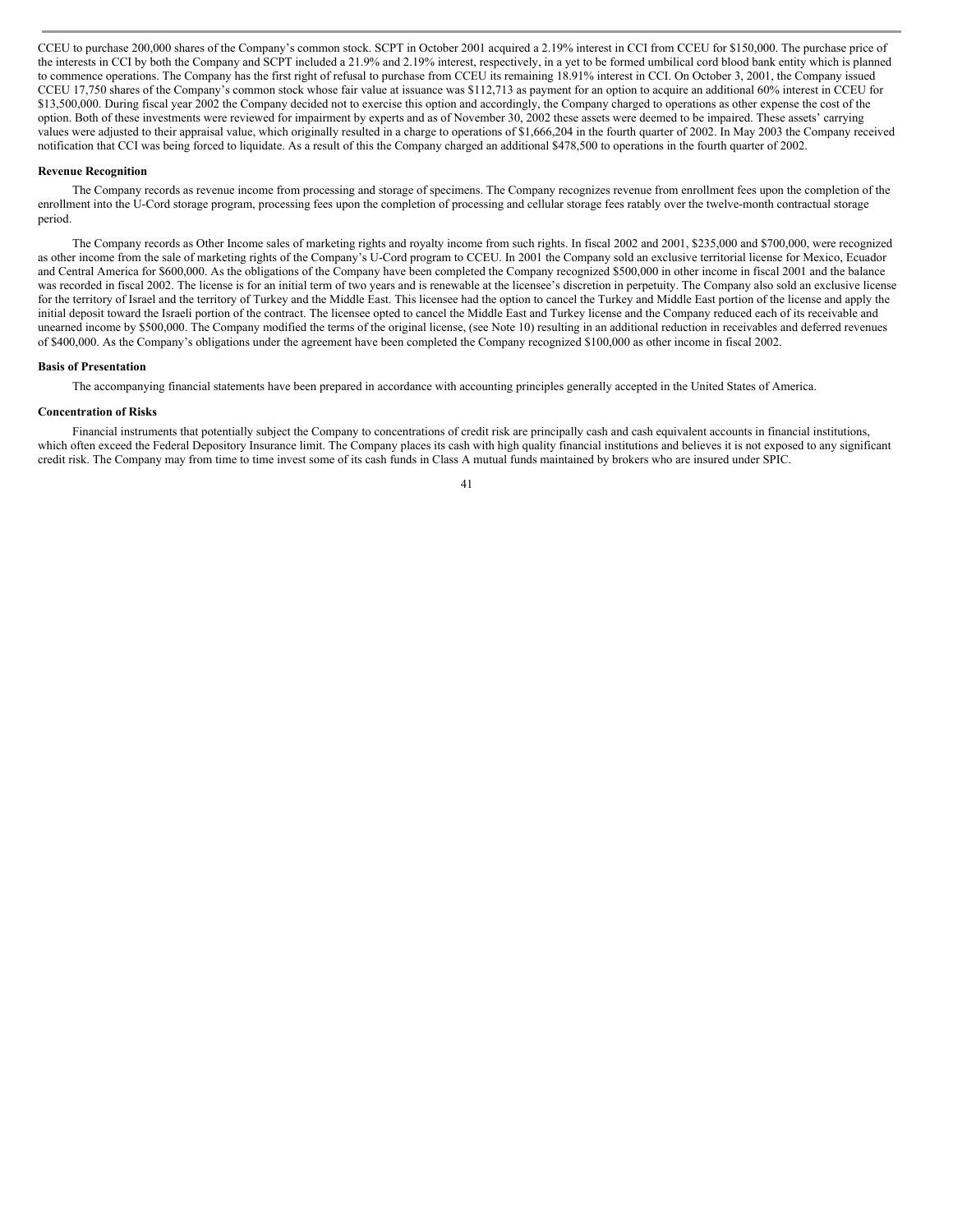CCEU to purchase 200,000 shares of the Company's common stock. SCPT in October 2001 acquired a 2.19% interest in CCI from CCEU for $150,000. The purchase price of the interests in CCI by both the Company and SCPT included a 21.9% and 2.19% interest, respectively, in a yet to be formed umbilical cord blood bank entity which is planned to commence operations. The Company has the first right of refusal to purchase from CCEU its remaining 18.91% interest in CCI. On October 3, 2001, the Company issued CCEU 17,750 shares of the Company's common stock whose fair value at issuance was $112,713 as payment for an option to acquire an additional 60% interest in CCEU for $13,500,000. During fiscal year 2002 the Company decided not to exercise this option and accordingly, the Company charged to operations as other expense the cost of the option. Both of these investments were reviewed for impairment by experts and as of November 30, 2002 these assets were deemed to be impaired. These assets' carrying values were adjusted to their appraisal value, which originally resulted in a charge to operations of $1,666,204 in the fourth quarter of 2002. In May 2003 the Company received notification that CCI was being forced to liquidate. As a result of this the Company charged an additional $478,500 to operations in the fourth quarter of 2002.

**Revenue Recognition**

The Company records as revenue income from processing and storage of specimens. The Company recognizes revenue from enrollment fees upon the completion of the enrollment into the U-Cord storage program, processing fees upon the completion of processing and cellular storage fees ratably over the twelve-month contractual storage period.

The Company records as Other Income sales of marketing rights and royalty income from such rights. In fiscal 2002 and 2001, $235,000 and $700,000, were recognized as other income from the sale of marketing rights of the Company's U-Cord program to CCEU. In 2001 the Company sold an exclusive territorial license for Mexico, Ecuador and Central America for $600,000. As the obligations of the Company have been completed the Company recognized $500,000 in other income in fiscal 2001 and the balance was recorded in fiscal 2002. The license is for an initial term of two years and is renewable at the licensee's discretion in perpetuity. The Company also sold an exclusive license for the territory of Israel and the territory of Turkey and the Middle East. This licensee had the option to cancel the Turkey and Middle East portion of the license and apply the initial deposit toward the Israeli portion of the contract. The licensee opted to cancel the Middle East and Turkey license and the Company reduced each of its receivable and unearned income by $500,000. The Company modified the terms of the original license, (see Note 10) resulting in an additional reduction in receivables and deferred revenues of $400,000. As the Company's obligations under the agreement have been completed the Company recognized $100,000 as other income in fiscal 2002.

**Basis of Presentation**

The accompanying financial statements have been prepared in accordance with accounting principles generally accepted in the United States of America.

**Concentration of Risks**

Financial instruments that potentially subject the Company to concentrations of credit risk are principally cash and cash equivalent accounts in financial institutions, which often exceed the Federal Depository Insurance limit. The Company places its cash with high quality financial institutions and believes it is not exposed to any significant credit risk. The Company may from time to time invest some of its cash funds in Class A mutual funds maintained by brokers who are insured under SPIC.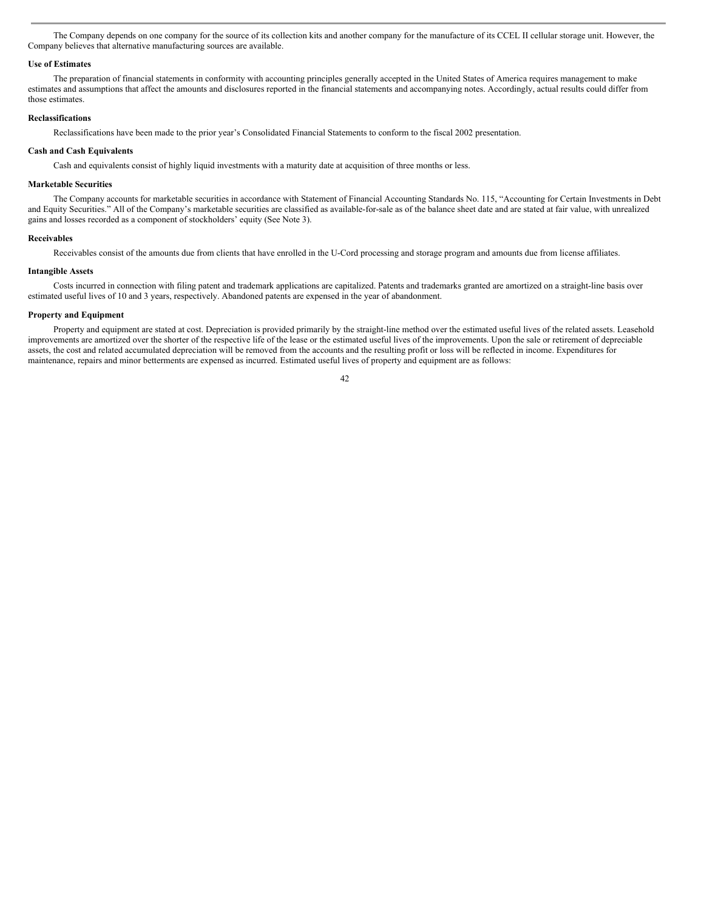The Company depends on one company for the source of its collection kits and another company for the manufacture of its CCEL II cellular storage unit. However, the Company believes that alternative manufacturing sources are available.

**Use of Estimates**

The preparation of financial statements in conformity with accounting principles generally accepted in the United States of America requires management to make estimates and assumptions that affect the amounts and disclosures reported in the financial statements and accompanying notes. Accordingly, actual results could differ from those estimates.

**Reclassifications**

Reclassifications have been made to the prior year's Consolidated Financial Statements to conform to the fiscal 2002 presentation.

**Cash and Cash Equivalents**

Cash and equivalents consist of highly liquid investments with a maturity date at acquisition of three months or less.

**Marketable Securities**

The Company accounts for marketable securities in accordance with Statement of Financial Accounting Standards No. 115, "Accounting for Certain Investments in Debt and Equity Securities." All of the Company's marketable securities are classified as available-for-sale as of the balance sheet date and are stated at fair value, with unrealized gains and losses recorded as a component of stockholders' equity (See Note 3).

**Receivables**

Receivables consist of the amounts due from clients that have enrolled in the U-Cord processing and storage program and amounts due from license affiliates.

**Intangible Assets**

Costs incurred in connection with filing patent and trademark applications are capitalized. Patents and trademarks granted are amortized on a straight-line basis over estimated useful lives of 10 and 3 years, respectively. Abandoned patents are expensed in the year of abandonment.

**Property and Equipment**

Property and equipment are stated at cost. Depreciation is provided primarily by the straight-line method over the estimated useful lives of the related assets. Leasehold improvements are amortized over the shorter of the respective life of the lease or the estimated useful lives of the improvements. Upon the sale or retirement of depreciable assets, the cost and related accumulated depreciation will be removed from the accounts and the resulting profit or loss will be reflected in income. Expenditures for maintenance, repairs and minor betterments are expensed as incurred. Estimated useful lives of property and equipment are as follows: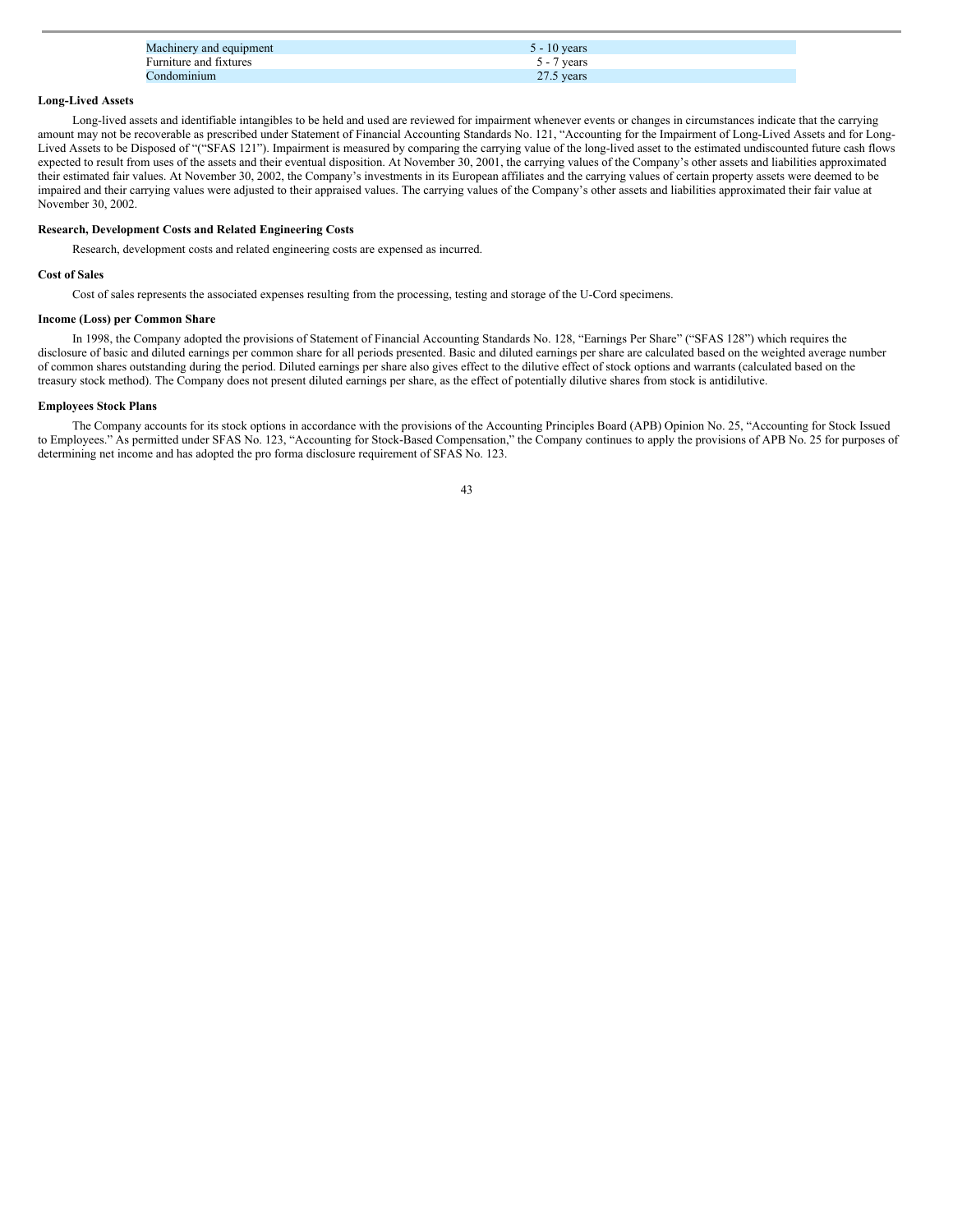| | |
|---|---|
| Machinery and equipment | 5 - 10 years |
| Furniture and fixtures | 5 - 7 years |
| Condominium | 27.5 years |

**Long-Lived Assets**

Long-lived assets and identifiable intangibles to be held and used are reviewed for impairment whenever events or changes in circumstances indicate that the carrying amount may not be recoverable as prescribed under Statement of Financial Accounting Standards No. 121, "Accounting for the Impairment of Long-Lived Assets and for Long-Lived Assets to be Disposed of "("SFAS 121"). Impairment is measured by comparing the carrying value of the long-lived asset to the estimated undiscounted future cash flows expected to result from uses of the assets and their eventual disposition. At November 30, 2001, the carrying values of the Company's other assets and liabilities approximated their estimated fair values. At November 30, 2002, the Company's investments in its European affiliates and the carrying values of certain property assets were deemed to be impaired and their carrying values were adjusted to their appraised values. The carrying values of the Company's other assets and liabilities approximated their fair value at November 30, 2002.

**Research, Development Costs and Related Engineering Costs**

Research, development costs and related engineering costs are expensed as incurred.

**Cost of Sales**

Cost of sales represents the associated expenses resulting from the processing, testing and storage of the U-Cord specimens.

**Income (Loss) per Common Share**

In 1998, the Company adopted the provisions of Statement of Financial Accounting Standards No. 128, "Earnings Per Share" ("SFAS 128") which requires the disclosure of basic and diluted earnings per common share for all periods presented. Basic and diluted earnings per share are calculated based on the weighted average number of common shares outstanding during the period. Diluted earnings per share also gives effect to the dilutive effect of stock options and warrants (calculated based on the treasury stock method). The Company does not present diluted earnings per share, as the effect of potentially dilutive shares from stock is antidilutive.

**Employees Stock Plans**

The Company accounts for its stock options in accordance with the provisions of the Accounting Principles Board (APB) Opinion No. 25, "Accounting for Stock Issued to Employees." As permitted under SFAS No. 123, "Accounting for Stock-Based Compensation," the Company continues to apply the provisions of APB No. 25 for purposes of determining net income and has adopted the pro forma disclosure requirement of SFAS No. 123.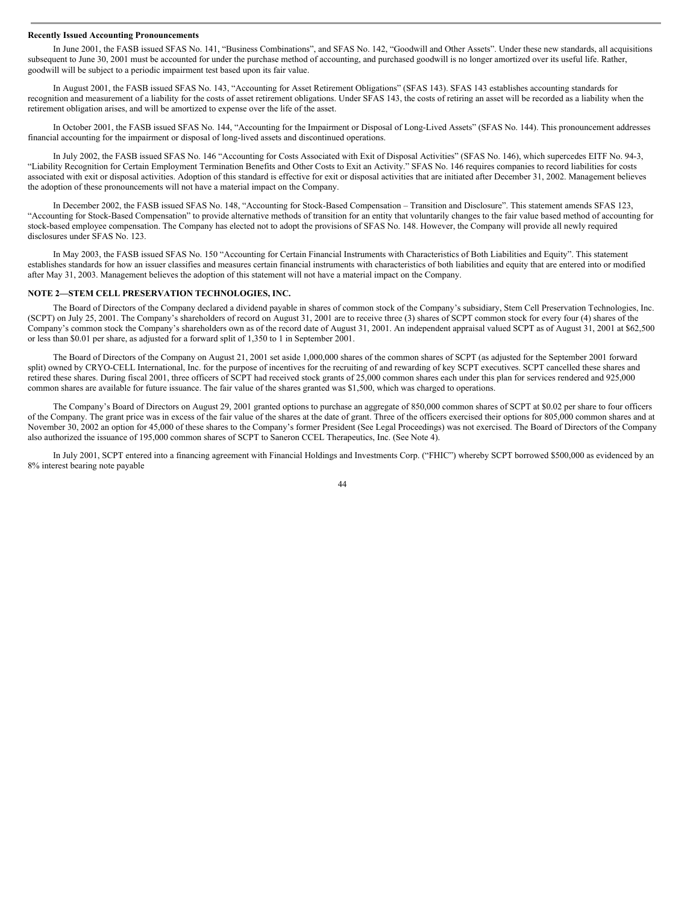**Recently Issued Accounting Pronouncements**

In June 2001, the FASB issued SFAS No. 141, "Business Combinations", and SFAS No. 142, "Goodwill and Other Assets". Under these new standards, all acquisitions subsequent to June 30, 2001 must be accounted for under the purchase method of accounting, and purchased goodwill is no longer amortized over its useful life. Rather, goodwill will be subject to a periodic impairment test based upon its fair value.

In August 2001, the FASB issued SFAS No. 143, "Accounting for Asset Retirement Obligations" (SFAS 143). SFAS 143 establishes accounting standards for recognition and measurement of a liability for the costs of asset retirement obligations. Under SFAS 143, the costs of retiring an asset will be recorded as a liability when the retirement obligation arises, and will be amortized to expense over the life of the asset.

In October 2001, the FASB issued SFAS No. 144, "Accounting for the Impairment or Disposal of Long-Lived Assets" (SFAS No. 144). This pronouncement addresses financial accounting for the impairment or disposal of long-lived assets and discontinued operations.

In July 2002, the FASB issued SFAS No. 146 "Accounting for Costs Associated with Exit of Disposal Activities" (SFAS No. 146), which supercedes EITF No. 94-3, "Liability Recognition for Certain Employment Termination Benefits and Other Costs to Exit an Activity." SFAS No. 146 requires companies to record liabilities for costs associated with exit or disposal activities. Adoption of this standard is effective for exit or disposal activities that are initiated after December 31, 2002. Management believes the adoption of these pronouncements will not have a material impact on the Company.

In December 2002, the FASB issued SFAS No. 148, "Accounting for Stock-Based Compensation – Transition and Disclosure". This statement amends SFAS 123, "Accounting for Stock-Based Compensation" to provide alternative methods of transition for an entity that voluntarily changes to the fair value based method of accounting for stock-based employee compensation. The Company has elected not to adopt the provisions of SFAS No. 148. However, the Company will provide all newly required disclosures under SFAS No. 123.

In May 2003, the FASB issued SFAS No. 150 "Accounting for Certain Financial Instruments with Characteristics of Both Liabilities and Equity". This statement establishes standards for how an issuer classifies and measures certain financial instruments with characteristics of both liabilities and equity that are entered into or modified after May 31, 2003. Management believes the adoption of this statement will not have a material impact on the Company.

**NOTE 2—STEM CELL PRESERVATION TECHNOLOGIES, INC.**

The Board of Directors of the Company declared a dividend payable in shares of common stock of the Company's subsidiary, Stem Cell Preservation Technologies, Inc. (SCPT) on July 25, 2001. The Company's shareholders of record on August 31, 2001 are to receive three (3) shares of SCPT common stock for every four (4) shares of the Company's common stock the Company's shareholders own as of the record date of August 31, 2001. An independent appraisal valued SCPT as of August 31, 2001 at $62,500 or less than $0.01 per share, as adjusted for a forward split of 1,350 to 1 in September 2001.

The Board of Directors of the Company on August 21, 2001 set aside 1,000,000 shares of the common shares of SCPT (as adjusted for the September 2001 forward split) owned by CRYO-CELL International, Inc. for the purpose of incentives for the recruiting of and rewarding of key SCPT executives. SCPT cancelled these shares and retired these shares. During fiscal 2001, three officers of SCPT had received stock grants of 25,000 common shares each under this plan for services rendered and 925,000 common shares are available for future issuance. The fair value of the shares granted was $1,500, which was charged to operations.

The Company's Board of Directors on August 29, 2001 granted options to purchase an aggregate of 850,000 common shares of SCPT at $0.02 per share to four officers of the Company. The grant price was in excess of the fair value of the shares at the date of grant. Three of the officers exercised their options for 805,000 common shares and at November 30, 2002 an option for 45,000 of these shares to the Company's former President (See Legal Proceedings) was not exercised. The Board of Directors of the Company also authorized the issuance of 195,000 common shares of SCPT to Saneron CCEL Therapeutics, Inc. (See Note 4).

In July 2001, SCPT entered into a financing agreement with Financial Holdings and Investments Corp. ("FHIC") whereby SCPT borrowed $500,000 as evidenced by an 8% interest bearing note payable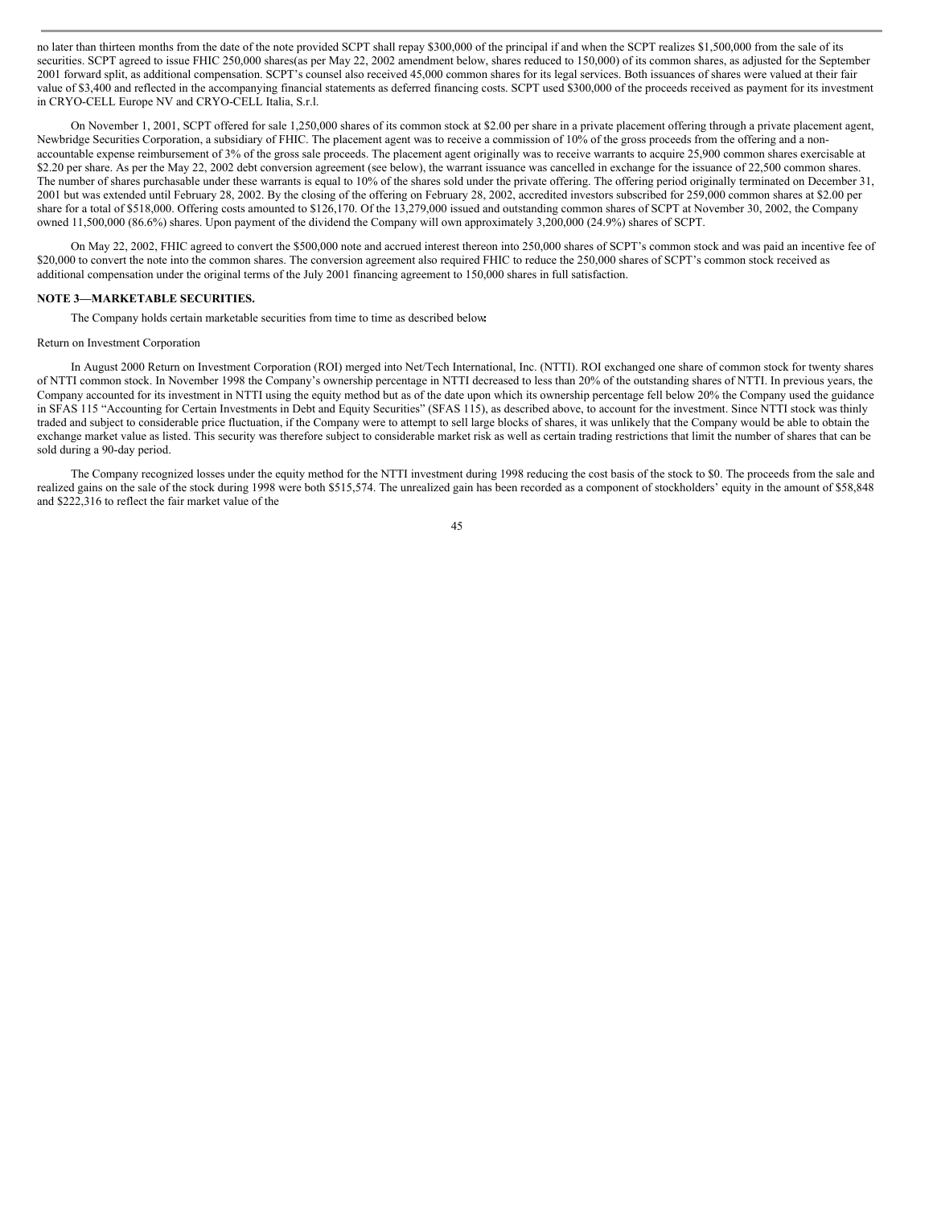no later than thirteen months from the date of the note provided SCPT shall repay $300,000 of the principal if and when the SCPT realizes $1,500,000 from the sale of its securities. SCPT agreed to issue FHIC 250,000 shares(as per May 22, 2002 amendment below, shares reduced to 150,000) of its common shares, as adjusted for the September 2001 forward split, as additional compensation. SCPT's counsel also received 45,000 common shares for its legal services. Both issuances of shares were valued at their fair value of $3,400 and reflected in the accompanying financial statements as deferred financing costs. SCPT used $300,000 of the proceeds received as payment for its investment in CRYO-CELL Europe NV and CRYO-CELL Italia, S.r.l.

On November 1, 2001, SCPT offered for sale 1,250,000 shares of its common stock at $2.00 per share in a private placement offering through a private placement agent, Newbridge Securities Corporation, a subsidiary of FHIC. The placement agent was to receive a commission of 10% of the gross proceeds from the offering and a non-accountable expense reimbursement of 3% of the gross sale proceeds. The placement agent originally was to receive warrants to acquire 25,900 common shares exercisable at $2.20 per share. As per the May 22, 2002 debt conversion agreement (see below), the warrant issuance was cancelled in exchange for the issuance of 22,500 common shares. The number of shares purchasable under these warrants is equal to 10% of the shares sold under the private offering. The offering period originally terminated on December 31, 2001 but was extended until February 28, 2002. By the closing of the offering on February 28, 2002, accredited investors subscribed for 259,000 common shares at $2.00 per share for a total of $518,000. Offering costs amounted to $126,170. Of the 13,279,000 issued and outstanding common shares of SCPT at November 30, 2002, the Company owned 11,500,000 (86.6%) shares. Upon payment of the dividend the Company will own approximately 3,200,000 (24.9%) shares of SCPT.

On May 22, 2002, FHIC agreed to convert the $500,000 note and accrued interest thereon into 250,000 shares of SCPT's common stock and was paid an incentive fee of $20,000 to convert the note into the common shares. The conversion agreement also required FHIC to reduce the 250,000 shares of SCPT's common stock received as additional compensation under the original terms of the July 2001 financing agreement to 150,000 shares in full satisfaction.

**NOTE 3—MARKETABLE SECURITIES.**

The Company holds certain marketable securities from time to time as described below:

Return on Investment Corporation

In August 2000 Return on Investment Corporation (ROI) merged into Net/Tech International, Inc. (NTTI). ROI exchanged one share of common stock for twenty shares of NTTI common stock. In November 1998 the Company's ownership percentage in NTTI decreased to less than 20% of the outstanding shares of NTTI. In previous years, the Company accounted for its investment in NTTI using the equity method but as of the date upon which its ownership percentage fell below 20% the Company used the guidance in SFAS 115 "Accounting for Certain Investments in Debt and Equity Securities" (SFAS 115), as described above, to account for the investment. Since NTTI stock was thinly traded and subject to considerable price fluctuation, if the Company were to attempt to sell large blocks of shares, it was unlikely that the Company would be able to obtain the exchange market value as listed. This security was therefore subject to considerable market risk as well as certain trading restrictions that limit the number of shares that can be sold during a 90-day period.

The Company recognized losses under the equity method for the NTTI investment during 1998 reducing the cost basis of the stock to $0. The proceeds from the sale and realized gains on the sale of the stock during 1998 were both $515,574. The unrealized gain has been recorded as a component of stockholders' equity in the amount of $58,848 and $222,316 to reflect the fair market value of the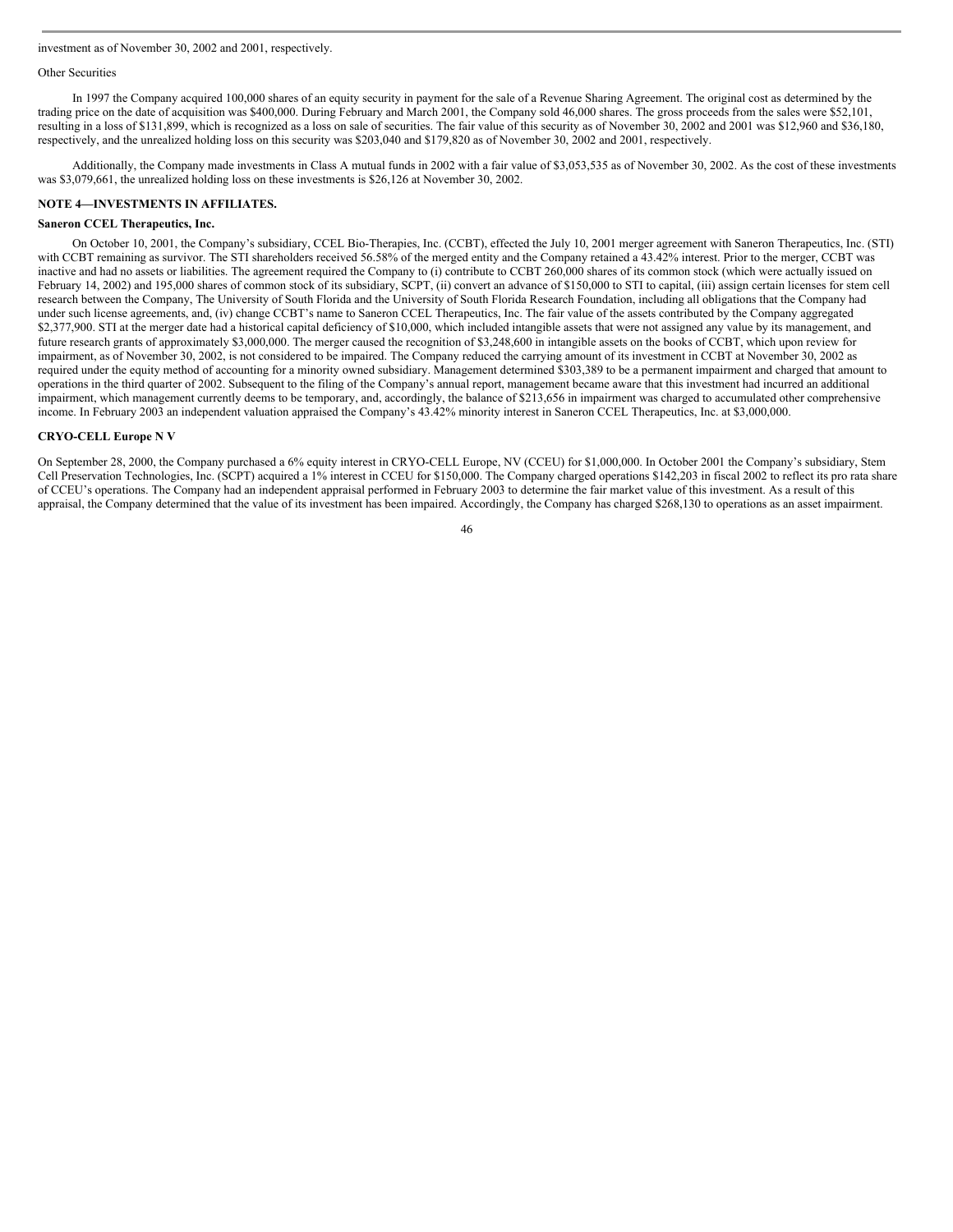investment as of November 30, 2002 and 2001, respectively.

Other Securities

In 1997 the Company acquired 100,000 shares of an equity security in payment for the sale of a Revenue Sharing Agreement. The original cost as determined by the trading price on the date of acquisition was $400,000. During February and March 2001, the Company sold 46,000 shares. The gross proceeds from the sales were $52,101, resulting in a loss of $131,899, which is recognized as a loss on sale of securities. The fair value of this security as of November 30, 2002 and 2001 was $12,960 and $36,180, respectively, and the unrealized holding loss on this security was $203,040 and $179,820 as of November 30, 2002 and 2001, respectively.

Additionally, the Company made investments in Class A mutual funds in 2002 with a fair value of $3,053,535 as of November 30, 2002. As the cost of these investments was $3,079,661, the unrealized holding loss on these investments is $26,126 at November 30, 2002.

**NOTE 4—INVESTMENTS IN AFFILIATES.**

**Saneron CCEL Therapeutics, Inc.**

On October 10, 2001, the Company's subsidiary, CCEL Bio-Therapies, Inc. (CCBT), effected the July 10, 2001 merger agreement with Saneron Therapeutics, Inc. (STI) with CCBT remaining as survivor. The STI shareholders received 56.58% of the merged entity and the Company retained a 43.42% interest. Prior to the merger, CCBT was inactive and had no assets or liabilities. The agreement required the Company to (i) contribute to CCBT 260,000 shares of its common stock (which were actually issued on February 14, 2002) and 195,000 shares of common stock of its subsidiary, SCPT, (ii) convert an advance of $150,000 to STI to capital, (iii) assign certain licenses for stem cell research between the Company, The University of South Florida and the University of South Florida Research Foundation, including all obligations that the Company had under such license agreements, and, (iv) change CCBT's name to Saneron CCEL Therapeutics, Inc. The fair value of the assets contributed by the Company aggregated $2,377,900. STI at the merger date had a historical capital deficiency of $10,000, which included intangible assets that were not assigned any value by its management, and future research grants of approximately $3,000,000. The merger caused the recognition of $3,248,600 in intangible assets on the books of CCBT, which upon review for impairment, as of November 30, 2002, is not considered to be impaired. The Company reduced the carrying amount of its investment in CCBT at November 30, 2002 as required under the equity method of accounting for a minority owned subsidiary. Management determined $303,389 to be a permanent impairment and charged that amount to operations in the third quarter of 2002. Subsequent to the filing of the Company's annual report, management became aware that this investment had incurred an additional impairment, which management currently deems to be temporary, and, accordingly, the balance of $213,656 in impairment was charged to accumulated other comprehensive income. In February 2003 an independent valuation appraised the Company's 43.42% minority interest in Saneron CCEL Therapeutics, Inc. at $3,000,000.

**CRYO-CELL Europe N V**

On September 28, 2000, the Company purchased a 6% equity interest in CRYO-CELL Europe, NV (CCEU) for $1,000,000. In October 2001 the Company's subsidiary, Stem Cell Preservation Technologies, Inc. (SCPT) acquired a 1% interest in CCEU for $150,000. The Company charged operations $142,203 in fiscal 2002 to reflect its pro rata share of CCEU's operations. The Company had an independent appraisal performed in February 2003 to determine the fair market value of this investment. As a result of this appraisal, the Company determined that the value of its investment has been impaired. Accordingly, the Company has charged $268,130 to operations as an asset impairment.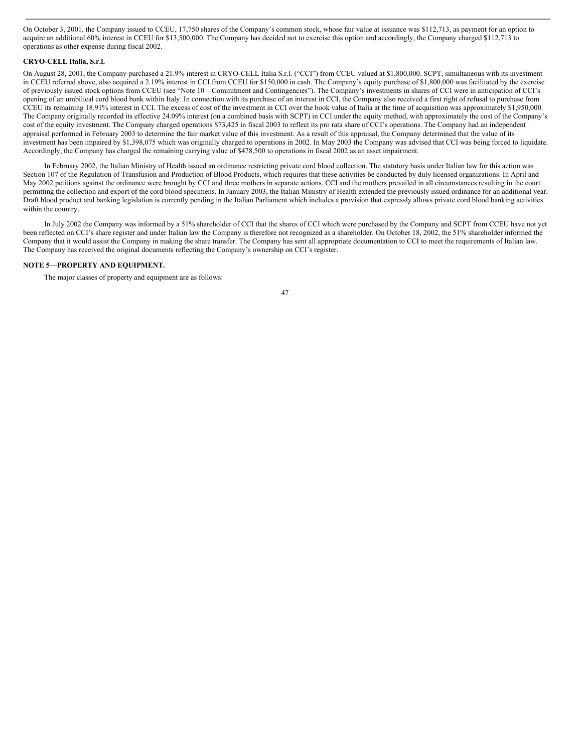On October 3, 2001, the Company issued to CCEU, 17,750 shares of the Company's common stock, whose fair value at issuance was $112,713, as payment for an option to acquire an additional 60% interest in CCEU for $13,500,000. The Company has decided not to exercise this option and accordingly, the Company charged $112,713 to operations as other expense during fiscal 2002.

**CRYO-CELL Italia, S.r.l.**

On August 28, 2001, the Company purchased a 21.9% interest in CRYO-CELL Italia S.r.l. ("CCI") from CCEU valued at $1,800,000. SCPT, simultaneous with its investment in CCEU referred above, also acquired a 2.19% interest in CCI from CCEU for $150,000 in cash. The Company's equity purchase of $1,800,000 was facilitated by the exercise of previously issued stock options from CCEU (see "Note 10 – Commitment and Contingencies"). The Company's investments in shares of CCI were in anticipation of CCI's opening of an umbilical cord blood bank within Italy. In connection with its purchase of an interest in CCI, the Company also received a first right of refusal to purchase from CCEU its remaining 18.91% interest in CCI. The excess of cost of the investment in CCI over the book value of Italia at the time of acquisition was approximately $1,950,000. The Company originally recorded its effective 24.09% interest (on a combined basis with SCPT) in CCI under the equity method, with approximately the cost of the Company's cost of the equity investment. The Company charged operations $73,425 in fiscal 2003 to reflect its pro rata share of CCI's operations. The Company had an independent appraisal performed in February 2003 to determine the fair market value of this investment. As a result of this appraisal, the Company determined that the value of its investment has been impaired by $1,398,075 which was originally charged to operations in 2002. In May 2003 the Company was advised that CCI was being forced to liquidate. Accordingly, the Company has charged the remaining carrying value of $478,500 to operations in fiscal 2002 as an asset impairment.

In February 2002, the Italian Ministry of Health issued an ordinance restricting private cord blood collection. The statutory basis under Italian law for this action was Section 107 of the Regulation of Transfusion and Production of Blood Products, which requires that these activities be conducted by duly licensed organizations. In April and May 2002 petitions against the ordinance were brought by CCI and three mothers in separate actions. CCI and the mothers prevailed in all circumstances resulting in the court permitting the collection and export of the cord blood specimens. In January 2003, the Italian Ministry of Health extended the previously issued ordinance for an additional year. Draft blood product and banking legislation is currently pending in the Italian Parliament which includes a provision that expressly allows private cord blood banking activities within the country.

In July 2002 the Company was informed by a 51% shareholder of CCI that the shares of CCI which were purchased by the Company and SCPT from CCEU have not yet been reflected on CCI's share register and under Italian law the Company is therefore not recognized as a shareholder. On October 18, 2002, the 51% shareholder informed the Company that it would assist the Company in making the share transfer. The Company has sent all appropriate documentation to CCI to meet the requirements of Italian law. The Company has received the original documents reflecting the Company's ownership on CCI's register.

**NOTE 5—PROPERTY AND EQUIPMENT.**

The major classes of property and equipment are as follows: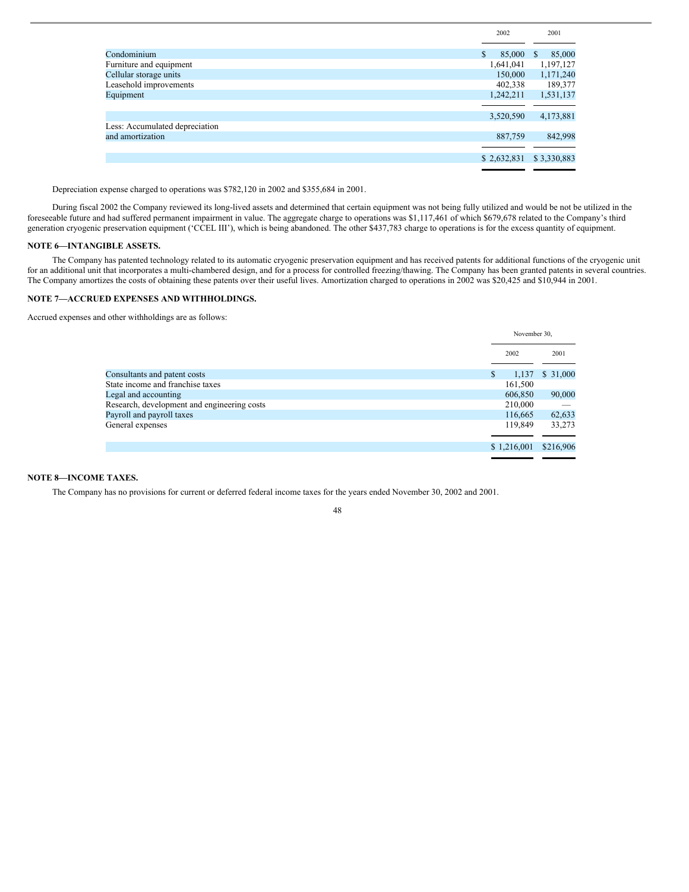| | 2002 | 2001 |
|---|---|---|
| Condominium | $ 85,000 | $ 85,000 |
| Furniture and equipment | 1,641,041 | 1,197,127 |
| Cellular storage units | 150,000 | 1,171,240 |
| Leasehold improvements | 402,338 | 189,377 |
| Equipment | 1,242,211 | 1,531,137 |
| | 3,520,590 | 4,173,881 |
| Less: Accumulated depreciation and amortization | 887,759 | 842,998 |
| | $ 2,632,831 | $ 3,330,883 |

Depreciation expense charged to operations was $782,120 in 2002 and $355,684 in 2001.

During fiscal 2002 the Company reviewed its long-lived assets and determined that certain equipment was not being fully utilized and would be not be utilized in the foreseeable future and had suffered permanent impairment in value. The aggregate charge to operations was $1,117,461 of which $679,678 related to the Company's third generation cryogenic preservation equipment ('CCEL III'), which is being abandoned. The other $437,783 charge to operations is for the excess quantity of equipment.

## NOTE 6—INTANGIBLE ASSETS.

The Company has patented technology related to its automatic cryogenic preservation equipment and has received patents for additional functions of the cryogenic unit for an additional unit that incorporates a multi-chambered design, and for a process for controlled freezing/thawing. The Company has been granted patents in several countries. The Company amortizes the costs of obtaining these patents over their useful lives. Amortization charged to operations in 2002 was $20,425 and $10,944 in 2001.

## NOTE 7—ACCRUED EXPENSES AND WITHHOLDINGS.

Accrued expenses and other withholdings are as follows:

| | November 30, | |
|---|---|---|
| | 2002 | 2001 |
| Consultants and patent costs | $ 1,137 | $ 31,000 |
| State income and franchise taxes | 161,500 | |
| Legal and accounting | 606,850 | 90,000 |
| Research, development and engineering costs | 210,000 | — |
| Payroll and payroll taxes | 116,665 | 62,633 |
| General expenses | 119,849 | 33,273 |
| | $ 1,216,001 | $216,906 |

## NOTE 8—INCOME TAXES.

The Company has no provisions for current or deferred federal income taxes for the years ended November 30, 2002 and 2001.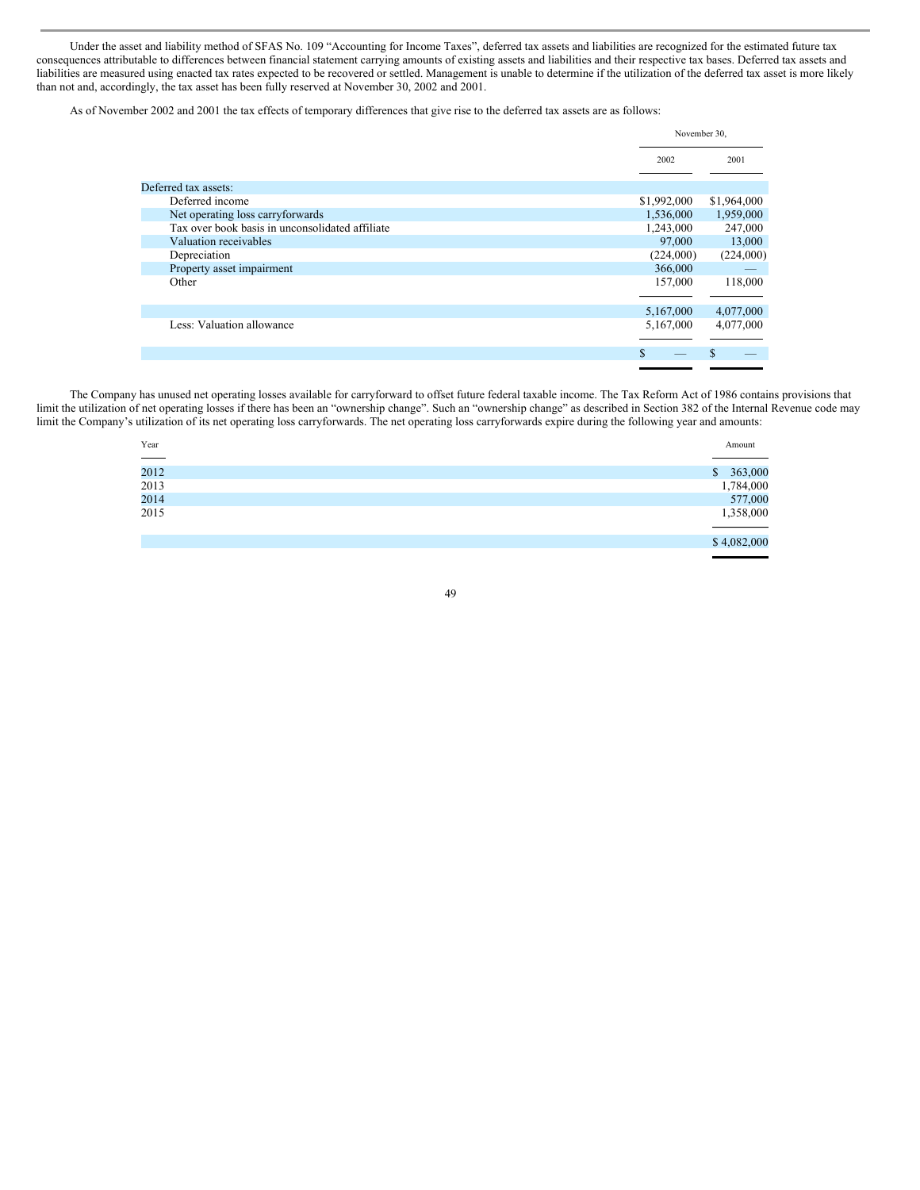Under the asset and liability method of SFAS No. 109 "Accounting for Income Taxes", deferred tax assets and liabilities are recognized for the estimated future tax consequences attributable to differences between financial statement carrying amounts of existing assets and liabilities and their respective tax bases. Deferred tax assets and liabilities are measured using enacted tax rates expected to be recovered or settled. Management is unable to determine if the utilization of the deferred tax asset is more likely than not and, accordingly, the tax asset has been fully reserved at November 30, 2002 and 2001.

As of November 2002 and 2001 the tax effects of temporary differences that give rise to the deferred tax assets are as follows:

| | November 30, | |
|---|---|---|
| | 2002 | 2001 |
| Deferred tax assets: | | |
| Deferred income | $1,992,000 | $1,964,000 |
| Net operating loss carryforwards | 1,536,000 | 1,959,000 |
| Tax over book basis in unconsolidated affiliate | 1,243,000 | 247,000 |
| Valuation receivables | 97,000 | 13,000 |
| Depreciation | (224,000) | (224,000) |
| Property asset impairment | 366,000 | — |
| Other | 157,000 | 118,000 |
| | 5,167,000 | 4,077,000 |
| Less: Valuation allowance | 5,167,000 | 4,077,000 |
| | $ — | $ — |

The Company has unused net operating losses available for carryforward to offset future federal taxable income. The Tax Reform Act of 1986 contains provisions that limit the utilization of net operating losses if there has been an "ownership change". Such an "ownership change" as described in Section 382 of the Internal Revenue code may limit the Company's utilization of its net operating loss carryforwards. The net operating loss carryforwards expire during the following year and amounts:

| Year | Amount |
|---|---|
| 2012 | $ 363,000 |
| 2013 | 1,784,000 |
| 2014 | 577,000 |
| 2015 | 1,358,000 |
| | $ 4,082,000 |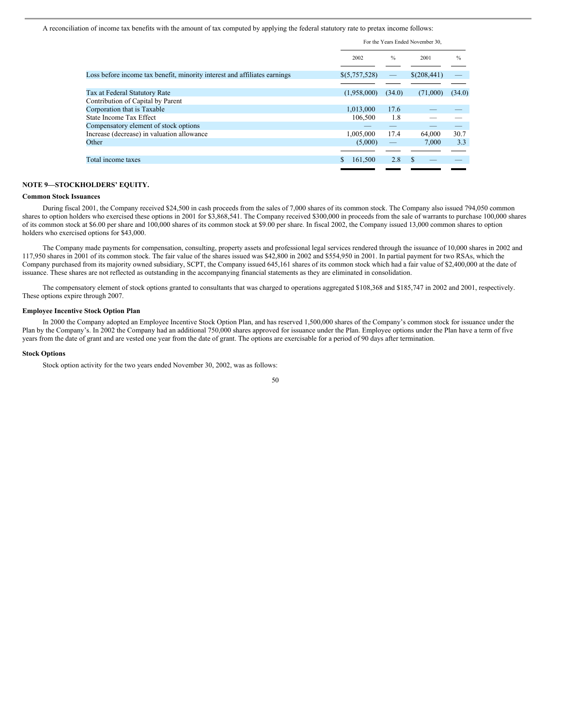A reconciliation of income tax benefits with the amount of tax computed by applying the federal statutory rate to pretax income follows:

| | For the Years Ended November 30, | | | |
|---|---|---|---|---|
| | 2002 | % | 2001 | % |
| Loss before income tax benefit, minority interest and affiliates earnings | $(5,757,528) | — | $(208,441) | — |
| Tax at Federal Statutory Rate | (1,958,000) | (34.0) | (71,000) | (34.0) |
| Contribution of Capital by Parent Corporation that is Taxable | 1,013,000 | 17.6 | — | — |
| State Income Tax Effect | 106,500 | 1.8 | — | — |
| Compensatory element of stock options | — | — | — | — |
| Increase (decrease) in valuation allowance | 1,005,000 | 17.4 | 64,000 | 30.7 |
| Other | (5,000) | — | 7,000 | 3.3 |
| Total income taxes | $ 161,500 | 2.8 | $ — | — |

## NOTE 9—STOCKHOLDERS' EQUITY.

### Common Stock Issuances

During fiscal 2001, the Company received $24,500 in cash proceeds from the sales of 7,000 shares of its common stock. The Company also issued 794,050 common shares to option holders who exercised these options in 2001 for $3,868,541. The Company received $300,000 in proceeds from the sale of warrants to purchase 100,000 shares of its common stock at $6.00 per share and 100,000 shares of its common stock at $9.00 per share. In fiscal 2002, the Company issued 13,000 common shares to option holders who exercised options for $43,000.

The Company made payments for compensation, consulting, property assets and professional legal services rendered through the issuance of 10,000 shares in 2002 and 117,950 shares in 2001 of its common stock. The fair value of the shares issued was $42,800 in 2002 and $554,950 in 2001. In partial payment for two RSAs, which the Company purchased from its majority owned subsidiary, SCPT, the Company issued 645,161 shares of its common stock which had a fair value of $2,400,000 at the date of issuance. These shares are not reflected as outstanding in the accompanying financial statements as they are eliminated in consolidation.

The compensatory element of stock options granted to consultants that was charged to operations aggregated $108,368 and $185,747 in 2002 and 2001, respectively. These options expire through 2007.

### Employee Incentive Stock Option Plan

In 2000 the Company adopted an Employee Incentive Stock Option Plan, and has reserved 1,500,000 shares of the Company's common stock for issuance under the Plan by the Company's. In 2002 the Company had an additional 750,000 shares approved for issuance under the Plan. Employee options under the Plan have a term of five years from the date of grant and are vested one year from the date of grant. The options are exercisable for a period of 90 days after termination.

### Stock Options

Stock option activity for the two years ended November 30, 2002, was as follows: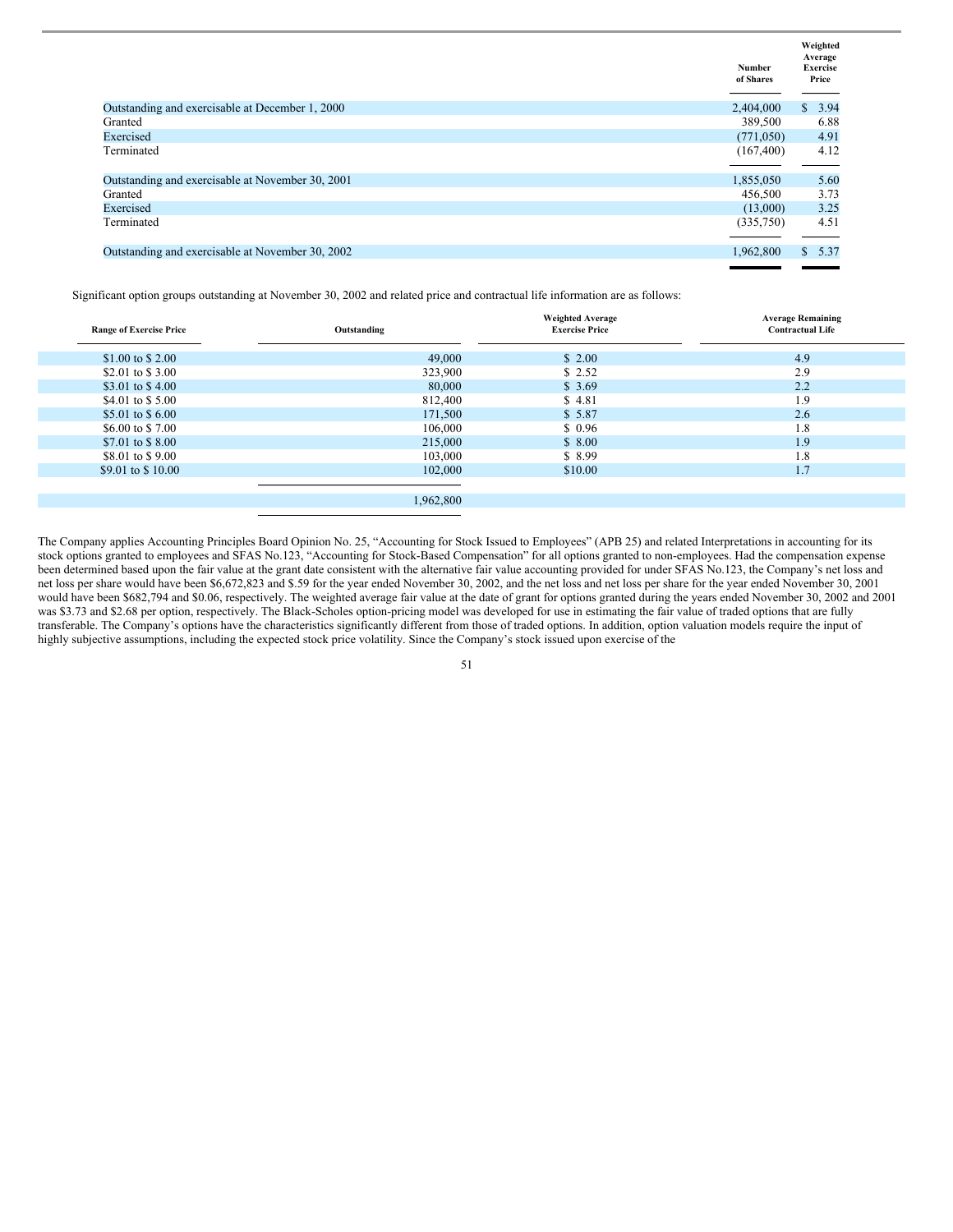| | Number of Shares | Weighted Average Exercise Price |
|---|---|---|
| Outstanding and exercisable at December 1, 2000 | 2,404,000 | $ 3.94 |
| Granted | 389,500 | 6.88 |
| Exercised | (771,050) | 4.91 |
| Terminated | (167,400) | 4.12 |
| Outstanding and exercisable at November 30, 2001 | 1,855,050 | 5.60 |
| Granted | 456,500 | 3.73 |
| Exercised | (13,000) | 3.25 |
| Terminated | (335,750) | 4.51 |
| Outstanding and exercisable at November 30, 2002 | 1,962,800 | $ 5.37 |

Significant option groups outstanding at November 30, 2002 and related price and contractual life information are as follows:

| Range of Exercise Price | Outstanding | Weighted Average Exercise Price | Average Remaining Contractual Life |
|---|---|---|---|
| $1.00 to $ 2.00 | 49,000 | $ 2.00 | 4.9 |
| $2.01 to $ 3.00 | 323,900 | $ 2.52 | 2.9 |
| $3.01 to $ 4.00 | 80,000 | $ 3.69 | 2.2 |
| $4.01 to $ 5.00 | 812,400 | $ 4.81 | 1.9 |
| $5.01 to $ 6.00 | 171,500 | $ 5.87 | 2.6 |
| $6.00 to $ 7.00 | 106,000 | $ 0.96 | 1.8 |
| $7.01 to $ 8.00 | 215,000 | $ 8.00 | 1.9 |
| $8.01 to $ 9.00 | 103,000 | $ 8.99 | 1.8 |
| $9.01 to $ 10.00 | 102,000 | $10.00 | 1.7 |
| | 1,962,800 | | |

The Company applies Accounting Principles Board Opinion No. 25, "Accounting for Stock Issued to Employees" (APB 25) and related Interpretations in accounting for its stock options granted to employees and SFAS No.123, "Accounting for Stock-Based Compensation" for all options granted to non-employees. Had the compensation expense been determined based upon the fair value at the grant date consistent with the alternative fair value accounting provided for under SFAS No.123, the Company's net loss and net loss per share would have been $6,672,823 and $.59 for the year ended November 30, 2002, and the net loss and net loss per share for the year ended November 30, 2001 would have been $682,794 and $0.06, respectively. The weighted average fair value at the date of grant for options granted during the years ended November 30, 2002 and 2001 was $3.73 and $2.68 per option, respectively. The Black-Scholes option-pricing model was developed for use in estimating the fair value of traded options that are fully transferable. The Company's options have the characteristics significantly different from those of traded options. In addition, option valuation models require the input of highly subjective assumptions, including the expected stock price volatility. Since the Company's stock issued upon exercise of the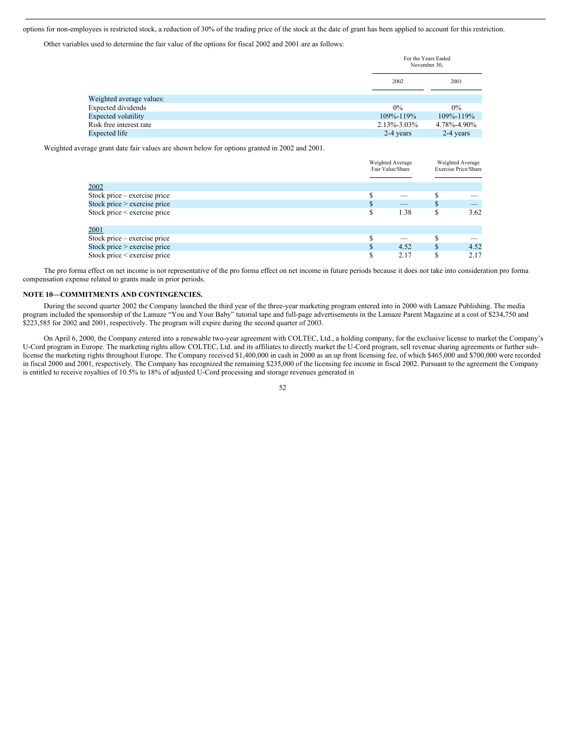options for non-employees is restricted stock, a reduction of 30% of the trading price of the stock at the date of grant has been applied to account for this restriction.

Other variables used to determine the fair value of the options for fiscal 2002 and 2001 are as follows:

| | For the Years Ended November 30, | |
|---|---|---|
| | 2002 | 2001 |
| Weighted average values: | | |
| Expected dividends | 0% | 0% |
| Expected volatility | 109%-119% | 109%-119% |
| Risk free interest rate | 2.13%-3.03% | 4.78%-4.90% |
| Expected life | 2-4 years | 2-4 years |

Weighted average grant date fair values are shown below for options granted in 2002 and 2001.

| | Weighted Average Fair Value/Share | Weighted Average Exercise Price/Share |
|---|---|---|
| 2002 | | |
| Stock price – exercise price | $ — | $ — |
| Stock price > exercise price | $ — | $ — |
| Stock price < exercise price | $ 1.38 | $ 3.62 |
| 2001 | | |
| Stock price – exercise price | $ — | $ — |
| Stock price > exercise price | $ 4.52 | $ 4.52 |
| Stock price < exercise price | $ 2.17 | $ 2.17 |

The pro forma effect on net income is not representative of the pro forma effect on net income in future periods because it does not take into consideration pro forma compensation expense related to grants made in prior periods.

**NOTE 10—COMMITMENTS AND CONTINGENCIES.**

During the second quarter 2002 the Company launched the third year of the three-year marketing program entered into in 2000 with Lamaze Publishing. The media program included the sponsorship of the Lamaze "You and Your Baby" tutorial tape and full-page advertisements in the Lamaze Parent Magazine at a cost of $234,750 and $223,585 for 2002 and 2001, respectively. The program will expire during the second quarter of 2003.

On April 6, 2000, the Company entered into a renewable two-year agreement with COLTEC, Ltd., a holding company, for the exclusive license to market the Company's U-Cord program in Europe. The marketing rights allow COLTEC, Ltd. and its affiliates to directly market the U-Cord program, sell revenue sharing agreements or further sub-license the marketing rights throughout Europe. The Company received $1,400,000 in cash in 2000 as an up front licensing fee, of which $465,000 and $700,000 were recorded in fiscal 2000 and 2001, respectively. The Company has recognized the remaining $235,000 of the licensing fee income in fiscal 2002. Pursuant to the agreement the Company is entitled to receive royalties of 10.5% to 18% of adjusted U-Cord processing and storage revenues generated in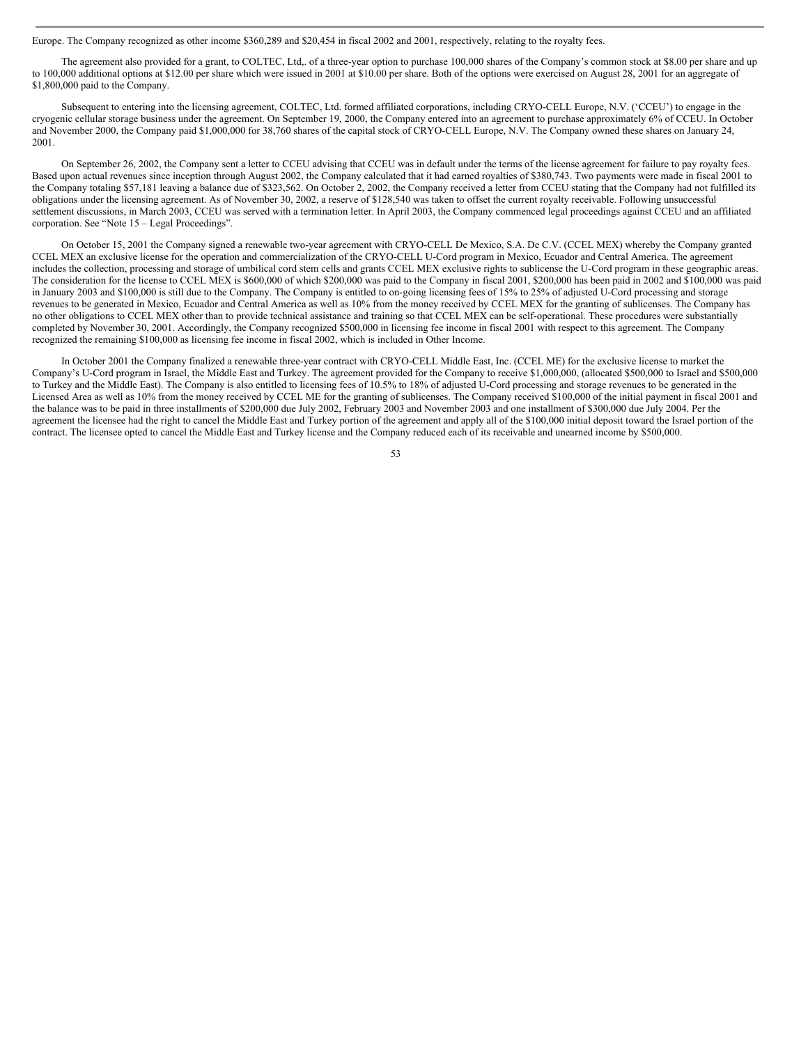Europe. The Company recognized as other income $360,289 and $20,454 in fiscal 2002 and 2001, respectively, relating to the royalty fees.

The agreement also provided for a grant, to COLTEC, Ltd,. of a three-year option to purchase 100,000 shares of the Company's common stock at $8.00 per share and up to 100,000 additional options at $12.00 per share which were issued in 2001 at $10.00 per share. Both of the options were exercised on August 28, 2001 for an aggregate of $1,800,000 paid to the Company.

Subsequent to entering into the licensing agreement, COLTEC, Ltd. formed affiliated corporations, including CRYO-CELL Europe, N.V. ('CCEU') to engage in the cryogenic cellular storage business under the agreement. On September 19, 2000, the Company entered into an agreement to purchase approximately 6% of CCEU. In October and November 2000, the Company paid $1,000,000 for 38,760 shares of the capital stock of CRYO-CELL Europe, N.V. The Company owned these shares on January 24, 2001.

On September 26, 2002, the Company sent a letter to CCEU advising that CCEU was in default under the terms of the license agreement for failure to pay royalty fees. Based upon actual revenues since inception through August 2002, the Company calculated that it had earned royalties of $380,743. Two payments were made in fiscal 2001 to the Company totaling $57,181 leaving a balance due of $323,562. On October 2, 2002, the Company received a letter from CCEU stating that the Company had not fulfilled its obligations under the licensing agreement. As of November 30, 2002, a reserve of $128,540 was taken to offset the current royalty receivable. Following unsuccessful settlement discussions, in March 2003, CCEU was served with a termination letter. In April 2003, the Company commenced legal proceedings against CCEU and an affiliated corporation. See "Note 15 – Legal Proceedings".

On October 15, 2001 the Company signed a renewable two-year agreement with CRYO-CELL De Mexico, S.A. De C.V. (CCEL MEX) whereby the Company granted CCEL MEX an exclusive license for the operation and commercialization of the CRYO-CELL U-Cord program in Mexico, Ecuador and Central America. The agreement includes the collection, processing and storage of umbilical cord stem cells and grants CCEL MEX exclusive rights to sublicense the U-Cord program in these geographic areas. The consideration for the license to CCEL MEX is $600,000 of which $200,000 was paid to the Company in fiscal 2001, $200,000 has been paid in 2002 and $100,000 was paid in January 2003 and $100,000 is still due to the Company. The Company is entitled to on-going licensing fees of 15% to 25% of adjusted U-Cord processing and storage revenues to be generated in Mexico, Ecuador and Central America as well as 10% from the money received by CCEL MEX for the granting of sublicenses. The Company has no other obligations to CCEL MEX other than to provide technical assistance and training so that CCEL MEX can be self-operational. These procedures were substantially completed by November 30, 2001. Accordingly, the Company recognized $500,000 in licensing fee income in fiscal 2001 with respect to this agreement. The Company recognized the remaining $100,000 as licensing fee income in fiscal 2002, which is included in Other Income.

In October 2001 the Company finalized a renewable three-year contract with CRYO-CELL Middle East, Inc. (CCEL ME) for the exclusive license to market the Company's U-Cord program in Israel, the Middle East and Turkey. The agreement provided for the Company to receive $1,000,000, (allocated $500,000 to Israel and $500,000 to Turkey and the Middle East). The Company is also entitled to licensing fees of 10.5% to 18% of adjusted U-Cord processing and storage revenues to be generated in the Licensed Area as well as 10% from the money received by CCEL ME for the granting of sublicenses. The Company received $100,000 of the initial payment in fiscal 2001 and the balance was to be paid in three installments of $200,000 due July 2002, February 2003 and November 2003 and one installment of $300,000 due July 2004. Per the agreement the licensee had the right to cancel the Middle East and Turkey portion of the agreement and apply all of the $100,000 initial deposit toward the Israel portion of the contract. The licensee opted to cancel the Middle East and Turkey license and the Company reduced each of its receivable and unearned income by $500,000.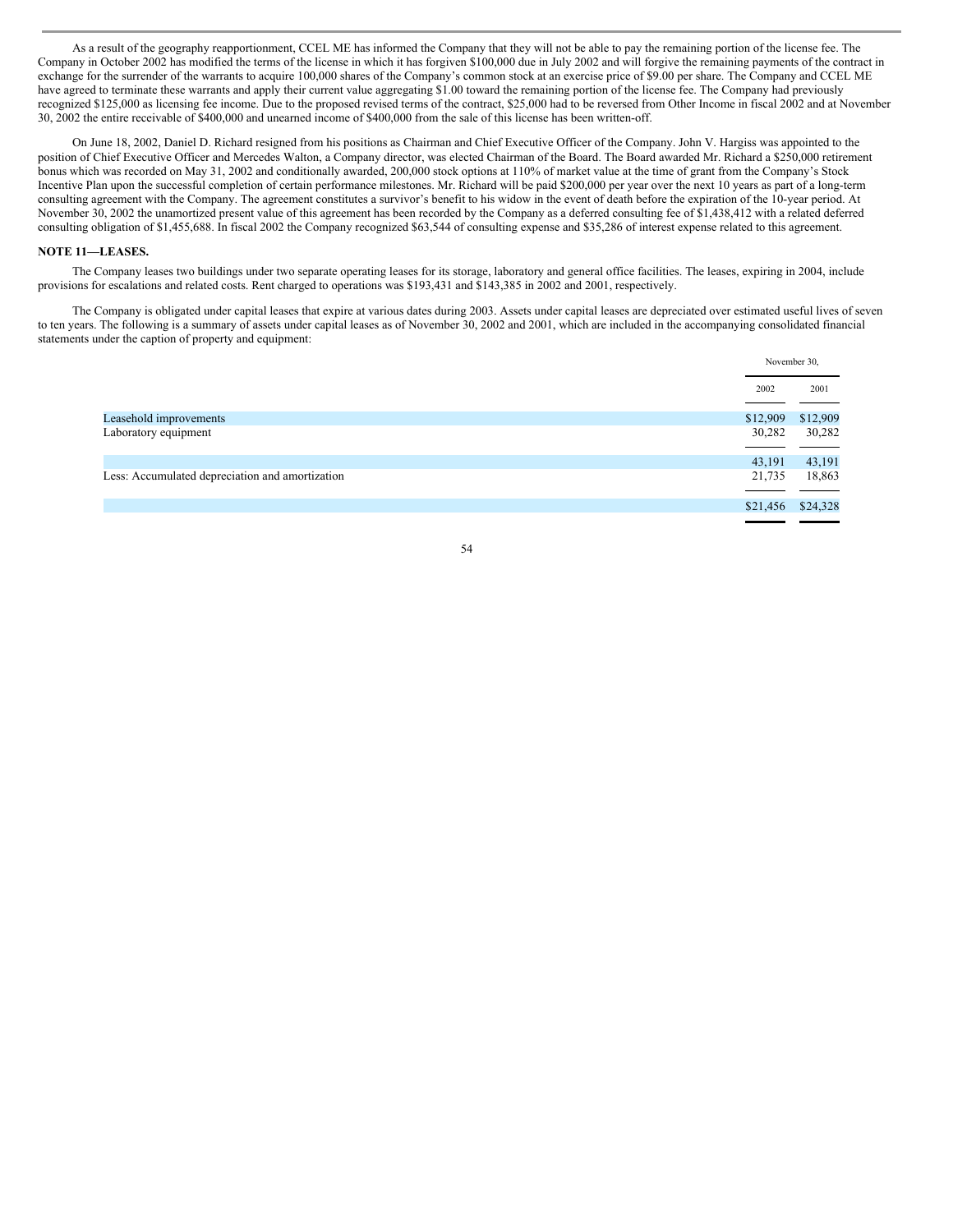As a result of the geography reapportionment, CCEL ME has informed the Company that they will not be able to pay the remaining portion of the license fee. The Company in October 2002 has modified the terms of the license in which it has forgiven $100,000 due in July 2002 and will forgive the remaining payments of the contract in exchange for the surrender of the warrants to acquire 100,000 shares of the Company's common stock at an exercise price of $9.00 per share. The Company and CCEL ME have agreed to terminate these warrants and apply their current value aggregating $1.00 toward the remaining portion of the license fee. The Company had previously recognized $125,000 as licensing fee income. Due to the proposed revised terms of the contract, $25,000 had to be reversed from Other Income in fiscal 2002 and at November 30, 2002 the entire receivable of $400,000 and unearned income of $400,000 from the sale of this license has been written-off.

On June 18, 2002, Daniel D. Richard resigned from his positions as Chairman and Chief Executive Officer of the Company. John V. Hargiss was appointed to the position of Chief Executive Officer and Mercedes Walton, a Company director, was elected Chairman of the Board. The Board awarded Mr. Richard a $250,000 retirement bonus which was recorded on May 31, 2002 and conditionally awarded, 200,000 stock options at 110% of market value at the time of grant from the Company's Stock Incentive Plan upon the successful completion of certain performance milestones. Mr. Richard will be paid $200,000 per year over the next 10 years as part of a long-term consulting agreement with the Company. The agreement constitutes a survivor's benefit to his widow in the event of death before the expiration of the 10-year period. At November 30, 2002 the unamortized present value of this agreement has been recorded by the Company as a deferred consulting fee of $1,438,412 with a related deferred consulting obligation of $1,455,688. In fiscal 2002 the Company recognized $63,544 of consulting expense and $35,286 of interest expense related to this agreement.

**NOTE 11—LEASES.**

The Company leases two buildings under two separate operating leases for its storage, laboratory and general office facilities. The leases, expiring in 2004, include provisions for escalations and related costs. Rent charged to operations was $193,431 and $143,385 in 2002 and 2001, respectively.

The Company is obligated under capital leases that expire at various dates during 2003. Assets under capital leases are depreciated over estimated useful lives of seven to ten years. The following is a summary of assets under capital leases as of November 30, 2002 and 2001, which are included in the accompanying consolidated financial statements under the caption of property and equipment:

| | November 30, | |
|---|---|---|
| | 2002 | 2001 |
| Leasehold improvements | $12,909 | $12,909 |
| Laboratory equipment | 30,282 | 30,282 |
| | 43,191 | 43,191 |
| Less: Accumulated depreciation and amortization | 21,735 | 18,863 |
| | $21,456 | $24,328 |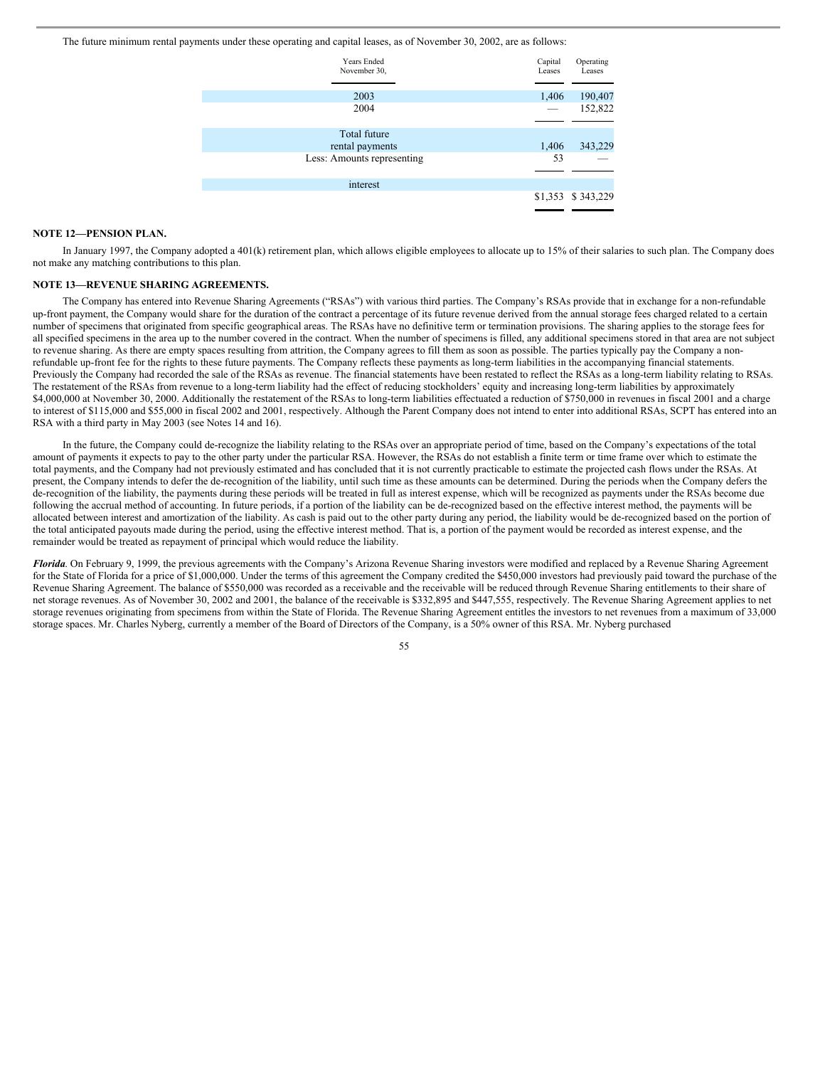The future minimum rental payments under these operating and capital leases, as of November 30, 2002, are as follows:

| Years Ended November 30, | Capital Leases | Operating Leases |
|---|---|---|
| 2003 | 1,406 | 190,407 |
| 2004 | — | 152,822 |
| Total future rental payments | 1,406 | 343,229 |
| Less: Amounts representing interest | 53 | — |
| | $1,353 | $ 343,229 |

**NOTE 12—PENSION PLAN.**

In January 1997, the Company adopted a 401(k) retirement plan, which allows eligible employees to allocate up to 15% of their salaries to such plan. The Company does not make any matching contributions to this plan.

**NOTE 13—REVENUE SHARING AGREEMENTS.**

The Company has entered into Revenue Sharing Agreements ("RSAs") with various third parties. The Company's RSAs provide that in exchange for a non-refundable up-front payment, the Company would share for the duration of the contract a percentage of its future revenue derived from the annual storage fees charged related to a certain number of specimens that originated from specific geographical areas. The RSAs have no definitive term or termination provisions. The sharing applies to the storage fees for all specified specimens in the area up to the number covered in the contract. When the number of specimens is filled, any additional specimens stored in that area are not subject to revenue sharing. As there are empty spaces resulting from attrition, the Company agrees to fill them as soon as possible. The parties typically pay the Company a non-refundable up-front fee for the rights to these future payments. The Company reflects these payments as long-term liabilities in the accompanying financial statements. Previously the Company had recorded the sale of the RSAs as revenue. The financial statements have been restated to reflect the RSAs as a long-term liability relating to RSAs. The restatement of the RSAs from revenue to a long-term liability had the effect of reducing stockholders' equity and increasing long-term liabilities by approximately $4,000,000 at November 30, 2000. Additionally the restatement of the RSAs to long-term liabilities effectuated a reduction of $750,000 in revenues in fiscal 2001 and a charge to interest of $115,000 and $55,000 in fiscal 2002 and 2001, respectively. Although the Parent Company does not intend to enter into additional RSAs, SCPT has entered into an RSA with a third party in May 2003 (see Notes 14 and 16).

In the future, the Company could de-recognize the liability relating to the RSAs over an appropriate period of time, based on the Company's expectations of the total amount of payments it expects to pay to the other party under the particular RSA. However, the RSAs do not establish a finite term or time frame over which to estimate the total payments, and the Company had not previously estimated and has concluded that it is not currently practicable to estimate the projected cash flows under the RSAs. At present, the Company intends to defer the de-recognition of the liability, until such time as these amounts can be determined. During the periods when the Company defers the de-recognition of the liability, the payments during these periods will be treated in full as interest expense, which will be recognized as payments under the RSAs become due following the accrual method of accounting. In future periods, if a portion of the liability can be de-recognized based on the effective interest method, the payments will be allocated between interest and amortization of the liability. As cash is paid out to the other party during any period, the liability would be de-recognized based on the portion of the total anticipated payouts made during the period, using the effective interest method. That is, a portion of the payment would be recorded as interest expense, and the remainder would be treated as repayment of principal which would reduce the liability.

***Florida***. On February 9, 1999, the previous agreements with the Company's Arizona Revenue Sharing investors were modified and replaced by a Revenue Sharing Agreement for the State of Florida for a price of $1,000,000. Under the terms of this agreement the Company credited the $450,000 investors had previously paid toward the purchase of the Revenue Sharing Agreement. The balance of $550,000 was recorded as a receivable and the receivable will be reduced through Revenue Sharing entitlements to their share of net storage revenues. As of November 30, 2002 and 2001, the balance of the receivable is $332,895 and $447,555, respectively. The Revenue Sharing Agreement applies to net storage revenues originating from specimens from within the State of Florida. The Revenue Sharing Agreement entitles the investors to net revenues from a maximum of 33,000 storage spaces. Mr. Charles Nyberg, currently a member of the Board of Directors of the Company, is a 50% owner of this RSA. Mr. Nyberg purchased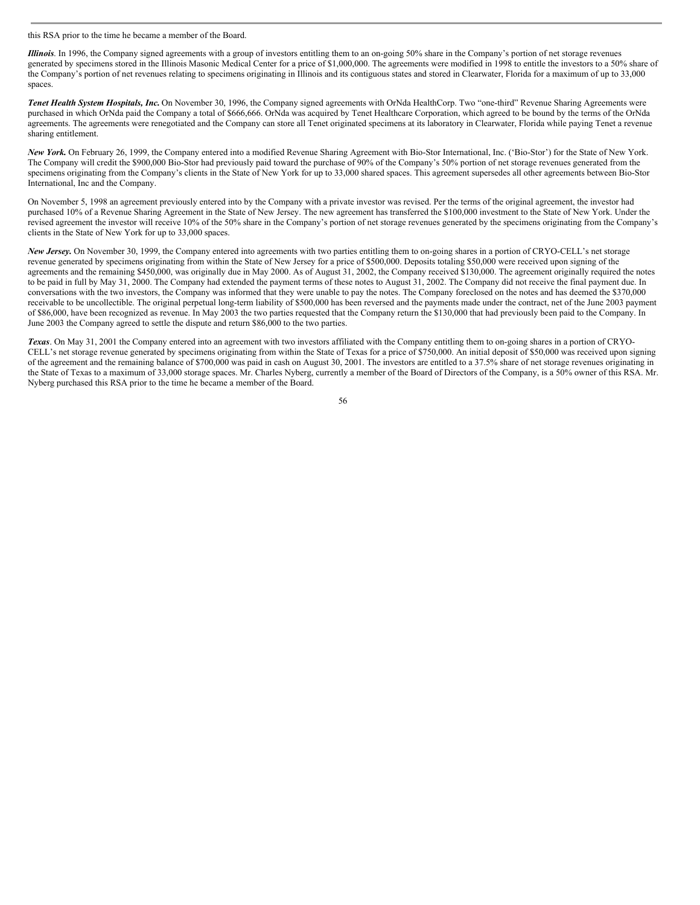this RSA prior to the time he became a member of the Board.

***Illinois***. In 1996, the Company signed agreements with a group of investors entitling them to an on-going 50% share in the Company's portion of net storage revenues generated by specimens stored in the Illinois Masonic Medical Center for a price of $1,000,000. The agreements were modified in 1998 to entitle the investors to a 50% share of the Company's portion of net revenues relating to specimens originating in Illinois and its contiguous states and stored in Clearwater, Florida for a maximum of up to 33,000 spaces.

***Tenet Health System Hospitals, Inc.*** On November 30, 1996, the Company signed agreements with OrNda HealthCorp. Two "one-third" Revenue Sharing Agreements were purchased in which OrNda paid the Company a total of $666,666. OrNda was acquired by Tenet Healthcare Corporation, which agreed to be bound by the terms of the OrNda agreements. The agreements were renegotiated and the Company can store all Tenet originated specimens at its laboratory in Clearwater, Florida while paying Tenet a revenue sharing entitlement.

***New York.*** On February 26, 1999, the Company entered into a modified Revenue Sharing Agreement with Bio-Stor International, Inc. ('Bio-Stor') for the State of New York. The Company will credit the $900,000 Bio-Stor had previously paid toward the purchase of 90% of the Company's 50% portion of net storage revenues generated from the specimens originating from the Company's clients in the State of New York for up to 33,000 shared spaces. This agreement supersedes all other agreements between Bio-Stor International, Inc and the Company.

On November 5, 1998 an agreement previously entered into by the Company with a private investor was revised. Per the terms of the original agreement, the investor had purchased 10% of a Revenue Sharing Agreement in the State of New Jersey. The new agreement has transferred the $100,000 investment to the State of New York. Under the revised agreement the investor will receive 10% of the 50% share in the Company's portion of net storage revenues generated by the specimens originating from the Company's clients in the State of New York for up to 33,000 spaces.

***New Jersey.*** On November 30, 1999, the Company entered into agreements with two parties entitling them to on-going shares in a portion of CRYO-CELL's net storage revenue generated by specimens originating from within the State of New Jersey for a price of $500,000. Deposits totaling $50,000 were received upon signing of the agreements and the remaining $450,000, was originally due in May 2000. As of August 31, 2002, the Company received $130,000. The agreement originally required the notes to be paid in full by May 31, 2000. The Company had extended the payment terms of these notes to August 31, 2002. The Company did not receive the final payment due. In conversations with the two investors, the Company was informed that they were unable to pay the notes. The Company foreclosed on the notes and has deemed the $370,000 receivable to be uncollectible. The original perpetual long-term liability of $500,000 has been reversed and the payments made under the contract, net of the June 2003 payment of $86,000, have been recognized as revenue. In May 2003 the two parties requested that the Company return the $130,000 that had previously been paid to the Company. In June 2003 the Company agreed to settle the dispute and return $86,000 to the two parties.

***Texas***. On May 31, 2001 the Company entered into an agreement with two investors affiliated with the Company entitling them to on-going shares in a portion of CRYO-CELL's net storage revenue generated by specimens originating from within the State of Texas for a price of $750,000. An initial deposit of $50,000 was received upon signing of the agreement and the remaining balance of $700,000 was paid in cash on August 30, 2001. The investors are entitled to a 37.5% share of net storage revenues originating in the State of Texas to a maximum of 33,000 storage spaces. Mr. Charles Nyberg, currently a member of the Board of Directors of the Company, is a 50% owner of this RSA. Mr. Nyberg purchased this RSA prior to the time he became a member of the Board.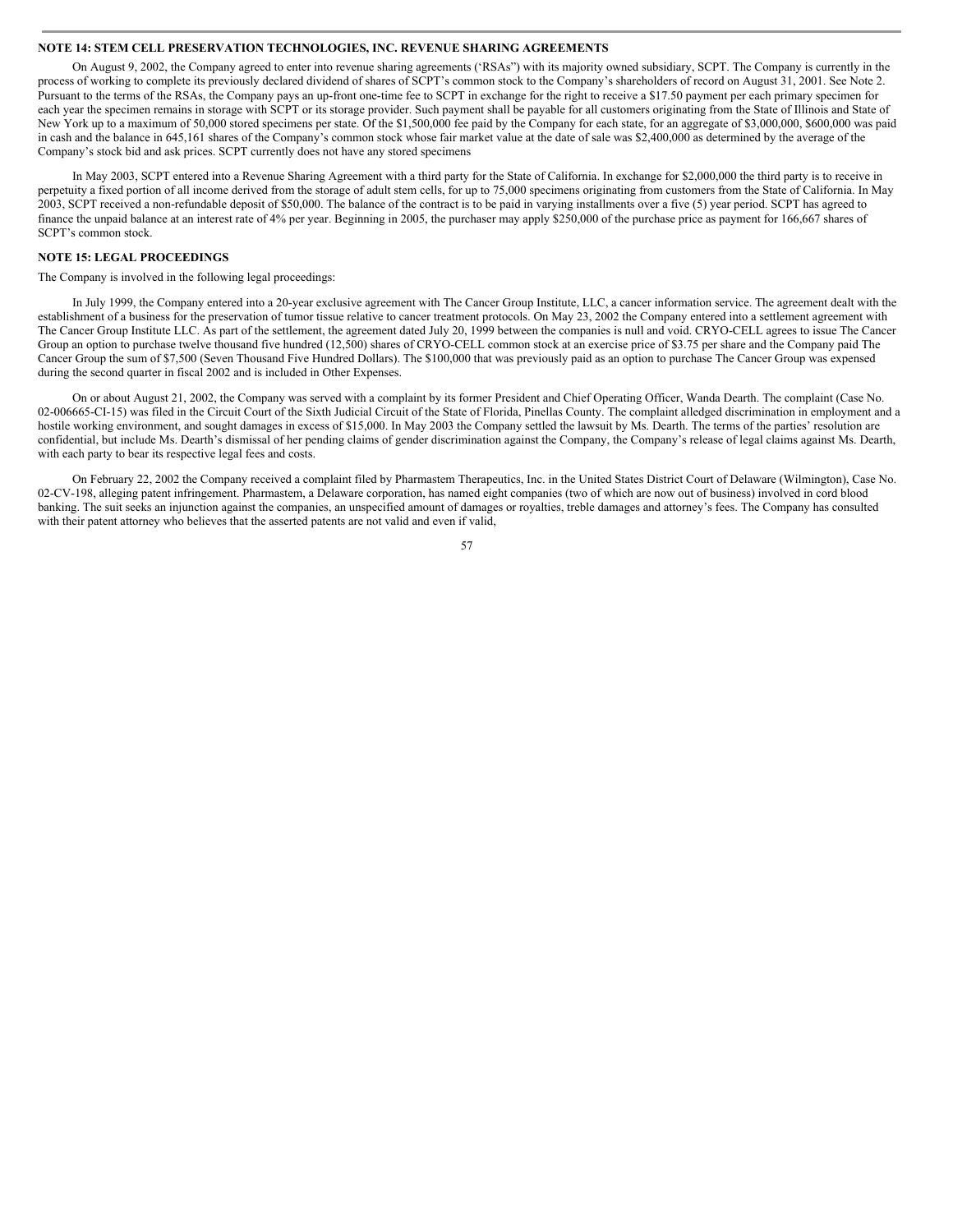**NOTE 14: STEM CELL PRESERVATION TECHNOLOGIES, INC. REVENUE SHARING AGREEMENTS**

On August 9, 2002, the Company agreed to enter into revenue sharing agreements ('RSAs") with its majority owned subsidiary, SCPT. The Company is currently in the process of working to complete its previously declared dividend of shares of SCPT's common stock to the Company's shareholders of record on August 31, 2001. See Note 2. Pursuant to the terms of the RSAs, the Company pays an up-front one-time fee to SCPT in exchange for the right to receive a $17.50 payment per each primary specimen for each year the specimen remains in storage with SCPT or its storage provider. Such payment shall be payable for all customers originating from the State of Illinois and State of New York up to a maximum of 50,000 stored specimens per state. Of the $1,500,000 fee paid by the Company for each state, for an aggregate of $3,000,000, $600,000 was paid in cash and the balance in 645,161 shares of the Company's common stock whose fair market value at the date of sale was $2,400,000 as determined by the average of the Company's stock bid and ask prices. SCPT currently does not have any stored specimens

In May 2003, SCPT entered into a Revenue Sharing Agreement with a third party for the State of California. In exchange for $2,000,000 the third party is to receive in perpetuity a fixed portion of all income derived from the storage of adult stem cells, for up to 75,000 specimens originating from customers from the State of California. In May 2003, SCPT received a non-refundable deposit of $50,000. The balance of the contract is to be paid in varying installments over a five (5) year period. SCPT has agreed to finance the unpaid balance at an interest rate of 4% per year. Beginning in 2005, the purchaser may apply $250,000 of the purchase price as payment for 166,667 shares of SCPT's common stock.

**NOTE 15: LEGAL PROCEEDINGS**

The Company is involved in the following legal proceedings:

In July 1999, the Company entered into a 20-year exclusive agreement with The Cancer Group Institute, LLC, a cancer information service. The agreement dealt with the establishment of a business for the preservation of tumor tissue relative to cancer treatment protocols. On May 23, 2002 the Company entered into a settlement agreement with The Cancer Group Institute LLC. As part of the settlement, the agreement dated July 20, 1999 between the companies is null and void. CRYO-CELL agrees to issue The Cancer Group an option to purchase twelve thousand five hundred (12,500) shares of CRYO-CELL common stock at an exercise price of $3.75 per share and the Company paid The Cancer Group the sum of $7,500 (Seven Thousand Five Hundred Dollars). The $100,000 that was previously paid as an option to purchase The Cancer Group was expensed during the second quarter in fiscal 2002 and is included in Other Expenses.

On or about August 21, 2002, the Company was served with a complaint by its former President and Chief Operating Officer, Wanda Dearth. The complaint (Case No. 02-006665-CI-15) was filed in the Circuit Court of the Sixth Judicial Circuit of the State of Florida, Pinellas County. The complaint alledged discrimination in employment and a hostile working environment, and sought damages in excess of $15,000. In May 2003 the Company settled the lawsuit by Ms. Dearth. The terms of the parties' resolution are confidential, but include Ms. Dearth's dismissal of her pending claims of gender discrimination against the Company, the Company's release of legal claims against Ms. Dearth, with each party to bear its respective legal fees and costs.

On February 22, 2002 the Company received a complaint filed by Pharmastem Therapeutics, Inc. in the United States District Court of Delaware (Wilmington), Case No. 02-CV-198, alleging patent infringement. Pharmastem, a Delaware corporation, has named eight companies (two of which are now out of business) involved in cord blood banking. The suit seeks an injunction against the companies, an unspecified amount of damages or royalties, treble damages and attorney's fees. The Company has consulted with their patent attorney who believes that the asserted patents are not valid and even if valid,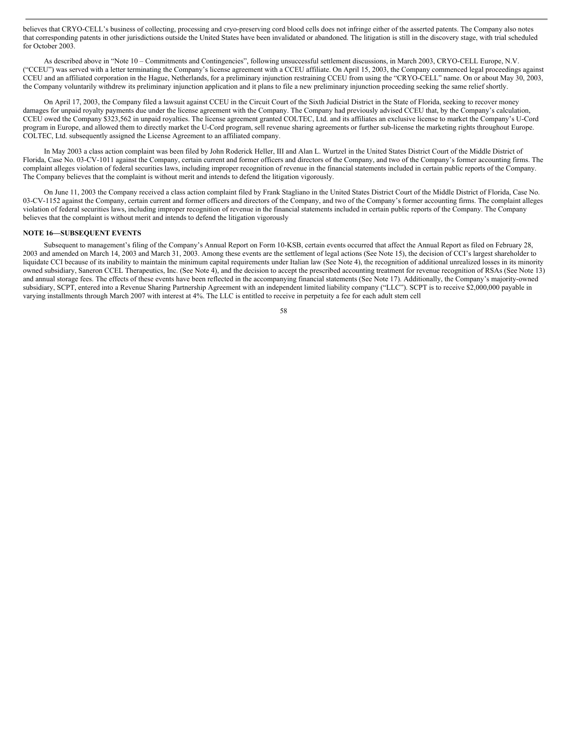believes that CRYO-CELL's business of collecting, processing and cryo-preserving cord blood cells does not infringe either of the asserted patents. The Company also notes that corresponding patents in other jurisdictions outside the United States have been invalidated or abandoned. The litigation is still in the discovery stage, with trial scheduled for October 2003.

As described above in "Note 10 – Commitments and Contingencies", following unsuccessful settlement discussions, in March 2003, CRYO-CELL Europe, N.V. ("CCEU") was served with a letter terminating the Company's license agreement with a CCEU affiliate. On April 15, 2003, the Company commenced legal proceedings against CCEU and an affiliated corporation in the Hague, Netherlands, for a preliminary injunction restraining CCEU from using the "CRYO-CELL" name. On or about May 30, 2003, the Company voluntarily withdrew its preliminary injunction application and it plans to file a new preliminary injunction proceeding seeking the same relief shortly.

On April 17, 2003, the Company filed a lawsuit against CCEU in the Circuit Court of the Sixth Judicial District in the State of Florida, seeking to recover money damages for unpaid royalty payments due under the license agreement with the Company. The Company had previously advised CCEU that, by the Company's calculation, CCEU owed the Company $323,562 in unpaid royalties. The license agreement granted COLTEC, Ltd. and its affiliates an exclusive license to market the Company's U-Cord program in Europe, and allowed them to directly market the U-Cord program, sell revenue sharing agreements or further sub-license the marketing rights throughout Europe. COLTEC, Ltd. subsequently assigned the License Agreement to an affiliated company.

In May 2003 a class action complaint was been filed by John Roderick Heller, III and Alan L. Wurtzel in the United States District Court of the Middle District of Florida, Case No. 03-CV-1011 against the Company, certain current and former officers and directors of the Company, and two of the Company's former accounting firms. The complaint alleges violation of federal securities laws, including improper recognition of revenue in the financial statements included in certain public reports of the Company. The Company believes that the complaint is without merit and intends to defend the litigation vigorously.

On June 11, 2003 the Company received a class action complaint filed by Frank Stagliano in the United States District Court of the Middle District of Florida, Case No. 03-CV-1152 against the Company, certain current and former officers and directors of the Company, and two of the Company's former accounting firms. The complaint alleges violation of federal securities laws, including improper recognition of revenue in the financial statements included in certain public reports of the Company. The Company believes that the complaint is without merit and intends to defend the litigation vigorously

**NOTE 16—SUBSEQUENT EVENTS**

Subsequent to management's filing of the Company's Annual Report on Form 10-KSB, certain events occurred that affect the Annual Report as filed on February 28, 2003 and amended on March 14, 2003 and March 31, 2003. Among these events are the settlement of legal actions (See Note 15), the decision of CCI's largest shareholder to liquidate CCI because of its inability to maintain the minimum capital requirements under Italian law (See Note 4), the recognition of additional unrealized losses in its minority owned subsidiary, Saneron CCEL Therapeutics, Inc. (See Note 4), and the decision to accept the prescribed accounting treatment for revenue recognition of RSAs (See Note 13) and annual storage fees. The effects of these events have been reflected in the accompanying financial statements (See Note 17). Additionally, the Company's majority-owned subsidiary, SCPT, entered into a Revenue Sharing Partnership Agreement with an independent limited liability company ("LLC"). SCPT is to receive $2,000,000 payable in varying installments through March 2007 with interest at 4%. The LLC is entitled to receive in perpetuity a fee for each adult stem cell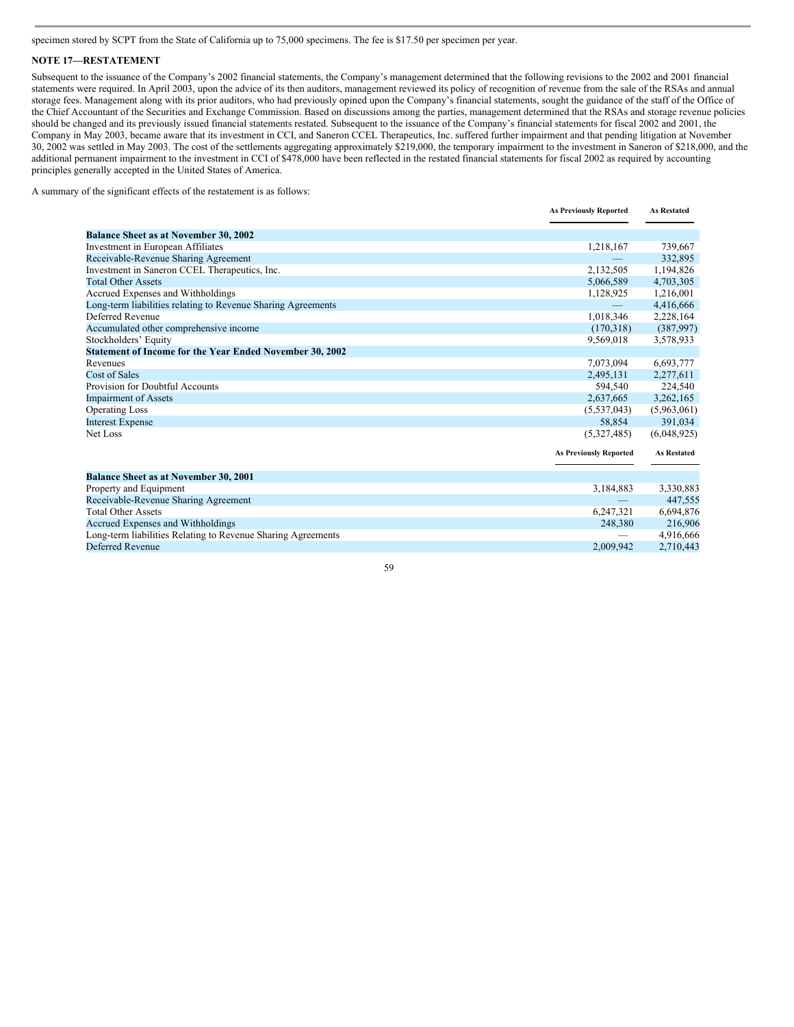specimen stored by SCPT from the State of California up to 75,000 specimens. The fee is $17.50 per specimen per year.

## NOTE 17—RESTATEMENT

Subsequent to the issuance of the Company's 2002 financial statements, the Company's management determined that the following revisions to the 2002 and 2001 financial statements were required. In April 2003, upon the advice of its then auditors, management reviewed its policy of recognition of revenue from the sale of the RSAs and annual storage fees. Management along with its prior auditors, who had previously opined upon the Company's financial statements, sought the guidance of the staff of the Office of the Chief Accountant of the Securities and Exchange Commission. Based on discussions among the parties, management determined that the RSAs and storage revenue policies should be changed and its previously issued financial statements restated. Subsequent to the issuance of the Company's financial statements for fiscal 2002 and 2001, the Company in May 2003, became aware that its investment in CCI, and Saneron CCEL Therapeutics, Inc. suffered further impairment and that pending litigation at November 30, 2002 was settled in May 2003. The cost of the settlements aggregating approximately $219,000, the temporary impairment to the investment in Saneron of $218,000, and the additional permanent impairment to the investment in CCI of $478,000 have been reflected in the restated financial statements for fiscal 2002 as required by accounting principles generally accepted in the United States of America.

A summary of the significant effects of the restatement is as follows:

| | As Previously Reported | As Restated |
|---|---|---|
| **Balance Sheet as at November 30, 2002** | | |
| Investment in European Affiliates | 1,218,167 | 739,667 |
| Receivable-Revenue Sharing Agreement | — | 332,895 |
| Investment in Saneron CCEL Therapeutics, Inc. | 2,132,505 | 1,194,826 |
| Total Other Assets | 5,066,589 | 4,703,305 |
| Accrued Expenses and Withholdings | 1,128,925 | 1,216,001 |
| Long-term liabilities relating to Revenue Sharing Agreements | — | 4,416,666 |
| Deferred Revenue | 1,018,346 | 2,228,164 |
| Accumulated other comprehensive income | (170,318) | (387,997) |
| Stockholders' Equity | 9,569,018 | 3,578,933 |
| **Statement of Income for the Year Ended November 30, 2002** | | |
| Revenues | 7,073,094 | 6,693,777 |
| Cost of Sales | 2,495,131 | 2,277,611 |
| Provision for Doubtful Accounts | 594,540 | 224,540 |
| Impairment of Assets | 2,637,665 | 3,262,165 |
| Operating Loss | (5,537,043) | (5,963,061) |
| Interest Expense | 58,854 | 391,034 |
| Net Loss | (5,327,485) | (6,048,925) |

| | As Previously Reported | As Restated |
|---|---|---|
| **Balance Sheet as at November 30, 2001** | | |
| Property and Equipment | 3,184,883 | 3,330,883 |
| Receivable-Revenue Sharing Agreement | — | 447,555 |
| Total Other Assets | 6,247,321 | 6,694,876 |
| Accrued Expenses and Withholdings | 248,380 | 216,906 |
| Long-term liabilities Relating to Revenue Sharing Agreements | — | 4,916,666 |
| Deferred Revenue | 2,009,942 | 2,710,443 |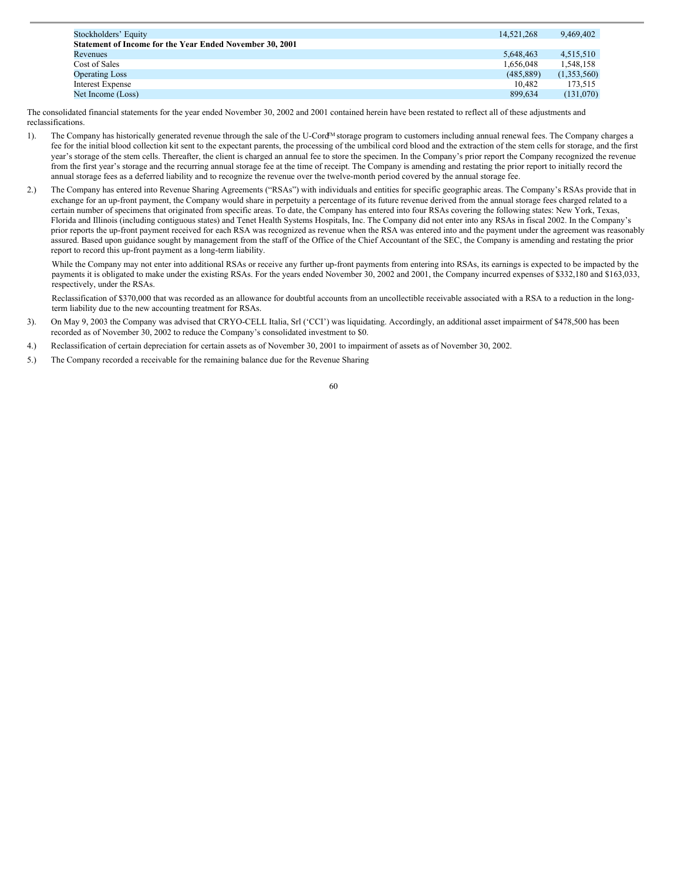| | | |
|---|---|---|
| Stockholders' Equity | 14,521,268 | 9,469,402 |
| **Statement of Income for the Year Ended November 30, 2001** | | |
| Revenues | 5,648,463 | 4,515,510 |
| Cost of Sales | 1,656,048 | 1,548,158 |
| Operating Loss | (485,889) | (1,353,560) |
| Interest Expense | 10,482 | 173,515 |
| Net Income (Loss) | 899,634 | (131,070) |

The consolidated financial statements for the year ended November 30, 2002 and 2001 contained herein have been restated to reflect all of these adjustments and reclassifications.

1). The Company has historically generated revenue through the sale of the U-Cord™ storage program to customers including annual renewal fees. The Company charges a fee for the initial blood collection kit sent to the expectant parents, the processing of the umbilical cord blood and the extraction of the stem cells for storage, and the first year's storage of the stem cells. Thereafter, the client is charged an annual fee to store the specimen. In the Company's prior report the Company recognized the revenue from the first year's storage and the recurring annual storage fee at the time of receipt. The Company is amending and restating the prior report to initially record the annual storage fees as a deferred liability and to recognize the revenue over the twelve-month period covered by the annual storage fee.

2.) The Company has entered into Revenue Sharing Agreements ("RSAs") with individuals and entities for specific geographic areas. The Company's RSAs provide that in exchange for an up-front payment, the Company would share in perpetuity a percentage of its future revenue derived from the annual storage fees charged related to a certain number of specimens that originated from specific areas. To date, the Company has entered into four RSAs covering the following states: New York, Texas, Florida and Illinois (including contiguous states) and Tenet Health Systems Hospitals, Inc. The Company did not enter into any RSAs in fiscal 2002. In the Company's prior reports the up-front payment received for each RSA was recognized as revenue when the RSA was entered into and the payment under the agreement was reasonably assured. Based upon guidance sought by management from the staff of the Office of the Chief Accountant of the SEC, the Company is amending and restating the prior report to record this up-front payment as a long-term liability.

   While the Company may not enter into additional RSAs or receive any further up-front payments from entering into RSAs, its earnings is expected to be impacted by the payments it is obligated to make under the existing RSAs. For the years ended November 30, 2002 and 2001, the Company incurred expenses of $332,180 and $163,033, respectively, under the RSAs.

   Reclassification of $370,000 that was recorded as an allowance for doubtful accounts from an uncollectible receivable associated with a RSA to a reduction in the long-term liability due to the new accounting treatment for RSAs.

3). On May 9, 2003 the Company was advised that CRYO-CELL Italia, Srl ('CCI') was liquidating. Accordingly, an additional asset impairment of $478,500 has been recorded as of November 30, 2002 to reduce the Company's consolidated investment to $0.

4.) Reclassification of certain depreciation for certain assets as of November 30, 2001 to impairment of assets as of November 30, 2002.

5.) The Company recorded a receivable for the remaining balance due for the Revenue Sharing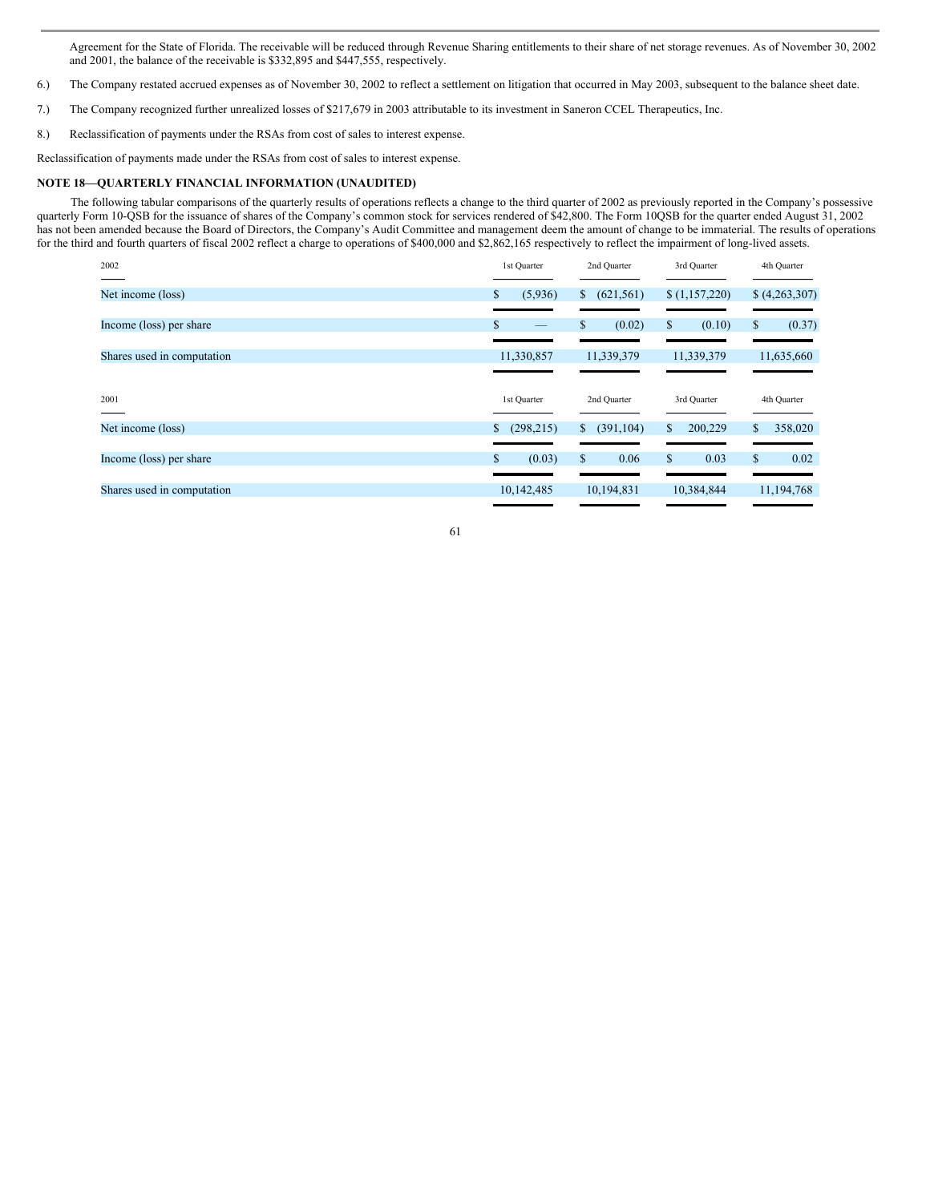Agreement for the State of Florida. The receivable will be reduced through Revenue Sharing entitlements to their share of net storage revenues. As of November 30, 2002 and 2001, the balance of the receivable is $332,895 and $447,555, respectively.

6.) The Company restated accrued expenses as of November 30, 2002 to reflect a settlement on litigation that occurred in May 2003, subsequent to the balance sheet date.

7.) The Company recognized further unrealized losses of $217,679 in 2003 attributable to its investment in Saneron CCEL Therapeutics, Inc.

8.) Reclassification of payments under the RSAs from cost of sales to interest expense.

Reclassification of payments made under the RSAs from cost of sales to interest expense.

**NOTE 18—QUARTERLY FINANCIAL INFORMATION (UNAUDITED)**

The following tabular comparisons of the quarterly results of operations reflects a change to the third quarter of 2002 as previously reported in the Company's possessive quarterly Form 10-QSB for the issuance of shares of the Company's common stock for services rendered of $42,800. The Form 10QSB for the quarter ended August 31, 2002 has not been amended because the Board of Directors, the Company's Audit Committee and management deem the amount of change to be immaterial. The results of operations for the third and fourth quarters of fiscal 2002 reflect a charge to operations of $400,000 and $2,862,165 respectively to reflect the impairment of long-lived assets.

| 2002 | 1st Quarter | 2nd Quarter | 3rd Quarter | 4th Quarter |
|---|---|---|---|---|
| Net income (loss) | $ (5,936) | $ (621,561) | $ (1,157,220) | $ (4,263,307) |
| Income (loss) per share | $ — | $ (0.02) | $ (0.10) | $ (0.37) |
| Shares used in computation | 11,330,857 | 11,339,379 | 11,339,379 | 11,635,660 |

| 2001 | 1st Quarter | 2nd Quarter | 3rd Quarter | 4th Quarter |
|---|---|---|---|---|
| Net income (loss) | $ (298,215) | $ (391,104) | $ 200,229 | $ 358,020 |
| Income (loss) per share | $ (0.03) | $ 0.06 | $ 0.03 | $ 0.02 |
| Shares used in computation | 10,142,485 | 10,194,831 | 10,384,844 | 11,194,768 |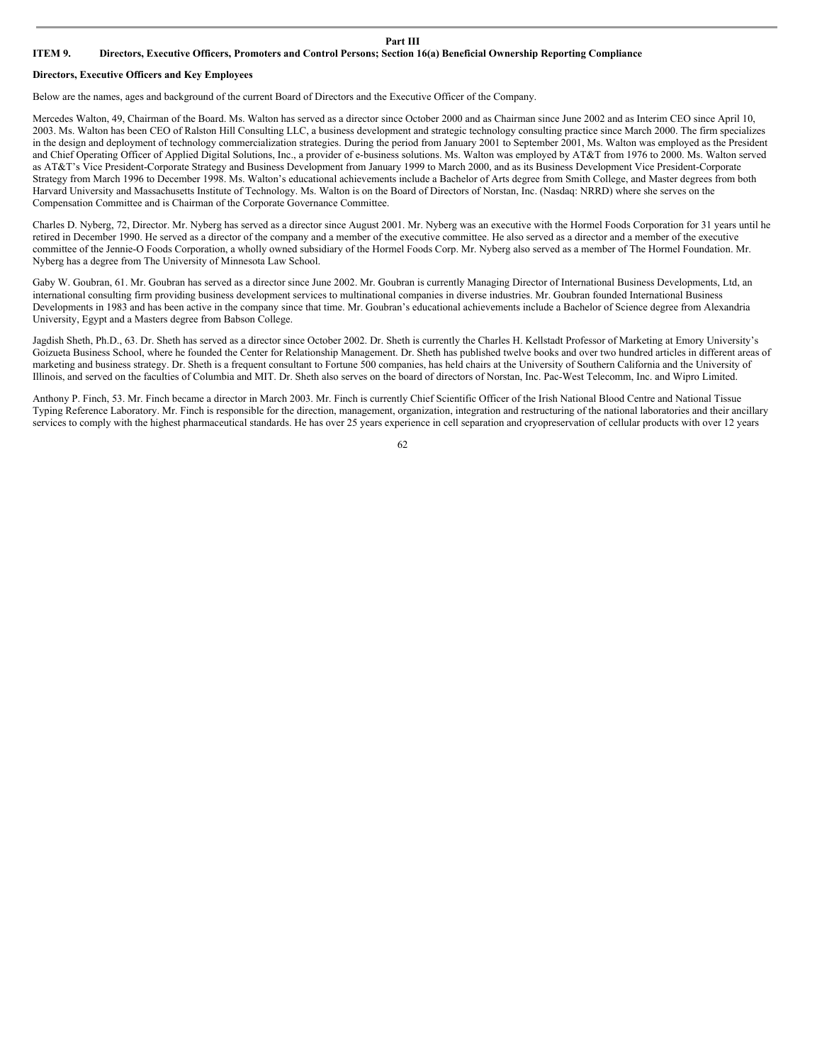# Part III

## ITEM 9. Directors, Executive Officers, Promoters and Control Persons; Section 16(a) Beneficial Ownership Reporting Compliance

**Directors, Executive Officers and Key Employees**

Below are the names, ages and background of the current Board of Directors and the Executive Officer of the Company.

Mercedes Walton, 49, Chairman of the Board. Ms. Walton has served as a director since October 2000 and as Chairman since June 2002 and as Interim CEO since April 10, 2003. Ms. Walton has been CEO of Ralston Hill Consulting LLC, a business development and strategic technology consulting practice since March 2000. The firm specializes in the design and deployment of technology commercialization strategies. During the period from January 2001 to September 2001, Ms. Walton was employed as the President and Chief Operating Officer of Applied Digital Solutions, Inc., a provider of e-business solutions. Ms. Walton was employed by AT&T from 1976 to 2000. Ms. Walton served as AT&T's Vice President-Corporate Strategy and Business Development from January 1999 to March 2000, and as its Business Development Vice President-Corporate Strategy from March 1996 to December 1998. Ms. Walton's educational achievements include a Bachelor of Arts degree from Smith College, and Master degrees from both Harvard University and Massachusetts Institute of Technology. Ms. Walton is on the Board of Directors of Norstan, Inc. (Nasdaq: NRRD) where she serves on the Compensation Committee and is Chairman of the Corporate Governance Committee.

Charles D. Nyberg, 72, Director. Mr. Nyberg has served as a director since August 2001. Mr. Nyberg was an executive with the Hormel Foods Corporation for 31 years until he retired in December 1990. He served as a director of the company and a member of the executive committee. He also served as a director and a member of the executive committee of the Jennie-O Foods Corporation, a wholly owned subsidiary of the Hormel Foods Corp. Mr. Nyberg also served as a member of The Hormel Foundation. Mr. Nyberg has a degree from The University of Minnesota Law School.

Gaby W. Goubran, 61. Mr. Goubran has served as a director since June 2002. Mr. Goubran is currently Managing Director of International Business Developments, Ltd, an international consulting firm providing business development services to multinational companies in diverse industries. Mr. Goubran founded International Business Developments in 1983 and has been active in the company since that time. Mr. Goubran's educational achievements include a Bachelor of Science degree from Alexandria University, Egypt and a Masters degree from Babson College.

Jagdish Sheth, Ph.D., 63. Dr. Sheth has served as a director since October 2002. Dr. Sheth is currently the Charles H. Kellstadt Professor of Marketing at Emory University's Goizueta Business School, where he founded the Center for Relationship Management. Dr. Sheth has published twelve books and over two hundred articles in different areas of marketing and business strategy. Dr. Sheth is a frequent consultant to Fortune 500 companies, has held chairs at the University of Southern California and the University of Illinois, and served on the faculties of Columbia and MIT. Dr. Sheth also serves on the board of directors of Norstan, Inc. Pac-West Telecomm, Inc. and Wipro Limited.

Anthony P. Finch, 53. Mr. Finch became a director in March 2003. Mr. Finch is currently Chief Scientific Officer of the Irish National Blood Centre and National Tissue Typing Reference Laboratory. Mr. Finch is responsible for the direction, management, organization, integration and restructuring of the national laboratories and their ancillary services to comply with the highest pharmaceutical standards. He has over 25 years experience in cell separation and cryopreservation of cellular products with over 12 years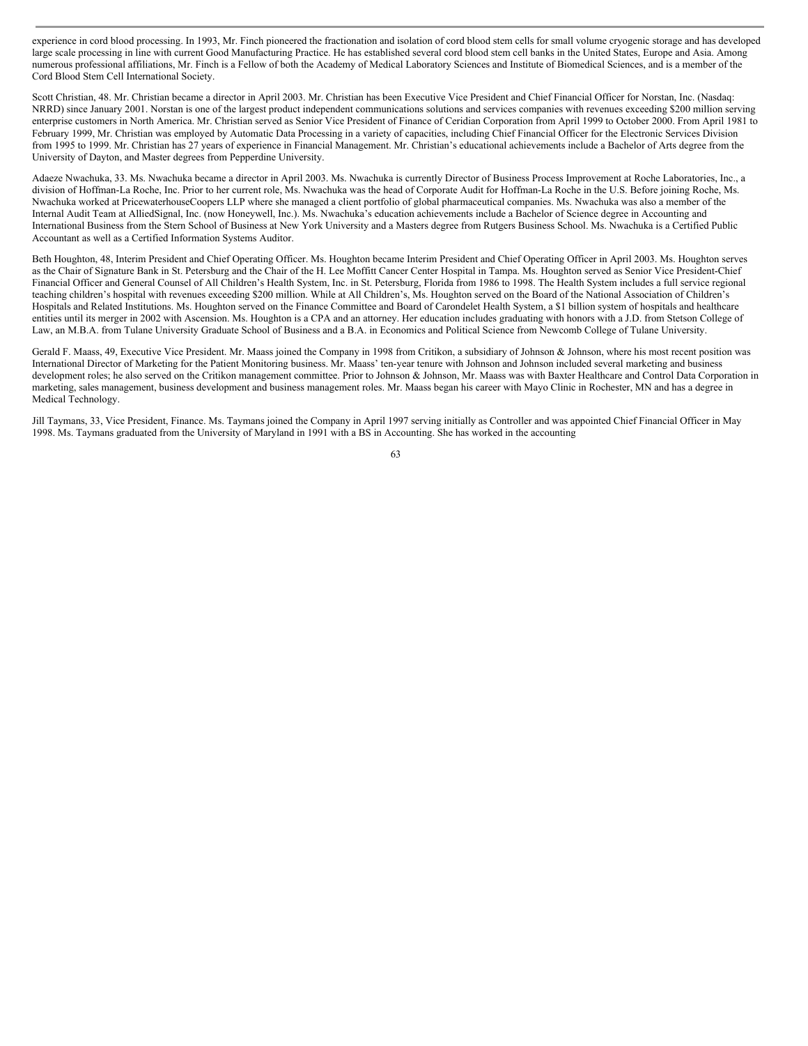experience in cord blood processing. In 1993, Mr. Finch pioneered the fractionation and isolation of cord blood stem cells for small volume cryogenic storage and has developed large scale processing in line with current Good Manufacturing Practice. He has established several cord blood stem cell banks in the United States, Europe and Asia. Among numerous professional affiliations, Mr. Finch is a Fellow of both the Academy of Medical Laboratory Sciences and Institute of Biomedical Sciences, and is a member of the Cord Blood Stem Cell International Society.

Scott Christian, 48. Mr. Christian became a director in April 2003. Mr. Christian has been Executive Vice President and Chief Financial Officer for Norstan, Inc. (Nasdaq: NRRD) since January 2001. Norstan is one of the largest product independent communications solutions and services companies with revenues exceeding $200 million serving enterprise customers in North America. Mr. Christian served as Senior Vice President of Finance of Ceridian Corporation from April 1999 to October 2000. From April 1981 to February 1999, Mr. Christian was employed by Automatic Data Processing in a variety of capacities, including Chief Financial Officer for the Electronic Services Division from 1995 to 1999. Mr. Christian has 27 years of experience in Financial Management. Mr. Christian's educational achievements include a Bachelor of Arts degree from the University of Dayton, and Master degrees from Pepperdine University.

Adaeze Nwachuka, 33. Ms. Nwachuka became a director in April 2003. Ms. Nwachuka is currently Director of Business Process Improvement at Roche Laboratories, Inc., a division of Hoffman-La Roche, Inc. Prior to her current role, Ms. Nwachuka was the head of Corporate Audit for Hoffman-La Roche in the U.S. Before joining Roche, Ms. Nwachuka worked at PricewaterhouseCoopers LLP where she managed a client portfolio of global pharmaceutical companies. Ms. Nwachuka was also a member of the Internal Audit Team at AlliedSignal, Inc. (now Honeywell, Inc.). Ms. Nwachuka's education achievements include a Bachelor of Science degree in Accounting and International Business from the Stern School of Business at New York University and a Masters degree from Rutgers Business School. Ms. Nwachuka is a Certified Public Accountant as well as a Certified Information Systems Auditor.

Beth Houghton, 48, Interim President and Chief Operating Officer. Ms. Houghton became Interim President and Chief Operating Officer in April 2003. Ms. Houghton serves as the Chair of Signature Bank in St. Petersburg and the Chair of the H. Lee Moffitt Cancer Center Hospital in Tampa. Ms. Houghton served as Senior Vice President-Chief Financial Officer and General Counsel of All Children's Health System, Inc. in St. Petersburg, Florida from 1986 to 1998. The Health System includes a full service regional teaching children's hospital with revenues exceeding $200 million. While at All Children's, Ms. Houghton served on the Board of the National Association of Children's Hospitals and Related Institutions. Ms. Houghton served on the Finance Committee and Board of Carondelet Health System, a $1 billion system of hospitals and healthcare entities until its merger in 2002 with Ascension. Ms. Houghton is a CPA and an attorney. Her education includes graduating with honors with a J.D. from Stetson College of Law, an M.B.A. from Tulane University Graduate School of Business and a B.A. in Economics and Political Science from Newcomb College of Tulane University.

Gerald F. Maass, 49, Executive Vice President. Mr. Maass joined the Company in 1998 from Critikon, a subsidiary of Johnson & Johnson, where his most recent position was International Director of Marketing for the Patient Monitoring business. Mr. Maass' ten-year tenure with Johnson and Johnson included several marketing and business development roles; he also served on the Critikon management committee. Prior to Johnson & Johnson, Mr. Maass was with Baxter Healthcare and Control Data Corporation in marketing, sales management, business development and business management roles. Mr. Maass began his career with Mayo Clinic in Rochester, MN and has a degree in Medical Technology.

Jill Taymans, 33, Vice President, Finance. Ms. Taymans joined the Company in April 1997 serving initially as Controller and was appointed Chief Financial Officer in May 1998. Ms. Taymans graduated from the University of Maryland in 1991 with a BS in Accounting. She has worked in the accounting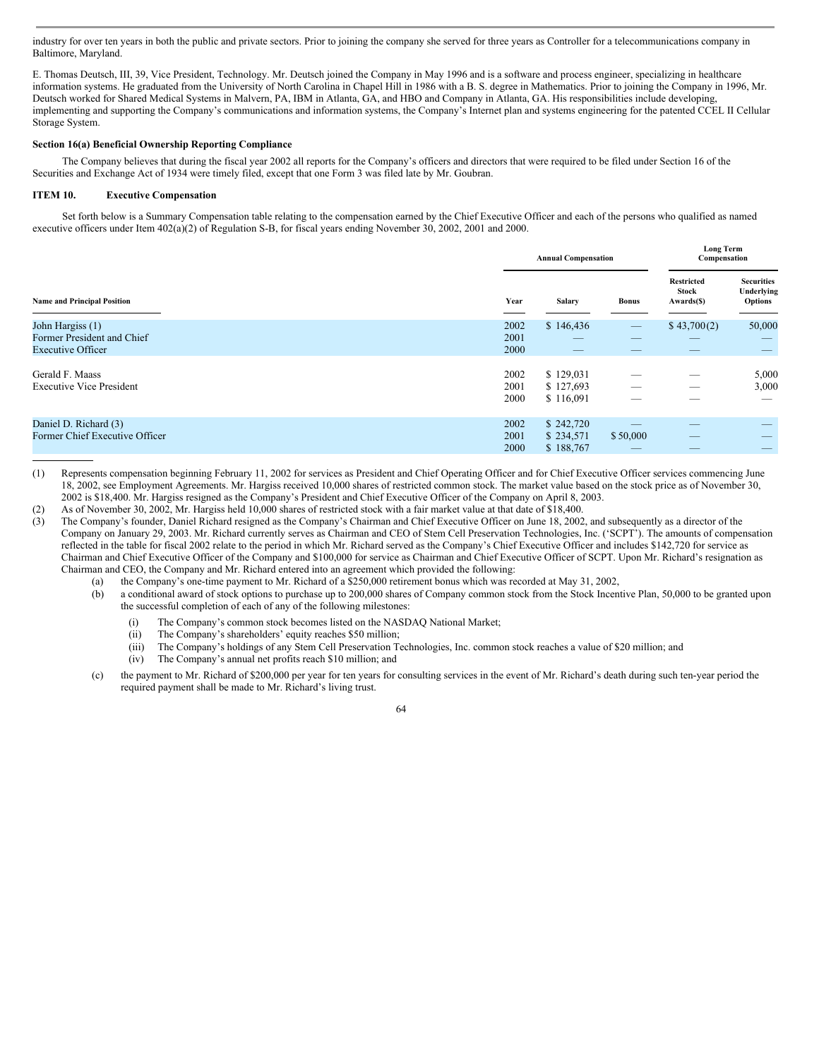industry for over ten years in both the public and private sectors. Prior to joining the company she served for three years as Controller for a telecommunications company in Baltimore, Maryland.

E. Thomas Deutsch, III, 39, Vice President, Technology. Mr. Deutsch joined the Company in May 1996 and is a software and process engineer, specializing in healthcare information systems. He graduated from the University of North Carolina in Chapel Hill in 1986 with a B. S. degree in Mathematics. Prior to joining the Company in 1996, Mr. Deutsch worked for Shared Medical Systems in Malvern, PA, IBM in Atlanta, GA, and HBO and Company in Atlanta, GA. His responsibilities include developing, implementing and supporting the Company's communications and information systems, the Company's Internet plan and systems engineering for the patented CCEL II Cellular Storage System.

**Section 16(a) Beneficial Ownership Reporting Compliance**

The Company believes that during the fiscal year 2002 all reports for the Company's officers and directors that were required to be filed under Section 16 of the Securities and Exchange Act of 1934 were timely filed, except that one Form 3 was filed late by Mr. Goubran.

**ITEM 10. Executive Compensation**

Set forth below is a Summary Compensation table relating to the compensation earned by the Chief Executive Officer and each of the persons who qualified as named executive officers under Item 402(a)(2) of Regulation S-B, for fiscal years ending November 30, 2002, 2001 and 2000.

| | Annual Compensation | | | Long Term Compensation | |
|---|---|---|---|---|---|
| **Name and Principal Position** | **Year** | **Salary** | **Bonus** | **Restricted Stock Awards($)** | **Securities Underlying Options** |
| John Hargiss (1) | 2002 | $ 146,436 | — | $ 43,700(2) | 50,000 |
| Former President and Chief | 2001 | — | — | — | — |
| Executive Officer | 2000 | — | — | — | — |
| Gerald F. Maass | 2002 | $ 129,031 | — | — | 5,000 |
| Executive Vice President | 2001 | $ 127,693 | — | — | 3,000 |
| | 2000 | $ 116,091 | — | — | — |
| Daniel D. Richard (3) | 2002 | $ 242,720 | — | — | — |
| Former Chief Executive Officer | 2001 | $ 234,571 | $ 50,000 | — | — |
| | 2000 | $ 188,767 | — | — | — |

(1) Represents compensation beginning February 11, 2002 for services as President and Chief Operating Officer and for Chief Executive Officer services commencing June 18, 2002, see Employment Agreements. Mr. Hargiss received 10,000 shares of restricted common stock. The market value based on the stock price as of November 30, 2002 is $18,400. Mr. Hargiss resigned as the Company's President and Chief Executive Officer of the Company on April 8, 2003.

(2) As of November 30, 2002, Mr. Hargiss held 10,000 shares of restricted stock with a fair market value at that date of $18,400.

(3) The Company's founder, Daniel Richard resigned as the Company's Chairman and Chief Executive Officer on June 18, 2002, and subsequently as a director of the Company on January 29, 2003. Mr. Richard currently serves as Chairman and CEO of Stem Cell Preservation Technologies, Inc. ('SCPT'). The amounts of compensation reflected in the table for fiscal 2002 relate to the period in which Mr. Richard served as the Company's Chief Executive Officer and includes $142,720 for service as Chairman and Chief Executive Officer of the Company and $100,000 for service as Chairman and Chief Executive Officer of SCPT. Upon Mr. Richard's resignation as Chairman and CEO, the Company and Mr. Richard entered into an agreement which provided the following:

(a) the Company's one-time payment to Mr. Richard of a $250,000 retirement bonus which was recorded at May 31, 2002,

(b) a conditional award of stock options to purchase up to 200,000 shares of Company common stock from the Stock Incentive Plan, 50,000 to be granted upon the successful completion of each of any of the following milestones:

(i) The Company's common stock becomes listed on the NASDAQ National Market;

(ii) The Company's shareholders' equity reaches $50 million;

(iii) The Company's holdings of any Stem Cell Preservation Technologies, Inc. common stock reaches a value of $20 million; and

(iv) The Company's annual net profits reach $10 million; and

(c) the payment to Mr. Richard of $200,000 per year for ten years for consulting services in the event of Mr. Richard's death during such ten-year period the required payment shall be made to Mr. Richard's living trust.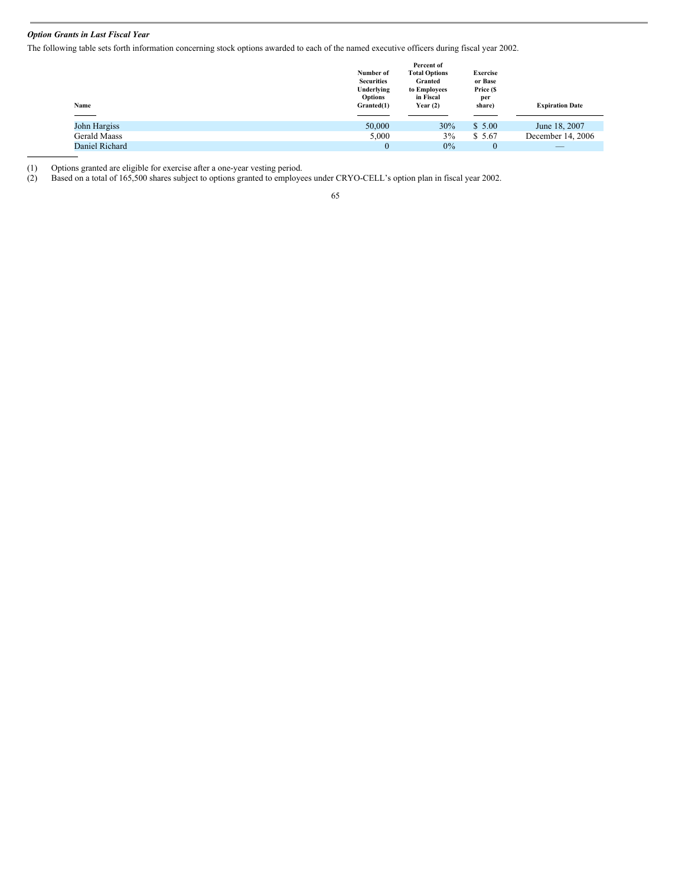***Option Grants in Last Fiscal Year***

The following table sets forth information concerning stock options awarded to each of the named executive officers during fiscal year 2002.

| Name | Number of Securities Underlying Options Granted(1) | Percent of Total Options Granted to Employees in Fiscal Year (2) | Exercise or Base Price ($ per share) | Expiration Date |
| --- | --- | --- | --- | --- |
| John Hargiss | 50,000 | 30% | $ 5.00 | June 18, 2007 |
| Gerald Maass | 5,000 | 3% | $ 5.67 | December 14, 2006 |
| Daniel Richard | 0 | 0% | 0 | — |

(1) Options granted are eligible for exercise after a one-year vesting period.

(2) Based on a total of 165,500 shares subject to options granted to employees under CRYO-CELL's option plan in fiscal year 2002.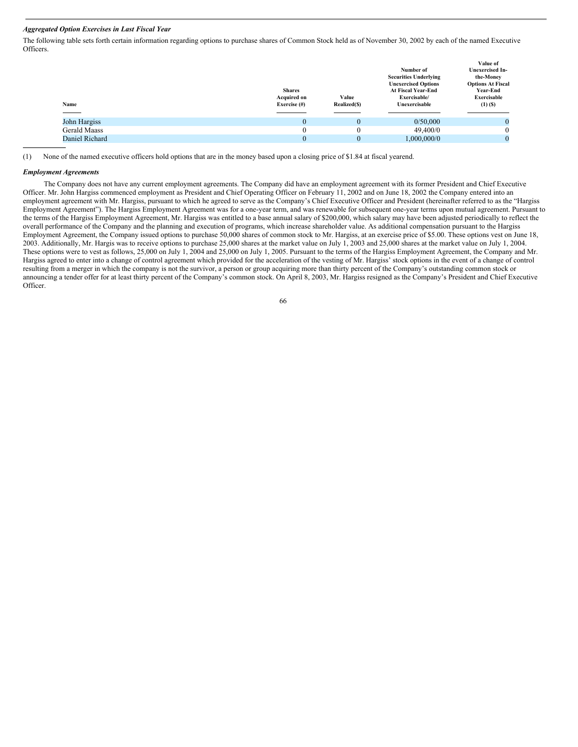***Aggregated Option Exercises in Last Fiscal Year***

The following table sets forth certain information regarding options to purchase shares of Common Stock held as of November 30, 2002 by each of the named Executive Officers.

| Name | Shares Acquired on Exercise (#) | Value Realized($) | Number of Securities Underlying Unexercised Options At Fiscal Year-End Exercisable/ Unexercisable | Value of Unexercised In-the-Money Options At Fiscal Year-End Exercisable (1) ($) |
|---|---|---|---|---|
| John Hargiss | 0 | 0 | 0/50,000 | 0 |
| Gerald Maass | 0 | 0 | 49,400/0 | 0 |
| Daniel Richard | 0 | 0 | 1,000,000/0 | 0 |

(1) None of the named executive officers hold options that are in the money based upon a closing price of $1.84 at fiscal yearend.

***Employment Agreements***

The Company does not have any current employment agreements. The Company did have an employment agreement with its former President and Chief Executive Officer. Mr. John Hargiss commenced employment as President and Chief Operating Officer on February 11, 2002 and on June 18, 2002 the Company entered into an employment agreement with Mr. Hargiss, pursuant to which he agreed to serve as the Company's Chief Executive Officer and President (hereinafter referred to as the "Hargiss Employment Agreement"). The Hargiss Employment Agreement was for a one-year term, and was renewable for subsequent one-year terms upon mutual agreement. Pursuant to the terms of the Hargiss Employment Agreement, Mr. Hargiss was entitled to a base annual salary of $200,000, which salary may have been adjusted periodically to reflect the overall performance of the Company and the planning and execution of programs, which increase shareholder value. As additional compensation pursuant to the Hargiss Employment Agreement, the Company issued options to purchase 50,000 shares of common stock to Mr. Hargiss, at an exercise price of $5.00. These options vest on June 18, 2003. Additionally, Mr. Hargis was to receive options to purchase 25,000 shares at the market value on July 1, 2003 and 25,000 shares at the market value on July 1, 2004. These options were to vest as follows, 25,000 on July 1, 2004 and 25,000 on July 1, 2005. Pursuant to the terms of the Hargiss Employment Agreement, the Company and Mr. Hargiss agreed to enter into a change of control agreement which provided for the acceleration of the vesting of Mr. Hargiss' stock options in the event of a change of control resulting from a merger in which the company is not the survivor, a person or group acquiring more than thirty percent of the Company's outstanding common stock or announcing a tender offer for at least thirty percent of the Company's common stock. On April 8, 2003, Mr. Hargiss resigned as the Company's President and Chief Executive Officer.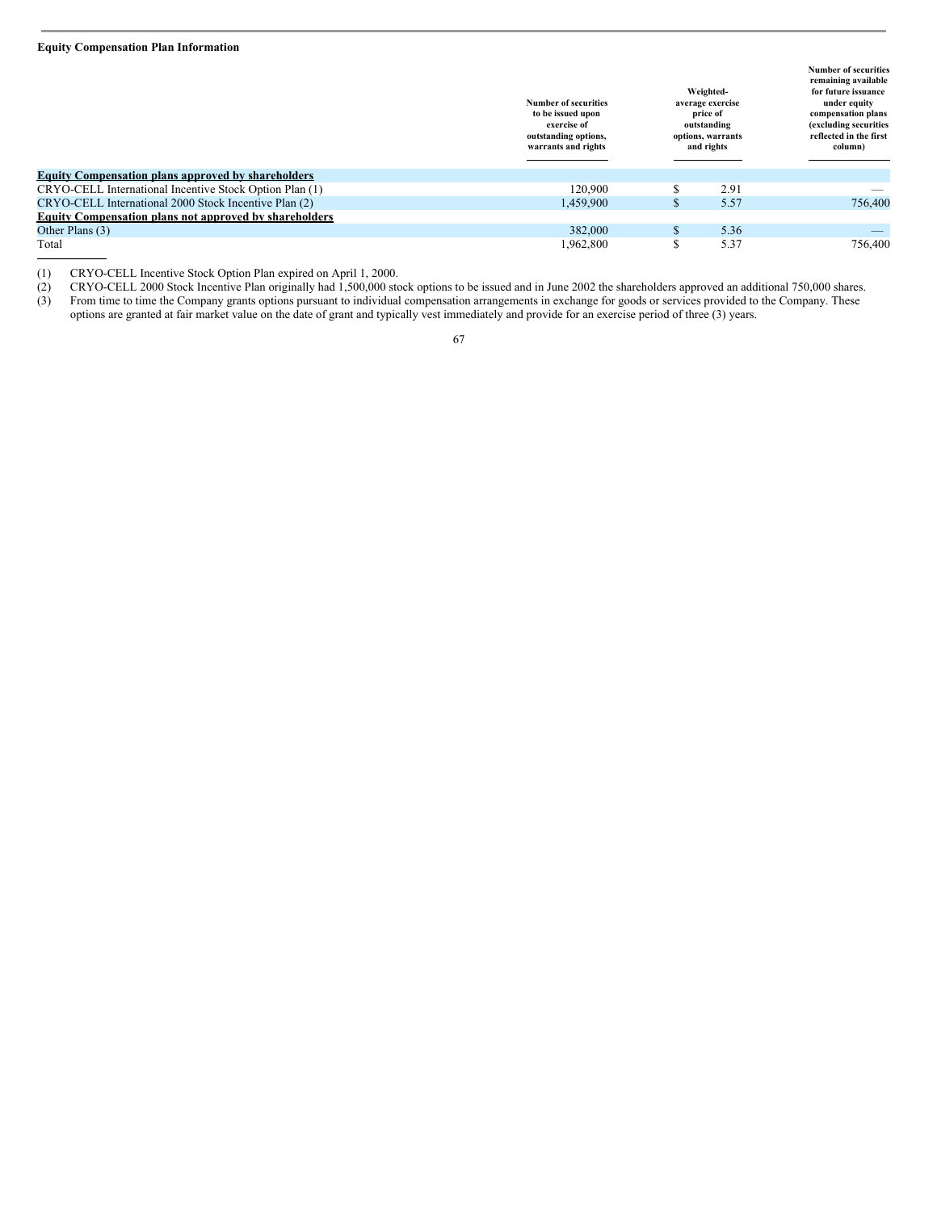**Equity Compensation Plan Information**

| | Number of securities to be issued upon exercise of outstanding options, warrants and rights | Weighted-average exercise price of outstanding options, warrants and rights | Number of securities remaining available for future issuance under equity compensation plans (excluding securities reflected in the first column) |
|---|---|---|---|
| **Equity Compensation plans approved by shareholders** | | | |
| CRYO-CELL International Incentive Stock Option Plan (1) | 120,900 | $ 2.91 | — |
| CRYO-CELL International 2000 Stock Incentive Plan (2) | 1,459,900 | $ 5.57 | 756,400 |
| **Equity Compensation plans not approved by shareholders** | | | |
| Other Plans (3) | 382,000 | $ 5.36 | — |
| Total | 1,962,800 | $ 5.37 | 756,400 |

(1) CRYO-CELL Incentive Stock Option Plan expired on April 1, 2000.

(2) CRYO-CELL 2000 Stock Incentive Plan originally had 1,500,000 stock options to be issued and in June 2002 the shareholders approved an additional 750,000 shares.

(3) From time to time the Company grants options pursuant to individual compensation arrangements in exchange for goods or services provided to the Company. These options are granted at fair market value on the date of grant and typically vest immediately and provide for an exercise period of three (3) years.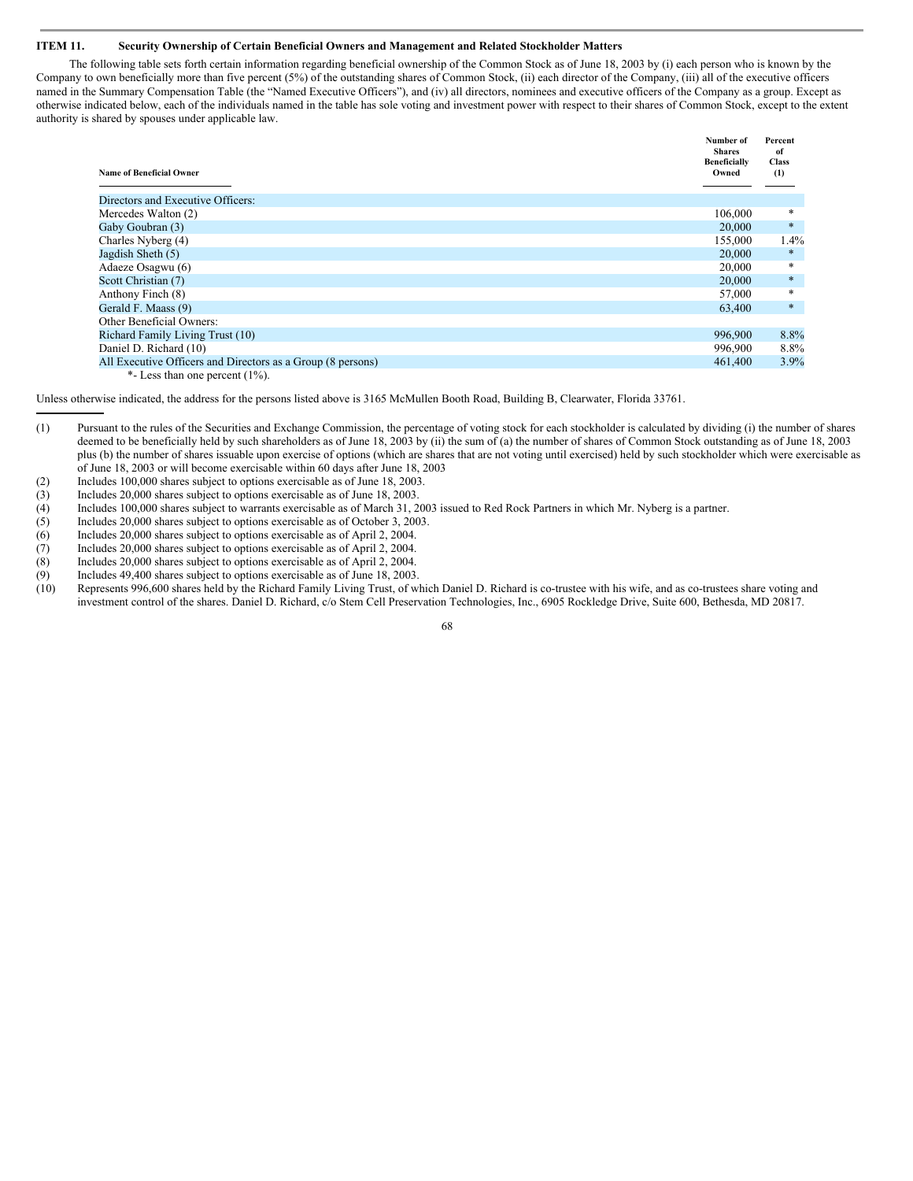## ITEM 11. Security Ownership of Certain Beneficial Owners and Management and Related Stockholder Matters

The following table sets forth certain information regarding beneficial ownership of the Common Stock as of June 18, 2003 by (i) each person who is known by the Company to own beneficially more than five percent (5%) of the outstanding shares of Common Stock, (ii) each director of the Company, (iii) all of the executive officers named in the Summary Compensation Table (the "Named Executive Officers"), and (iv) all directors, nominees and executive officers of the Company as a group. Except as otherwise indicated below, each of the individuals named in the table has sole voting and investment power with respect to their shares of Common Stock, except to the extent authority is shared by spouses under applicable law.

| Name of Beneficial Owner | Number of Shares Beneficially Owned | Percent of Class (1) |
|---|---|---|
| Directors and Executive Officers: | | |
| Mercedes Walton (2) | 106,000 | * |
| Gaby Goubran (3) | 20,000 | * |
| Charles Nyberg (4) | 155,000 | 1.4% |
| Jagdish Sheth (5) | 20,000 | * |
| Adaeze Osagwu (6) | 20,000 | * |
| Scott Christian (7) | 20,000 | * |
| Anthony Finch (8) | 57,000 | * |
| Gerald F. Maass (9) | 63,400 | * |
| Other Beneficial Owners: | | |
| Richard Family Living Trust (10) | 996,900 | 8.8% |
| Daniel D. Richard (10) | 996,900 | 8.8% |
| All Executive Officers and Directors as a Group (8 persons) | 461,400 | 3.9% |

*- Less than one percent (1%).

Unless otherwise indicated, the address for the persons listed above is 3165 McMullen Booth Road, Building B, Clearwater, Florida 33761.

---

(1) Pursuant to the rules of the Securities and Exchange Commission, the percentage of voting stock for each stockholder is calculated by dividing (i) the number of shares deemed to be beneficially held by such shareholders as of June 18, 2003 by (ii) the sum of (a) the number of shares of Common Stock outstanding as of June 18, 2003 plus (b) the number of shares issuable upon exercise of options (which are shares that are not voting until exercised) held by such stockholder which were exercisable as of June 18, 2003 or will become exercisable within 60 days after June 18, 2003

(2) Includes 100,000 shares subject to options exercisable as of June 18, 2003.

(3) Includes 20,000 shares subject to options exercisable as of June 18, 2003.

(4) Includes 100,000 shares subject to warrants exercisable as of March 31, 2003 issued to Red Rock Partners in which Mr. Nyberg is a partner.

(5) Includes 20,000 shares subject to options exercisable as of October 3, 2003.

(6) Includes 20,000 shares subject to options exercisable as of April 2, 2004.

(7) Includes 20,000 shares subject to options exercisable as of April 2, 2004.

(8) Includes 20,000 shares subject to options exercisable as of April 2, 2004.

(9) Includes 49,400 shares subject to options exercisable as of June 18, 2003.

(10) Represents 996,600 shares held by the Richard Family Living Trust, of which Daniel D. Richard is co-trustee with his wife, and as co-trustees share voting and investment control of the shares. Daniel D. Richard, c/o Stem Cell Preservation Technologies, Inc., 6905 Rockledge Drive, Suite 600, Bethesda, MD 20817.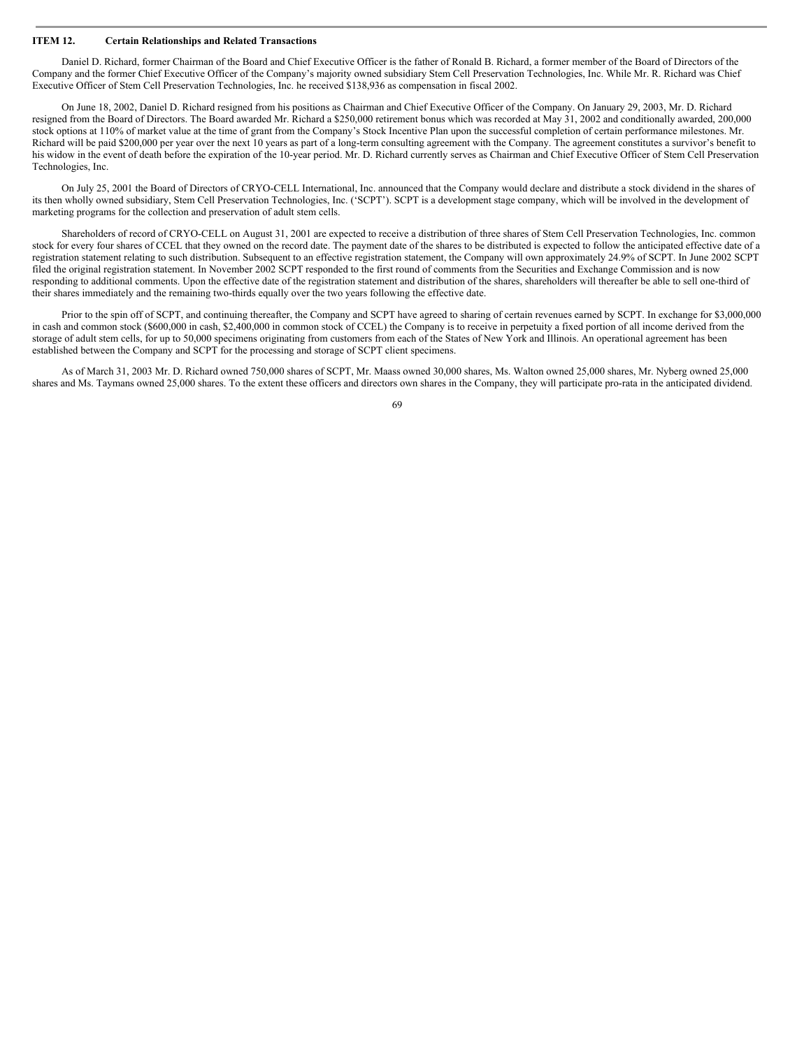## ITEM 12. Certain Relationships and Related Transactions

Daniel D. Richard, former Chairman of the Board and Chief Executive Officer is the father of Ronald B. Richard, a former member of the Board of Directors of the Company and the former Chief Executive Officer of the Company's majority owned subsidiary Stem Cell Preservation Technologies, Inc. While Mr. R. Richard was Chief Executive Officer of Stem Cell Preservation Technologies, Inc. he received $138,936 as compensation in fiscal 2002.

On June 18, 2002, Daniel D. Richard resigned from his positions as Chairman and Chief Executive Officer of the Company. On January 29, 2003, Mr. D. Richard resigned from the Board of Directors. The Board awarded Mr. Richard a $250,000 retirement bonus which was recorded at May 31, 2002 and conditionally awarded, 200,000 stock options at 110% of market value at the time of grant from the Company's Stock Incentive Plan upon the successful completion of certain performance milestones. Mr. Richard will be paid $200,000 per year over the next 10 years as part of a long-term consulting agreement with the Company. The agreement constitutes a survivor's benefit to his widow in the event of death before the expiration of the 10-year period. Mr. D. Richard currently serves as Chairman and Chief Executive Officer of Stem Cell Preservation Technologies, Inc.

On July 25, 2001 the Board of Directors of CRYO-CELL International, Inc. announced that the Company would declare and distribute a stock dividend in the shares of its then wholly owned subsidiary, Stem Cell Preservation Technologies, Inc. ('SCPT'). SCPT is a development stage company, which will be involved in the development of marketing programs for the collection and preservation of adult stem cells.

Shareholders of record of CRYO-CELL on August 31, 2001 are expected to receive a distribution of three shares of Stem Cell Preservation Technologies, Inc. common stock for every four shares of CCEL that they owned on the record date. The payment date of the shares to be distributed is expected to follow the anticipated effective date of a registration statement relating to such distribution. Subsequent to an effective registration statement, the Company will own approximately 24.9% of SCPT. In June 2002 SCPT filed the original registration statement. In November 2002 SCPT responded to the first round of comments from the Securities and Exchange Commission and is now responding to additional comments. Upon the effective date of the registration statement and distribution of the shares, shareholders will thereafter be able to sell one-third of their shares immediately and the remaining two-thirds equally over the two years following the effective date.

Prior to the spin off of SCPT, and continuing thereafter, the Company and SCPT have agreed to sharing of certain revenues earned by SCPT. In exchange for $3,000,000 in cash and common stock ($600,000 in cash, $2,400,000 in common stock of CCEL) the Company is to receive in perpetuity a fixed portion of all income derived from the storage of adult stem cells, for up to 50,000 specimens originating from customers from each of the States of New York and Illinois. An operational agreement has been established between the Company and SCPT for the processing and storage of SCPT client specimens.

As of March 31, 2003 Mr. D. Richard owned 750,000 shares of SCPT, Mr. Maass owned 30,000 shares, Ms. Walton owned 25,000 shares, Mr. Nyberg owned 25,000 shares and Ms. Taymans owned 25,000 shares. To the extent these officers and directors own shares in the Company, they will participate pro-rata in the anticipated dividend.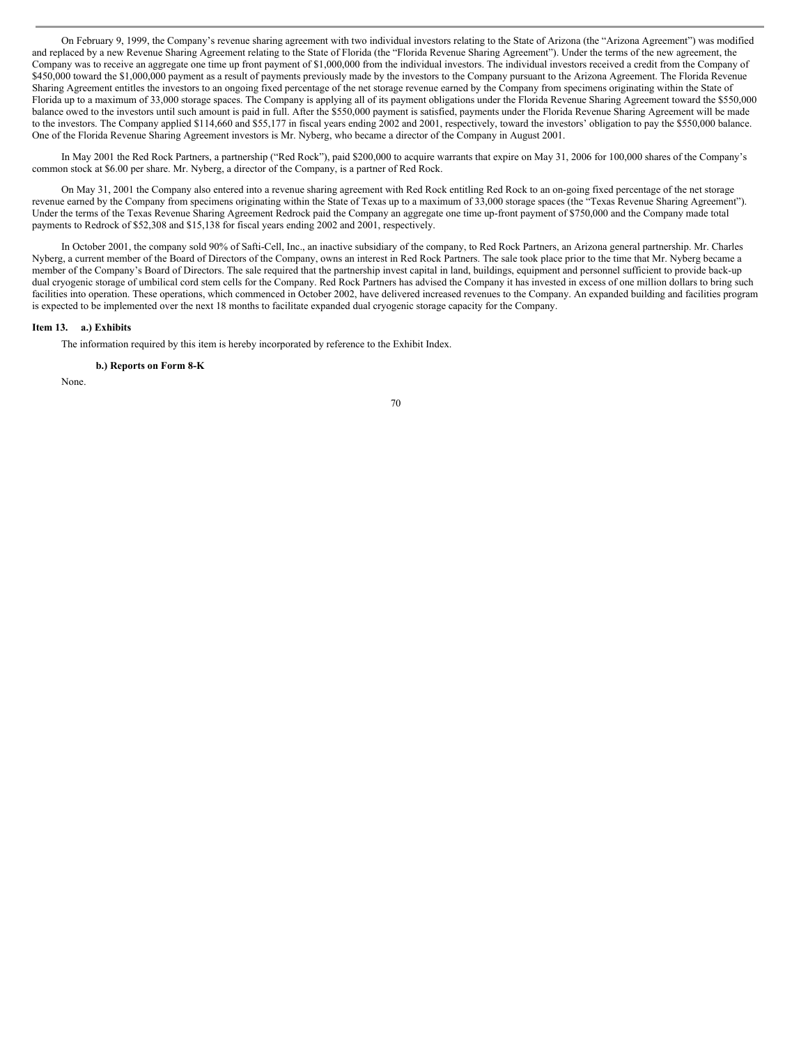On February 9, 1999, the Company's revenue sharing agreement with two individual investors relating to the State of Arizona (the "Arizona Agreement") was modified and replaced by a new Revenue Sharing Agreement relating to the State of Florida (the "Florida Revenue Sharing Agreement"). Under the terms of the new agreement, the Company was to receive an aggregate one time up front payment of $1,000,000 from the individual investors. The individual investors received a credit from the Company of $450,000 toward the $1,000,000 payment as a result of payments previously made by the investors to the Company pursuant to the Arizona Agreement. The Florida Revenue Sharing Agreement entitles the investors to an ongoing fixed percentage of the net storage revenue earned by the Company from specimens originating within the State of Florida up to a maximum of 33,000 storage spaces. The Company is applying all of its payment obligations under the Florida Revenue Sharing Agreement toward the $550,000 balance owed to the investors until such amount is paid in full. After the $550,000 payment is satisfied, payments under the Florida Revenue Sharing Agreement will be made to the investors. The Company applied $114,660 and $55,177 in fiscal years ending 2002 and 2001, respectively, toward the investors' obligation to pay the $550,000 balance. One of the Florida Revenue Sharing Agreement investors is Mr. Nyberg, who became a director of the Company in August 2001.

In May 2001 the Red Rock Partners, a partnership ("Red Rock"), paid $200,000 to acquire warrants that expire on May 31, 2006 for 100,000 shares of the Company's common stock at $6.00 per share. Mr. Nyberg, a director of the Company, is a partner of Red Rock.

On May 31, 2001 the Company also entered into a revenue sharing agreement with Red Rock entitling Red Rock to an on-going fixed percentage of the net storage revenue earned by the Company from specimens originating within the State of Texas up to a maximum of 33,000 storage spaces (the "Texas Revenue Sharing Agreement"). Under the terms of the Texas Revenue Sharing Agreement Redrock paid the Company an aggregate one time up-front payment of $750,000 and the Company made total payments to Redrock of $52,308 and $15,138 for fiscal years ending 2002 and 2001, respectively.

In October 2001, the company sold 90% of Safti-Cell, Inc., an inactive subsidiary of the company, to Red Rock Partners, an Arizona general partnership. Mr. Charles Nyberg, a current member of the Board of Directors of the Company, owns an interest in Red Rock Partners. The sale took place prior to the time that Mr. Nyberg became a member of the Company's Board of Directors. The sale required that the partnership invest capital in land, buildings, equipment and personnel sufficient to provide back-up dual cryogenic storage of umbilical cord stem cells for the Company. Red Rock Partners has advised the Company it has invested in excess of one million dollars to bring such facilities into operation. These operations, which commenced in October 2002, have delivered increased revenues to the Company. An expanded building and facilities program is expected to be implemented over the next 18 months to facilitate expanded dual cryogenic storage capacity for the Company.

**Item 13. a.) Exhibits**

The information required by this item is hereby incorporated by reference to the Exhibit Index.

**b.) Reports on Form 8-K**

None.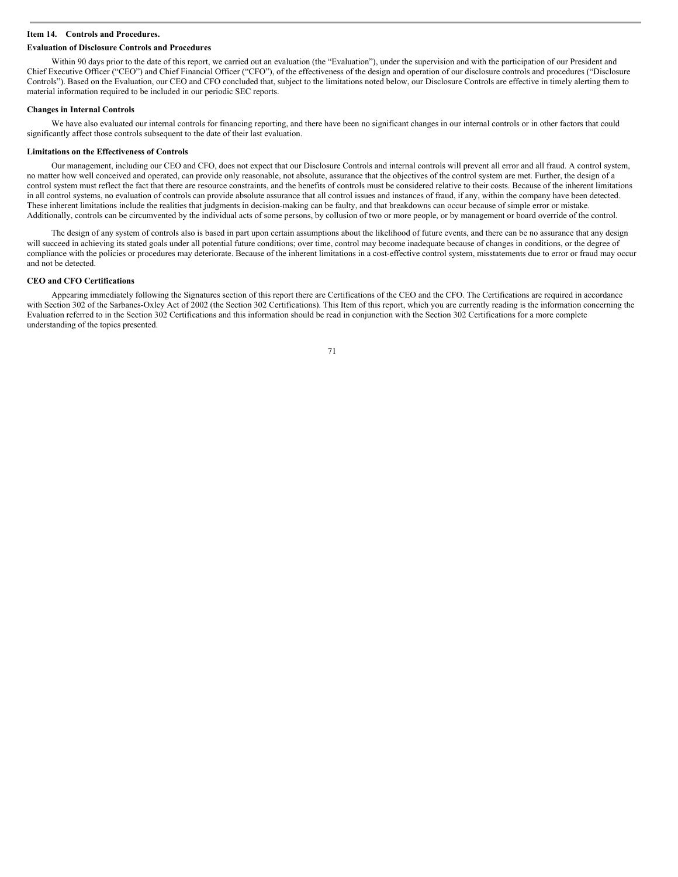## Item 14. Controls and Procedures.

### Evaluation of Disclosure Controls and Procedures

Within 90 days prior to the date of this report, we carried out an evaluation (the "Evaluation"), under the supervision and with the participation of our President and Chief Executive Officer ("CEO") and Chief Financial Officer ("CFO"), of the effectiveness of the design and operation of our disclosure controls and procedures ("Disclosure Controls"). Based on the Evaluation, our CEO and CFO concluded that, subject to the limitations noted below, our Disclosure Controls are effective in timely alerting them to material information required to be included in our periodic SEC reports.

### Changes in Internal Controls

We have also evaluated our internal controls for financing reporting, and there have been no significant changes in our internal controls or in other factors that could significantly affect those controls subsequent to the date of their last evaluation.

### Limitations on the Effectiveness of Controls

Our management, including our CEO and CFO, does not expect that our Disclosure Controls and internal controls will prevent all error and all fraud. A control system, no matter how well conceived and operated, can provide only reasonable, not absolute, assurance that the objectives of the control system are met. Further, the design of a control system must reflect the fact that there are resource constraints, and the benefits of controls must be considered relative to their costs. Because of the inherent limitations in all control systems, no evaluation of controls can provide absolute assurance that all control issues and instances of fraud, if any, within the company have been detected. These inherent limitations include the realities that judgments in decision-making can be faulty, and that breakdowns can occur because of simple error or mistake. Additionally, controls can be circumvented by the individual acts of some persons, by collusion of two or more people, or by management or board override of the control.

The design of any system of controls also is based in part upon certain assumptions about the likelihood of future events, and there can be no assurance that any design will succeed in achieving its stated goals under all potential future conditions; over time, control may become inadequate because of changes in conditions, or the degree of compliance with the policies or procedures may deteriorate. Because of the inherent limitations in a cost-effective control system, misstatements due to error or fraud may occur and not be detected.

### CEO and CFO Certifications

Appearing immediately following the Signatures section of this report there are Certifications of the CEO and the CFO. The Certifications are required in accordance with Section 302 of the Sarbanes-Oxley Act of 2002 (the Section 302 Certifications). This Item of this report, which you are currently reading is the information concerning the Evaluation referred to in the Section 302 Certifications and this information should be read in conjunction with the Section 302 Certifications for a more complete understanding of the topics presented.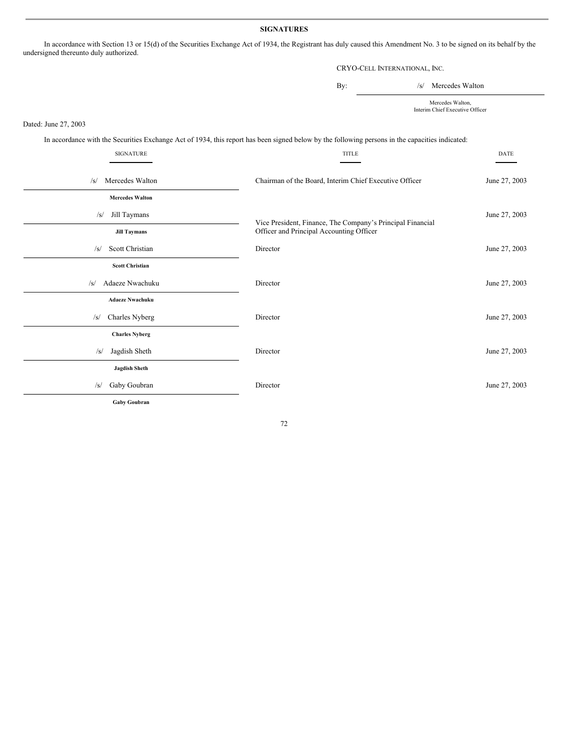## SIGNATURES

In accordance with Section 13 or 15(d) of the Securities Exchange Act of 1934, the Registrant has duly caused this Amendment No. 3 to be signed on its behalf by the undersigned thereunto duly authorized.

CRYO-CELL INTERNATIONAL, INC.

By: /s/ Mercedes Walton

Mercedes Walton,
Interim Chief Executive Officer

Dated: June 27, 2003

In accordance with the Securities Exchange Act of 1934, this report has been signed below by the following persons in the capacities indicated:

| SIGNATURE | TITLE | DATE |
|---|---|---|
| /s/ Mercedes Walton<br>**Mercedes Walton** | Chairman of the Board, Interim Chief Executive Officer | June 27, 2003 |
| /s/ Jill Taymans<br>**Jill Taymans** | Vice President, Finance, The Company's Principal Financial Officer and Principal Accounting Officer | June 27, 2003 |
| /s/ Scott Christian<br>**Scott Christian** | Director | June 27, 2003 |
| /s/ Adaeze Nwachuku<br>**Adaeze Nwachuku** | Director | June 27, 2003 |
| /s/ Charles Nyberg<br>**Charles Nyberg** | Director | June 27, 2003 |
| /s/ Jagdish Sheth<br>**Jagdish Sheth** | Director | June 27, 2003 |
| /s/ Gaby Goubran<br>**Gaby Goubran** | Director | June 27, 2003 |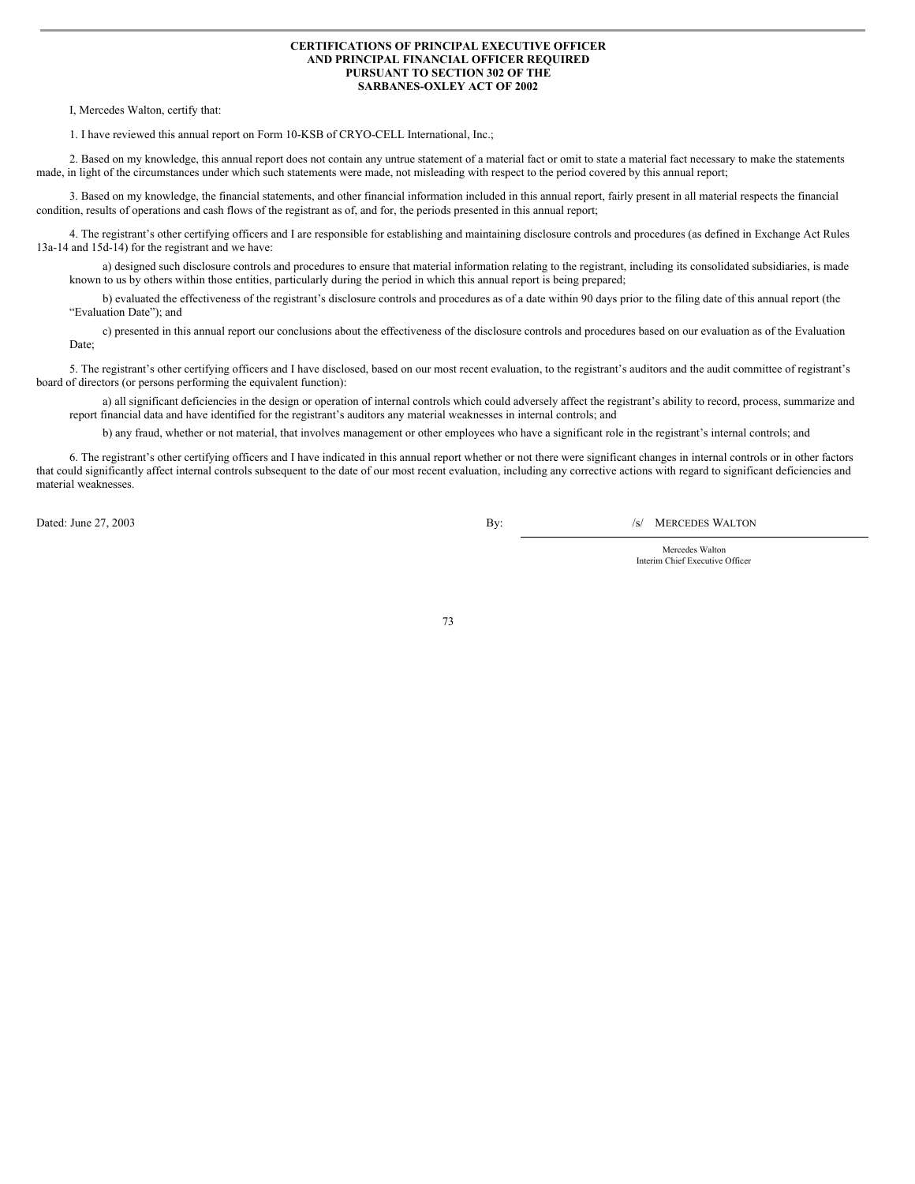**CERTIFICATIONS OF PRINCIPAL EXECUTIVE OFFICER AND PRINCIPAL FINANCIAL OFFICER REQUIRED PURSUANT TO SECTION 302 OF THE SARBANES-OXLEY ACT OF 2002**

I, Mercedes Walton, certify that:

1. I have reviewed this annual report on Form 10-KSB of CRYO-CELL International, Inc.;

2. Based on my knowledge, this annual report does not contain any untrue statement of a material fact or omit to state a material fact necessary to make the statements made, in light of the circumstances under which such statements were made, not misleading with respect to the period covered by this annual report;

3. Based on my knowledge, the financial statements, and other financial information included in this annual report, fairly present in all material respects the financial condition, results of operations and cash flows of the registrant as of, and for, the periods presented in this annual report;

4. The registrant's other certifying officers and I are responsible for establishing and maintaining disclosure controls and procedures (as defined in Exchange Act Rules 13a-14 and 15d-14) for the registrant and we have:

a) designed such disclosure controls and procedures to ensure that material information relating to the registrant, including its consolidated subsidiaries, is made known to us by others within those entities, particularly during the period in which this annual report is being prepared;

b) evaluated the effectiveness of the registrant's disclosure controls and procedures as of a date within 90 days prior to the filing date of this annual report (the "Evaluation Date"); and

c) presented in this annual report our conclusions about the effectiveness of the disclosure controls and procedures based on our evaluation as of the Evaluation Date;

5. The registrant's other certifying officers and I have disclosed, based on our most recent evaluation, to the registrant's auditors and the audit committee of registrant's board of directors (or persons performing the equivalent function):

a) all significant deficiencies in the design or operation of internal controls which could adversely affect the registrant's ability to record, process, summarize and report financial data and have identified for the registrant's auditors any material weaknesses in internal controls; and

b) any fraud, whether or not material, that involves management or other employees who have a significant role in the registrant's internal controls; and

6. The registrant's other certifying officers and I have indicated in this annual report whether or not there were significant changes in internal controls or in other factors that could significantly affect internal controls subsequent to the date of our most recent evaluation, including any corrective actions with regard to significant deficiencies and material weaknesses.

Dated: June 27, 2003

By: /s/ MERCEDES WALTON

Mercedes Walton
Interim Chief Executive Officer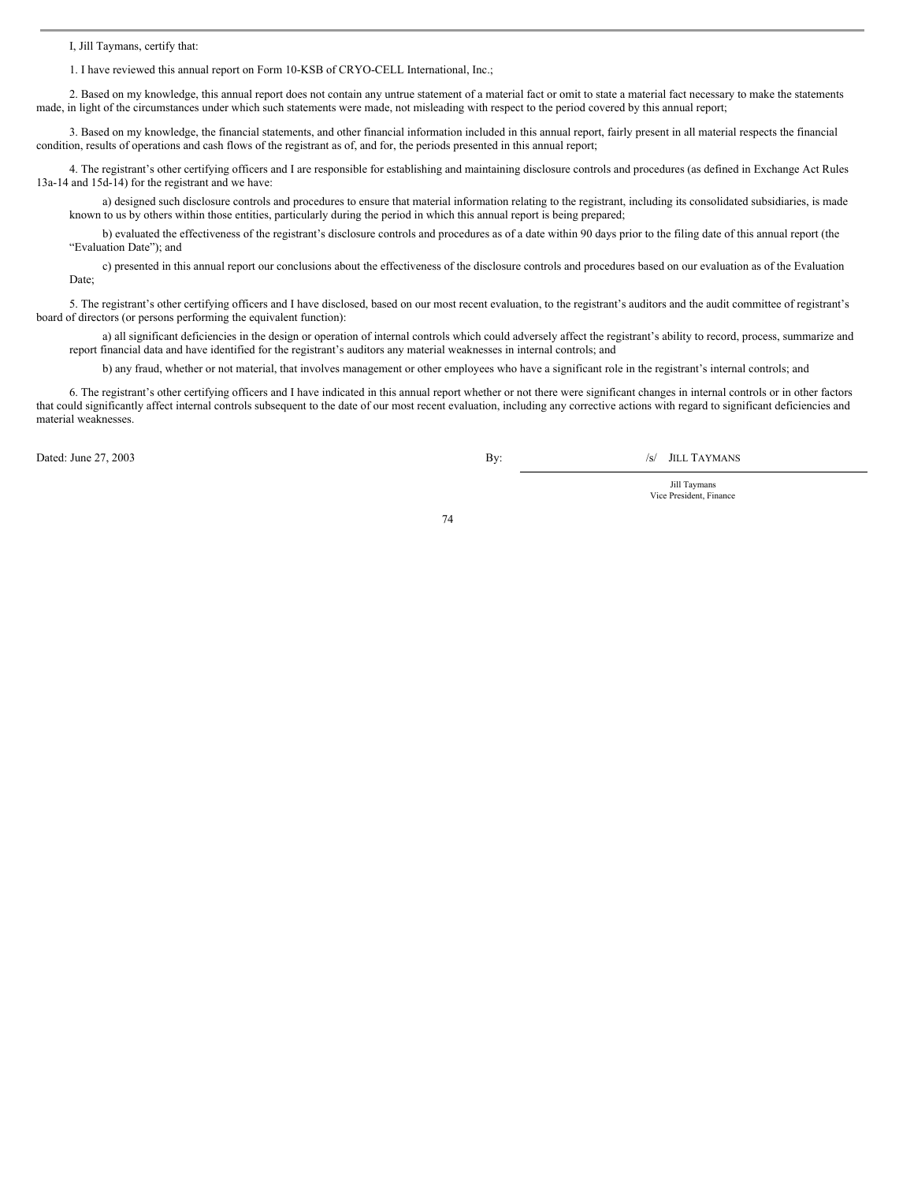I, Jill Taymans, certify that:

1. I have reviewed this annual report on Form 10-KSB of CRYO-CELL International, Inc.;

2. Based on my knowledge, this annual report does not contain any untrue statement of a material fact or omit to state a material fact necessary to make the statements made, in light of the circumstances under which such statements were made, not misleading with respect to the period covered by this annual report;

3. Based on my knowledge, the financial statements, and other financial information included in this annual report, fairly present in all material respects the financial condition, results of operations and cash flows of the registrant as of, and for, the periods presented in this annual report;

4. The registrant's other certifying officers and I are responsible for establishing and maintaining disclosure controls and procedures (as defined in Exchange Act Rules 13a-14 and 15d-14) for the registrant and we have:

a) designed such disclosure controls and procedures to ensure that material information relating to the registrant, including its consolidated subsidiaries, is made known to us by others within those entities, particularly during the period in which this annual report is being prepared;

b) evaluated the effectiveness of the registrant's disclosure controls and procedures as of a date within 90 days prior to the filing date of this annual report (the "Evaluation Date"); and

c) presented in this annual report our conclusions about the effectiveness of the disclosure controls and procedures based on our evaluation as of the Evaluation Date;

5. The registrant's other certifying officers and I have disclosed, based on our most recent evaluation, to the registrant's auditors and the audit committee of registrant's board of directors (or persons performing the equivalent function):

a) all significant deficiencies in the design or operation of internal controls which could adversely affect the registrant's ability to record, process, summarize and report financial data and have identified for the registrant's auditors any material weaknesses in internal controls; and

b) any fraud, whether or not material, that involves management or other employees who have a significant role in the registrant's internal controls; and

6. The registrant's other certifying officers and I have indicated in this annual report whether or not there were significant changes in internal controls or in other factors that could significantly affect internal controls subsequent to the date of our most recent evaluation, including any corrective actions with regard to significant deficiencies and material weaknesses.

Dated: June 27, 2003

By: /s/ JILL TAYMANS

Jill Taymans
Vice President, Finance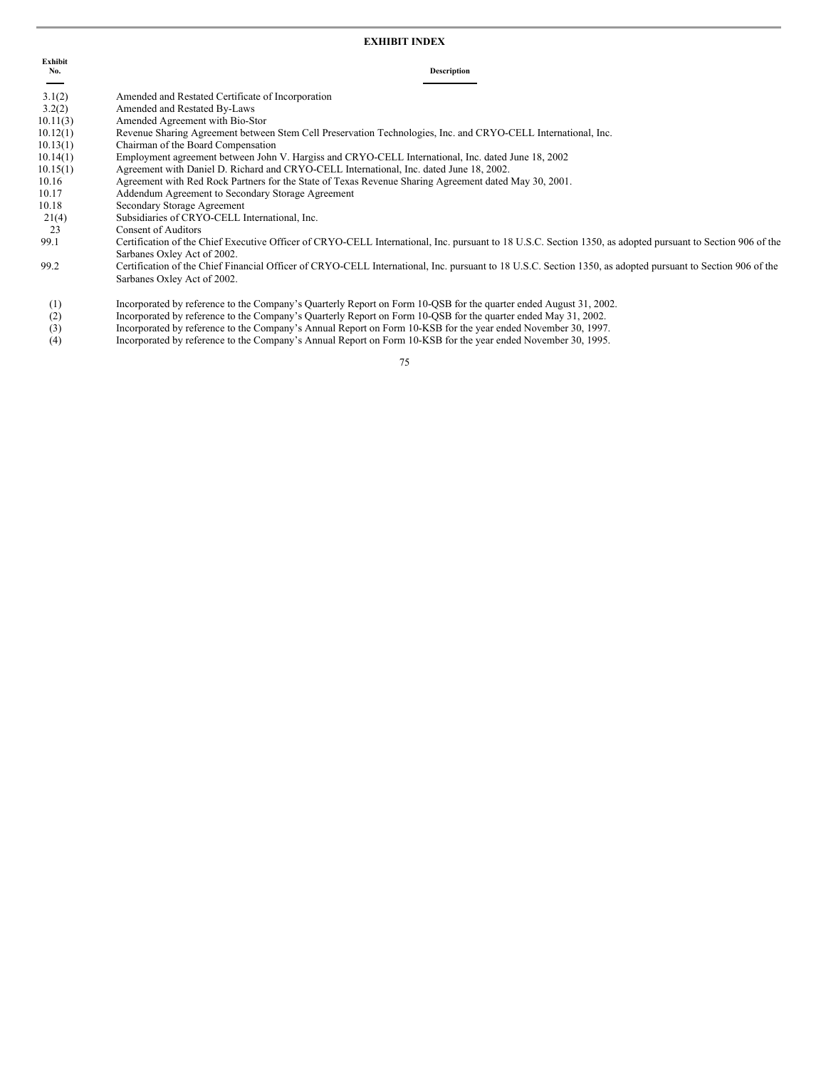## EXHIBIT INDEX

| Exhibit No. | Description |
|---|---|
| 3.1(2) | Amended and Restated Certificate of Incorporation |
| 3.2(2) | Amended and Restated By-Laws |
| 10.11(3) | Amended Agreement with Bio-Stor |
| 10.12(1) | Revenue Sharing Agreement between Stem Cell Preservation Technologies, Inc. and CRYO-CELL International, Inc. |
| 10.13(1) | Chairman of the Board Compensation |
| 10.14(1) | Employment agreement between John V. Hargiss and CRYO-CELL International, Inc. dated June 18, 2002 |
| 10.15(1) | Agreement with Daniel D. Richard and CRYO-CELL International, Inc. dated June 18, 2002. |
| 10.16 | Agreement with Red Rock Partners for the State of Texas Revenue Sharing Agreement dated May 30, 2001. |
| 10.17 | Addendum Agreement to Secondary Storage Agreement |
| 10.18 | Secondary Storage Agreement |
| 21(4) | Subsidiaries of CRYO-CELL International, Inc. |
| 23 | Consent of Auditors |
| 99.1 | Certification of the Chief Executive Officer of CRYO-CELL International, Inc. pursuant to 18 U.S.C. Section 1350, as adopted pursuant to Section 906 of the Sarbanes Oxley Act of 2002. |
| 99.2 | Certification of the Chief Financial Officer of CRYO-CELL International, Inc. pursuant to 18 U.S.C. Section 1350, as adopted pursuant to Section 906 of the Sarbanes Oxley Act of 2002. |

(1) Incorporated by reference to the Company's Quarterly Report on Form 10-QSB for the quarter ended August 31, 2002.

(2) Incorporated by reference to the Company's Quarterly Report on Form 10-QSB for the quarter ended May 31, 2002.

(3) Incorporated by reference to the Company's Annual Report on Form 10-KSB for the year ended November 30, 1997.

(4) Incorporated by reference to the Company's Annual Report on Form 10-KSB for the year ended November 30, 1995.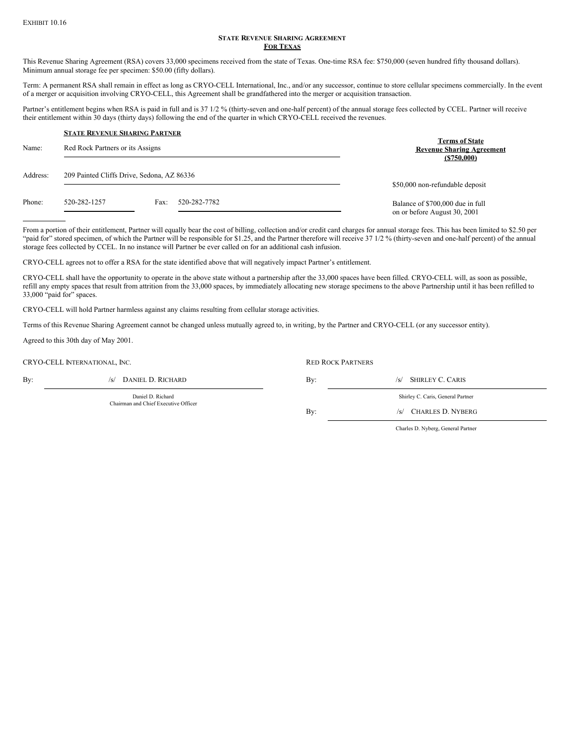EXHIBIT 10.16

**STATE REVENUE SHARING AGREEMENT**
**FOR TEXAS**

This Revenue Sharing Agreement (RSA) covers 33,000 specimens received from the state of Texas. One-time RSA fee: $750,000 (seven hundred fifty thousand dollars). Minimum annual storage fee per specimen: $50.00 (fifty dollars).

Term: A permanent RSA shall remain in effect as long as CRYO-CELL International, Inc., and/or any successor, continue to store cellular specimens commercially. In the event of a merger or acquisition involving CRYO-CELL, this Agreement shall be grandfathered into the merger or acquisition transaction.

Partner's entitlement begins when RSA is paid in full and is 37 1/2 % (thirty-seven and one-half percent) of the annual storage fees collected by CCEL. Partner will receive their entitlement within 30 days (thirty days) following the end of the quarter in which CRYO-CELL received the revenues.

**STATE REVENUE SHARING PARTNER**

Name: Red Rock Partners or its Assigns

Address: 209 Painted Cliffs Drive, Sedona, AZ 86336

Phone: 520-282-1257 Fax: 520-282-7782

**Terms of State Revenue Sharing Agreement ($750,000)**

$50,000 non-refundable deposit

Balance of $700,000 due in full on or before August 30, 2001

From a portion of their entitlement, Partner will equally bear the cost of billing, collection and/or credit card charges for annual storage fees. This has been limited to $2.50 per "paid for" stored specimen, of which the Partner will be responsible for $1.25, and the Partner therefore will receive 37 1/2 % (thirty-seven and one-half percent) of the annual storage fees collected by CCEL. In no instance will Partner be ever called on for an additional cash infusion.

CRYO-CELL agrees not to offer a RSA for the state identified above that will negatively impact Partner's entitlement.

CRYO-CELL shall have the opportunity to operate in the above state without a partnership after the 33,000 spaces have been filled. CRYO-CELL will, as soon as possible, refill any empty spaces that result from attrition from the 33,000 spaces, by immediately allocating new storage specimens to the above Partnership until it has been refilled to 33,000 "paid for" spaces.

CRYO-CELL will hold Partner harmless against any claims resulting from cellular storage activities.

Terms of this Revenue Sharing Agreement cannot be changed unless mutually agreed to, in writing, by the Partner and CRYO-CELL (or any successor entity).

Agreed to this 30th day of May 2001.

CRYO-CELL INTERNATIONAL, INC.

By: /s/ DANIEL D. RICHARD
Daniel D. Richard
Chairman and Chief Executive Officer

RED ROCK PARTNERS

By: /s/ SHIRLEY C. CARIS
Shirley C. Caris, General Partner

By: /s/ CHARLES D. NYBERG
Charles D. Nyberg, General Partner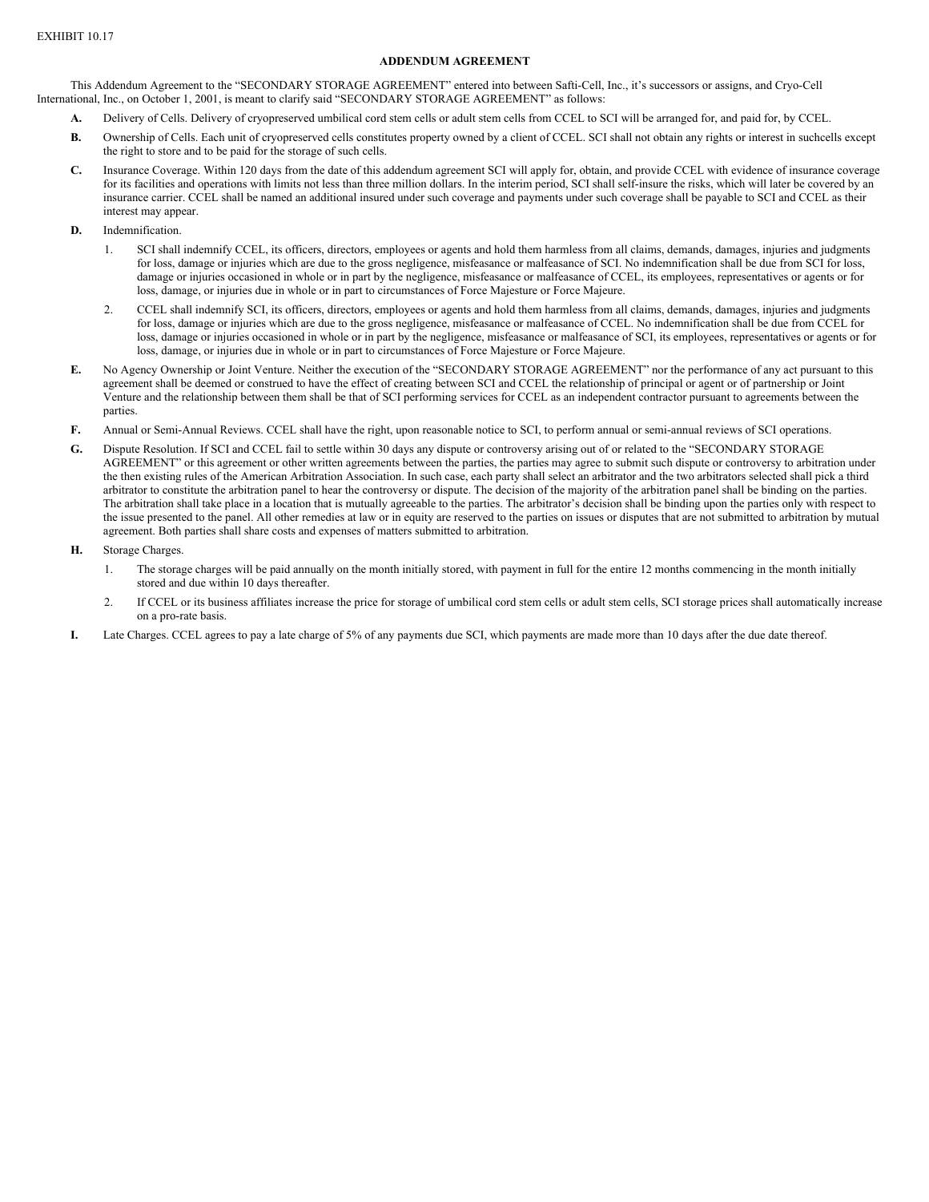EXHIBIT 10.17

**ADDENDUM AGREEMENT**

This Addendum Agreement to the "SECONDARY STORAGE AGREEMENT" entered into between Safti-Cell, Inc., it's successors or assigns, and Cryo-Cell International, Inc., on October 1, 2001, is meant to clarify said "SECONDARY STORAGE AGREEMENT" as follows:

**A.** Delivery of Cells. Delivery of cryopreserved umbilical cord stem cells or adult stem cells from CCEL to SCI will be arranged for, and paid for, by CCEL.

**B.** Ownership of Cells. Each unit of cryopreserved cells constitutes property owned by a client of CCEL. SCI shall not obtain any rights or interest in suchcells except the right to store and to be paid for the storage of such cells.

**C.** Insurance Coverage. Within 120 days from the date of this addendum agreement SCI will apply for, obtain, and provide CCEL with evidence of insurance coverage for its facilities and operations with limits not less than three million dollars. In the interim period, SCI shall self-insure the risks, which will later be covered by an insurance carrier. CCEL shall be named an additional insured under such coverage and payments under such coverage shall be payable to SCI and CCEL as their interest may appear.

**D.** Indemnification.

1. SCI shall indemnify CCEL, its officers, directors, employees or agents and hold them harmless from all claims, demands, damages, injuries and judgments for loss, damage or injuries which are due to the gross negligence, misfeasance or malfeasance of SCI. No indemnification shall be due from SCI for loss, damage or injuries occasioned in whole or in part by the negligence, misfeasance or malfeasance of CCEL, its employees, representatives or agents or for loss, damage, or injuries due in whole or in part to circumstances of Force Majesture or Force Majeure.

2. CCEL shall indemnify SCI, its officers, directors, employees or agents and hold them harmless from all claims, demands, damages, injuries and judgments for loss, damage or injuries which are due to the gross negligence, misfeasance or malfeasance of CCEL. No indemnification shall be due from CCEL for loss, damage or injuries occasioned in whole or in part by the negligence, misfeasance or malfeasance of SCI, its employees, representatives or agents or for loss, damage, or injuries due in whole or in part to circumstances of Force Majesture or Force Majeure.

**E.** No Agency Ownership or Joint Venture. Neither the execution of the "SECONDARY STORAGE AGREEMENT" nor the performance of any act pursuant to this agreement shall be deemed or construed to have the effect of creating between SCI and CCEL the relationship of principal or agent or of partnership or Joint Venture and the relationship between them shall be that of SCI performing services for CCEL as an independent contractor pursuant to agreements between the parties.

**F.** Annual or Semi-Annual Reviews. CCEL shall have the right, upon reasonable notice to SCI, to perform annual or semi-annual reviews of SCI operations.

**G.** Dispute Resolution. If SCI and CCEL fail to settle within 30 days any dispute or controversy arising out of or related to the "SECONDARY STORAGE AGREEMENT" or this agreement or other written agreements between the parties, the parties may agree to submit such dispute or controversy to arbitration under the then existing rules of the American Arbitration Association. In such case, each party shall select an arbitrator and the two arbitrators selected shall pick a third arbitrator to constitute the arbitration panel to hear the controversy or dispute. The decision of the majority of the arbitration panel shall be binding on the parties. The arbitration shall take place in a location that is mutually agreeable to the parties. The arbitrator's decision shall be binding upon the parties only with respect to the issue presented to the panel. All other remedies at law or in equity are reserved to the parties on issues or disputes that are not submitted to arbitration by mutual agreement. Both parties shall share costs and expenses of matters submitted to arbitration.

**H.** Storage Charges.

1. The storage charges will be paid annually on the month initially stored, with payment in full for the entire 12 months commencing in the month initially stored and due within 10 days thereafter.

2. If CCEL or its business affiliates increase the price for storage of umbilical cord stem cells or adult stem cells, SCI storage prices shall automatically increase on a pro-rate basis.

**I.** Late Charges. CCEL agrees to pay a late charge of 5% of any payments due SCI, which payments are made more than 10 days after the due date thereof.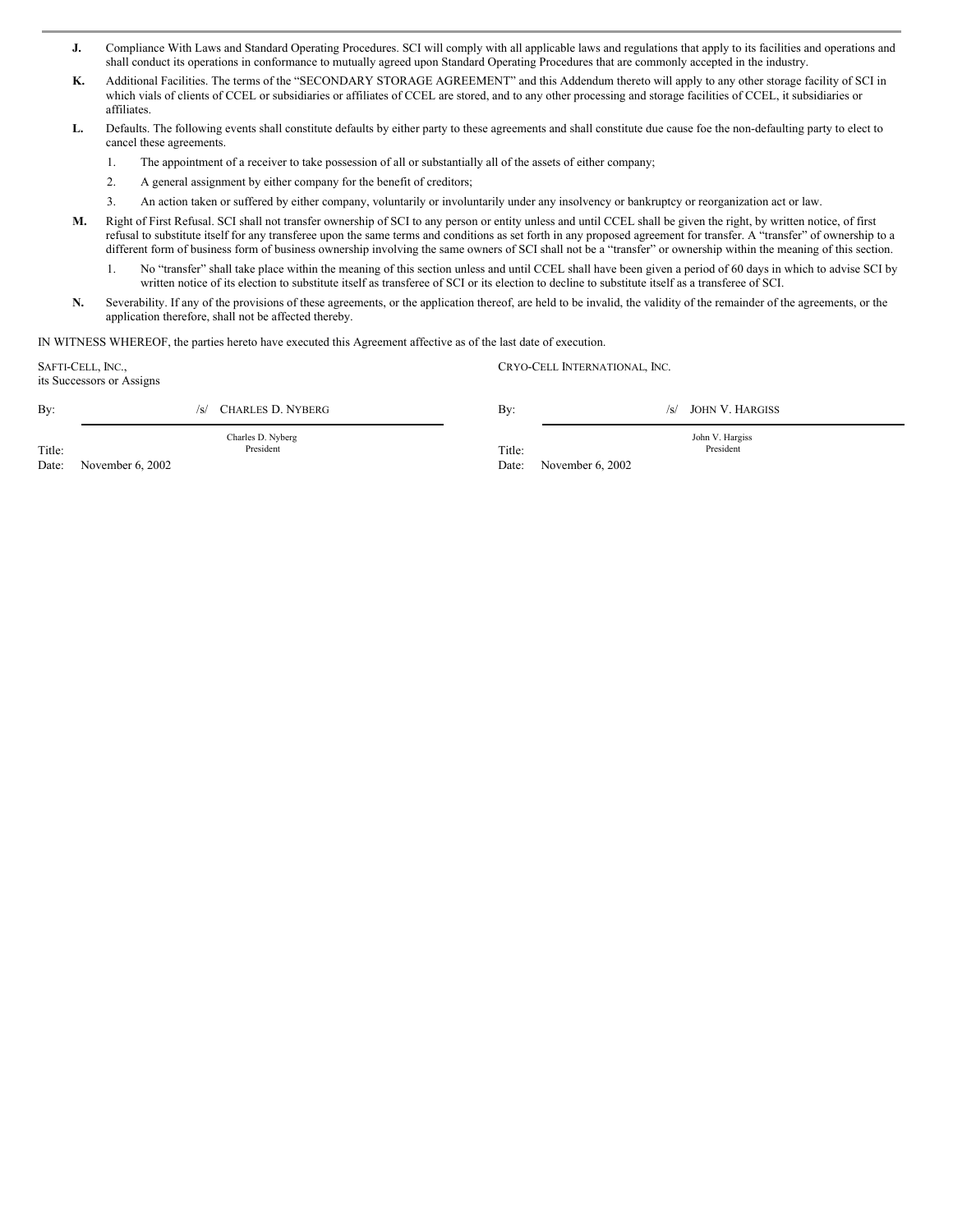**J.** Compliance With Laws and Standard Operating Procedures. SCI will comply with all applicable laws and regulations that apply to its facilities and operations and shall conduct its operations in conformance to mutually agreed upon Standard Operating Procedures that are commonly accepted in the industry.

**K.** Additional Facilities. The terms of the "SECONDARY STORAGE AGREEMENT" and this Addendum thereto will apply to any other storage facility of SCI in which vials of clients of CCEL or subsidiaries or affiliates of CCEL are stored, and to any other processing and storage facilities of CCEL, it subsidiaries or affiliates.

**L.** Defaults. The following events shall constitute defaults by either party to these agreements and shall constitute due cause foe the non-defaulting party to elect to cancel these agreements.

1. The appointment of a receiver to take possession of all or substantially all of the assets of either company;
2. A general assignment by either company for the benefit of creditors;
3. An action taken or suffered by either company, voluntarily or involuntarily under any insolvency or bankruptcy or reorganization act or law.

**M.** Right of First Refusal. SCI shall not transfer ownership of SCI to any person or entity unless and until CCEL shall be given the right, by written notice, of first refusal to substitute itself for any transferee upon the same terms and conditions as set forth in any proposed agreement for transfer. A "transfer" of ownership to a different form of business form of business ownership involving the same owners of SCI shall not be a "transfer" or ownership within the meaning of this section.

1. No "transfer" shall take place within the meaning of this section unless and until CCEL shall have been given a period of 60 days in which to advise SCI by written notice of its election to substitute itself as transferee of SCI or its election to decline to substitute itself as a transferee of SCI.

**N.** Severability. If any of the provisions of these agreements, or the application thereof, are held to be invalid, the validity of the remainder of the agreements, or the application therefore, shall not be affected thereby.

IN WITNESS WHEREOF, the parties hereto have executed this Agreement affective as of the last date of execution.

SAFTI-CELL, INC.,
its Successors or Assigns

By: /s/ CHARLES D. NYBERG
Charles D. Nyberg
Title: President
Date: November 6, 2002

CRYO-CELL INTERNATIONAL, INC.

By: /s/ JOHN V. HARGISS
John V. Hargiss
Title: President
Date: November 6, 2002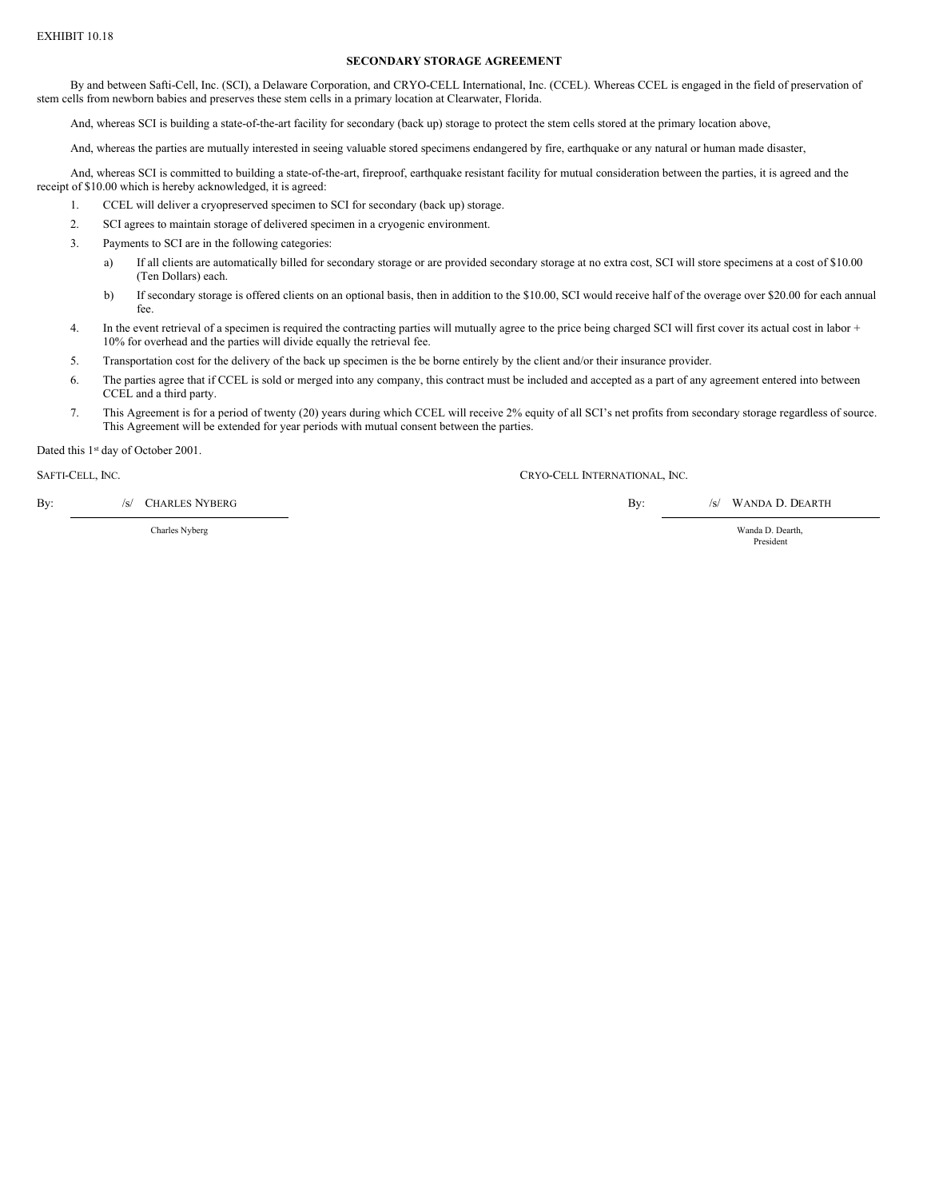EXHIBIT 10.18

**SECONDARY STORAGE AGREEMENT**

By and between Safti-Cell, Inc. (SCI), a Delaware Corporation, and CRYO-CELL International, Inc. (CCEL). Whereas CCEL is engaged in the field of preservation of stem cells from newborn babies and preserves these stem cells in a primary location at Clearwater, Florida.

And, whereas SCI is building a state-of-the-art facility for secondary (back up) storage to protect the stem cells stored at the primary location above,

And, whereas the parties are mutually interested in seeing valuable stored specimens endangered by fire, earthquake or any natural or human made disaster,

And, whereas SCI is committed to building a state-of-the-art, fireproof, earthquake resistant facility for mutual consideration between the parties, it is agreed and the receipt of $10.00 which is hereby acknowledged, it is agreed:

1. CCEL will deliver a cryopreserved specimen to SCI for secondary (back up) storage.
2. SCI agrees to maintain storage of delivered specimen in a cryogenic environment.
3. Payments to SCI are in the following categories:
   a) If all clients are automatically billed for secondary storage or are provided secondary storage at no extra cost, SCI will store specimens at a cost of $10.00 (Ten Dollars) each.
   b) If secondary storage is offered clients on an optional basis, then in addition to the $10.00, SCI would receive half of the overage over $20.00 for each annual fee.
4. In the event retrieval of a specimen is required the contracting parties will mutually agree to the price being charged SCI will first cover its actual cost in labor + 10% for overhead and the parties will divide equally the retrieval fee.
5. Transportation cost for the delivery of the back up specimen is the be borne entirely by the client and/or their insurance provider.
6. The parties agree that if CCEL is sold or merged into any company, this contract must be included and accepted as a part of any agreement entered into between CCEL and a third party.
7. This Agreement is for a period of twenty (20) years during which CCEL will receive 2% equity of all SCI's net profits from secondary storage regardless of source. This Agreement will be extended for year periods with mutual consent between the parties.

Dated this 1st day of October 2001.

SAFTI-CELL, INC.

By: /s/ CHARLES NYBERG

Charles Nyberg

CRYO-CELL INTERNATIONAL, INC.

By: /s/ WANDA D. DEARTH

Wanda D. Dearth,
President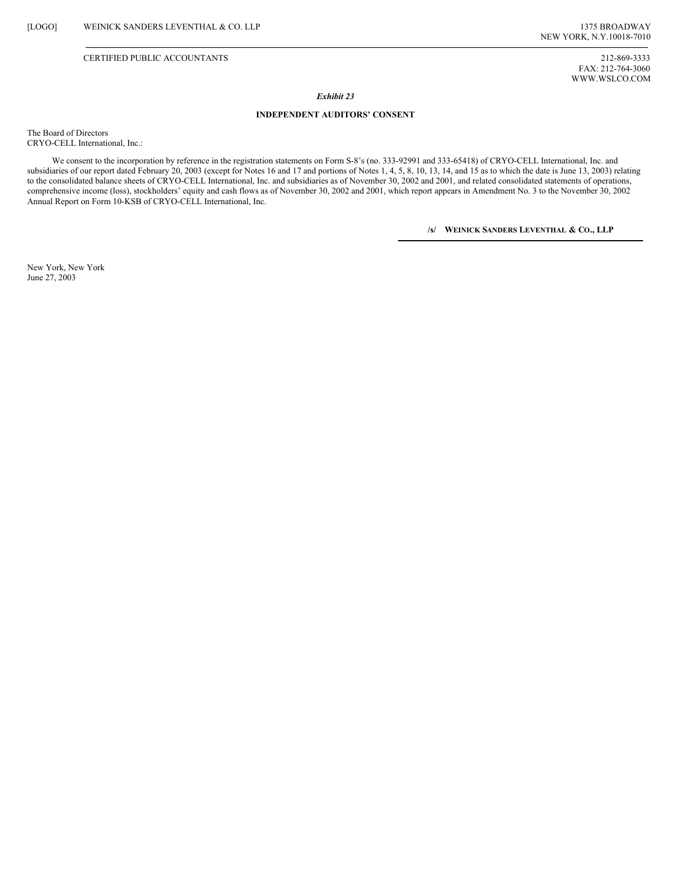[LOGO] WEINICK SANDERS LEVENTHAL & CO. LLP

1375 BROADWAY
NEW YORK, N.Y.10018-7010

CERTIFIED PUBLIC ACCOUNTANTS

212-869-3333
FAX: 212-764-3060
WWW.WSLCO.COM

***Exhibit 23***

**INDEPENDENT AUDITORS' CONSENT**

The Board of Directors
CRYO-CELL International, Inc.:

We consent to the incorporation by reference in the registration statements on Form S-8's (no. 333-92991 and 333-65418) of CRYO-CELL International, Inc. and subsidiaries of our report dated February 20, 2003 (except for Notes 16 and 17 and portions of Notes 1, 4, 5, 8, 10, 13, 14, and 15 as to which the date is June 13, 2003) relating to the consolidated balance sheets of CRYO-CELL International, Inc. and subsidiaries as of November 30, 2002 and 2001, and related consolidated statements of operations, comprehensive income (loss), stockholders' equity and cash flows as of November 30, 2002 and 2001, which report appears in Amendment No. 3 to the November 30, 2002 Annual Report on Form 10-KSB of CRYO-CELL International, Inc.

**/s/ WEINICK SANDERS LEVENTHAL & CO., LLP**

New York, New York
June 27, 2003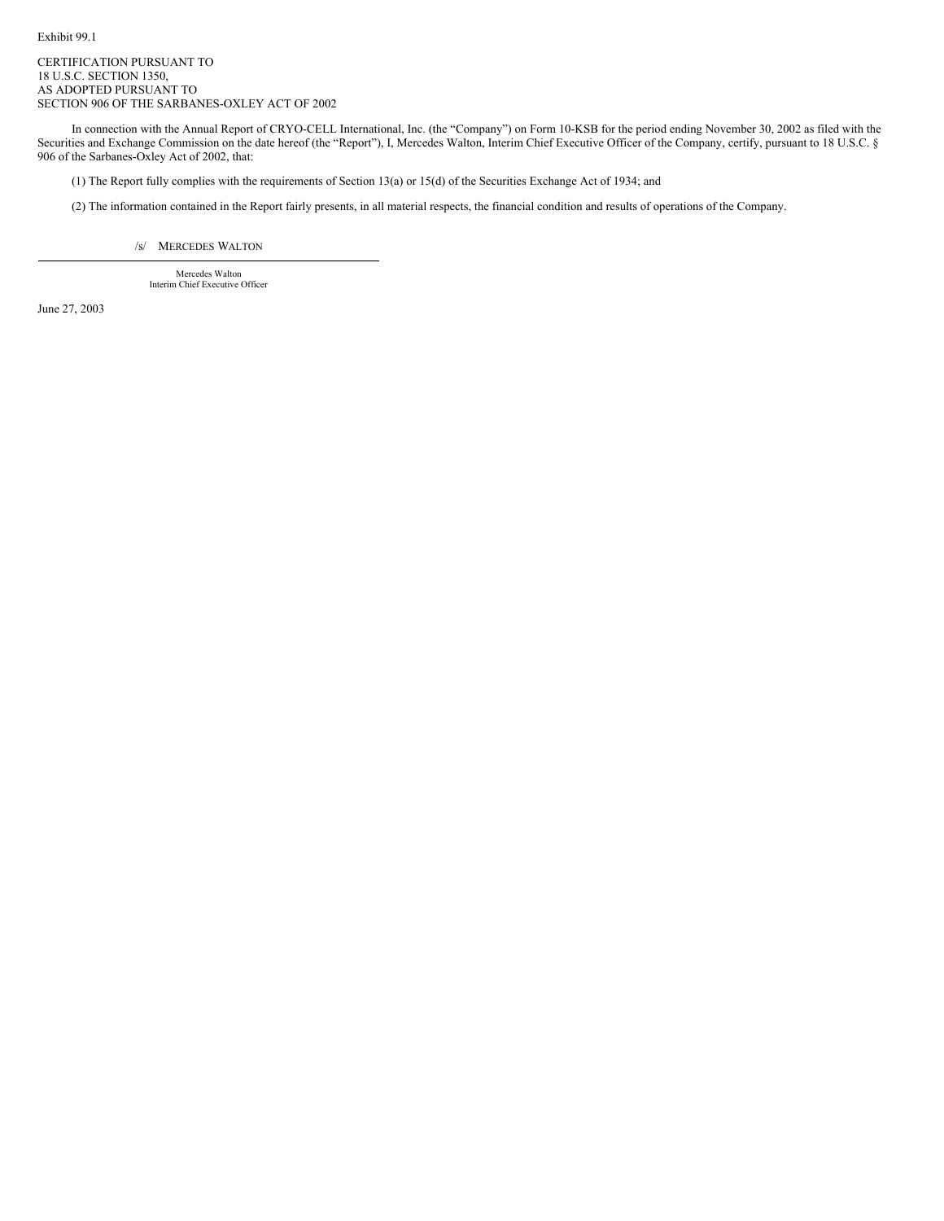Exhibit 99.1

CERTIFICATION PURSUANT TO
18 U.S.C. SECTION 1350,
AS ADOPTED PURSUANT TO
SECTION 906 OF THE SARBANES-OXLEY ACT OF 2002

In connection with the Annual Report of CRYO-CELL International, Inc. (the "Company") on Form 10-KSB for the period ending November 30, 2002 as filed with the Securities and Exchange Commission on the date hereof (the "Report"), I, Mercedes Walton, Interim Chief Executive Officer of the Company, certify, pursuant to 18 U.S.C. § 906 of the Sarbanes-Oxley Act of 2002, that:

(1) The Report fully complies with the requirements of Section 13(a) or 15(d) of the Securities Exchange Act of 1934; and

(2) The information contained in the Report fairly presents, in all material respects, the financial condition and results of operations of the Company.

/s/ MERCEDES WALTON

Mercedes Walton
Interim Chief Executive Officer

June 27, 2003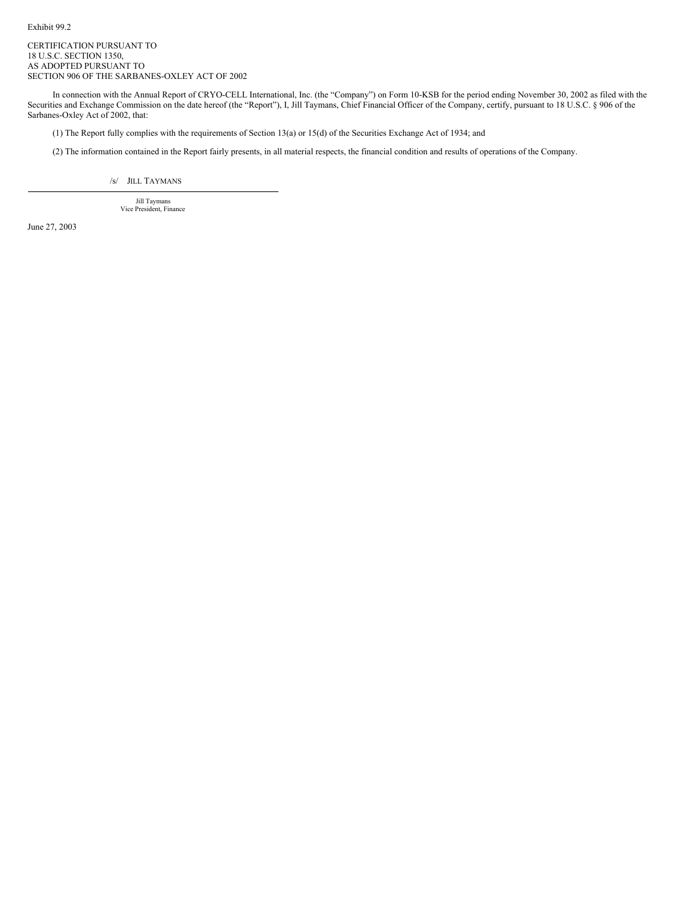Exhibit 99.2

CERTIFICATION PURSUANT TO
18 U.S.C. SECTION 1350,
AS ADOPTED PURSUANT TO
SECTION 906 OF THE SARBANES-OXLEY ACT OF 2002

In connection with the Annual Report of CRYO-CELL International, Inc. (the "Company") on Form 10-KSB for the period ending November 30, 2002 as filed with the Securities and Exchange Commission on the date hereof (the "Report"), I, Jill Taymans, Chief Financial Officer of the Company, certify, pursuant to 18 U.S.C. § 906 of the Sarbanes-Oxley Act of 2002, that:

(1) The Report fully complies with the requirements of Section 13(a) or 15(d) of the Securities Exchange Act of 1934; and

(2) The information contained in the Report fairly presents, in all material respects, the financial condition and results of operations of the Company.

/s/ JILL TAYMANS

Jill Taymans
Vice President, Finance

June 27, 2003